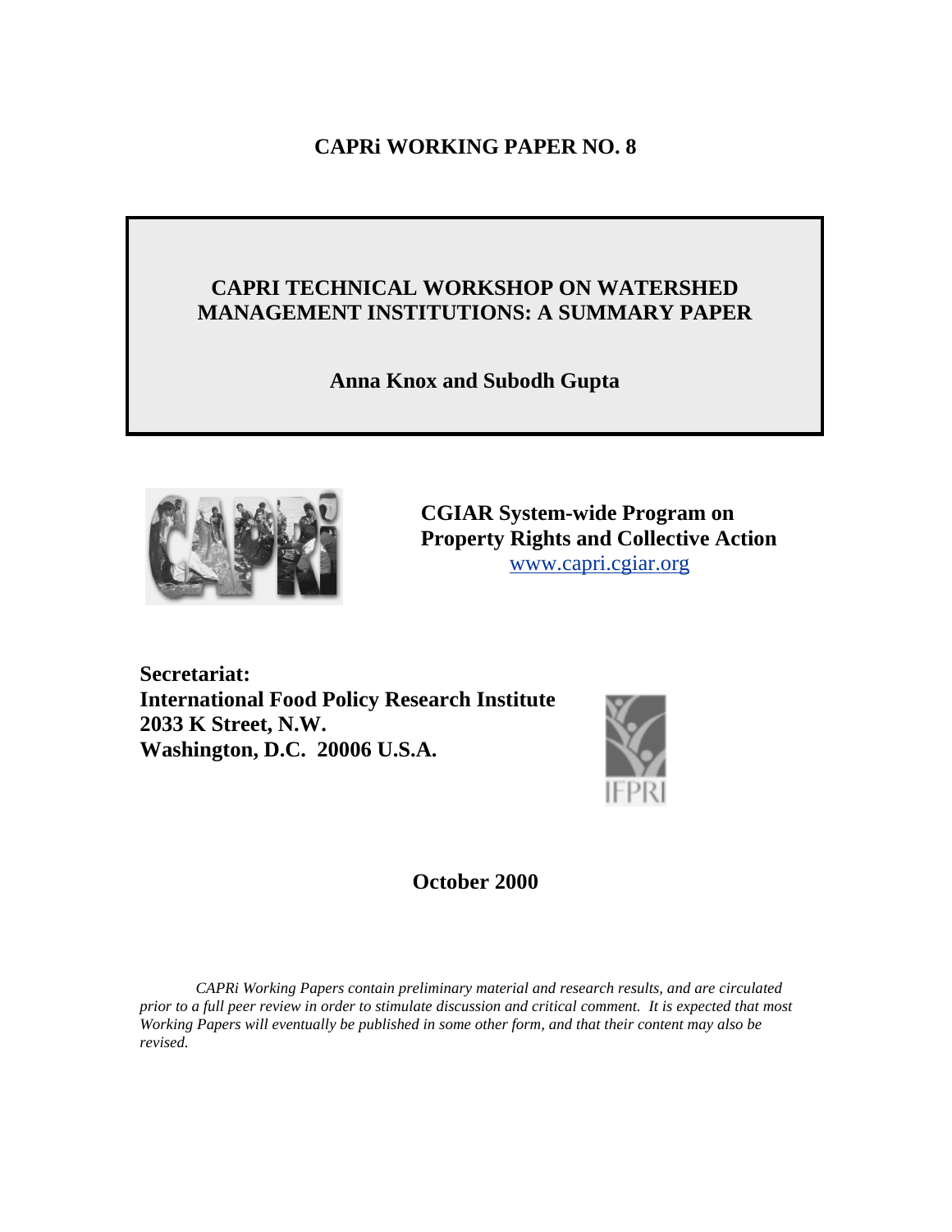**CAPRi WORKING PAPER NO. 8**

# CAPRI TECHNICAL WORKSHOP ON WATERSHED MANAGEMENT INSTITUTIONS: A SUMMARY PAPER

**Anna Knox and Subodh Gupta**

**CGIAR System-wide Program on Property Rights and Collective Action**
www.capri.cgiar.org

**Secretariat:**
**International Food Policy Research Institute**
**2033 K Street, N.W.**
**Washington, D.C. 20006 U.S.A.**

**October 2000**

*CAPRi Working Papers contain preliminary material and research results, and are circulated prior to a full peer review in order to stimulate discussion and critical comment. It is expected that most Working Papers will eventually be published in some other form, and that their content may also be revised.*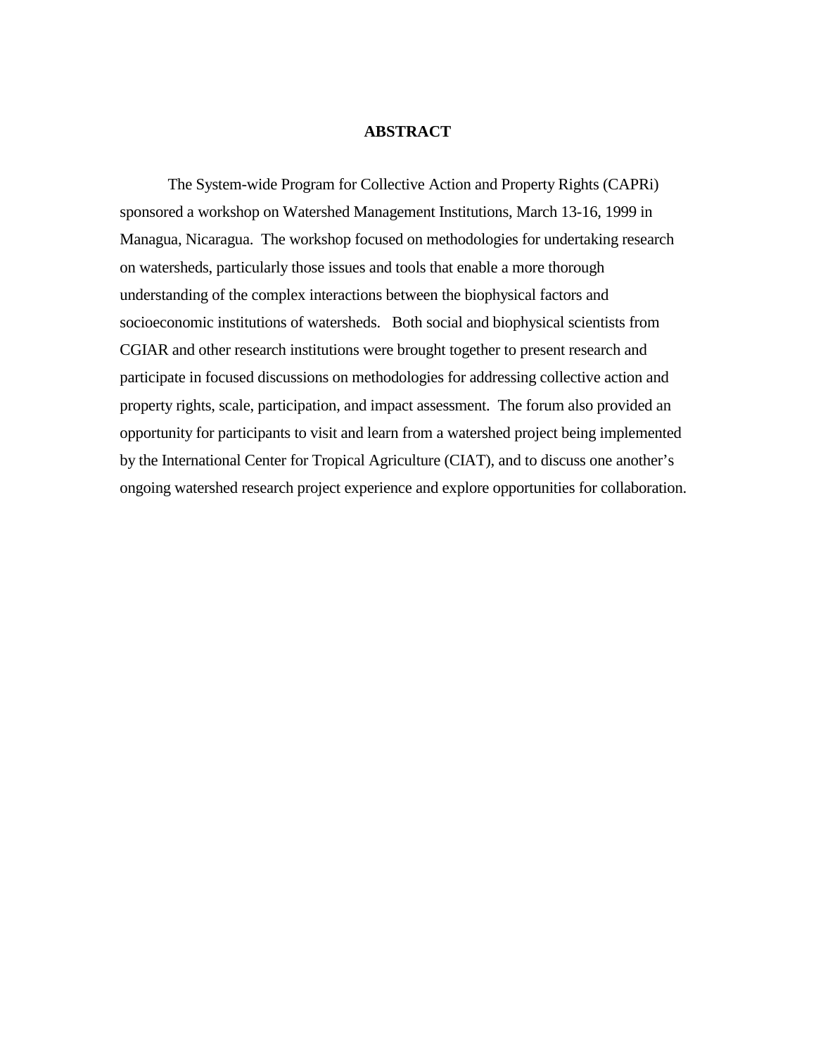# ABSTRACT

The System-wide Program for Collective Action and Property Rights (CAPRi) sponsored a workshop on Watershed Management Institutions, March 13-16, 1999 in Managua, Nicaragua. The workshop focused on methodologies for undertaking research on watersheds, particularly those issues and tools that enable a more thorough understanding of the complex interactions between the biophysical factors and socioeconomic institutions of watersheds. Both social and biophysical scientists from CGIAR and other research institutions were brought together to present research and participate in focused discussions on methodologies for addressing collective action and property rights, scale, participation, and impact assessment. The forum also provided an opportunity for participants to visit and learn from a watershed project being implemented by the International Center for Tropical Agriculture (CIAT), and to discuss one another's ongoing watershed research project experience and explore opportunities for collaboration.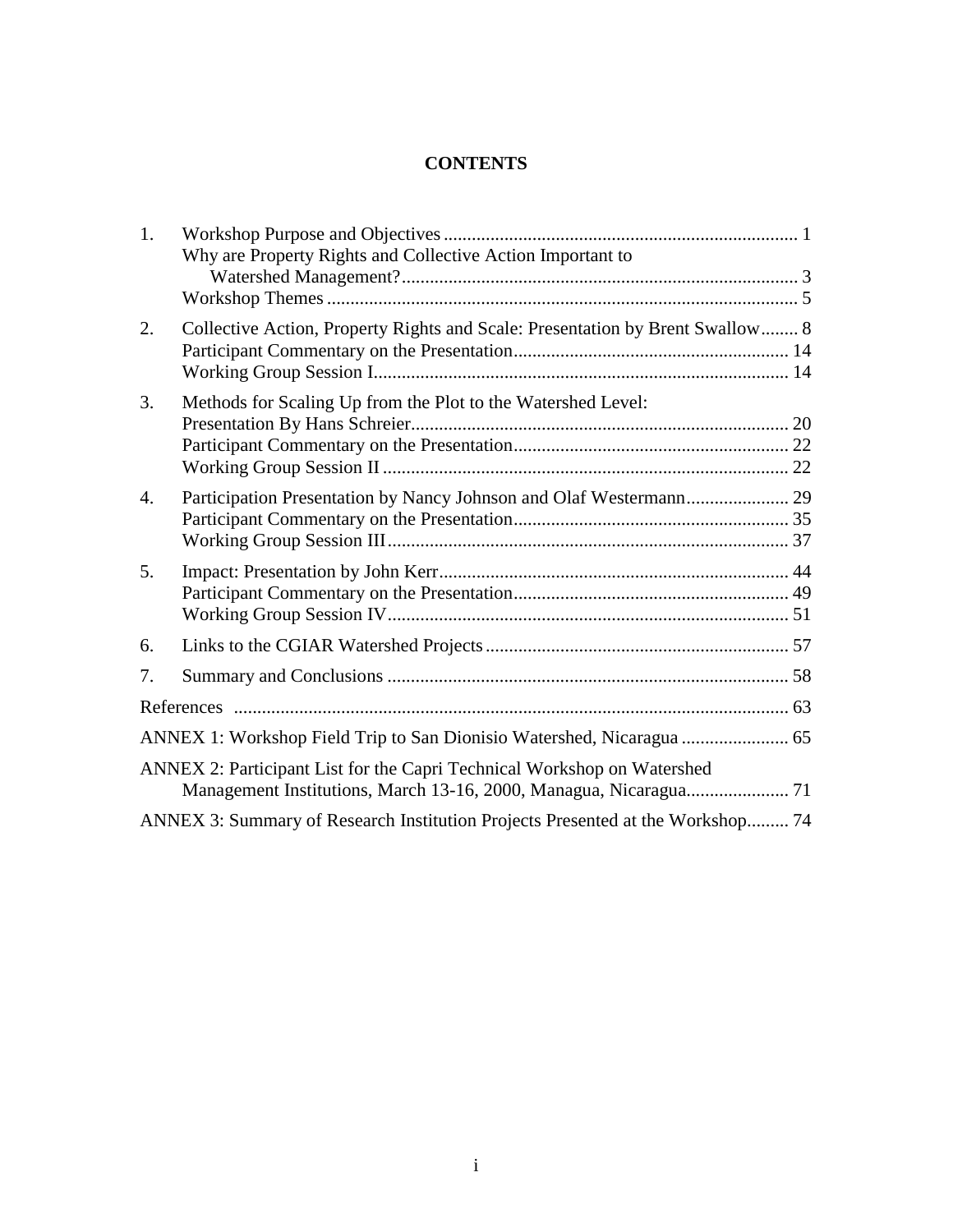# CONTENTS

1. Workshop Purpose and Objectives ........................................................................... 1
   Why are Property Rights and Collective Action Important to Watershed Management? .................................................................................... 3
   Workshop Themes .................................................................................................... 5
2. Collective Action, Property Rights and Scale: Presentation by Brent Swallow........ 8
   Participant Commentary on the Presentation........................................................... 14
   Working Group Session I......................................................................................... 14
3. Methods for Scaling Up from the Plot to the Watershed Level: Presentation By Hans Schreier................................................................................. 20
   Participant Commentary on the Presentation........................................................... 22
   Working Group Session II ....................................................................................... 22
4. Participation Presentation by Nancy Johnson and Olaf Westermann...................... 29
   Participant Commentary on the Presentation........................................................... 35
   Working Group Session III...................................................................................... 37
5. Impact: Presentation by John Kerr........................................................................... 44
   Participant Commentary on the Presentation........................................................... 49
   Working Group Session IV...................................................................................... 51
6. Links to the CGIAR Watershed Projects ................................................................. 57
7. Summary and Conclusions ...................................................................................... 58

References ....................................................................................................................... 63

ANNEX 1: Workshop Field Trip to San Dionisio Watershed, Nicaragua ....................... 65

ANNEX 2: Participant List for the Capri Technical Workshop on Watershed Management Institutions, March 13-16, 2000, Managua, Nicaragua...................... 71

ANNEX 3: Summary of Research Institution Projects Presented at the Workshop......... 74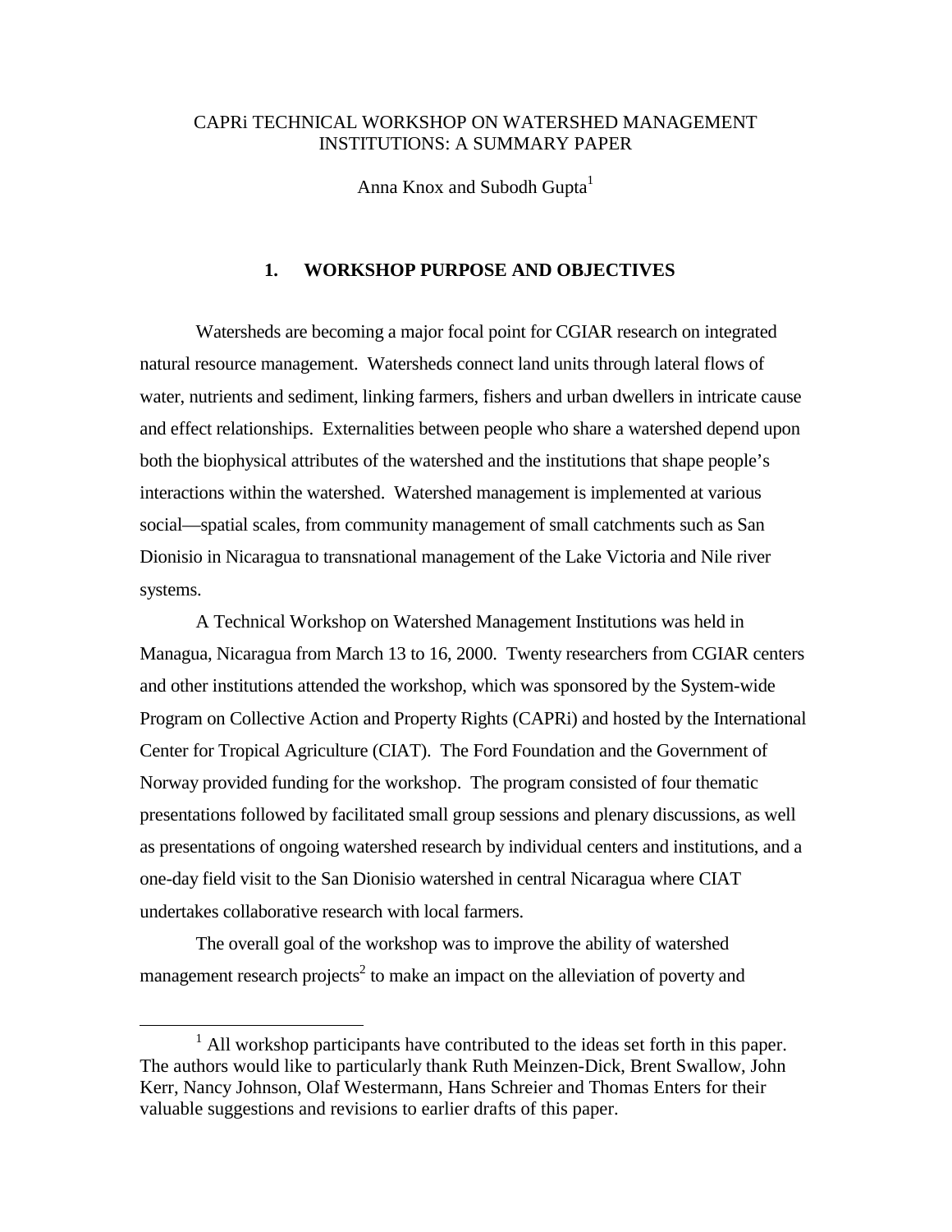# CAPRi TECHNICAL WORKSHOP ON WATERSHED MANAGEMENT INSTITUTIONS: A SUMMARY PAPER

Anna Knox and Subodh Gupta[1]

## 1. WORKSHOP PURPOSE AND OBJECTIVES

Watersheds are becoming a major focal point for CGIAR research on integrated natural resource management. Watersheds connect land units through lateral flows of water, nutrients and sediment, linking farmers, fishers and urban dwellers in intricate cause and effect relationships. Externalities between people who share a watershed depend upon both the biophysical attributes of the watershed and the institutions that shape people's interactions within the watershed. Watershed management is implemented at various social—spatial scales, from community management of small catchments such as San Dionisio in Nicaragua to transnational management of the Lake Victoria and Nile river systems.

A Technical Workshop on Watershed Management Institutions was held in Managua, Nicaragua from March 13 to 16, 2000. Twenty researchers from CGIAR centers and other institutions attended the workshop, which was sponsored by the System-wide Program on Collective Action and Property Rights (CAPRi) and hosted by the International Center for Tropical Agriculture (CIAT). The Ford Foundation and the Government of Norway provided funding for the workshop. The program consisted of four thematic presentations followed by facilitated small group sessions and plenary discussions, as well as presentations of ongoing watershed research by individual centers and institutions, and a one-day field visit to the San Dionisio watershed in central Nicaragua where CIAT undertakes collaborative research with local farmers.

The overall goal of the workshop was to improve the ability of watershed management research projects[2] to make an impact on the alleviation of poverty and

[1] All workshop participants have contributed to the ideas set forth in this paper. The authors would like to particularly thank Ruth Meinzen-Dick, Brent Swallow, John Kerr, Nancy Johnson, Olaf Westermann, Hans Schreier and Thomas Enters for their valuable suggestions and revisions to earlier drafts of this paper.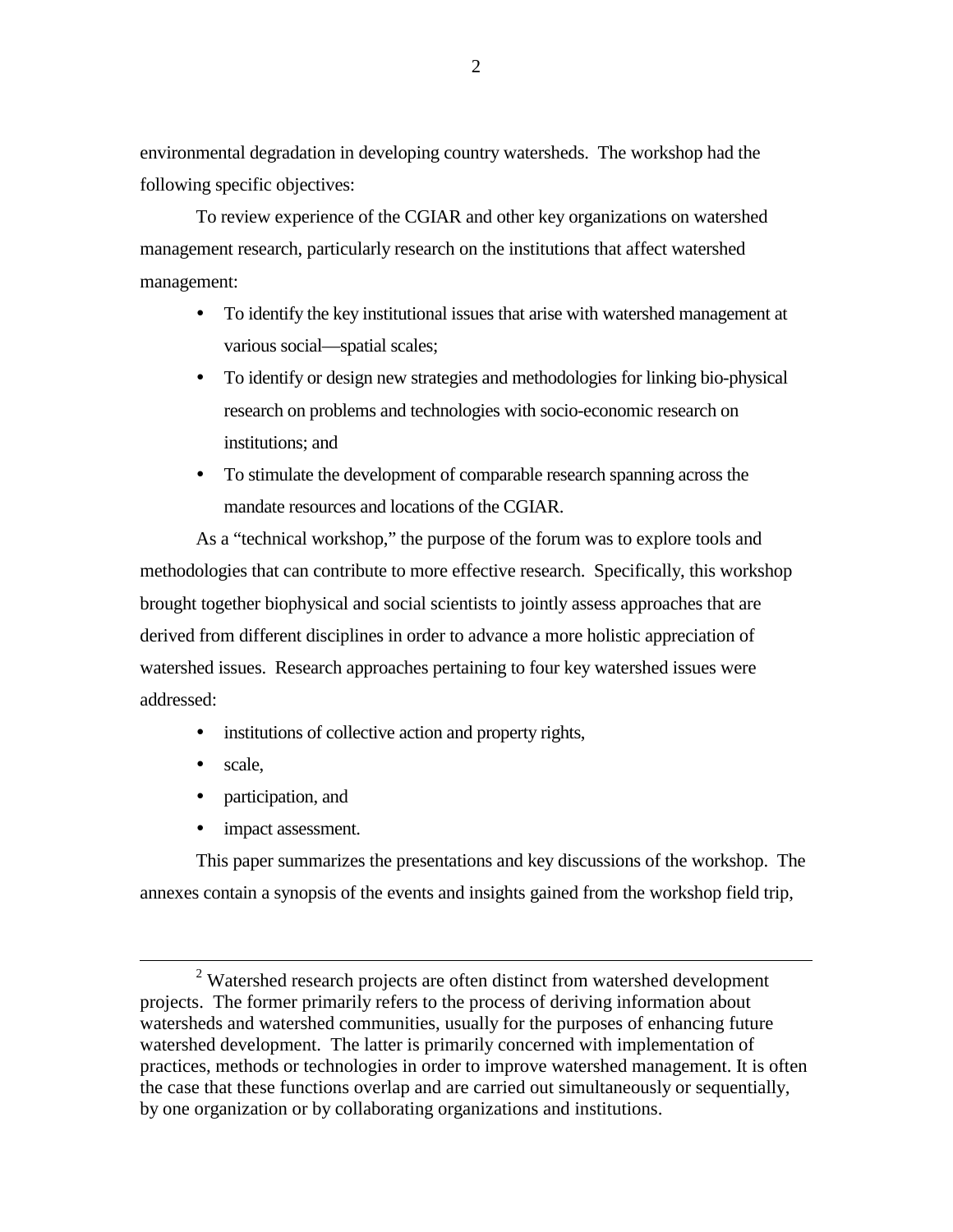environmental degradation in developing country watersheds. The workshop had the following specific objectives:

To review experience of the CGIAR and other key organizations on watershed management research, particularly research on the institutions that affect watershed management:

- To identify the key institutional issues that arise with watershed management at various social—spatial scales;
- To identify or design new strategies and methodologies for linking bio-physical research on problems and technologies with socio-economic research on institutions; and
- To stimulate the development of comparable research spanning across the mandate resources and locations of the CGIAR.

As a "technical workshop," the purpose of the forum was to explore tools and methodologies that can contribute to more effective research. Specifically, this workshop brought together biophysical and social scientists to jointly assess approaches that are derived from different disciplines in order to advance a more holistic appreciation of watershed issues. Research approaches pertaining to four key watershed issues were addressed:

- institutions of collective action and property rights,
- scale,
- participation, and
- impact assessment.

This paper summarizes the presentations and key discussions of the workshop. The annexes contain a synopsis of the events and insights gained from the workshop field trip,

---

[2] Watershed research projects are often distinct from watershed development projects. The former primarily refers to the process of deriving information about watersheds and watershed communities, usually for the purposes of enhancing future watershed development. The latter is primarily concerned with implementation of practices, methods or technologies in order to improve watershed management. It is often the case that these functions overlap and are carried out simultaneously or sequentially, by one organization or by collaborating organizations and institutions.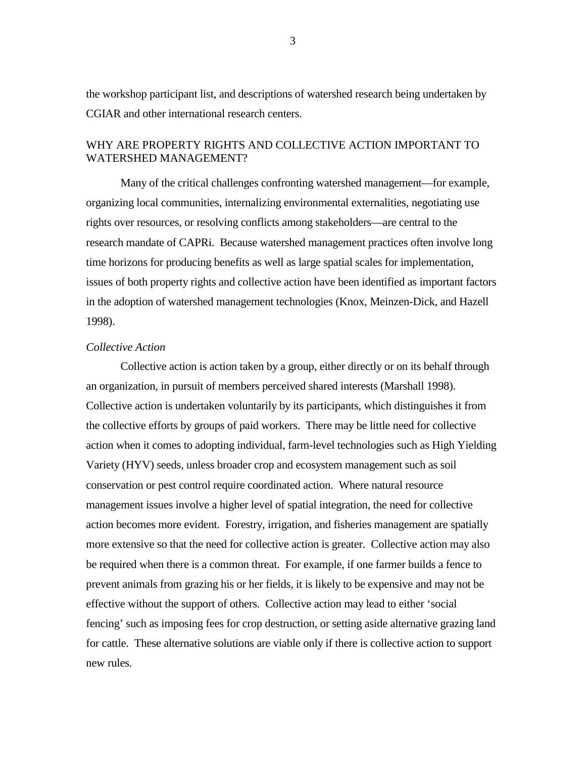the workshop participant list, and descriptions of watershed research being undertaken by CGIAR and other international research centers.

## WHY ARE PROPERTY RIGHTS AND COLLECTIVE ACTION IMPORTANT TO WATERSHED MANAGEMENT?

Many of the critical challenges confronting watershed management—for example, organizing local communities, internalizing environmental externalities, negotiating use rights over resources, or resolving conflicts among stakeholders—are central to the research mandate of CAPRi. Because watershed management practices often involve long time horizons for producing benefits as well as large spatial scales for implementation, issues of both property rights and collective action have been identified as important factors in the adoption of watershed management technologies (Knox, Meinzen-Dick, and Hazell 1998).

### *Collective Action*

Collective action is action taken by a group, either directly or on its behalf through an organization, in pursuit of members perceived shared interests (Marshall 1998). Collective action is undertaken voluntarily by its participants, which distinguishes it from the collective efforts by groups of paid workers. There may be little need for collective action when it comes to adopting individual, farm-level technologies such as High Yielding Variety (HYV) seeds, unless broader crop and ecosystem management such as soil conservation or pest control require coordinated action. Where natural resource management issues involve a higher level of spatial integration, the need for collective action becomes more evident. Forestry, irrigation, and fisheries management are spatially more extensive so that the need for collective action is greater. Collective action may also be required when there is a common threat. For example, if one farmer builds a fence to prevent animals from grazing his or her fields, it is likely to be expensive and may not be effective without the support of others. Collective action may lead to either 'social fencing' such as imposing fees for crop destruction, or setting aside alternative grazing land for cattle. These alternative solutions are viable only if there is collective action to support new rules.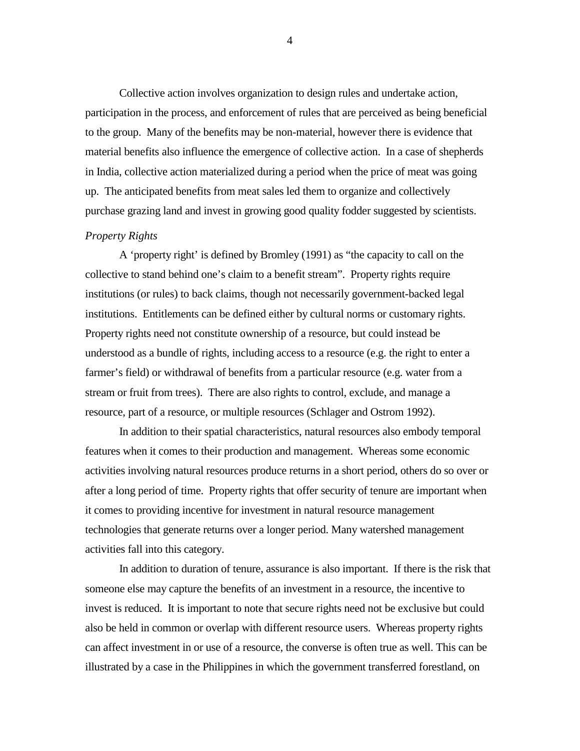Collective action involves organization to design rules and undertake action, participation in the process, and enforcement of rules that are perceived as being beneficial to the group. Many of the benefits may be non-material, however there is evidence that material benefits also influence the emergence of collective action. In a case of shepherds in India, collective action materialized during a period when the price of meat was going up. The anticipated benefits from meat sales led them to organize and collectively purchase grazing land and invest in growing good quality fodder suggested by scientists.

*Property Rights*

A 'property right' is defined by Bromley (1991) as "the capacity to call on the collective to stand behind one's claim to a benefit stream". Property rights require institutions (or rules) to back claims, though not necessarily government-backed legal institutions. Entitlements can be defined either by cultural norms or customary rights. Property rights need not constitute ownership of a resource, but could instead be understood as a bundle of rights, including access to a resource (e.g. the right to enter a farmer's field) or withdrawal of benefits from a particular resource (e.g. water from a stream or fruit from trees). There are also rights to control, exclude, and manage a resource, part of a resource, or multiple resources (Schlager and Ostrom 1992).

In addition to their spatial characteristics, natural resources also embody temporal features when it comes to their production and management. Whereas some economic activities involving natural resources produce returns in a short period, others do so over or after a long period of time. Property rights that offer security of tenure are important when it comes to providing incentive for investment in natural resource management technologies that generate returns over a longer period. Many watershed management activities fall into this category.

In addition to duration of tenure, assurance is also important. If there is the risk that someone else may capture the benefits of an investment in a resource, the incentive to invest is reduced. It is important to note that secure rights need not be exclusive but could also be held in common or overlap with different resource users. Whereas property rights can affect investment in or use of a resource, the converse is often true as well. This can be illustrated by a case in the Philippines in which the government transferred forestland, on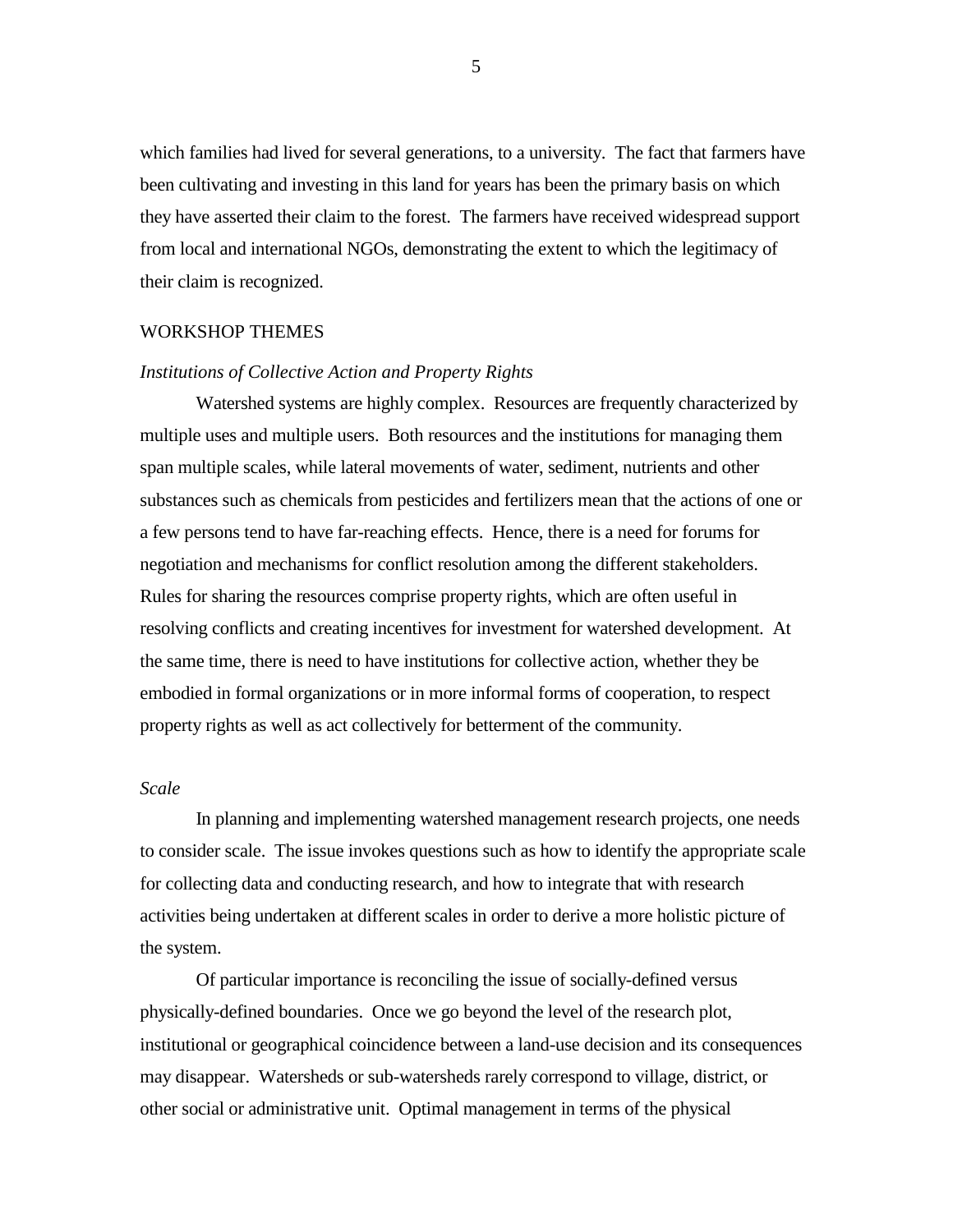which families had lived for several generations, to a university. The fact that farmers have been cultivating and investing in this land for years has been the primary basis on which they have asserted their claim to the forest. The farmers have received widespread support from local and international NGOs, demonstrating the extent to which the legitimacy of their claim is recognized.

## WORKSHOP THEMES

### *Institutions of Collective Action and Property Rights*

Watershed systems are highly complex. Resources are frequently characterized by multiple uses and multiple users. Both resources and the institutions for managing them span multiple scales, while lateral movements of water, sediment, nutrients and other substances such as chemicals from pesticides and fertilizers mean that the actions of one or a few persons tend to have far-reaching effects. Hence, there is a need for forums for negotiation and mechanisms for conflict resolution among the different stakeholders. Rules for sharing the resources comprise property rights, which are often useful in resolving conflicts and creating incentives for investment for watershed development. At the same time, there is need to have institutions for collective action, whether they be embodied in formal organizations or in more informal forms of cooperation, to respect property rights as well as act collectively for betterment of the community.

### *Scale*

In planning and implementing watershed management research projects, one needs to consider scale. The issue invokes questions such as how to identify the appropriate scale for collecting data and conducting research, and how to integrate that with research activities being undertaken at different scales in order to derive a more holistic picture of the system.

Of particular importance is reconciling the issue of socially-defined versus physically-defined boundaries. Once we go beyond the level of the research plot, institutional or geographical coincidence between a land-use decision and its consequences may disappear. Watersheds or sub-watersheds rarely correspond to village, district, or other social or administrative unit. Optimal management in terms of the physical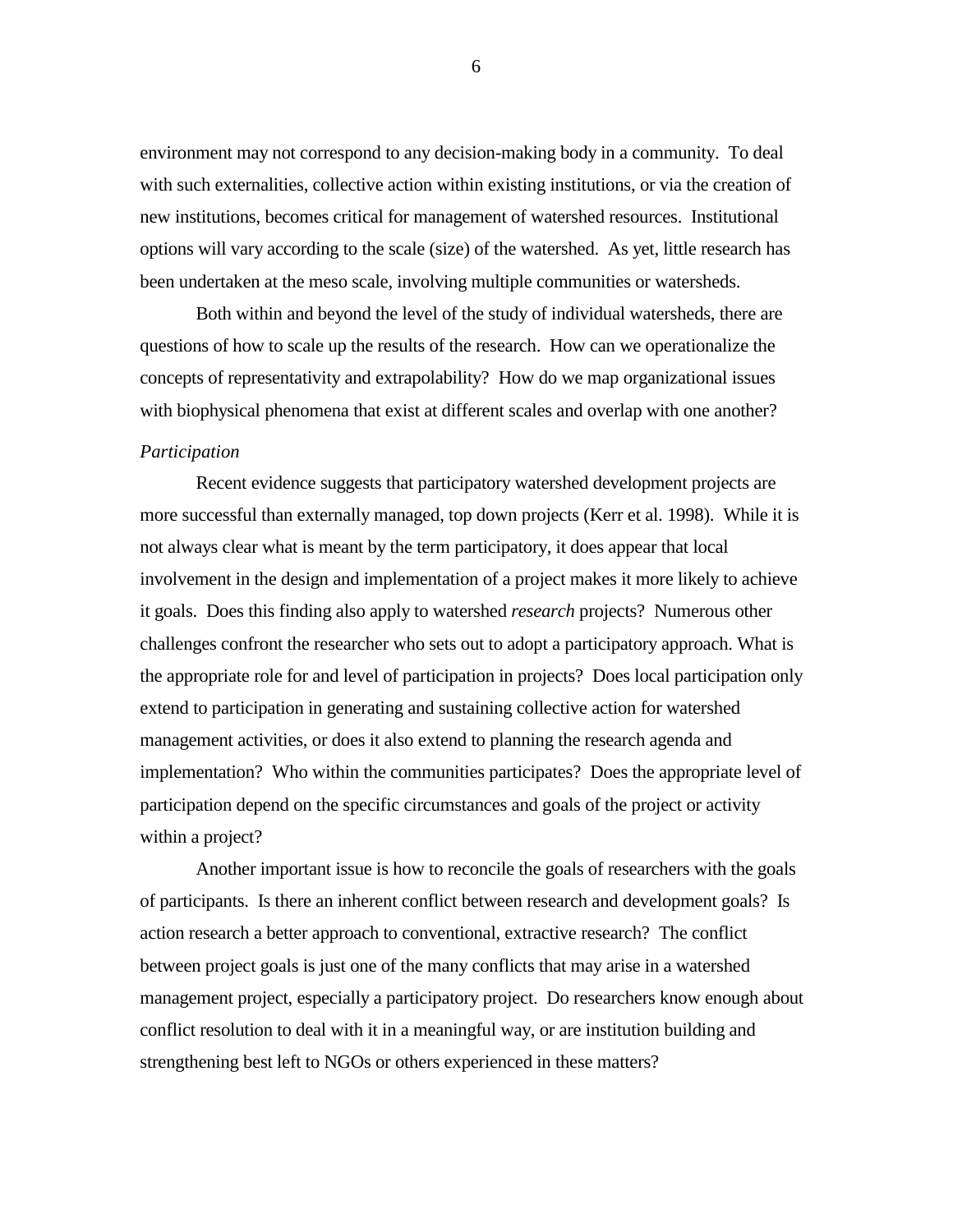environment may not correspond to any decision-making body in a community. To deal with such externalities, collective action within existing institutions, or via the creation of new institutions, becomes critical for management of watershed resources. Institutional options will vary according to the scale (size) of the watershed. As yet, little research has been undertaken at the meso scale, involving multiple communities or watersheds.

Both within and beyond the level of the study of individual watersheds, there are questions of how to scale up the results of the research. How can we operationalize the concepts of representativity and extrapolability? How do we map organizational issues with biophysical phenomena that exist at different scales and overlap with one another?

*Participation*

Recent evidence suggests that participatory watershed development projects are more successful than externally managed, top down projects (Kerr et al. 1998). While it is not always clear what is meant by the term participatory, it does appear that local involvement in the design and implementation of a project makes it more likely to achieve it goals. Does this finding also apply to watershed *research* projects? Numerous other challenges confront the researcher who sets out to adopt a participatory approach. What is the appropriate role for and level of participation in projects? Does local participation only extend to participation in generating and sustaining collective action for watershed management activities, or does it also extend to planning the research agenda and implementation? Who within the communities participates? Does the appropriate level of participation depend on the specific circumstances and goals of the project or activity within a project?

Another important issue is how to reconcile the goals of researchers with the goals of participants. Is there an inherent conflict between research and development goals? Is action research a better approach to conventional, extractive research? The conflict between project goals is just one of the many conflicts that may arise in a watershed management project, especially a participatory project. Do researchers know enough about conflict resolution to deal with it in a meaningful way, or are institution building and strengthening best left to NGOs or others experienced in these matters?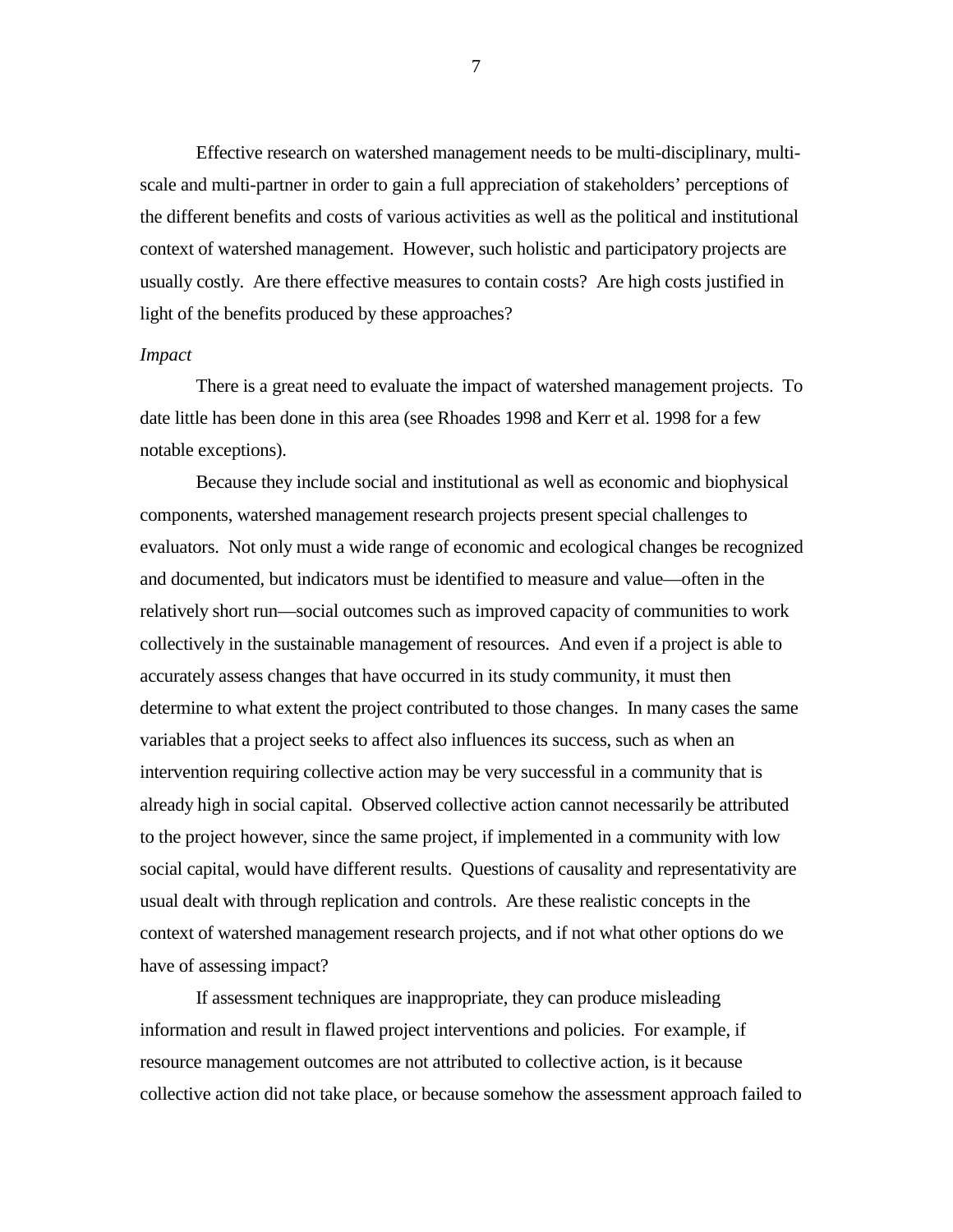Effective research on watershed management needs to be multi-disciplinary, multi-scale and multi-partner in order to gain a full appreciation of stakeholders' perceptions of the different benefits and costs of various activities as well as the political and institutional context of watershed management. However, such holistic and participatory projects are usually costly. Are there effective measures to contain costs? Are high costs justified in light of the benefits produced by these approaches?

*Impact*

There is a great need to evaluate the impact of watershed management projects. To date little has been done in this area (see Rhoades 1998 and Kerr et al. 1998 for a few notable exceptions).

Because they include social and institutional as well as economic and biophysical components, watershed management research projects present special challenges to evaluators. Not only must a wide range of economic and ecological changes be recognized and documented, but indicators must be identified to measure and value—often in the relatively short run—social outcomes such as improved capacity of communities to work collectively in the sustainable management of resources. And even if a project is able to accurately assess changes that have occurred in its study community, it must then determine to what extent the project contributed to those changes. In many cases the same variables that a project seeks to affect also influences its success, such as when an intervention requiring collective action may be very successful in a community that is already high in social capital. Observed collective action cannot necessarily be attributed to the project however, since the same project, if implemented in a community with low social capital, would have different results. Questions of causality and representativity are usual dealt with through replication and controls. Are these realistic concepts in the context of watershed management research projects, and if not what other options do we have of assessing impact?

If assessment techniques are inappropriate, they can produce misleading information and result in flawed project interventions and policies. For example, if resource management outcomes are not attributed to collective action, is it because collective action did not take place, or because somehow the assessment approach failed to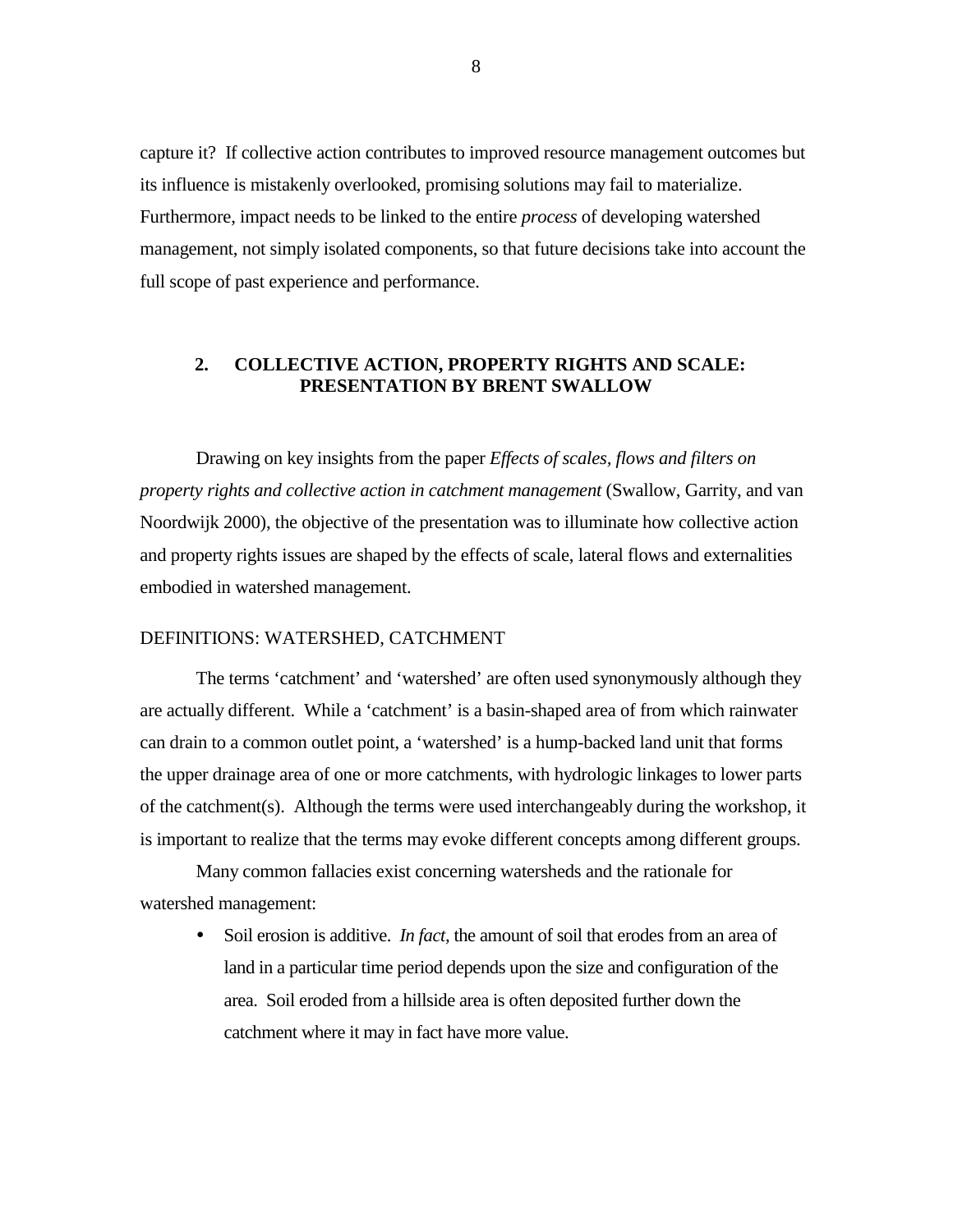capture it? If collective action contributes to improved resource management outcomes but its influence is mistakenly overlooked, promising solutions may fail to materialize. Furthermore, impact needs to be linked to the entire *process* of developing watershed management, not simply isolated components, so that future decisions take into account the full scope of past experience and performance.

## 2. COLLECTIVE ACTION, PROPERTY RIGHTS AND SCALE: PRESENTATION BY BRENT SWALLOW

Drawing on key insights from the paper *Effects of scales, flows and filters on property rights and collective action in catchment management* (Swallow, Garrity, and van Noordwijk 2000), the objective of the presentation was to illuminate how collective action and property rights issues are shaped by the effects of scale, lateral flows and externalities embodied in watershed management.

### DEFINITIONS: WATERSHED, CATCHMENT

The terms 'catchment' and 'watershed' are often used synonymously although they are actually different. While a 'catchment' is a basin-shaped area of from which rainwater can drain to a common outlet point, a 'watershed' is a hump-backed land unit that forms the upper drainage area of one or more catchments, with hydrologic linkages to lower parts of the catchment(s). Although the terms were used interchangeably during the workshop, it is important to realize that the terms may evoke different concepts among different groups.

Many common fallacies exist concerning watersheds and the rationale for watershed management:

- Soil erosion is additive. *In fact*, the amount of soil that erodes from an area of land in a particular time period depends upon the size and configuration of the area. Soil eroded from a hillside area is often deposited further down the catchment where it may in fact have more value.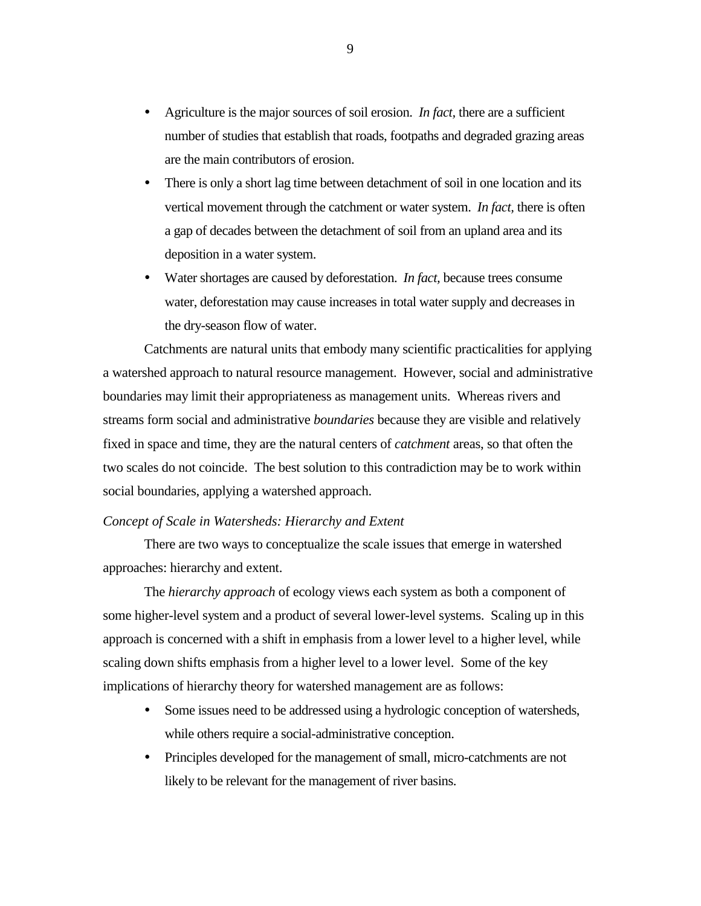- Agriculture is the major sources of soil erosion. *In fact,* there are a sufficient number of studies that establish that roads, footpaths and degraded grazing areas are the main contributors of erosion.
- There is only a short lag time between detachment of soil in one location and its vertical movement through the catchment or water system. *In fact,* there is often a gap of decades between the detachment of soil from an upland area and its deposition in a water system.
- Water shortages are caused by deforestation. *In fact,* because trees consume water, deforestation may cause increases in total water supply and decreases in the dry-season flow of water.

Catchments are natural units that embody many scientific practicalities for applying a watershed approach to natural resource management. However, social and administrative boundaries may limit their appropriateness as management units. Whereas rivers and streams form social and administrative *boundaries* because they are visible and relatively fixed in space and time, they are the natural centers of *catchment* areas, so that often the two scales do not coincide. The best solution to this contradiction may be to work within social boundaries, applying a watershed approach.

*Concept of Scale in Watersheds: Hierarchy and Extent*

There are two ways to conceptualize the scale issues that emerge in watershed approaches: hierarchy and extent.

The *hierarchy approach* of ecology views each system as both a component of some higher-level system and a product of several lower-level systems. Scaling up in this approach is concerned with a shift in emphasis from a lower level to a higher level, while scaling down shifts emphasis from a higher level to a lower level. Some of the key implications of hierarchy theory for watershed management are as follows:

- Some issues need to be addressed using a hydrologic conception of watersheds, while others require a social-administrative conception.
- Principles developed for the management of small, micro-catchments are not likely to be relevant for the management of river basins.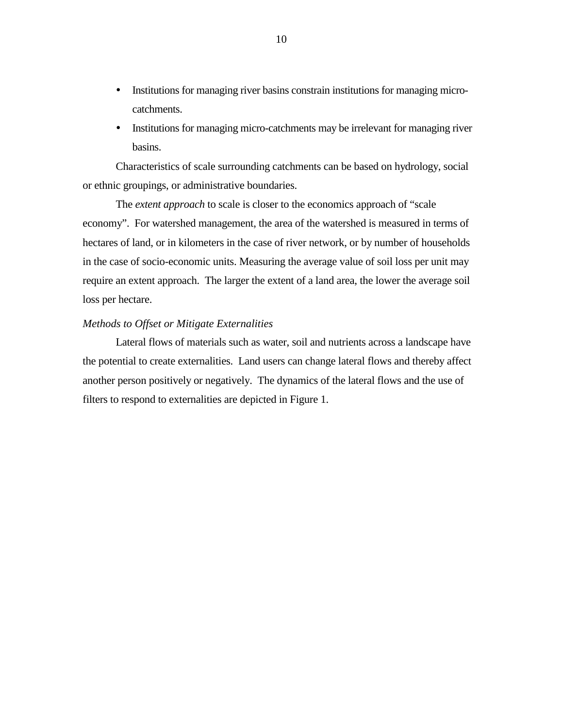- Institutions for managing river basins constrain institutions for managing micro-catchments.
- Institutions for managing micro-catchments may be irrelevant for managing river basins.

Characteristics of scale surrounding catchments can be based on hydrology, social or ethnic groupings, or administrative boundaries.

The *extent approach* to scale is closer to the economics approach of "scale economy". For watershed management, the area of the watershed is measured in terms of hectares of land, or in kilometers in the case of river network, or by number of households in the case of socio-economic units. Measuring the average value of soil loss per unit may require an extent approach. The larger the extent of a land area, the lower the average soil loss per hectare.

*Methods to Offset or Mitigate Externalities*

Lateral flows of materials such as water, soil and nutrients across a landscape have the potential to create externalities. Land users can change lateral flows and thereby affect another person positively or negatively. The dynamics of the lateral flows and the use of filters to respond to externalities are depicted in Figure 1.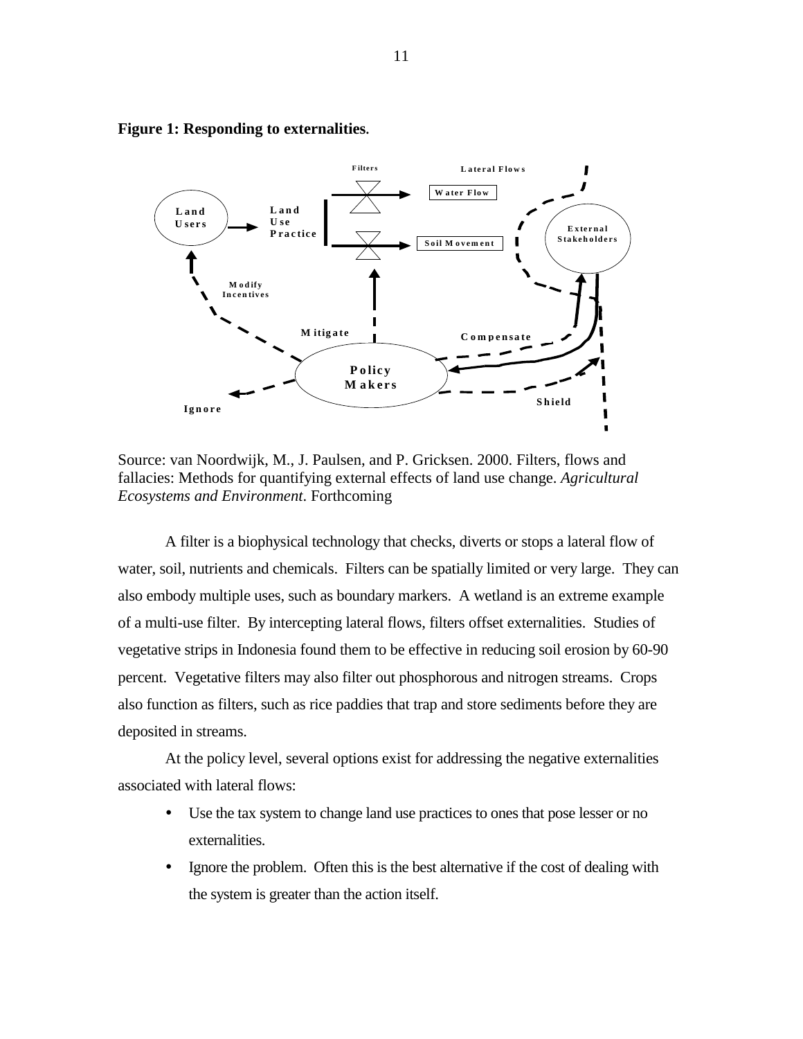**Figure 1: Responding to externalities.**

Source: van Noordwijk, M., J. Paulsen, and P. Gricksen. 2000. Filters, flows and fallacies: Methods for quantifying external effects of land use change. *Agricultural Ecosystems and Environment*. Forthcoming

A filter is a biophysical technology that checks, diverts or stops a lateral flow of water, soil, nutrients and chemicals. Filters can be spatially limited or very large. They can also embody multiple uses, such as boundary markers. A wetland is an extreme example of a multi-use filter. By intercepting lateral flows, filters offset externalities. Studies of vegetative strips in Indonesia found them to be effective in reducing soil erosion by 60-90 percent. Vegetative filters may also filter out phosphorous and nitrogen streams. Crops also function as filters, such as rice paddies that trap and store sediments before they are deposited in streams.

At the policy level, several options exist for addressing the negative externalities associated with lateral flows:

- Use the tax system to change land use practices to ones that pose lesser or no externalities.
- Ignore the problem. Often this is the best alternative if the cost of dealing with the system is greater than the action itself.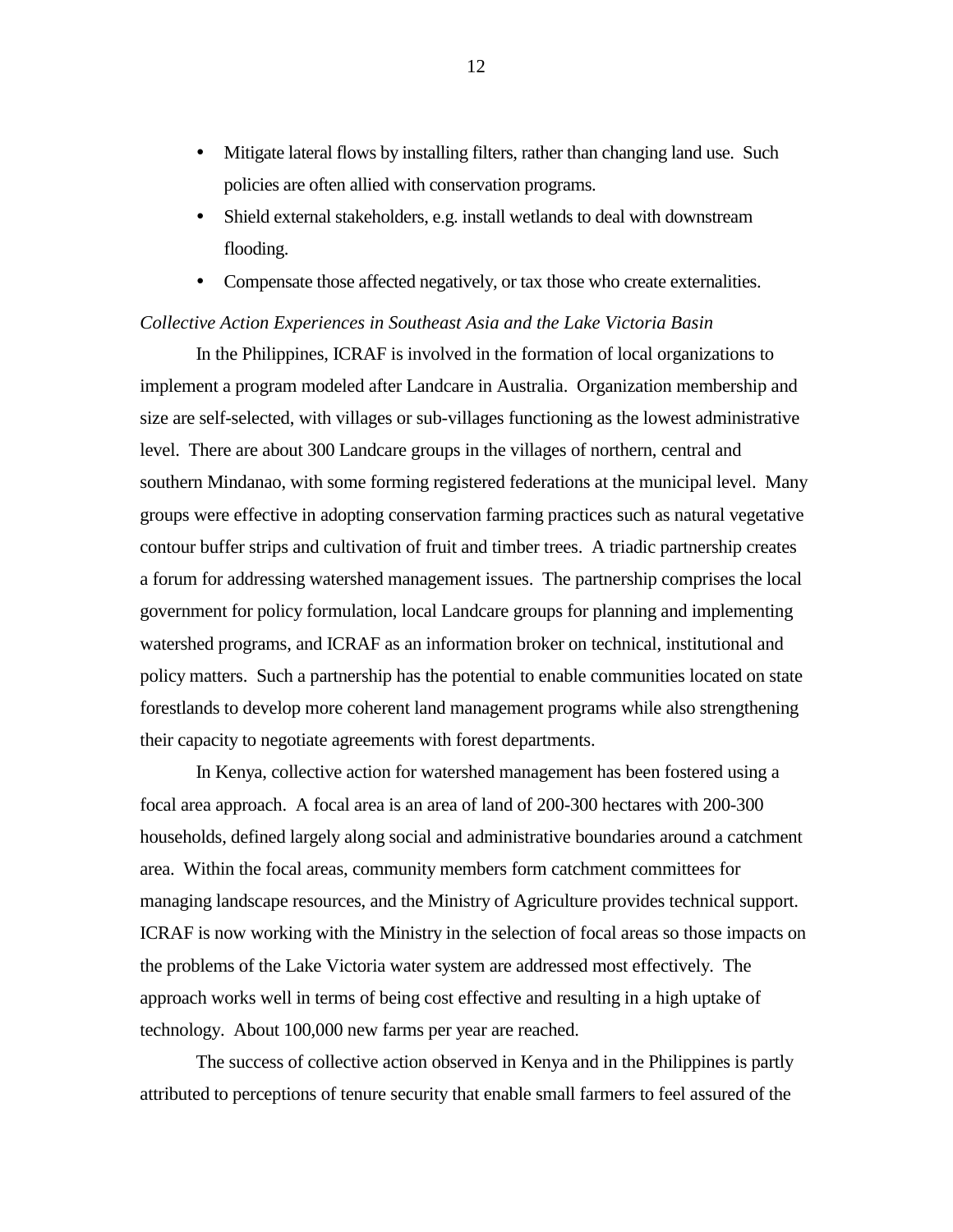- Mitigate lateral flows by installing filters, rather than changing land use. Such policies are often allied with conservation programs.
- Shield external stakeholders, e.g. install wetlands to deal with downstream flooding.
- Compensate those affected negatively, or tax those who create externalities.

*Collective Action Experiences in Southeast Asia and the Lake Victoria Basin*

In the Philippines, ICRAF is involved in the formation of local organizations to implement a program modeled after Landcare in Australia. Organization membership and size are self-selected, with villages or sub-villages functioning as the lowest administrative level. There are about 300 Landcare groups in the villages of northern, central and southern Mindanao, with some forming registered federations at the municipal level. Many groups were effective in adopting conservation farming practices such as natural vegetative contour buffer strips and cultivation of fruit and timber trees. A triadic partnership creates a forum for addressing watershed management issues. The partnership comprises the local government for policy formulation, local Landcare groups for planning and implementing watershed programs, and ICRAF as an information broker on technical, institutional and policy matters. Such a partnership has the potential to enable communities located on state forestlands to develop more coherent land management programs while also strengthening their capacity to negotiate agreements with forest departments.

In Kenya, collective action for watershed management has been fostered using a focal area approach. A focal area is an area of land of 200-300 hectares with 200-300 households, defined largely along social and administrative boundaries around a catchment area. Within the focal areas, community members form catchment committees for managing landscape resources, and the Ministry of Agriculture provides technical support. ICRAF is now working with the Ministry in the selection of focal areas so those impacts on the problems of the Lake Victoria water system are addressed most effectively. The approach works well in terms of being cost effective and resulting in a high uptake of technology. About 100,000 new farms per year are reached.

The success of collective action observed in Kenya and in the Philippines is partly attributed to perceptions of tenure security that enable small farmers to feel assured of the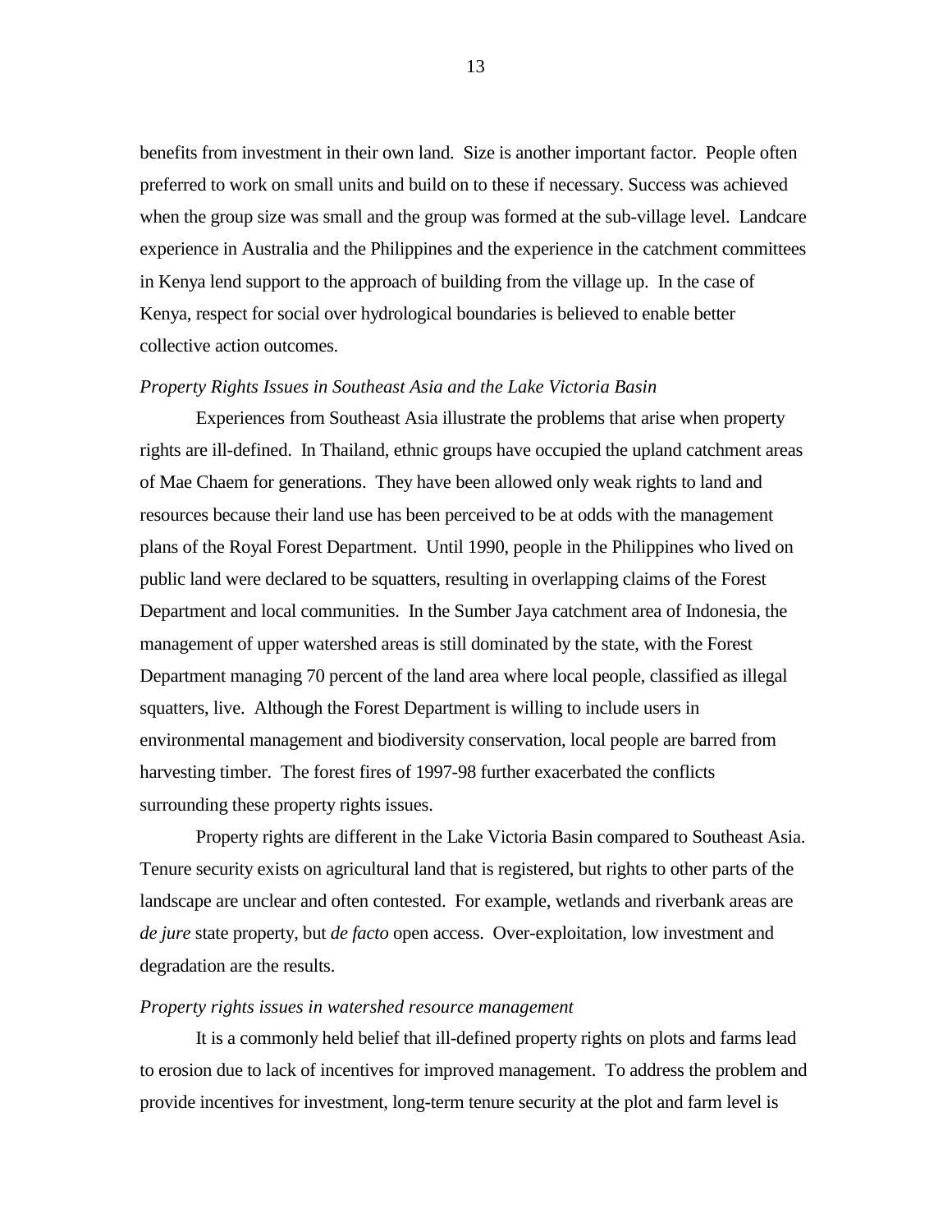benefits from investment in their own land. Size is another important factor. People often preferred to work on small units and build on to these if necessary. Success was achieved when the group size was small and the group was formed at the sub-village level. Landcare experience in Australia and the Philippines and the experience in the catchment committees in Kenya lend support to the approach of building from the village up. In the case of Kenya, respect for social over hydrological boundaries is believed to enable better collective action outcomes.

*Property Rights Issues in Southeast Asia and the Lake Victoria Basin*

Experiences from Southeast Asia illustrate the problems that arise when property rights are ill-defined. In Thailand, ethnic groups have occupied the upland catchment areas of Mae Chaem for generations. They have been allowed only weak rights to land and resources because their land use has been perceived to be at odds with the management plans of the Royal Forest Department. Until 1990, people in the Philippines who lived on public land were declared to be squatters, resulting in overlapping claims of the Forest Department and local communities. In the Sumber Jaya catchment area of Indonesia, the management of upper watershed areas is still dominated by the state, with the Forest Department managing 70 percent of the land area where local people, classified as illegal squatters, live. Although the Forest Department is willing to include users in environmental management and biodiversity conservation, local people are barred from harvesting timber. The forest fires of 1997-98 further exacerbated the conflicts surrounding these property rights issues.

Property rights are different in the Lake Victoria Basin compared to Southeast Asia. Tenure security exists on agricultural land that is registered, but rights to other parts of the landscape are unclear and often contested. For example, wetlands and riverbank areas are *de jure* state property, but *de facto* open access. Over-exploitation, low investment and degradation are the results.

*Property rights issues in watershed resource management*

It is a commonly held belief that ill-defined property rights on plots and farms lead to erosion due to lack of incentives for improved management. To address the problem and provide incentives for investment, long-term tenure security at the plot and farm level is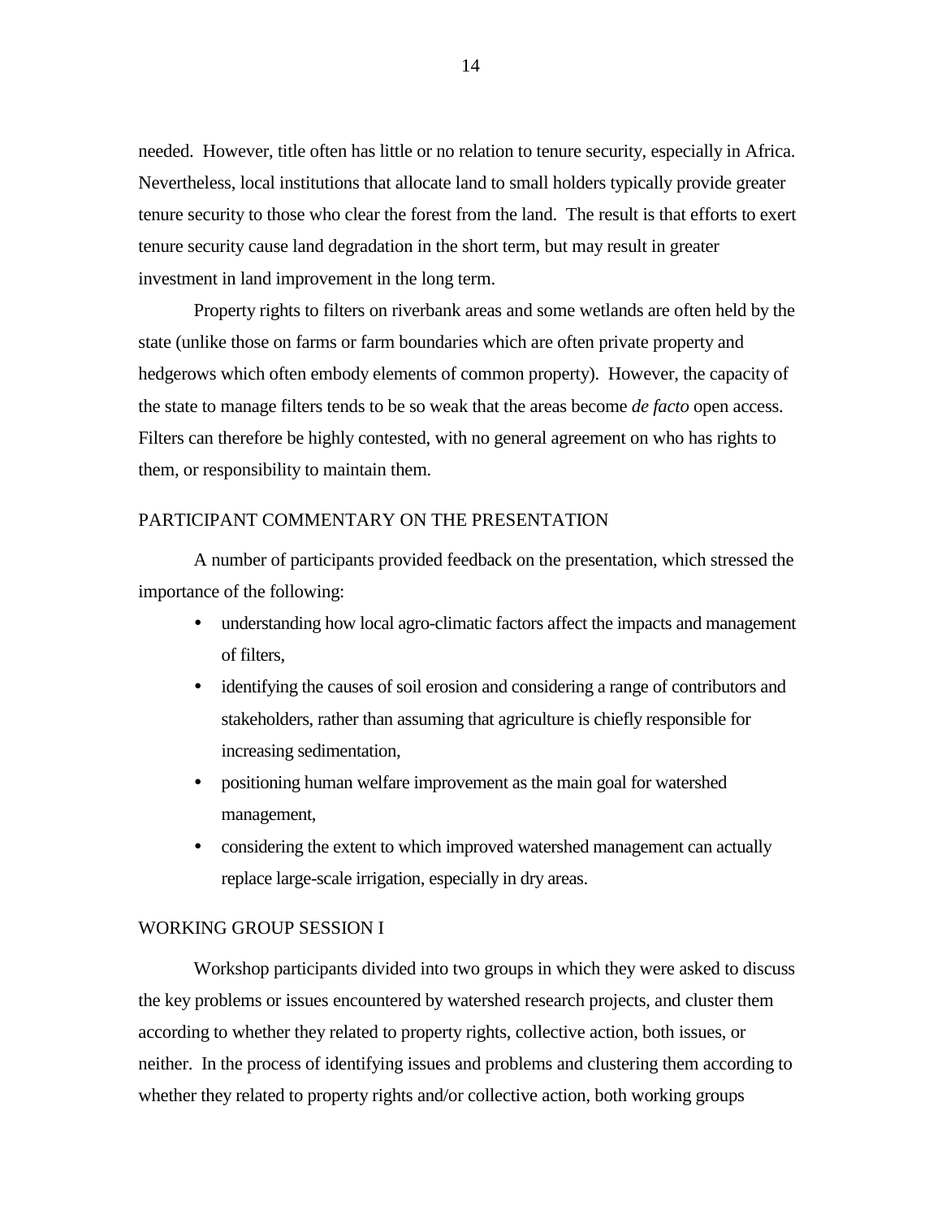needed.  However, title often has little or no relation to tenure security, especially in Africa. Nevertheless, local institutions that allocate land to small holders typically provide greater tenure security to those who clear the forest from the land.  The result is that efforts to exert tenure security cause land degradation in the short term, but may result in greater investment in land improvement in the long term.

Property rights to filters on riverbank areas and some wetlands are often held by the state (unlike those on farms or farm boundaries which are often private property and hedgerows which often embody elements of common property).  However, the capacity of the state to manage filters tends to be so weak that the areas become *de facto* open access. Filters can therefore be highly contested, with no general agreement on who has rights to them, or responsibility to maintain them.

## PARTICIPANT COMMENTARY ON THE PRESENTATION

A number of participants provided feedback on the presentation, which stressed the importance of the following:

- understanding how local agro-climatic factors affect the impacts and management of filters,
- identifying the causes of soil erosion and considering a range of contributors and stakeholders, rather than assuming that agriculture is chiefly responsible for increasing sedimentation,
- positioning human welfare improvement as the main goal for watershed management,
- considering the extent to which improved watershed management can actually replace large-scale irrigation, especially in dry areas.

## WORKING GROUP SESSION I

Workshop participants divided into two groups in which they were asked to discuss the key problems or issues encountered by watershed research projects, and cluster them according to whether they related to property rights, collective action, both issues, or neither.  In the process of identifying issues and problems and clustering them according to whether they related to property rights and/or collective action, both working groups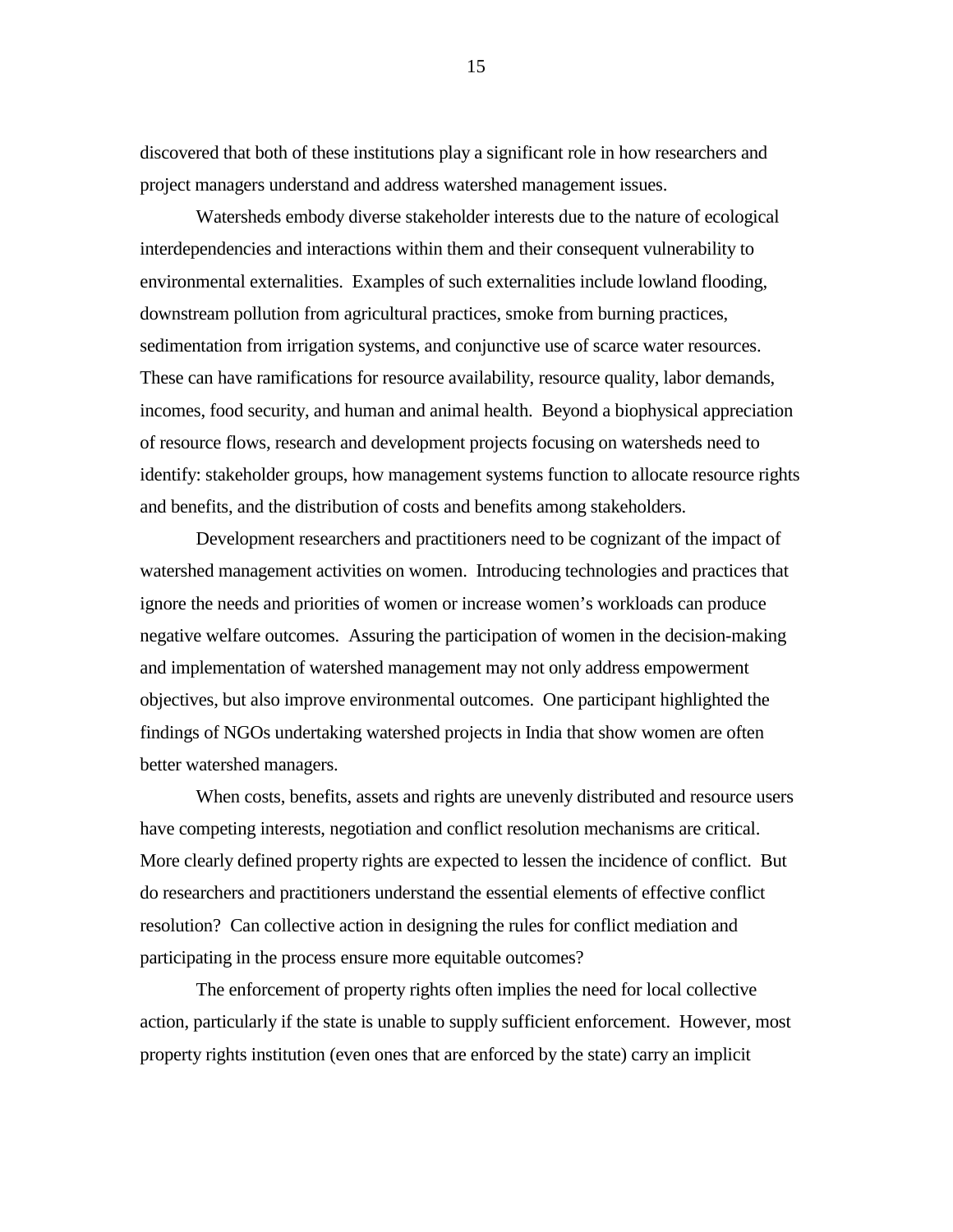discovered that both of these institutions play a significant role in how researchers and project managers understand and address watershed management issues.

Watersheds embody diverse stakeholder interests due to the nature of ecological interdependencies and interactions within them and their consequent vulnerability to environmental externalities. Examples of such externalities include lowland flooding, downstream pollution from agricultural practices, smoke from burning practices, sedimentation from irrigation systems, and conjunctive use of scarce water resources. These can have ramifications for resource availability, resource quality, labor demands, incomes, food security, and human and animal health. Beyond a biophysical appreciation of resource flows, research and development projects focusing on watersheds need to identify: stakeholder groups, how management systems function to allocate resource rights and benefits, and the distribution of costs and benefits among stakeholders.

Development researchers and practitioners need to be cognizant of the impact of watershed management activities on women. Introducing technologies and practices that ignore the needs and priorities of women or increase women's workloads can produce negative welfare outcomes. Assuring the participation of women in the decision-making and implementation of watershed management may not only address empowerment objectives, but also improve environmental outcomes. One participant highlighted the findings of NGOs undertaking watershed projects in India that show women are often better watershed managers.

When costs, benefits, assets and rights are unevenly distributed and resource users have competing interests, negotiation and conflict resolution mechanisms are critical. More clearly defined property rights are expected to lessen the incidence of conflict. But do researchers and practitioners understand the essential elements of effective conflict resolution? Can collective action in designing the rules for conflict mediation and participating in the process ensure more equitable outcomes?

The enforcement of property rights often implies the need for local collective action, particularly if the state is unable to supply sufficient enforcement. However, most property rights institution (even ones that are enforced by the state) carry an implicit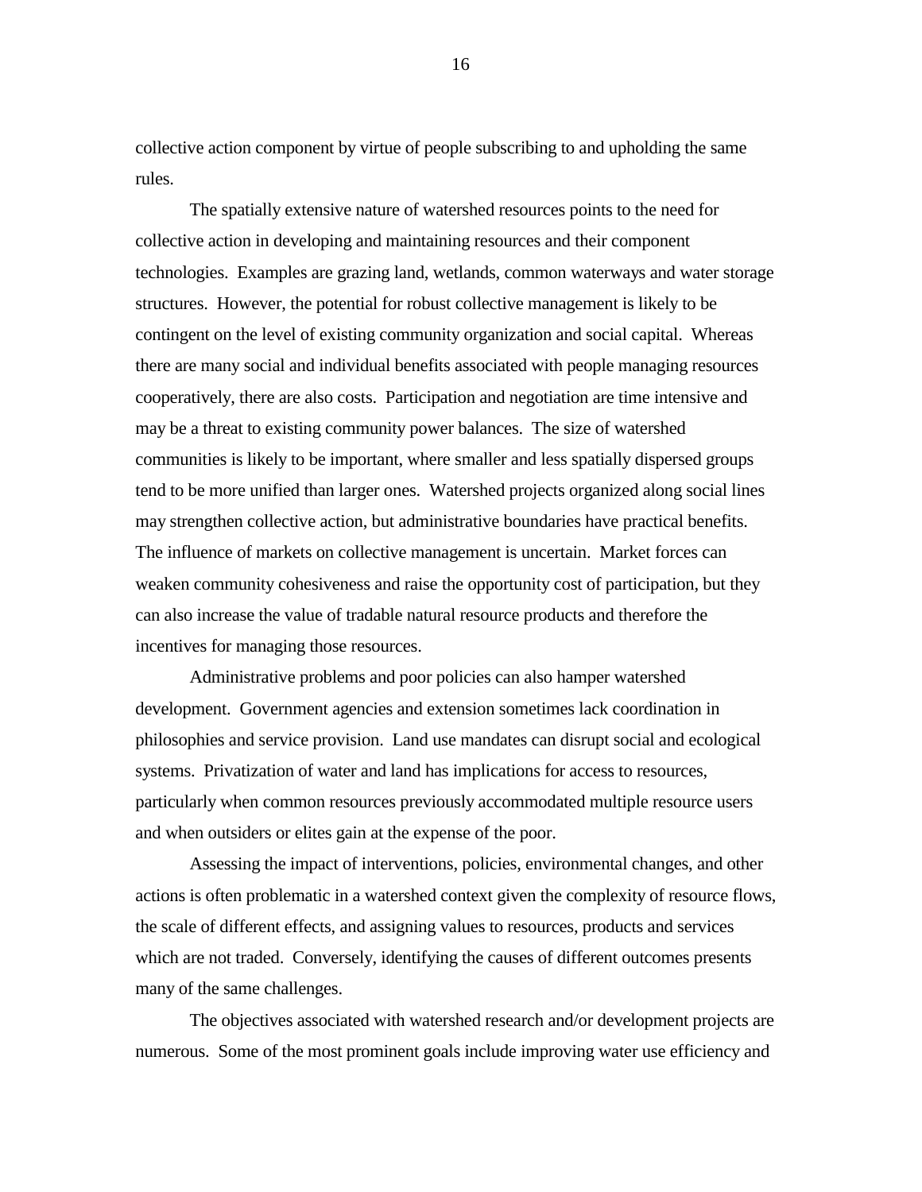collective action component by virtue of people subscribing to and upholding the same rules.

The spatially extensive nature of watershed resources points to the need for collective action in developing and maintaining resources and their component technologies. Examples are grazing land, wetlands, common waterways and water storage structures. However, the potential for robust collective management is likely to be contingent on the level of existing community organization and social capital. Whereas there are many social and individual benefits associated with people managing resources cooperatively, there are also costs. Participation and negotiation are time intensive and may be a threat to existing community power balances. The size of watershed communities is likely to be important, where smaller and less spatially dispersed groups tend to be more unified than larger ones. Watershed projects organized along social lines may strengthen collective action, but administrative boundaries have practical benefits. The influence of markets on collective management is uncertain. Market forces can weaken community cohesiveness and raise the opportunity cost of participation, but they can also increase the value of tradable natural resource products and therefore the incentives for managing those resources.

Administrative problems and poor policies can also hamper watershed development. Government agencies and extension sometimes lack coordination in philosophies and service provision. Land use mandates can disrupt social and ecological systems. Privatization of water and land has implications for access to resources, particularly when common resources previously accommodated multiple resource users and when outsiders or elites gain at the expense of the poor.

Assessing the impact of interventions, policies, environmental changes, and other actions is often problematic in a watershed context given the complexity of resource flows, the scale of different effects, and assigning values to resources, products and services which are not traded. Conversely, identifying the causes of different outcomes presents many of the same challenges.

The objectives associated with watershed research and/or development projects are numerous. Some of the most prominent goals include improving water use efficiency and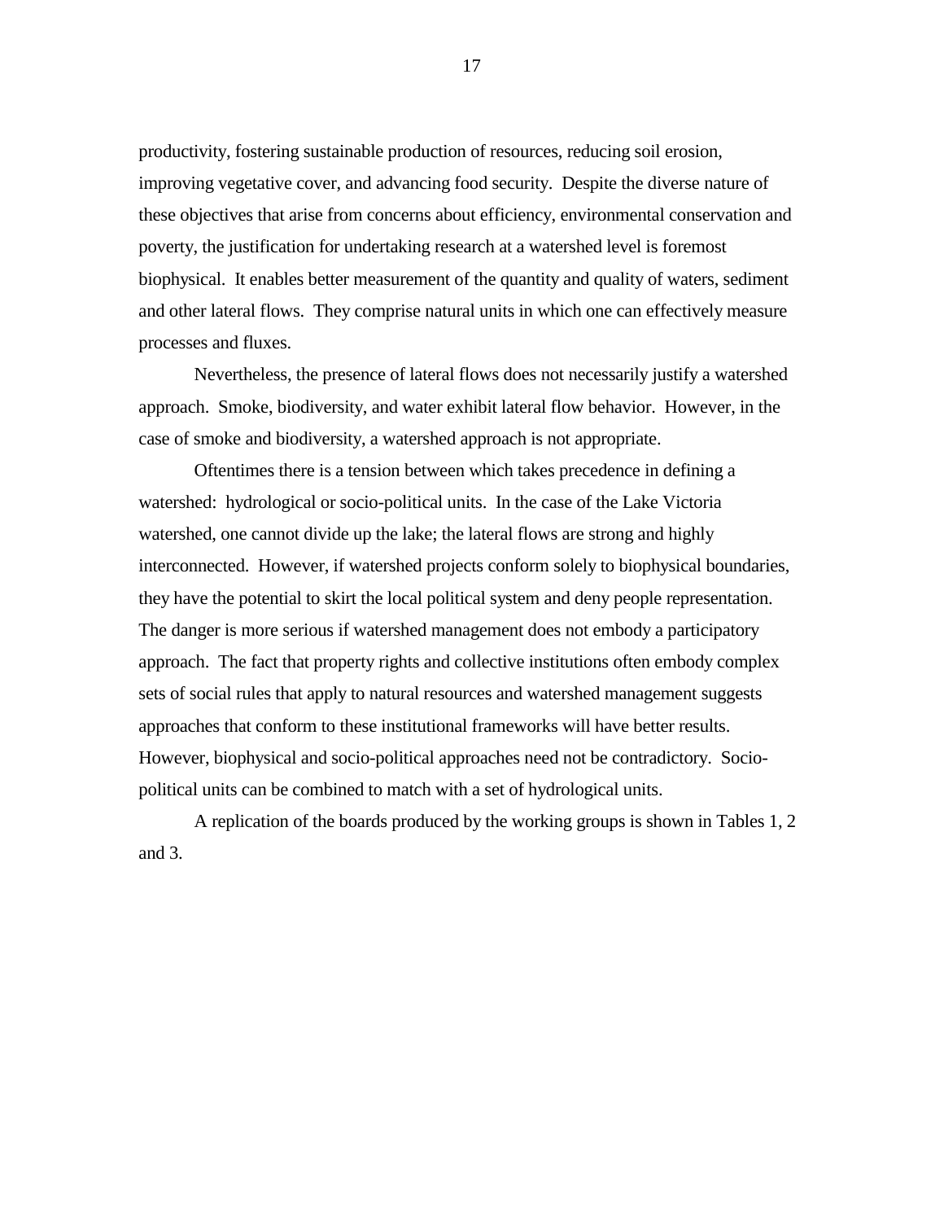productivity, fostering sustainable production of resources, reducing soil erosion, improving vegetative cover, and advancing food security. Despite the diverse nature of these objectives that arise from concerns about efficiency, environmental conservation and poverty, the justification for undertaking research at a watershed level is foremost biophysical. It enables better measurement of the quantity and quality of waters, sediment and other lateral flows. They comprise natural units in which one can effectively measure processes and fluxes.

Nevertheless, the presence of lateral flows does not necessarily justify a watershed approach. Smoke, biodiversity, and water exhibit lateral flow behavior. However, in the case of smoke and biodiversity, a watershed approach is not appropriate.

Oftentimes there is a tension between which takes precedence in defining a watershed: hydrological or socio-political units. In the case of the Lake Victoria watershed, one cannot divide up the lake; the lateral flows are strong and highly interconnected. However, if watershed projects conform solely to biophysical boundaries, they have the potential to skirt the local political system and deny people representation. The danger is more serious if watershed management does not embody a participatory approach. The fact that property rights and collective institutions often embody complex sets of social rules that apply to natural resources and watershed management suggests approaches that conform to these institutional frameworks will have better results. However, biophysical and socio-political approaches need not be contradictory. Socio-political units can be combined to match with a set of hydrological units.

A replication of the boards produced by the working groups is shown in Tables 1, 2 and 3.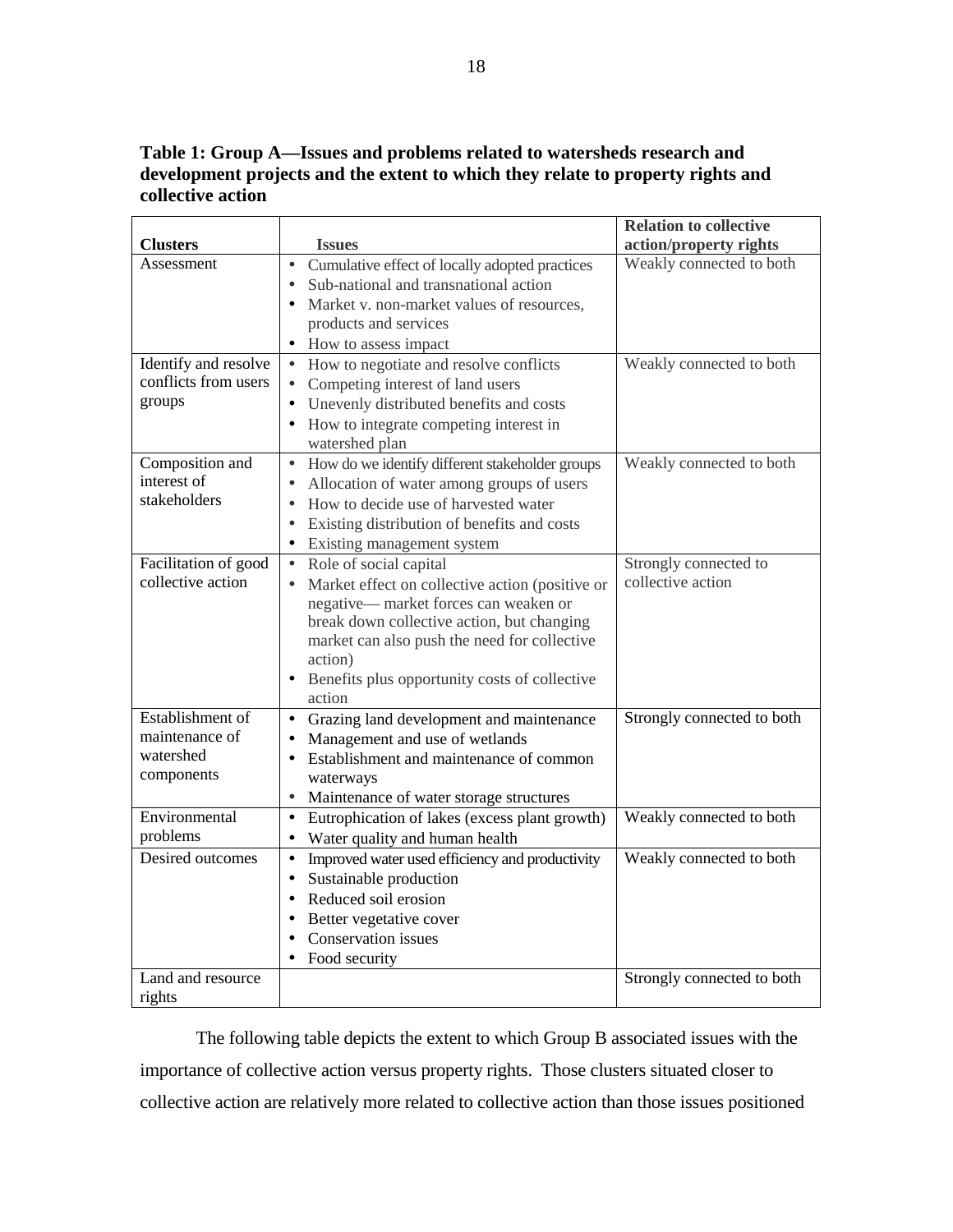**Table 1: Group A—Issues and problems related to watersheds research and development projects and the extent to which they relate to property rights and collective action**

| Clusters | Issues | Relation to collective action/property rights |
|---|---|---|
| Assessment | • Cumulative effect of locally adopted practices<br>• Sub-national and transnational action<br>• Market v. non-market values of resources, products and services<br>• How to assess impact | Weakly connected to both |
| Identify and resolve conflicts from users groups | • How to negotiate and resolve conflicts<br>• Competing interest of land users<br>• Unevenly distributed benefits and costs<br>• How to integrate competing interest in watershed plan | Weakly connected to both |
| Composition and interest of stakeholders | • How do we identify different stakeholder groups<br>• Allocation of water among groups of users<br>• How to decide use of harvested water<br>• Existing distribution of benefits and costs<br>• Existing management system | Weakly connected to both |
| Facilitation of good collective action | • Role of social capital<br>• Market effect on collective action (positive or negative— market forces can weaken or break down collective action, but changing market can also push the need for collective action)<br>• Benefits plus opportunity costs of collective action | Strongly connected to collective action |
| Establishment of maintenance of watershed components | • Grazing land development and maintenance<br>• Management and use of wetlands<br>• Establishment and maintenance of common waterways<br>• Maintenance of water storage structures | Strongly connected to both |
| Environmental problems | • Eutrophication of lakes (excess plant growth)<br>• Water quality and human health | Weakly connected to both |
| Desired outcomes | • Improved water used efficiency and productivity<br>• Sustainable production<br>• Reduced soil erosion<br>• Better vegetative cover<br>• Conservation issues<br>• Food security | Weakly connected to both |
| Land and resource rights | | Strongly connected to both |

The following table depicts the extent to which Group B associated issues with the importance of collective action versus property rights. Those clusters situated closer to collective action are relatively more related to collective action than those issues positioned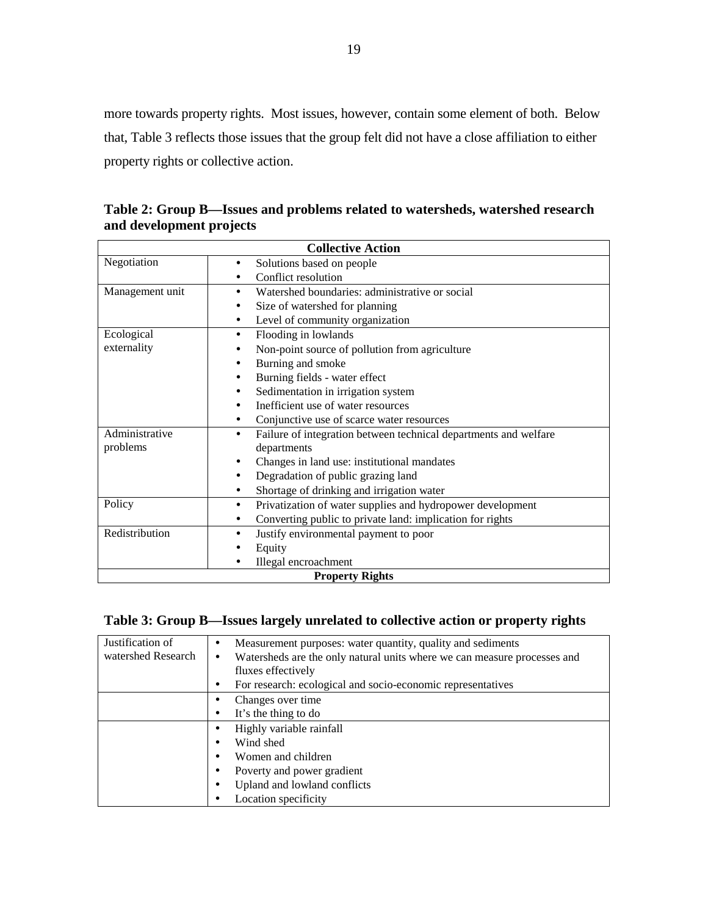more towards property rights. Most issues, however, contain some element of both. Below that, Table 3 reflects those issues that the group felt did not have a close affiliation to either property rights or collective action.

**Table 2: Group B—Issues and problems related to watersheds, watershed research and development projects**

| Collective Action | |
|---|---|
| Negotiation | • Solutions based on people<br>• Conflict resolution |
| Management unit | • Watershed boundaries: administrative or social<br>• Size of watershed for planning<br>• Level of community organization |
| Ecological externality | • Flooding in lowlands<br>• Non-point source of pollution from agriculture<br>• Burning and smoke<br>• Burning fields - water effect<br>• Sedimentation in irrigation system<br>• Inefficient use of water resources<br>• Conjunctive use of scarce water resources |
| Administrative problems | • Failure of integration between technical departments and welfare departments<br>• Changes in land use: institutional mandates<br>• Degradation of public grazing land<br>• Shortage of drinking and irrigation water |
| Policy | • Privatization of water supplies and hydropower development<br>• Converting public to private land: implication for rights |
| Redistribution | • Justify environmental payment to poor<br>• Equity<br>• Illegal encroachment |
| **Property Rights** | |

**Table 3: Group B—Issues largely unrelated to collective action or property rights**

| | |
|---|---|
| Justification of watershed Research | • Measurement purposes: water quantity, quality and sediments<br>• Watersheds are the only natural units where we can measure processes and fluxes effectively<br>• For research: ecological and socio-economic representatives |
| | • Changes over time<br>• It's the thing to do |
| | • Highly variable rainfall<br>• Wind shed<br>• Women and children<br>• Poverty and power gradient<br>• Upland and lowland conflicts<br>• Location specificity |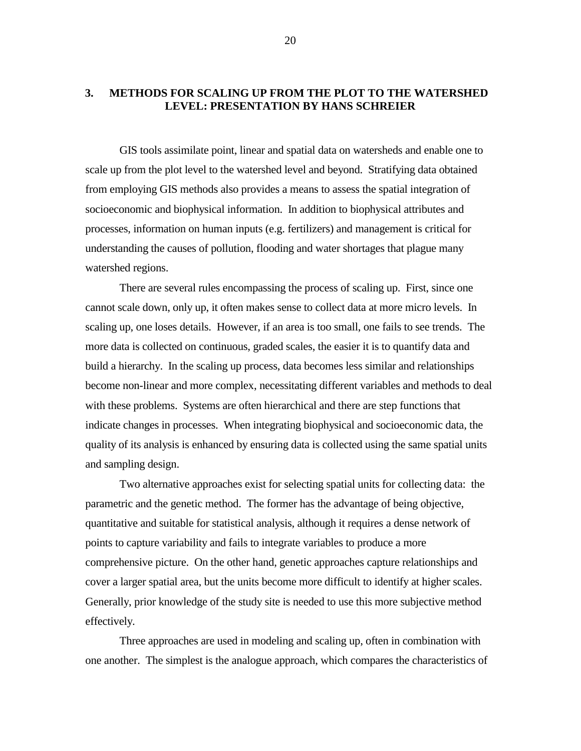## 3. METHODS FOR SCALING UP FROM THE PLOT TO THE WATERSHED LEVEL: PRESENTATION BY HANS SCHREIER

GIS tools assimilate point, linear and spatial data on watersheds and enable one to scale up from the plot level to the watershed level and beyond. Stratifying data obtained from employing GIS methods also provides a means to assess the spatial integration of socioeconomic and biophysical information. In addition to biophysical attributes and processes, information on human inputs (e.g. fertilizers) and management is critical for understanding the causes of pollution, flooding and water shortages that plague many watershed regions.

There are several rules encompassing the process of scaling up. First, since one cannot scale down, only up, it often makes sense to collect data at more micro levels. In scaling up, one loses details. However, if an area is too small, one fails to see trends. The more data is collected on continuous, graded scales, the easier it is to quantify data and build a hierarchy. In the scaling up process, data becomes less similar and relationships become non-linear and more complex, necessitating different variables and methods to deal with these problems. Systems are often hierarchical and there are step functions that indicate changes in processes. When integrating biophysical and socioeconomic data, the quality of its analysis is enhanced by ensuring data is collected using the same spatial units and sampling design.

Two alternative approaches exist for selecting spatial units for collecting data: the parametric and the genetic method. The former has the advantage of being objective, quantitative and suitable for statistical analysis, although it requires a dense network of points to capture variability and fails to integrate variables to produce a more comprehensive picture. On the other hand, genetic approaches capture relationships and cover a larger spatial area, but the units become more difficult to identify at higher scales. Generally, prior knowledge of the study site is needed to use this more subjective method effectively.

Three approaches are used in modeling and scaling up, often in combination with one another. The simplest is the analogue approach, which compares the characteristics of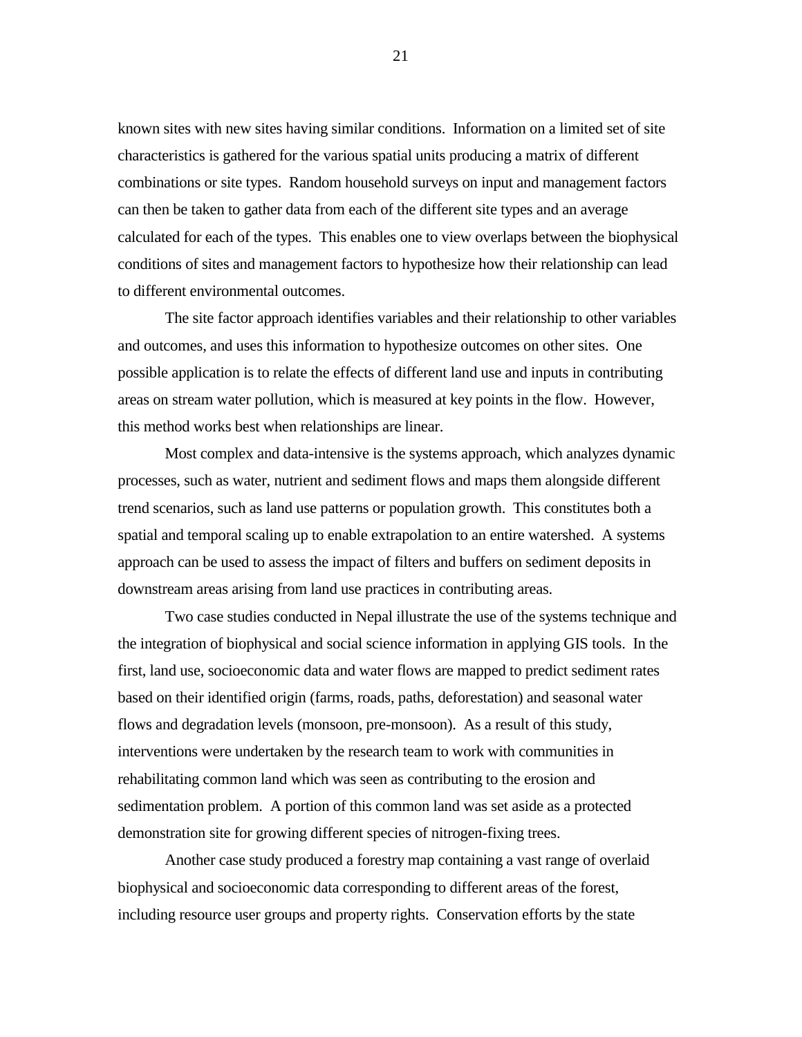known sites with new sites having similar conditions. Information on a limited set of site characteristics is gathered for the various spatial units producing a matrix of different combinations or site types. Random household surveys on input and management factors can then be taken to gather data from each of the different site types and an average calculated for each of the types. This enables one to view overlaps between the biophysical conditions of sites and management factors to hypothesize how their relationship can lead to different environmental outcomes.

The site factor approach identifies variables and their relationship to other variables and outcomes, and uses this information to hypothesize outcomes on other sites. One possible application is to relate the effects of different land use and inputs in contributing areas on stream water pollution, which is measured at key points in the flow. However, this method works best when relationships are linear.

Most complex and data-intensive is the systems approach, which analyzes dynamic processes, such as water, nutrient and sediment flows and maps them alongside different trend scenarios, such as land use patterns or population growth. This constitutes both a spatial and temporal scaling up to enable extrapolation to an entire watershed. A systems approach can be used to assess the impact of filters and buffers on sediment deposits in downstream areas arising from land use practices in contributing areas.

Two case studies conducted in Nepal illustrate the use of the systems technique and the integration of biophysical and social science information in applying GIS tools. In the first, land use, socioeconomic data and water flows are mapped to predict sediment rates based on their identified origin (farms, roads, paths, deforestation) and seasonal water flows and degradation levels (monsoon, pre-monsoon). As a result of this study, interventions were undertaken by the research team to work with communities in rehabilitating common land which was seen as contributing to the erosion and sedimentation problem. A portion of this common land was set aside as a protected demonstration site for growing different species of nitrogen-fixing trees.

Another case study produced a forestry map containing a vast range of overlaid biophysical and socioeconomic data corresponding to different areas of the forest, including resource user groups and property rights. Conservation efforts by the state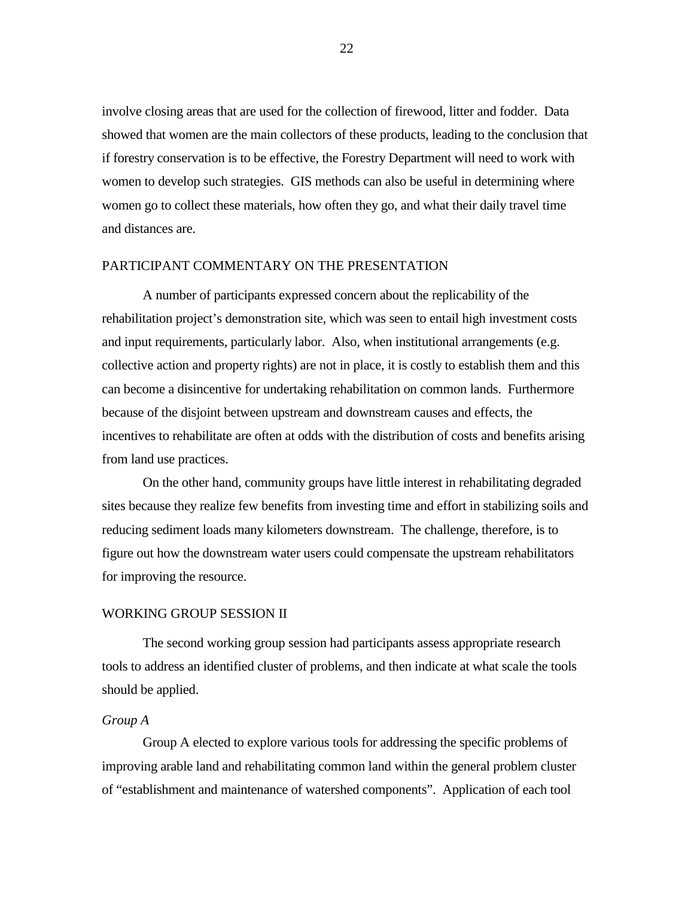involve closing areas that are used for the collection of firewood, litter and fodder. Data showed that women are the main collectors of these products, leading to the conclusion that if forestry conservation is to be effective, the Forestry Department will need to work with women to develop such strategies. GIS methods can also be useful in determining where women go to collect these materials, how often they go, and what their daily travel time and distances are.

## PARTICIPANT COMMENTARY ON THE PRESENTATION

A number of participants expressed concern about the replicability of the rehabilitation project's demonstration site, which was seen to entail high investment costs and input requirements, particularly labor. Also, when institutional arrangements (e.g. collective action and property rights) are not in place, it is costly to establish them and this can become a disincentive for undertaking rehabilitation on common lands. Furthermore because of the disjoint between upstream and downstream causes and effects, the incentives to rehabilitate are often at odds with the distribution of costs and benefits arising from land use practices.

On the other hand, community groups have little interest in rehabilitating degraded sites because they realize few benefits from investing time and effort in stabilizing soils and reducing sediment loads many kilometers downstream. The challenge, therefore, is to figure out how the downstream water users could compensate the upstream rehabilitators for improving the resource.

## WORKING GROUP SESSION II

The second working group session had participants assess appropriate research tools to address an identified cluster of problems, and then indicate at what scale the tools should be applied.

### *Group A*

Group A elected to explore various tools for addressing the specific problems of improving arable land and rehabilitating common land within the general problem cluster of "establishment and maintenance of watershed components". Application of each tool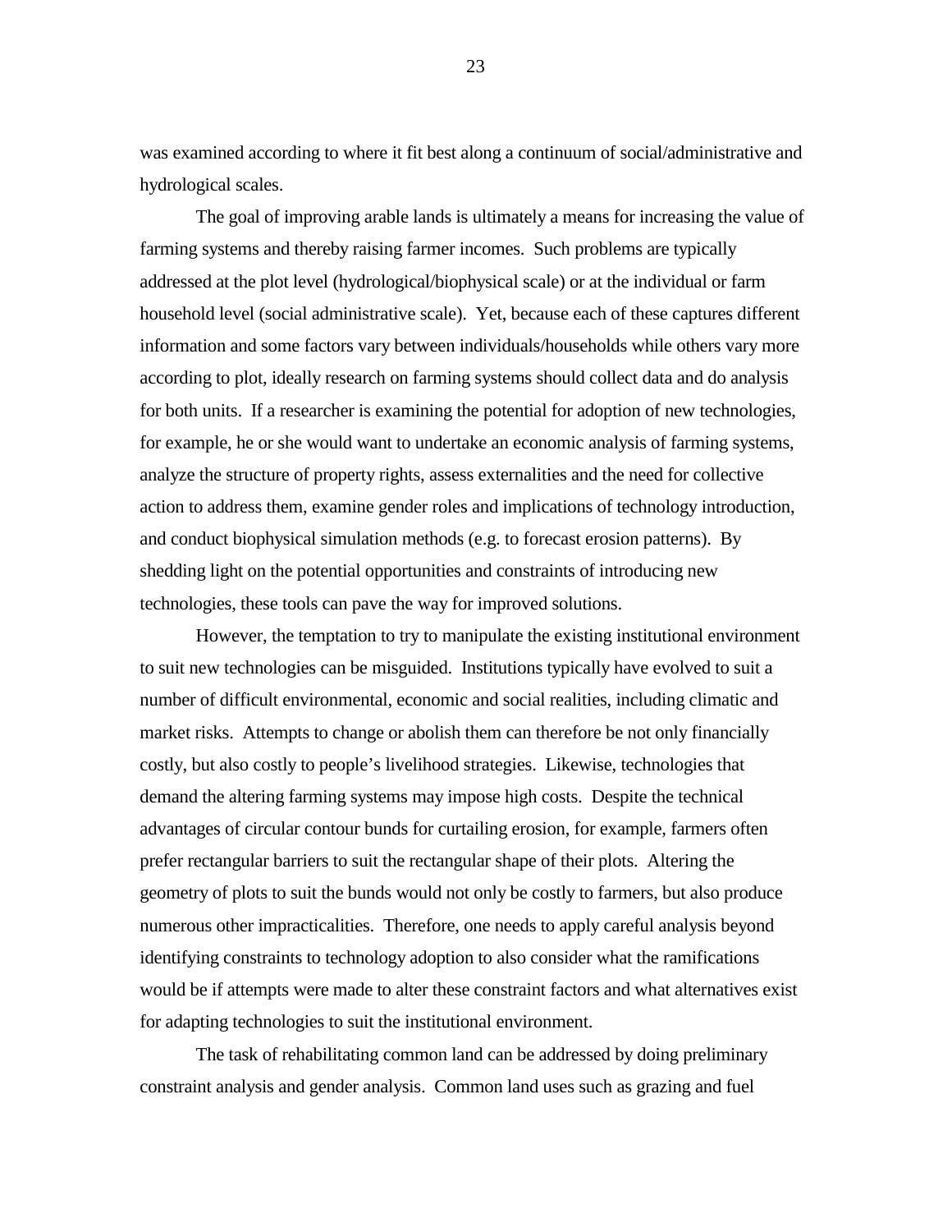was examined according to where it fit best along a continuum of social/administrative and hydrological scales.

The goal of improving arable lands is ultimately a means for increasing the value of farming systems and thereby raising farmer incomes. Such problems are typically addressed at the plot level (hydrological/biophysical scale) or at the individual or farm household level (social administrative scale). Yet, because each of these captures different information and some factors vary between individuals/households while others vary more according to plot, ideally research on farming systems should collect data and do analysis for both units. If a researcher is examining the potential for adoption of new technologies, for example, he or she would want to undertake an economic analysis of farming systems, analyze the structure of property rights, assess externalities and the need for collective action to address them, examine gender roles and implications of technology introduction, and conduct biophysical simulation methods (e.g. to forecast erosion patterns). By shedding light on the potential opportunities and constraints of introducing new technologies, these tools can pave the way for improved solutions.

However, the temptation to try to manipulate the existing institutional environment to suit new technologies can be misguided. Institutions typically have evolved to suit a number of difficult environmental, economic and social realities, including climatic and market risks. Attempts to change or abolish them can therefore be not only financially costly, but also costly to people's livelihood strategies. Likewise, technologies that demand the altering farming systems may impose high costs. Despite the technical advantages of circular contour bunds for curtailing erosion, for example, farmers often prefer rectangular barriers to suit the rectangular shape of their plots. Altering the geometry of plots to suit the bunds would not only be costly to farmers, but also produce numerous other impracticalities. Therefore, one needs to apply careful analysis beyond identifying constraints to technology adoption to also consider what the ramifications would be if attempts were made to alter these constraint factors and what alternatives exist for adapting technologies to suit the institutional environment.

The task of rehabilitating common land can be addressed by doing preliminary constraint analysis and gender analysis. Common land uses such as grazing and fuel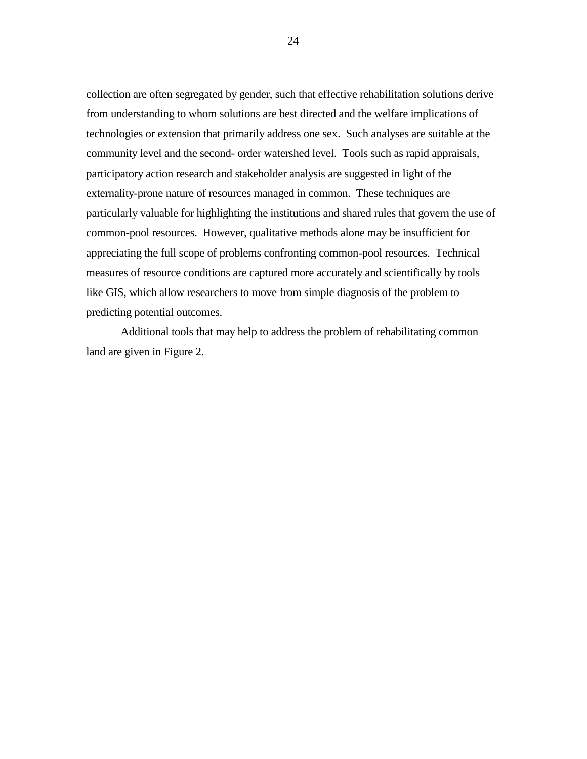collection are often segregated by gender, such that effective rehabilitation solutions derive from understanding to whom solutions are best directed and the welfare implications of technologies or extension that primarily address one sex. Such analyses are suitable at the community level and the second- order watershed level. Tools such as rapid appraisals, participatory action research and stakeholder analysis are suggested in light of the externality-prone nature of resources managed in common. These techniques are particularly valuable for highlighting the institutions and shared rules that govern the use of common-pool resources. However, qualitative methods alone may be insufficient for appreciating the full scope of problems confronting common-pool resources. Technical measures of resource conditions are captured more accurately and scientifically by tools like GIS, which allow researchers to move from simple diagnosis of the problem to predicting potential outcomes.

Additional tools that may help to address the problem of rehabilitating common land are given in Figure 2.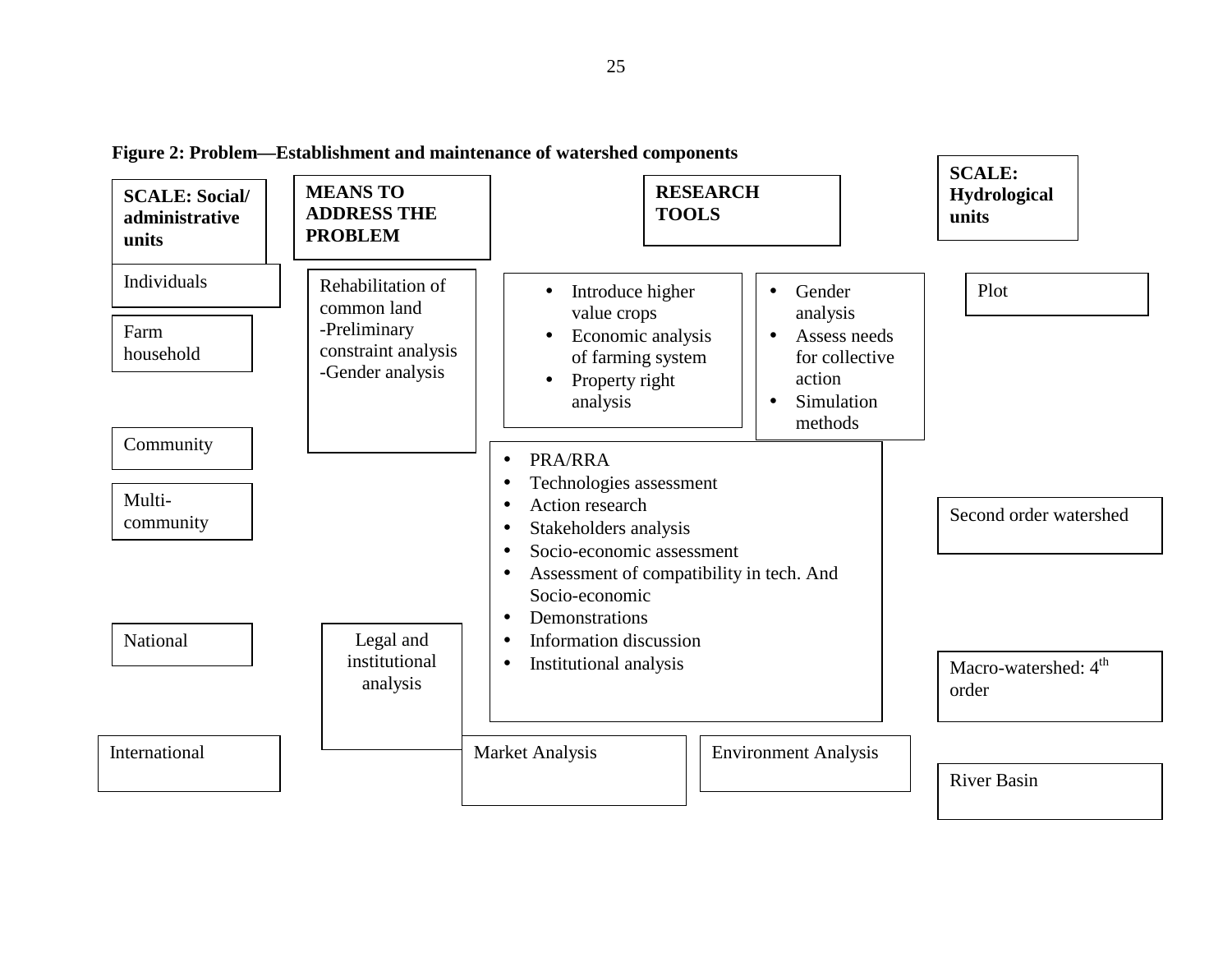**Figure 2: Problem—Establishment and maintenance of watershed components**

**SCALE: Social/ administrative units**

- Individuals
- Farm household
- Community
- Multi-community
- National
- International

**MEANS TO ADDRESS THE PROBLEM**

Rehabilitation of common land
-Preliminary constraint analysis
-Gender analysis

Legal and institutional analysis

**RESEARCH TOOLS**

- Introduce higher value crops
- Economic analysis of farming system
- Property right analysis

- Gender analysis
- Assess needs for collective action
- Simulation methods

- PRA/RRA
- Technologies assessment
- Action research
- Stakeholders analysis
- Socio-economic assessment
- Assessment of compatibility in tech. And Socio-economic
- Demonstrations
- Information discussion
- Institutional analysis

Market Analysis

Environment Analysis

**SCALE: Hydrological units**

- Plot
- Second order watershed
- Macro-watershed: 4th order
- River Basin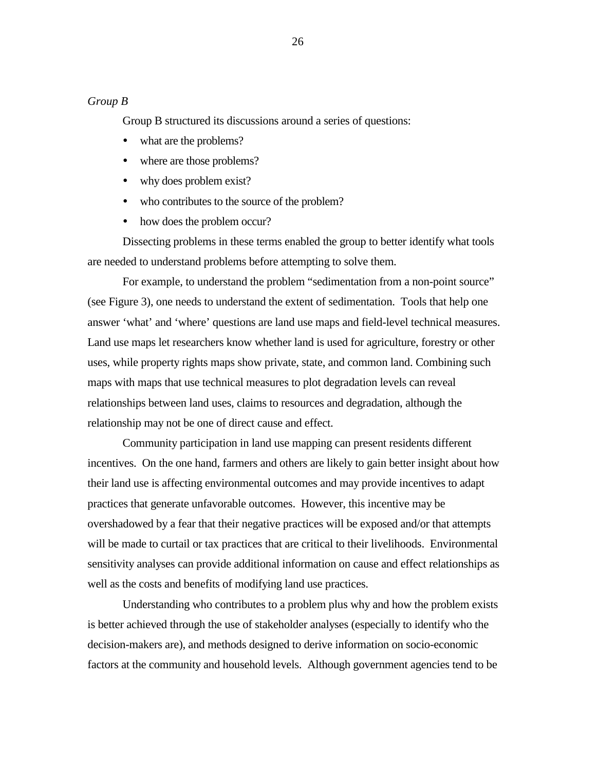*Group B*

Group B structured its discussions around a series of questions:

- what are the problems?
- where are those problems?
- why does problem exist?
- who contributes to the source of the problem?
- how does the problem occur?

Dissecting problems in these terms enabled the group to better identify what tools are needed to understand problems before attempting to solve them.

For example, to understand the problem “sedimentation from a non-point source” (see Figure 3), one needs to understand the extent of sedimentation. Tools that help one answer ‘what’ and ‘where’ questions are land use maps and field-level technical measures. Land use maps let researchers know whether land is used for agriculture, forestry or other uses, while property rights maps show private, state, and common land. Combining such maps with maps that use technical measures to plot degradation levels can reveal relationships between land uses, claims to resources and degradation, although the relationship may not be one of direct cause and effect.

Community participation in land use mapping can present residents different incentives. On the one hand, farmers and others are likely to gain better insight about how their land use is affecting environmental outcomes and may provide incentives to adapt practices that generate unfavorable outcomes. However, this incentive may be overshadowed by a fear that their negative practices will be exposed and/or that attempts will be made to curtail or tax practices that are critical to their livelihoods. Environmental sensitivity analyses can provide additional information on cause and effect relationships as well as the costs and benefits of modifying land use practices.

Understanding who contributes to a problem plus why and how the problem exists is better achieved through the use of stakeholder analyses (especially to identify who the decision-makers are), and methods designed to derive information on socio-economic factors at the community and household levels. Although government agencies tend to be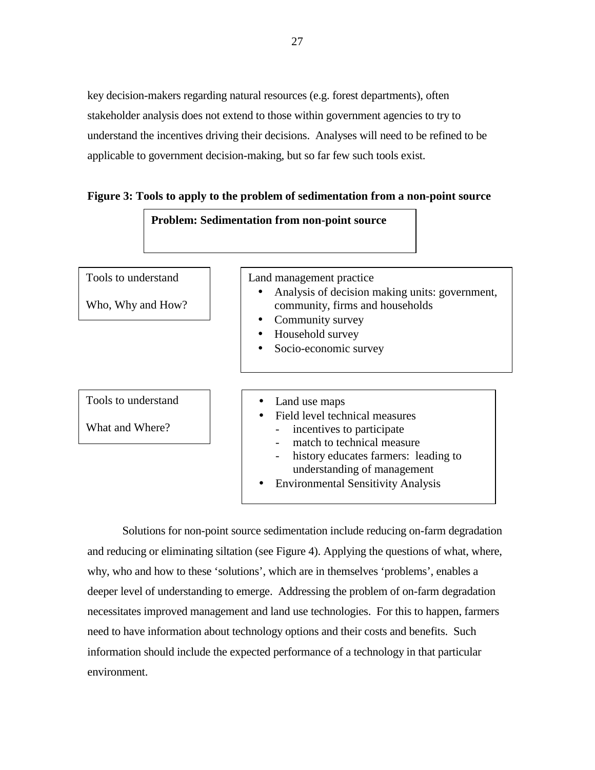key decision-makers regarding natural resources (e.g. forest departments), often stakeholder analysis does not extend to those within government agencies to try to understand the incentives driving their decisions. Analyses will need to be refined to be applicable to government decision-making, but so far few such tools exist.

**Figure 3: Tools to apply to the problem of sedimentation from a non-point source**

**Problem: Sedimentation from non-point source**

Tools to understand

Who, Why and How?

Land management practice

- Analysis of decision making units: government, community, firms and households
- Community survey
- Household survey
- Socio-economic survey

Tools to understand

What and Where?

- Land use maps
- Field level technical measures
  - incentives to participate
  - match to technical measure
  - history educates farmers: leading to understanding of management
- Environmental Sensitivity Analysis

Solutions for non-point source sedimentation include reducing on-farm degradation and reducing or eliminating siltation (see Figure 4). Applying the questions of what, where, why, who and how to these 'solutions', which are in themselves 'problems', enables a deeper level of understanding to emerge. Addressing the problem of on-farm degradation necessitates improved management and land use technologies. For this to happen, farmers need to have information about technology options and their costs and benefits. Such information should include the expected performance of a technology in that particular environment.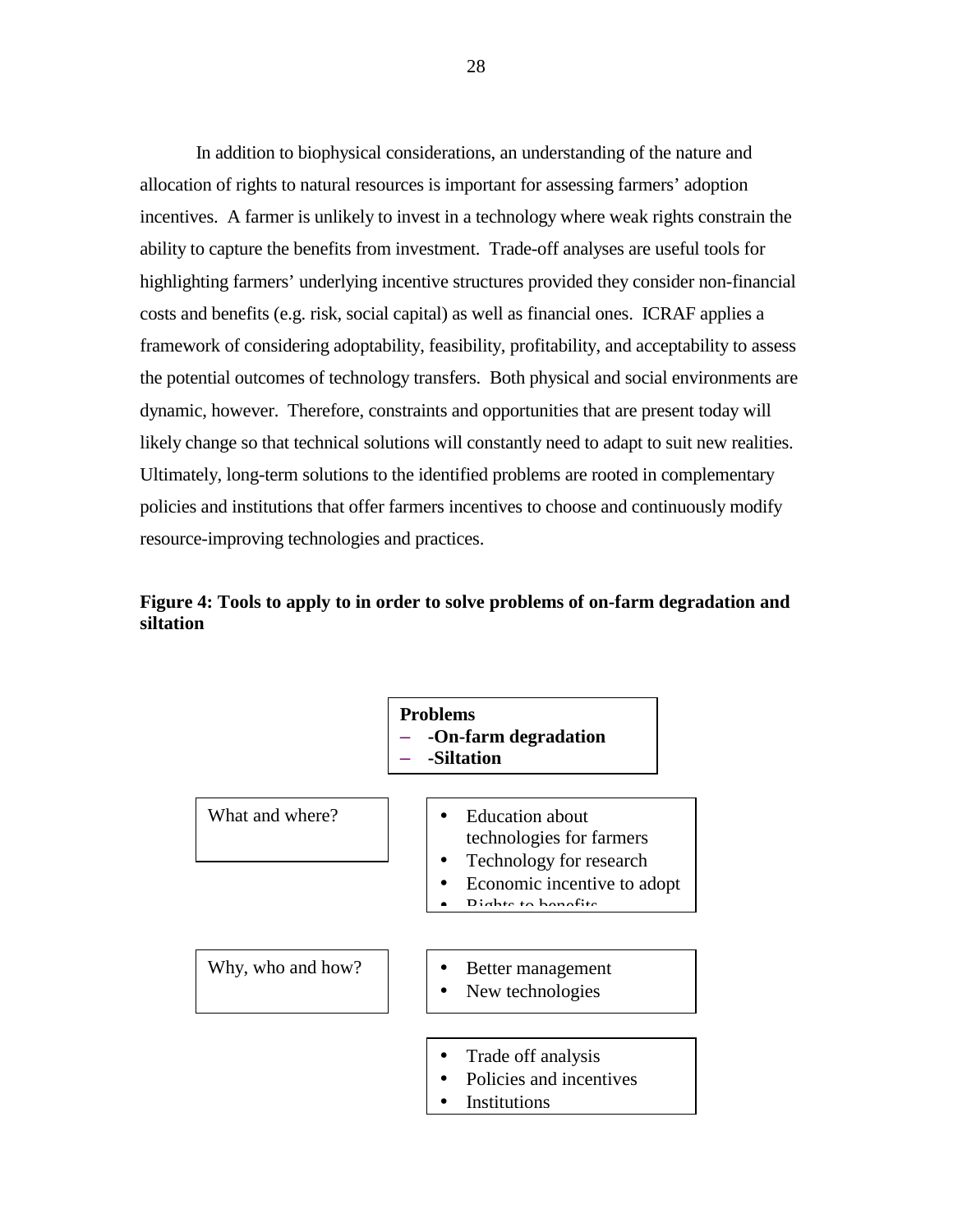In addition to biophysical considerations, an understanding of the nature and allocation of rights to natural resources is important for assessing farmers' adoption incentives. A farmer is unlikely to invest in a technology where weak rights constrain the ability to capture the benefits from investment. Trade-off analyses are useful tools for highlighting farmers' underlying incentive structures provided they consider non-financial costs and benefits (e.g. risk, social capital) as well as financial ones. ICRAF applies a framework of considering adoptability, feasibility, profitability, and acceptability to assess the potential outcomes of technology transfers. Both physical and social environments are dynamic, however. Therefore, constraints and opportunities that are present today will likely change so that technical solutions will constantly need to adapt to suit new realities. Ultimately, long-term solutions to the identified problems are rooted in complementary policies and institutions that offer farmers incentives to choose and continuously modify resource-improving technologies and practices.

**Figure 4: Tools to apply to in order to solve problems of on-farm degradation and siltation**

**Problems**
- **-On-farm degradation**
- **-Siltation**

What and where?

- Education about technologies for farmers
- Technology for research
- Economic incentive to adopt
- Rights to benefits

Why, who and how?

- Better management
- New technologies

- Trade off analysis
- Policies and incentives
- Institutions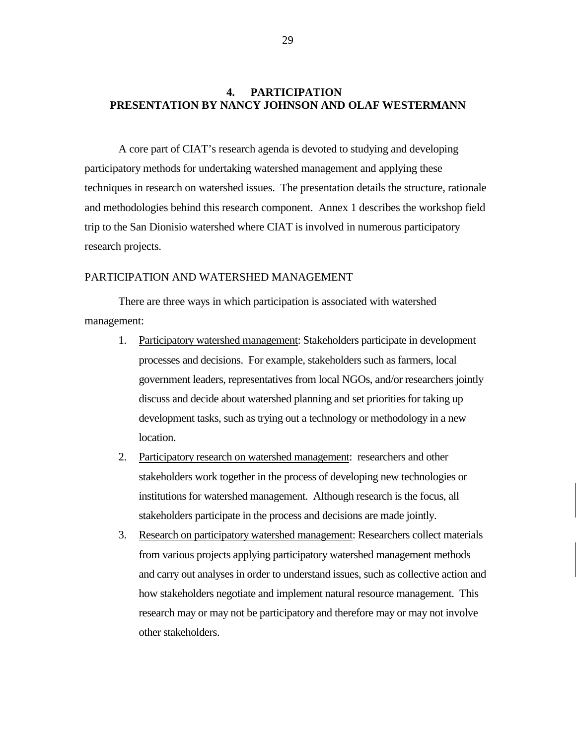# 4. PARTICIPATION
# PRESENTATION BY NANCY JOHNSON AND OLAF WESTERMANN

A core part of CIAT's research agenda is devoted to studying and developing participatory methods for undertaking watershed management and applying these techniques in research on watershed issues. The presentation details the structure, rationale and methodologies behind this research component. Annex 1 describes the workshop field trip to the San Dionisio watershed where CIAT is involved in numerous participatory research projects.

## PARTICIPATION AND WATERSHED MANAGEMENT

There are three ways in which participation is associated with watershed management:

1. <u>Participatory watershed management</u>: Stakeholders participate in development processes and decisions. For example, stakeholders such as farmers, local government leaders, representatives from local NGOs, and/or researchers jointly discuss and decide about watershed planning and set priorities for taking up development tasks, such as trying out a technology or methodology in a new location.
2. <u>Participatory research on watershed management</u>: researchers and other stakeholders work together in the process of developing new technologies or institutions for watershed management. Although research is the focus, all stakeholders participate in the process and decisions are made jointly.
3. <u>Research on participatory watershed management</u>: Researchers collect materials from various projects applying participatory watershed management methods and carry out analyses in order to understand issues, such as collective action and how stakeholders negotiate and implement natural resource management. This research may or may not be participatory and therefore may or may not involve other stakeholders.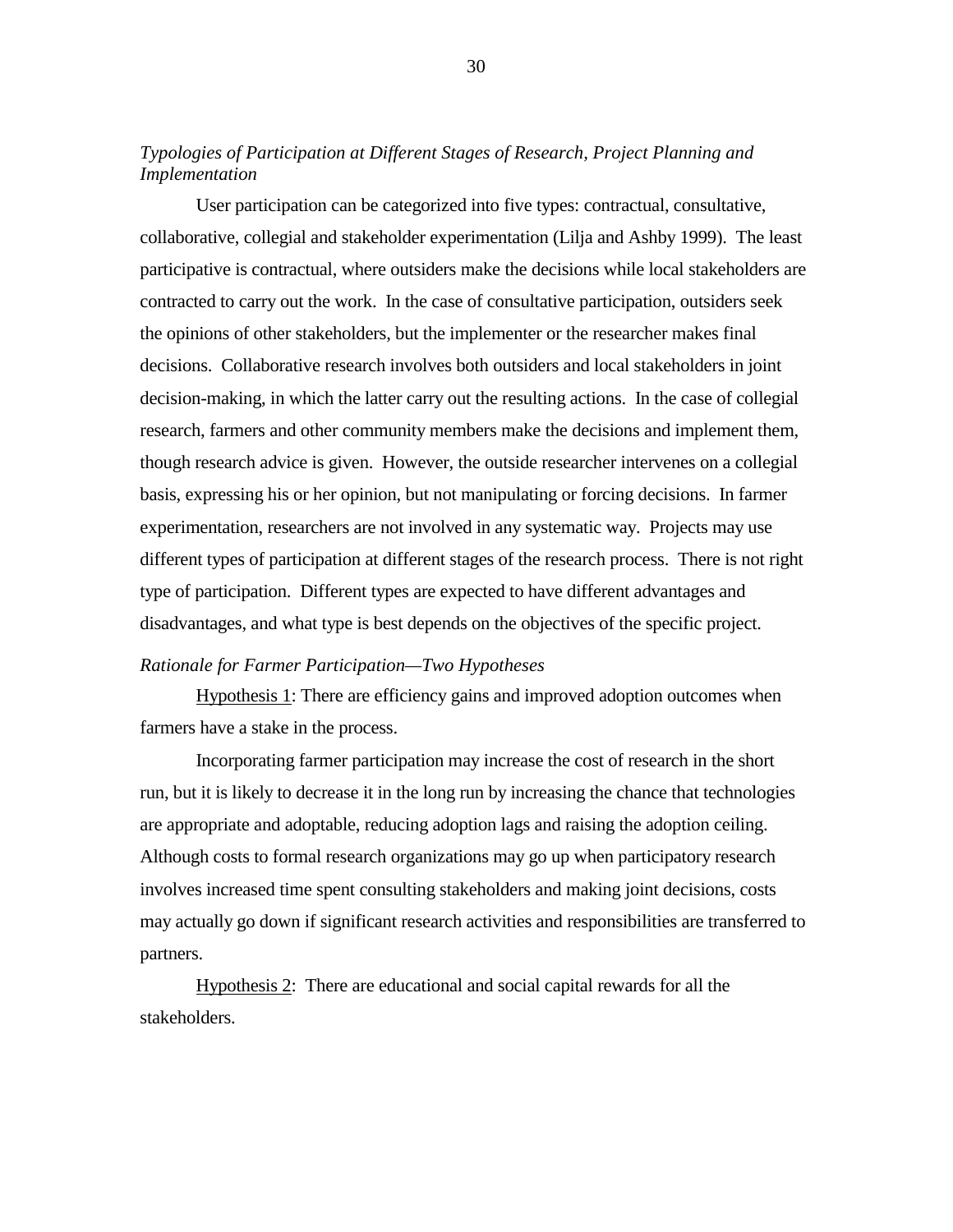### *Typologies of Participation at Different Stages of Research, Project Planning and Implementation*

User participation can be categorized into five types: contractual, consultative, collaborative, collegial and stakeholder experimentation (Lilja and Ashby 1999). The least participative is contractual, where outsiders make the decisions while local stakeholders are contracted to carry out the work. In the case of consultative participation, outsiders seek the opinions of other stakeholders, but the implementer or the researcher makes final decisions. Collaborative research involves both outsiders and local stakeholders in joint decision-making, in which the latter carry out the resulting actions. In the case of collegial research, farmers and other community members make the decisions and implement them, though research advice is given. However, the outside researcher intervenes on a collegial basis, expressing his or her opinion, but not manipulating or forcing decisions. In farmer experimentation, researchers are not involved in any systematic way. Projects may use different types of participation at different stages of the research process. There is not right type of participation. Different types are expected to have different advantages and disadvantages, and what type is best depends on the objectives of the specific project.

### *Rationale for Farmer Participation—Two Hypotheses*

Hypothesis 1: There are efficiency gains and improved adoption outcomes when farmers have a stake in the process.

Incorporating farmer participation may increase the cost of research in the short run, but it is likely to decrease it in the long run by increasing the chance that technologies are appropriate and adoptable, reducing adoption lags and raising the adoption ceiling. Although costs to formal research organizations may go up when participatory research involves increased time spent consulting stakeholders and making joint decisions, costs may actually go down if significant research activities and responsibilities are transferred to partners.

Hypothesis 2: There are educational and social capital rewards for all the stakeholders.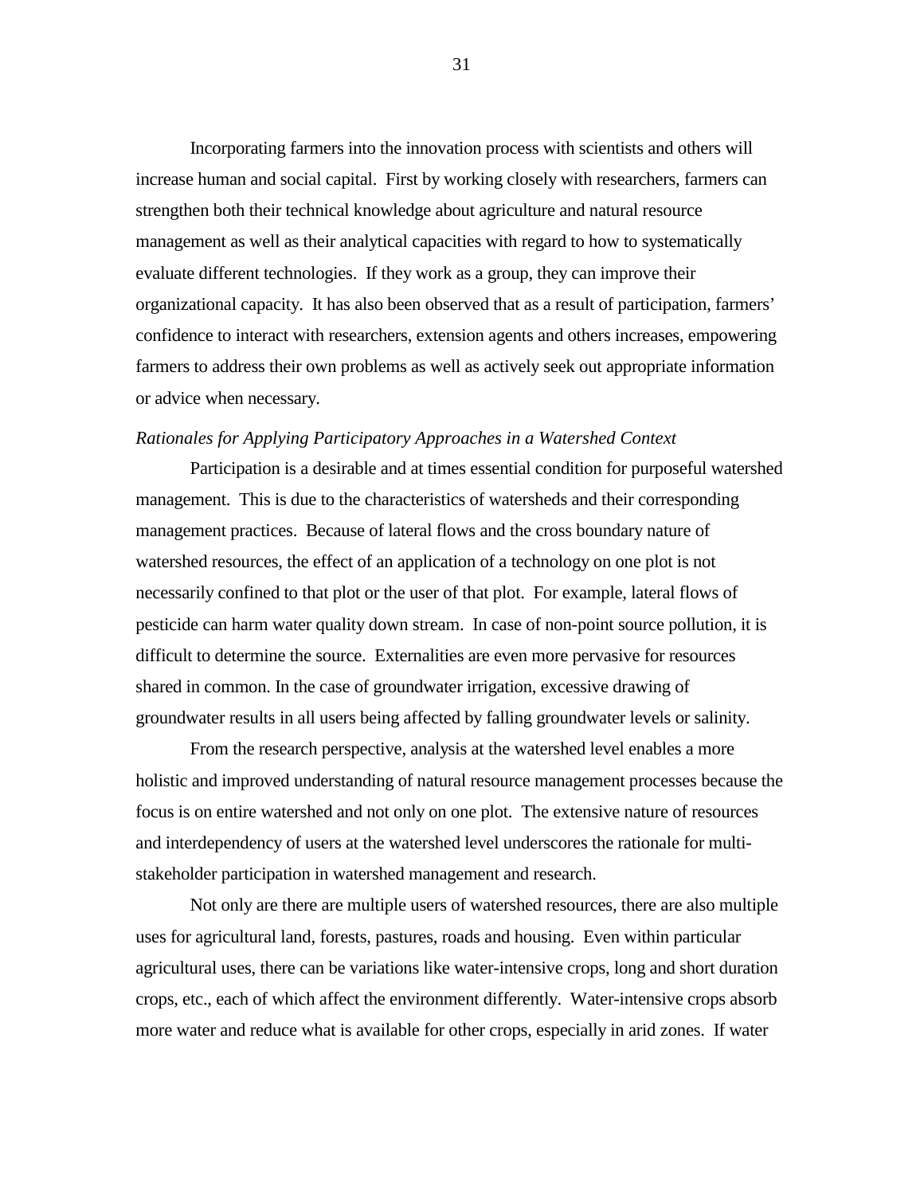Incorporating farmers into the innovation process with scientists and others will increase human and social capital. First by working closely with researchers, farmers can strengthen both their technical knowledge about agriculture and natural resource management as well as their analytical capacities with regard to how to systematically evaluate different technologies. If they work as a group, they can improve their organizational capacity. It has also been observed that as a result of participation, farmers' confidence to interact with researchers, extension agents and others increases, empowering farmers to address their own problems as well as actively seek out appropriate information or advice when necessary.

*Rationales for Applying Participatory Approaches in a Watershed Context*

Participation is a desirable and at times essential condition for purposeful watershed management. This is due to the characteristics of watersheds and their corresponding management practices. Because of lateral flows and the cross boundary nature of watershed resources, the effect of an application of a technology on one plot is not necessarily confined to that plot or the user of that plot. For example, lateral flows of pesticide can harm water quality down stream. In case of non-point source pollution, it is difficult to determine the source. Externalities are even more pervasive for resources shared in common. In the case of groundwater irrigation, excessive drawing of groundwater results in all users being affected by falling groundwater levels or salinity.

From the research perspective, analysis at the watershed level enables a more holistic and improved understanding of natural resource management processes because the focus is on entire watershed and not only on one plot. The extensive nature of resources and interdependency of users at the watershed level underscores the rationale for multi-stakeholder participation in watershed management and research.

Not only are there are multiple users of watershed resources, there are also multiple uses for agricultural land, forests, pastures, roads and housing. Even within particular agricultural uses, there can be variations like water-intensive crops, long and short duration crops, etc., each of which affect the environment differently. Water-intensive crops absorb more water and reduce what is available for other crops, especially in arid zones. If water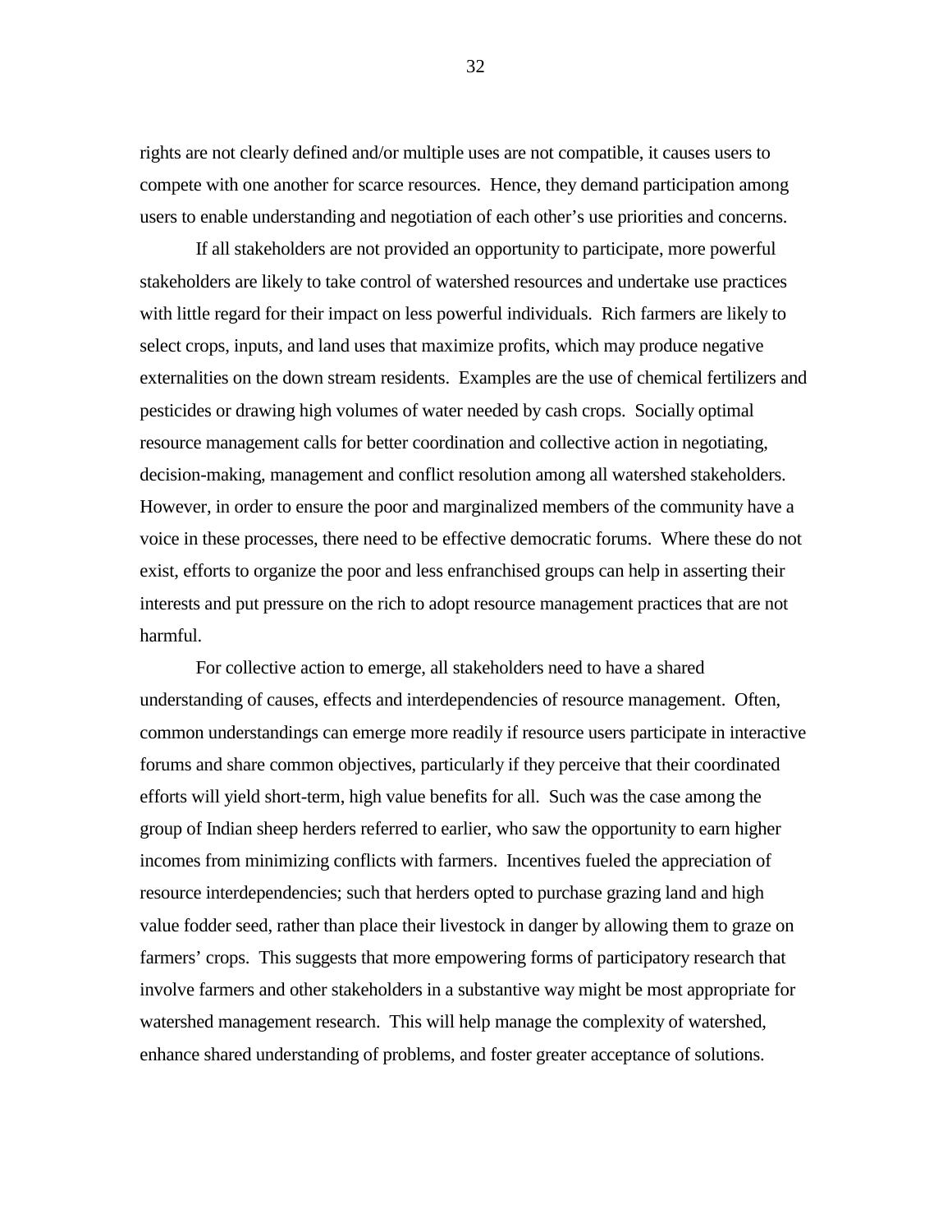rights are not clearly defined and/or multiple uses are not compatible, it causes users to compete with one another for scarce resources. Hence, they demand participation among users to enable understanding and negotiation of each other's use priorities and concerns.

If all stakeholders are not provided an opportunity to participate, more powerful stakeholders are likely to take control of watershed resources and undertake use practices with little regard for their impact on less powerful individuals. Rich farmers are likely to select crops, inputs, and land uses that maximize profits, which may produce negative externalities on the down stream residents. Examples are the use of chemical fertilizers and pesticides or drawing high volumes of water needed by cash crops. Socially optimal resource management calls for better coordination and collective action in negotiating, decision-making, management and conflict resolution among all watershed stakeholders. However, in order to ensure the poor and marginalized members of the community have a voice in these processes, there need to be effective democratic forums. Where these do not exist, efforts to organize the poor and less enfranchised groups can help in asserting their interests and put pressure on the rich to adopt resource management practices that are not harmful.

For collective action to emerge, all stakeholders need to have a shared understanding of causes, effects and interdependencies of resource management. Often, common understandings can emerge more readily if resource users participate in interactive forums and share common objectives, particularly if they perceive that their coordinated efforts will yield short-term, high value benefits for all. Such was the case among the group of Indian sheep herders referred to earlier, who saw the opportunity to earn higher incomes from minimizing conflicts with farmers. Incentives fueled the appreciation of resource interdependencies; such that herders opted to purchase grazing land and high value fodder seed, rather than place their livestock in danger by allowing them to graze on farmers' crops. This suggests that more empowering forms of participatory research that involve farmers and other stakeholders in a substantive way might be most appropriate for watershed management research. This will help manage the complexity of watershed, enhance shared understanding of problems, and foster greater acceptance of solutions.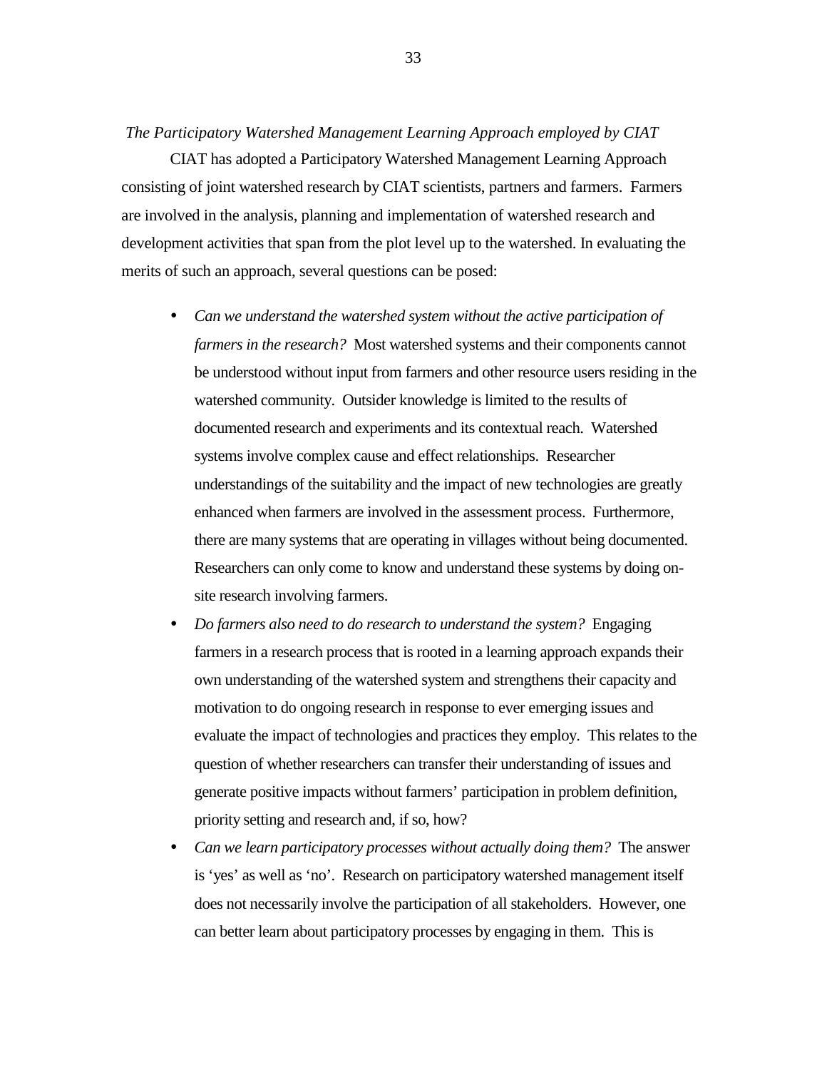*The Participatory Watershed Management Learning Approach employed by CIAT*

CIAT has adopted a Participatory Watershed Management Learning Approach consisting of joint watershed research by CIAT scientists, partners and farmers. Farmers are involved in the analysis, planning and implementation of watershed research and development activities that span from the plot level up to the watershed. In evaluating the merits of such an approach, several questions can be posed:

- *Can we understand the watershed system without the active participation of farmers in the research?* Most watershed systems and their components cannot be understood without input from farmers and other resource users residing in the watershed community. Outsider knowledge is limited to the results of documented research and experiments and its contextual reach. Watershed systems involve complex cause and effect relationships. Researcher understandings of the suitability and the impact of new technologies are greatly enhanced when farmers are involved in the assessment process. Furthermore, there are many systems that are operating in villages without being documented. Researchers can only come to know and understand these systems by doing on-site research involving farmers.
- *Do farmers also need to do research to understand the system?* Engaging farmers in a research process that is rooted in a learning approach expands their own understanding of the watershed system and strengthens their capacity and motivation to do ongoing research in response to ever emerging issues and evaluate the impact of technologies and practices they employ. This relates to the question of whether researchers can transfer their understanding of issues and generate positive impacts without farmers' participation in problem definition, priority setting and research and, if so, how?
- *Can we learn participatory processes without actually doing them?* The answer is 'yes' as well as 'no'. Research on participatory watershed management itself does not necessarily involve the participation of all stakeholders. However, one can better learn about participatory processes by engaging in them. This is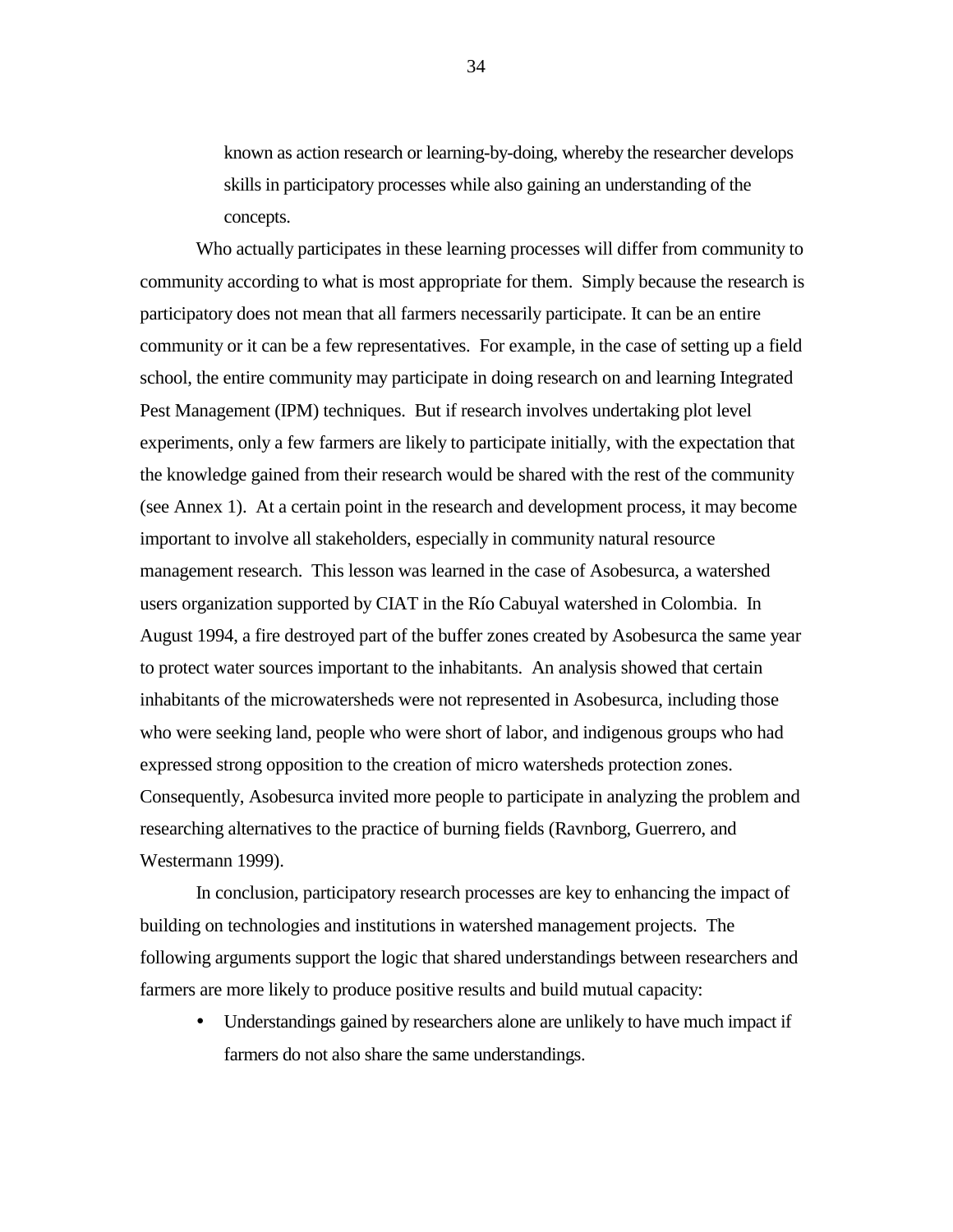known as action research or learning-by-doing, whereby the researcher develops skills in participatory processes while also gaining an understanding of the concepts.

Who actually participates in these learning processes will differ from community to community according to what is most appropriate for them. Simply because the research is participatory does not mean that all farmers necessarily participate. It can be an entire community or it can be a few representatives. For example, in the case of setting up a field school, the entire community may participate in doing research on and learning Integrated Pest Management (IPM) techniques. But if research involves undertaking plot level experiments, only a few farmers are likely to participate initially, with the expectation that the knowledge gained from their research would be shared with the rest of the community (see Annex 1). At a certain point in the research and development process, it may become important to involve all stakeholders, especially in community natural resource management research. This lesson was learned in the case of Asobesurca, a watershed users organization supported by CIAT in the Río Cabuyal watershed in Colombia. In August 1994, a fire destroyed part of the buffer zones created by Asobesurca the same year to protect water sources important to the inhabitants. An analysis showed that certain inhabitants of the microwatersheds were not represented in Asobesurca, including those who were seeking land, people who were short of labor, and indigenous groups who had expressed strong opposition to the creation of micro watersheds protection zones. Consequently, Asobesurca invited more people to participate in analyzing the problem and researching alternatives to the practice of burning fields (Ravnborg, Guerrero, and Westermann 1999).

In conclusion, participatory research processes are key to enhancing the impact of building on technologies and institutions in watershed management projects. The following arguments support the logic that shared understandings between researchers and farmers are more likely to produce positive results and build mutual capacity:

- Understandings gained by researchers alone are unlikely to have much impact if farmers do not also share the same understandings.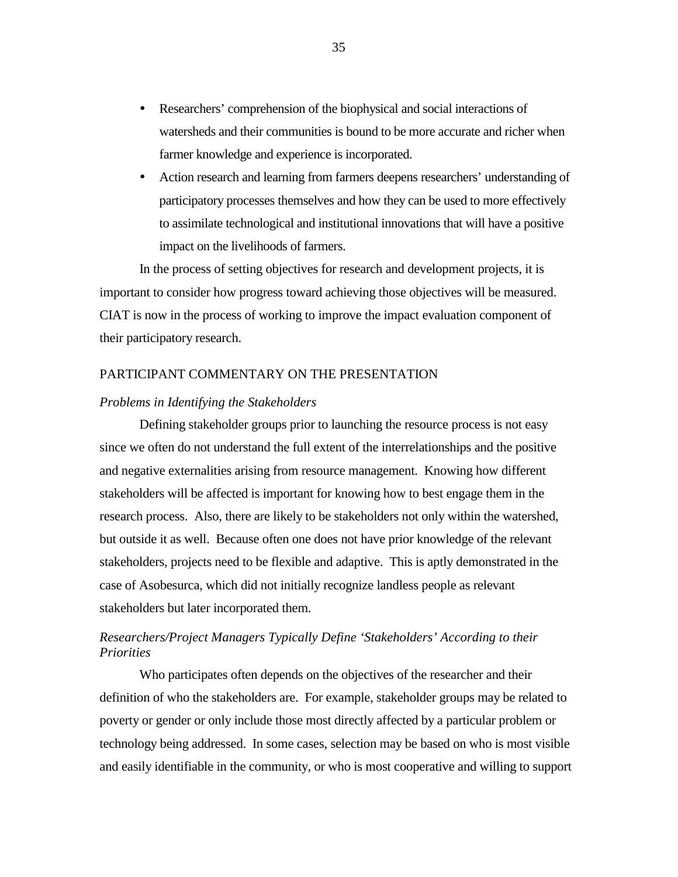- Researchers' comprehension of the biophysical and social interactions of watersheds and their communities is bound to be more accurate and richer when farmer knowledge and experience is incorporated.
- Action research and learning from farmers deepens researchers' understanding of participatory processes themselves and how they can be used to more effectively to assimilate technological and institutional innovations that will have a positive impact on the livelihoods of farmers.

In the process of setting objectives for research and development projects, it is important to consider how progress toward achieving those objectives will be measured. CIAT is now in the process of working to improve the impact evaluation component of their participatory research.

## PARTICIPANT COMMENTARY ON THE PRESENTATION

### *Problems in Identifying the Stakeholders*

Defining stakeholder groups prior to launching the resource process is not easy since we often do not understand the full extent of the interrelationships and the positive and negative externalities arising from resource management. Knowing how different stakeholders will be affected is important for knowing how to best engage them in the research process. Also, there are likely to be stakeholders not only within the watershed, but outside it as well. Because often one does not have prior knowledge of the relevant stakeholders, projects need to be flexible and adaptive. This is aptly demonstrated in the case of Asobesurca, which did not initially recognize landless people as relevant stakeholders but later incorporated them.

### *Researchers/Project Managers Typically Define 'Stakeholders' According to their Priorities*

Who participates often depends on the objectives of the researcher and their definition of who the stakeholders are. For example, stakeholder groups may be related to poverty or gender or only include those most directly affected by a particular problem or technology being addressed. In some cases, selection may be based on who is most visible and easily identifiable in the community, or who is most cooperative and willing to support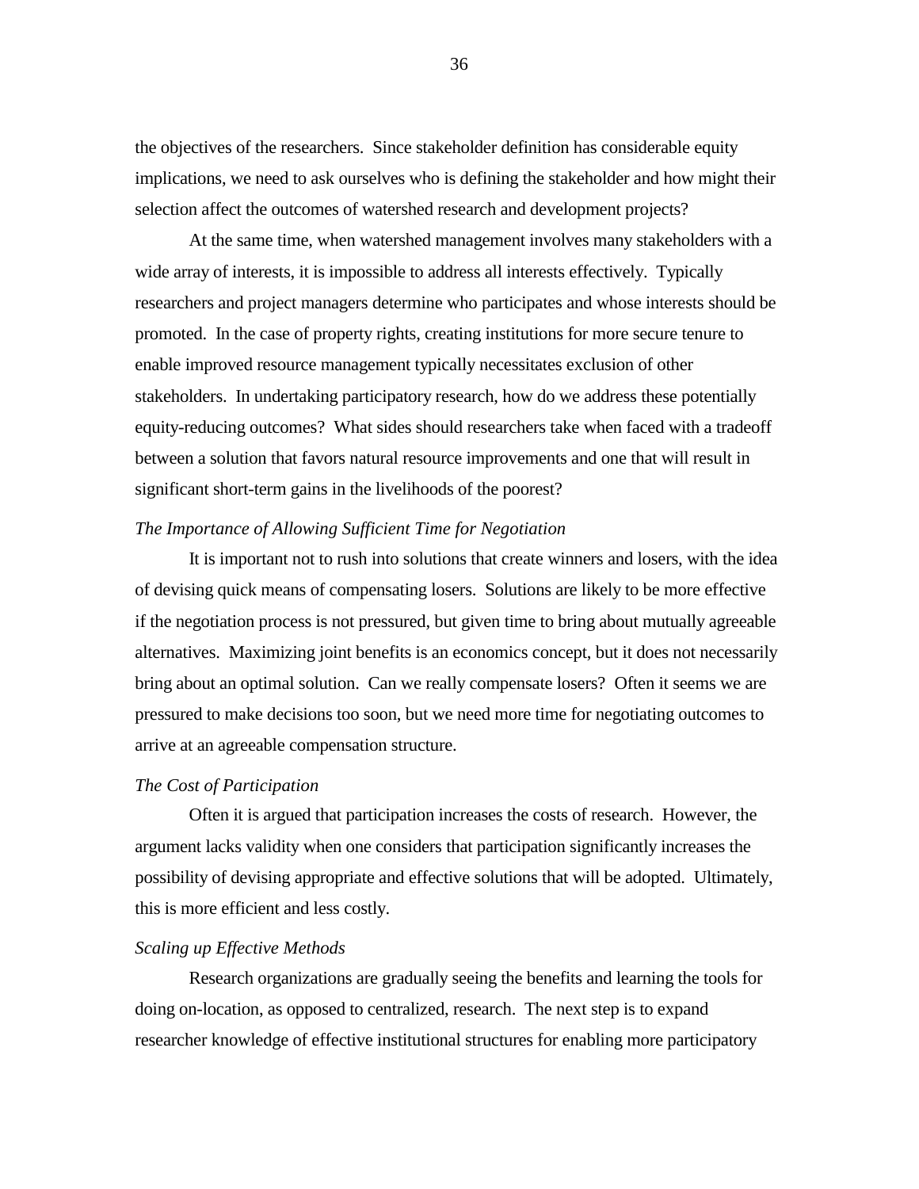the objectives of the researchers. Since stakeholder definition has considerable equity implications, we need to ask ourselves who is defining the stakeholder and how might their selection affect the outcomes of watershed research and development projects?

At the same time, when watershed management involves many stakeholders with a wide array of interests, it is impossible to address all interests effectively. Typically researchers and project managers determine who participates and whose interests should be promoted. In the case of property rights, creating institutions for more secure tenure to enable improved resource management typically necessitates exclusion of other stakeholders. In undertaking participatory research, how do we address these potentially equity-reducing outcomes? What sides should researchers take when faced with a tradeoff between a solution that favors natural resource improvements and one that will result in significant short-term gains in the livelihoods of the poorest?

*The Importance of Allowing Sufficient Time for Negotiation*

It is important not to rush into solutions that create winners and losers, with the idea of devising quick means of compensating losers. Solutions are likely to be more effective if the negotiation process is not pressured, but given time to bring about mutually agreeable alternatives. Maximizing joint benefits is an economics concept, but it does not necessarily bring about an optimal solution. Can we really compensate losers? Often it seems we are pressured to make decisions too soon, but we need more time for negotiating outcomes to arrive at an agreeable compensation structure.

*The Cost of Participation*

Often it is argued that participation increases the costs of research. However, the argument lacks validity when one considers that participation significantly increases the possibility of devising appropriate and effective solutions that will be adopted. Ultimately, this is more efficient and less costly.

*Scaling up Effective Methods*

Research organizations are gradually seeing the benefits and learning the tools for doing on-location, as opposed to centralized, research. The next step is to expand researcher knowledge of effective institutional structures for enabling more participatory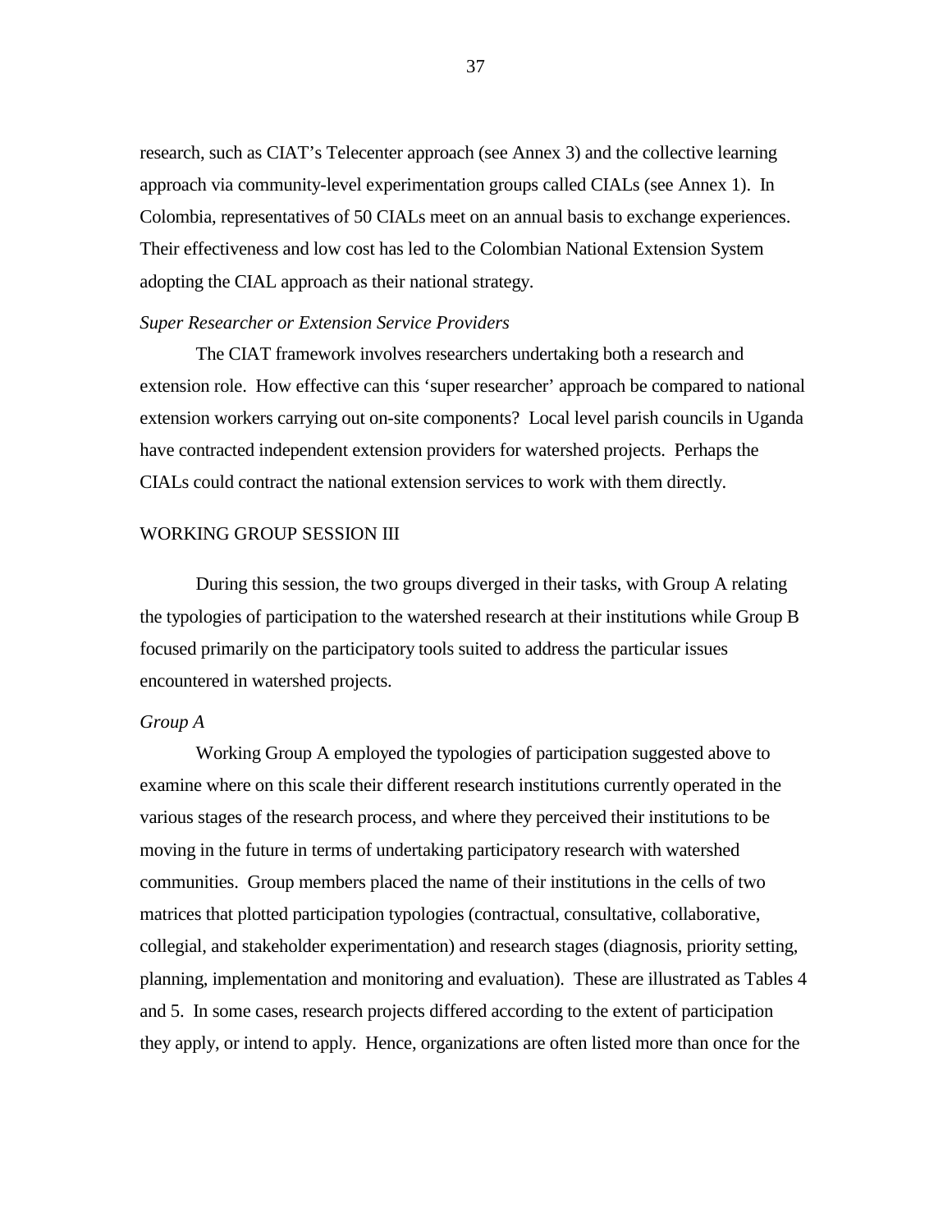research, such as CIAT's Telecenter approach (see Annex 3) and the collective learning approach via community-level experimentation groups called CIALs (see Annex 1). In Colombia, representatives of 50 CIALs meet on an annual basis to exchange experiences. Their effectiveness and low cost has led to the Colombian National Extension System adopting the CIAL approach as their national strategy.

*Super Researcher or Extension Service Providers*

The CIAT framework involves researchers undertaking both a research and extension role. How effective can this 'super researcher' approach be compared to national extension workers carrying out on-site components? Local level parish councils in Uganda have contracted independent extension providers for watershed projects. Perhaps the CIALs could contract the national extension services to work with them directly.

## WORKING GROUP SESSION III

During this session, the two groups diverged in their tasks, with Group A relating the typologies of participation to the watershed research at their institutions while Group B focused primarily on the participatory tools suited to address the particular issues encountered in watershed projects.

*Group A*

Working Group A employed the typologies of participation suggested above to examine where on this scale their different research institutions currently operated in the various stages of the research process, and where they perceived their institutions to be moving in the future in terms of undertaking participatory research with watershed communities. Group members placed the name of their institutions in the cells of two matrices that plotted participation typologies (contractual, consultative, collaborative, collegial, and stakeholder experimentation) and research stages (diagnosis, priority setting, planning, implementation and monitoring and evaluation). These are illustrated as Tables 4 and 5. In some cases, research projects differed according to the extent of participation they apply, or intend to apply. Hence, organizations are often listed more than once for the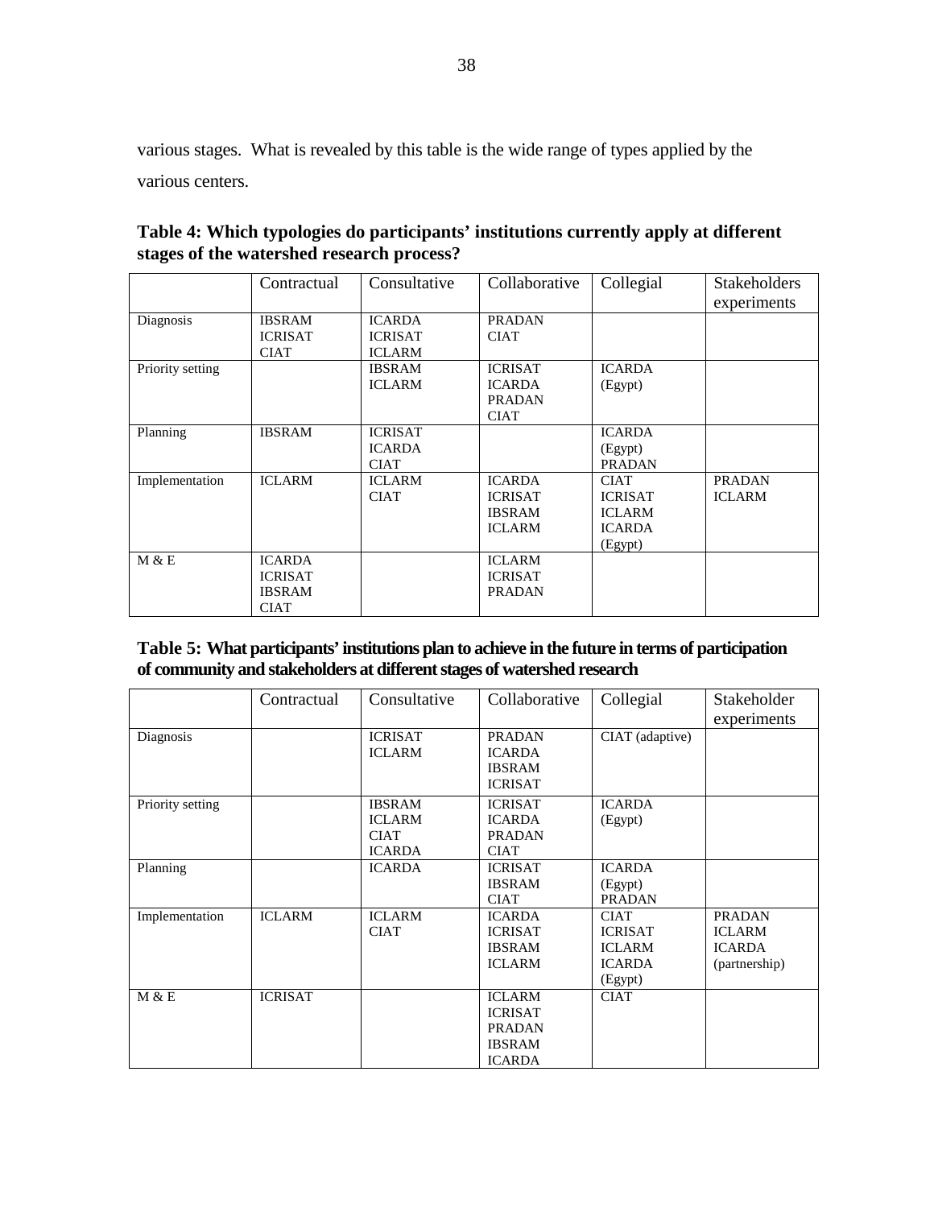various stages. What is revealed by this table is the wide range of types applied by the various centers.

**Table 4: Which typologies do participants' institutions currently apply at different stages of the watershed research process?**

| | Contractual | Consultative | Collaborative | Collegial | Stakeholders experiments |
|---|---|---|---|---|---|
| Diagnosis | IBSRAM<br>ICRISAT<br>CIAT | ICARDA<br>ICRISAT<br>ICLARM | PRADAN<br>CIAT | | |
| Priority setting | | IBSRAM<br>ICLARM | ICRISAT<br>ICARDA<br>PRADAN<br>CIAT | ICARDA<br>(Egypt) | |
| Planning | IBSRAM | ICRISAT<br>ICARDA<br>CIAT | | ICARDA<br>(Egypt)<br>PRADAN | |
| Implementation | ICLARM | ICLARM<br>CIAT | ICARDA<br>ICRISAT<br>IBSRAM<br>ICLARM | CIAT<br>ICRISAT<br>ICLARM<br>ICARDA<br>(Egypt) | PRADAN<br>ICLARM |
| M & E | ICARDA<br>ICRISAT<br>IBSRAM<br>CIAT | | ICLARM<br>ICRISAT<br>PRADAN | | |

**Table 5: What participants' institutions plan to achieve in the future in terms of participation of community and stakeholders at different stages of watershed research**

| | Contractual | Consultative | Collaborative | Collegial | Stakeholder experiments |
|---|---|---|---|---|---|
| Diagnosis | | ICRISAT<br>ICLARM | PRADAN<br>ICARDA<br>IBSRAM<br>ICRISAT | CIAT (adaptive) | |
| Priority setting | | IBSRAM<br>ICLARM<br>CIAT<br>ICARDA | ICRISAT<br>ICARDA<br>PRADAN<br>CIAT | ICARDA<br>(Egypt) | |
| Planning | | ICARDA | ICRISAT<br>IBSRAM<br>CIAT | ICARDA<br>(Egypt)<br>PRADAN | |
| Implementation | ICLARM | ICLARM<br>CIAT | ICARDA<br>ICRISAT<br>IBSRAM<br>ICLARM | CIAT<br>ICRISAT<br>ICLARM<br>ICARDA<br>(Egypt) | PRADAN<br>ICLARM<br>ICARDA<br>(partnership) |
| M & E | ICRISAT | | ICLARM<br>ICRISAT<br>PRADAN<br>IBSRAM<br>ICARDA | CIAT | |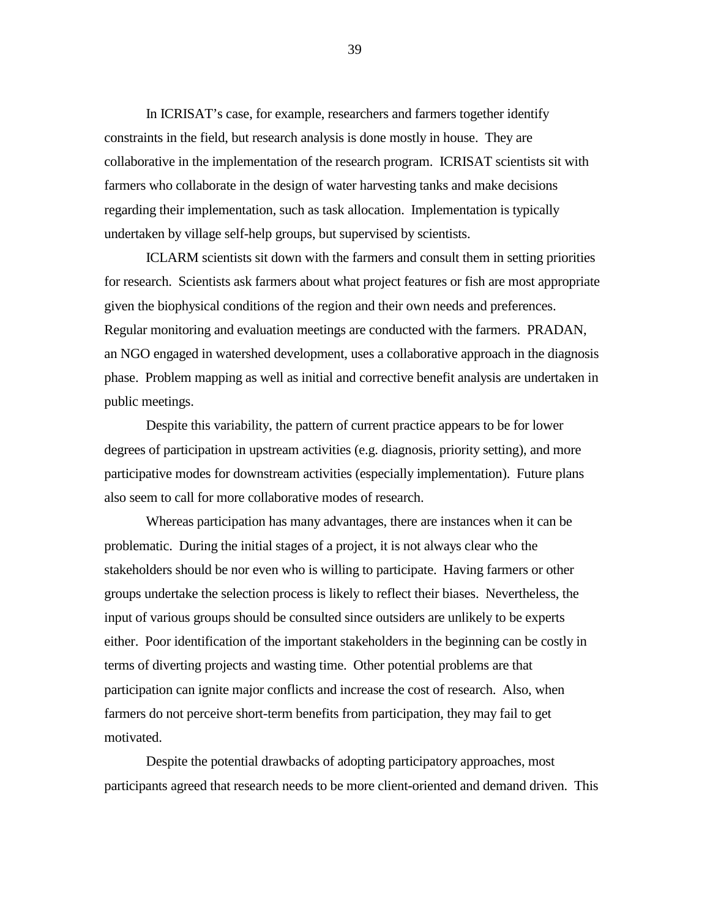In ICRISAT's case, for example, researchers and farmers together identify constraints in the field, but research analysis is done mostly in house. They are collaborative in the implementation of the research program. ICRISAT scientists sit with farmers who collaborate in the design of water harvesting tanks and make decisions regarding their implementation, such as task allocation. Implementation is typically undertaken by village self-help groups, but supervised by scientists.

ICLARM scientists sit down with the farmers and consult them in setting priorities for research. Scientists ask farmers about what project features or fish are most appropriate given the biophysical conditions of the region and their own needs and preferences. Regular monitoring and evaluation meetings are conducted with the farmers. PRADAN, an NGO engaged in watershed development, uses a collaborative approach in the diagnosis phase. Problem mapping as well as initial and corrective benefit analysis are undertaken in public meetings.

Despite this variability, the pattern of current practice appears to be for lower degrees of participation in upstream activities (e.g. diagnosis, priority setting), and more participative modes for downstream activities (especially implementation). Future plans also seem to call for more collaborative modes of research.

Whereas participation has many advantages, there are instances when it can be problematic. During the initial stages of a project, it is not always clear who the stakeholders should be nor even who is willing to participate. Having farmers or other groups undertake the selection process is likely to reflect their biases. Nevertheless, the input of various groups should be consulted since outsiders are unlikely to be experts either. Poor identification of the important stakeholders in the beginning can be costly in terms of diverting projects and wasting time. Other potential problems are that participation can ignite major conflicts and increase the cost of research. Also, when farmers do not perceive short-term benefits from participation, they may fail to get motivated.

Despite the potential drawbacks of adopting participatory approaches, most participants agreed that research needs to be more client-oriented and demand driven. This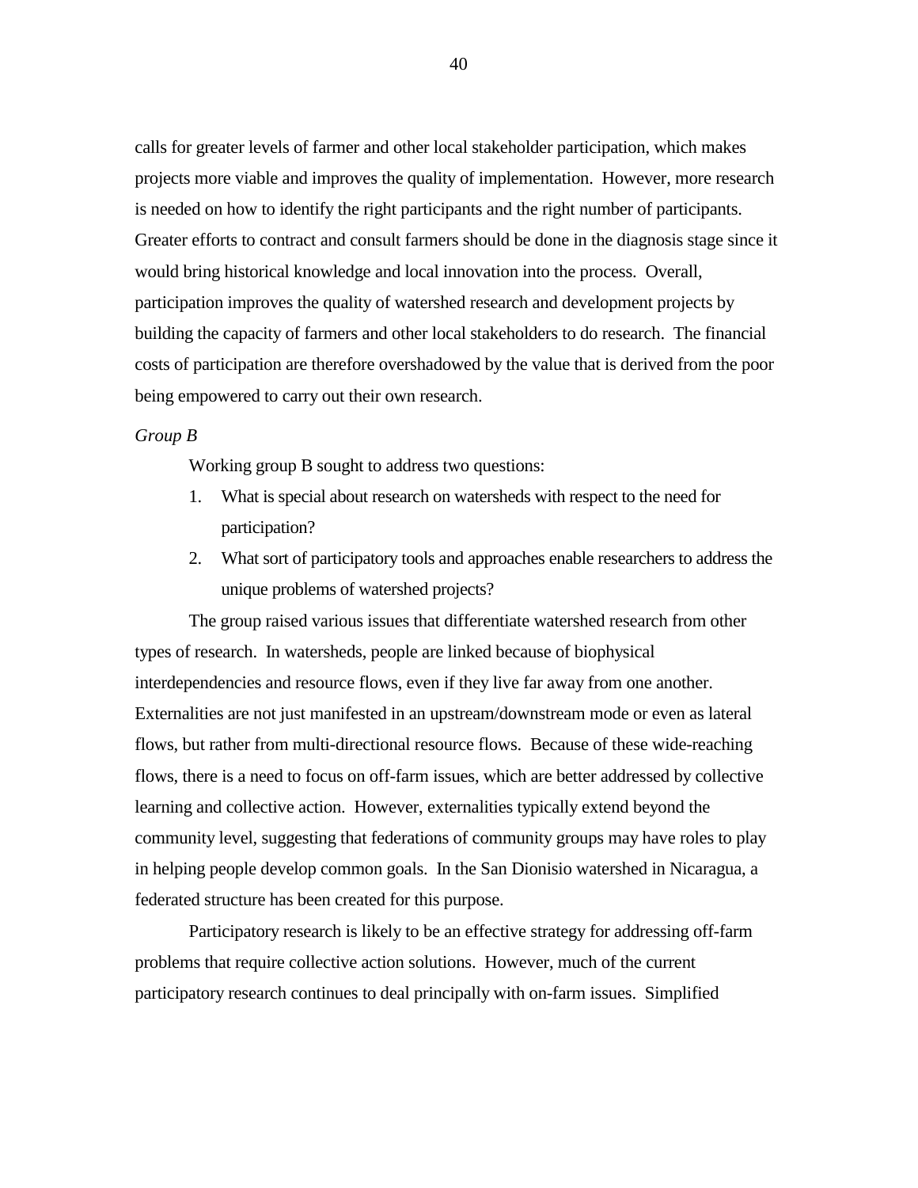calls for greater levels of farmer and other local stakeholder participation, which makes projects more viable and improves the quality of implementation. However, more research is needed on how to identify the right participants and the right number of participants. Greater efforts to contract and consult farmers should be done in the diagnosis stage since it would bring historical knowledge and local innovation into the process. Overall, participation improves the quality of watershed research and development projects by building the capacity of farmers and other local stakeholders to do research. The financial costs of participation are therefore overshadowed by the value that is derived from the poor being empowered to carry out their own research.

*Group B*

Working group B sought to address two questions:

1. What is special about research on watersheds with respect to the need for participation?
2. What sort of participatory tools and approaches enable researchers to address the unique problems of watershed projects?

The group raised various issues that differentiate watershed research from other types of research. In watersheds, people are linked because of biophysical interdependencies and resource flows, even if they live far away from one another. Externalities are not just manifested in an upstream/downstream mode or even as lateral flows, but rather from multi-directional resource flows. Because of these wide-reaching flows, there is a need to focus on off-farm issues, which are better addressed by collective learning and collective action. However, externalities typically extend beyond the community level, suggesting that federations of community groups may have roles to play in helping people develop common goals. In the San Dionisio watershed in Nicaragua, a federated structure has been created for this purpose.

Participatory research is likely to be an effective strategy for addressing off-farm problems that require collective action solutions. However, much of the current participatory research continues to deal principally with on-farm issues. Simplified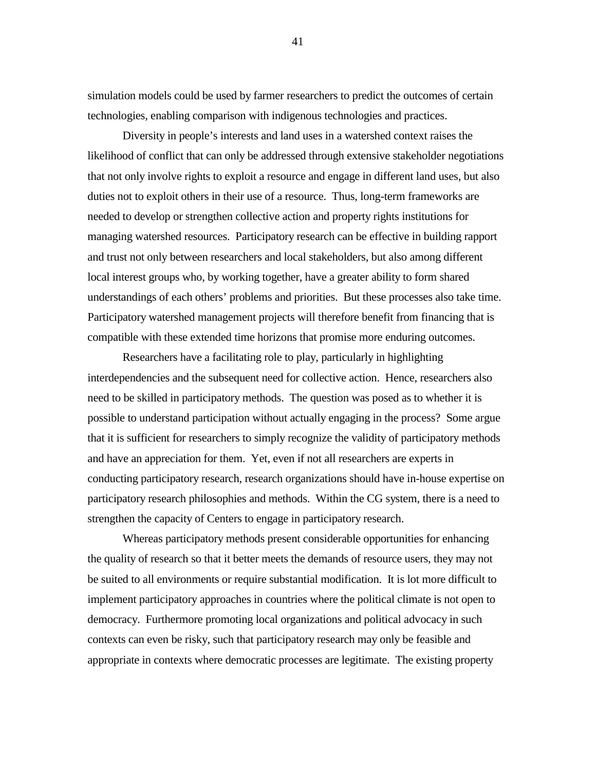simulation models could be used by farmer researchers to predict the outcomes of certain technologies, enabling comparison with indigenous technologies and practices.

Diversity in people's interests and land uses in a watershed context raises the likelihood of conflict that can only be addressed through extensive stakeholder negotiations that not only involve rights to exploit a resource and engage in different land uses, but also duties not to exploit others in their use of a resource. Thus, long-term frameworks are needed to develop or strengthen collective action and property rights institutions for managing watershed resources. Participatory research can be effective in building rapport and trust not only between researchers and local stakeholders, but also among different local interest groups who, by working together, have a greater ability to form shared understandings of each others' problems and priorities. But these processes also take time. Participatory watershed management projects will therefore benefit from financing that is compatible with these extended time horizons that promise more enduring outcomes.

Researchers have a facilitating role to play, particularly in highlighting interdependencies and the subsequent need for collective action. Hence, researchers also need to be skilled in participatory methods. The question was posed as to whether it is possible to understand participation without actually engaging in the process? Some argue that it is sufficient for researchers to simply recognize the validity of participatory methods and have an appreciation for them. Yet, even if not all researchers are experts in conducting participatory research, research organizations should have in-house expertise on participatory research philosophies and methods. Within the CG system, there is a need to strengthen the capacity of Centers to engage in participatory research.

Whereas participatory methods present considerable opportunities for enhancing the quality of research so that it better meets the demands of resource users, they may not be suited to all environments or require substantial modification. It is lot more difficult to implement participatory approaches in countries where the political climate is not open to democracy. Furthermore promoting local organizations and political advocacy in such contexts can even be risky, such that participatory research may only be feasible and appropriate in contexts where democratic processes are legitimate. The existing property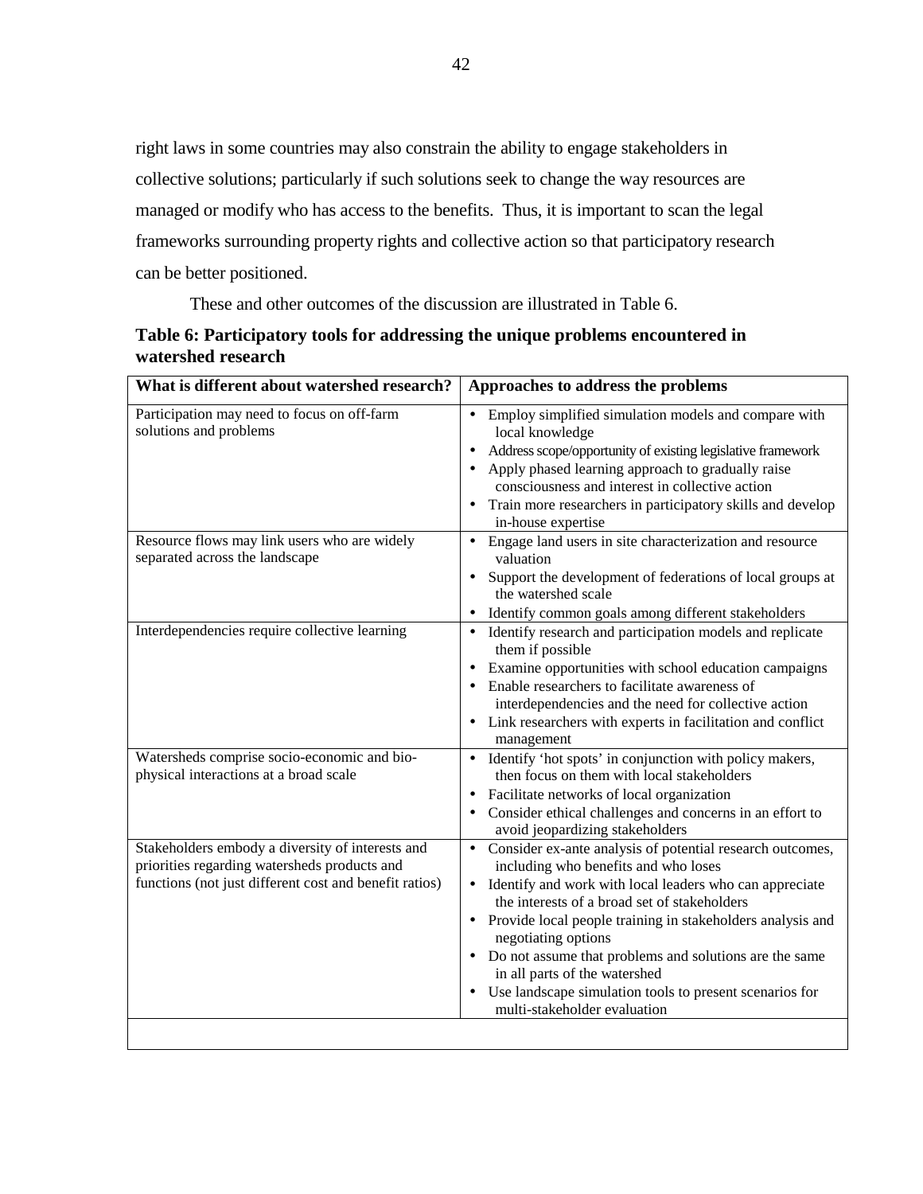right laws in some countries may also constrain the ability to engage stakeholders in collective solutions; particularly if such solutions seek to change the way resources are managed or modify who has access to the benefits. Thus, it is important to scan the legal frameworks surrounding property rights and collective action so that participatory research can be better positioned.

These and other outcomes of the discussion are illustrated in Table 6.

**Table 6: Participatory tools for addressing the unique problems encountered in watershed research**

| What is different about watershed research? | Approaches to address the problems |
|---|---|
| Participation may need to focus on off-farm solutions and problems | • Employ simplified simulation models and compare with local knowledge<br>• Address scope/opportunity of existing legislative framework<br>• Apply phased learning approach to gradually raise consciousness and interest in collective action<br>• Train more researchers in participatory skills and develop in-house expertise |
| Resource flows may link users who are widely separated across the landscape | • Engage land users in site characterization and resource valuation<br>• Support the development of federations of local groups at the watershed scale<br>• Identify common goals among different stakeholders |
| Interdependencies require collective learning | • Identify research and participation models and replicate them if possible<br>• Examine opportunities with school education campaigns<br>• Enable researchers to facilitate awareness of interdependencies and the need for collective action<br>• Link researchers with experts in facilitation and conflict management |
| Watersheds comprise socio-economic and bio-physical interactions at a broad scale | • Identify 'hot spots' in conjunction with policy makers, then focus on them with local stakeholders<br>• Facilitate networks of local organization<br>• Consider ethical challenges and concerns in an effort to avoid jeopardizing stakeholders |
| Stakeholders embody a diversity of interests and priorities regarding watersheds products and functions (not just different cost and benefit ratios) | • Consider ex-ante analysis of potential research outcomes, including who benefits and who loses<br>• Identify and work with local leaders who can appreciate the interests of a broad set of stakeholders<br>• Provide local people training in stakeholders analysis and negotiating options<br>• Do not assume that problems and solutions are the same in all parts of the watershed<br>• Use landscape simulation tools to present scenarios for multi-stakeholder evaluation |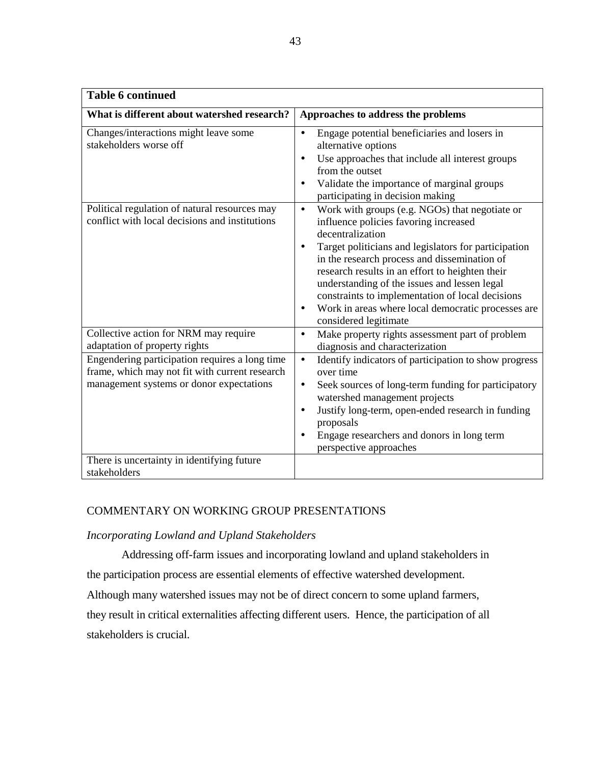| **Table 6 continued** | |
|---|---|
| **What is different about watershed research?** | **Approaches to address the problems** |
| Changes/interactions might leave some stakeholders worse off | • Engage potential beneficiaries and losers in alternative options<br>• Use approaches that include all interest groups from the outset<br>• Validate the importance of marginal groups participating in decision making |
| Political regulation of natural resources may conflict with local decisions and institutions | • Work with groups (e.g. NGOs) that negotiate or influence policies favoring increased decentralization<br>• Target politicians and legislators for participation in the research process and dissemination of research results in an effort to heighten their understanding of the issues and lessen legal constraints to implementation of local decisions<br>• Work in areas where local democratic processes are considered legitimate |
| Collective action for NRM may require adaptation of property rights | • Make property rights assessment part of problem diagnosis and characterization |
| Engendering participation requires a long time frame, which may not fit with current research management systems or donor expectations | • Identify indicators of participation to show progress over time<br>• Seek sources of long-term funding for participatory watershed management projects<br>• Justify long-term, open-ended research in funding proposals<br>• Engage researchers and donors in long term perspective approaches |
| There is uncertainty in identifying future stakeholders | |

## COMMENTARY ON WORKING GROUP PRESENTATIONS

### *Incorporating Lowland and Upland Stakeholders*

Addressing off-farm issues and incorporating lowland and upland stakeholders in the participation process are essential elements of effective watershed development. Although many watershed issues may not be of direct concern to some upland farmers, they result in critical externalities affecting different users. Hence, the participation of all stakeholders is crucial.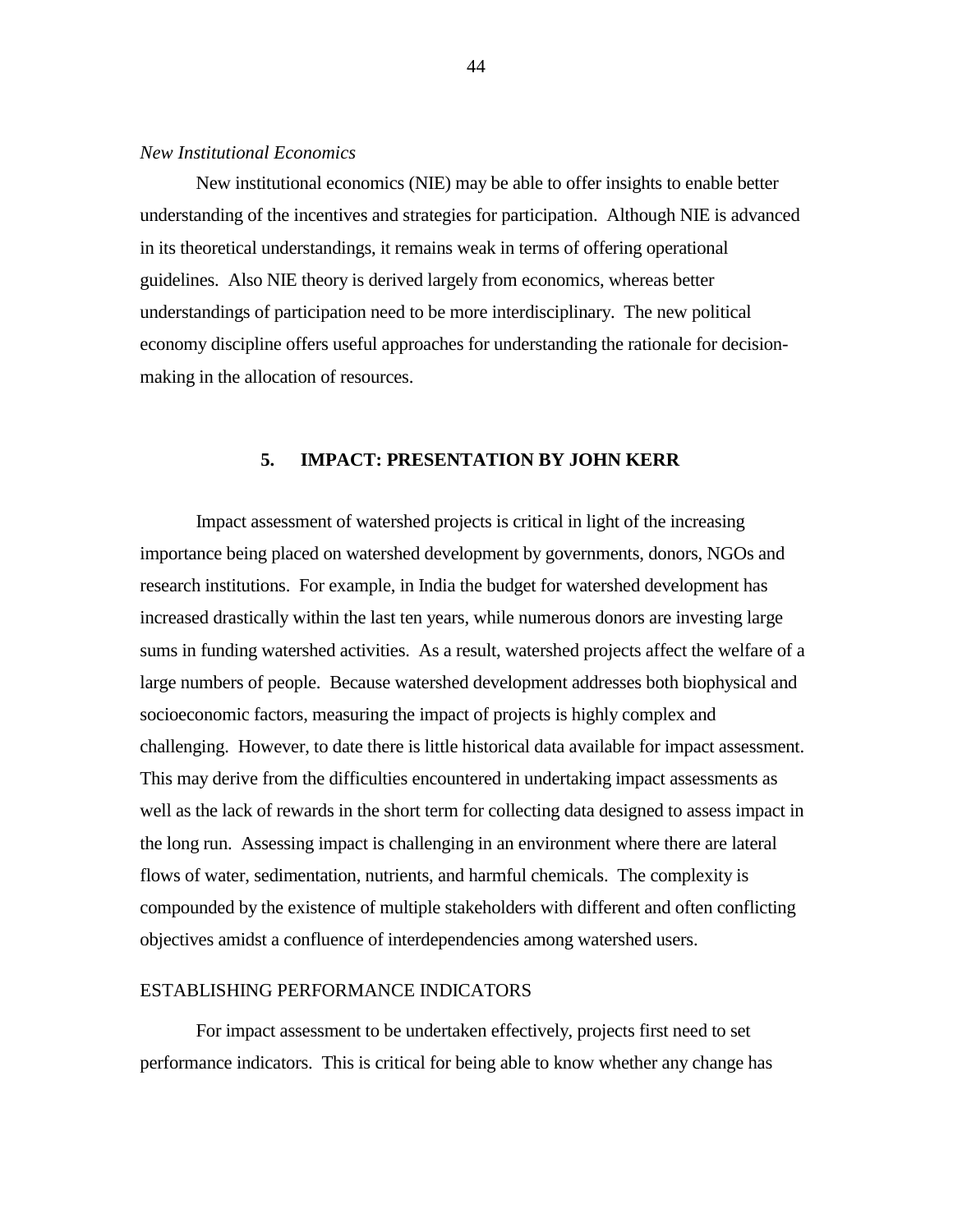*New Institutional Economics*

New institutional economics (NIE) may be able to offer insights to enable better understanding of the incentives and strategies for participation. Although NIE is advanced in its theoretical understandings, it remains weak in terms of offering operational guidelines. Also NIE theory is derived largely from economics, whereas better understandings of participation need to be more interdisciplinary. The new political economy discipline offers useful approaches for understanding the rationale for decision-making in the allocation of resources.

## 5. IMPACT: PRESENTATION BY JOHN KERR

Impact assessment of watershed projects is critical in light of the increasing importance being placed on watershed development by governments, donors, NGOs and research institutions. For example, in India the budget for watershed development has increased drastically within the last ten years, while numerous donors are investing large sums in funding watershed activities. As a result, watershed projects affect the welfare of a large numbers of people. Because watershed development addresses both biophysical and socioeconomic factors, measuring the impact of projects is highly complex and challenging. However, to date there is little historical data available for impact assessment. This may derive from the difficulties encountered in undertaking impact assessments as well as the lack of rewards in the short term for collecting data designed to assess impact in the long run. Assessing impact is challenging in an environment where there are lateral flows of water, sedimentation, nutrients, and harmful chemicals. The complexity is compounded by the existence of multiple stakeholders with different and often conflicting objectives amidst a confluence of interdependencies among watershed users.

### ESTABLISHING PERFORMANCE INDICATORS

For impact assessment to be undertaken effectively, projects first need to set performance indicators. This is critical for being able to know whether any change has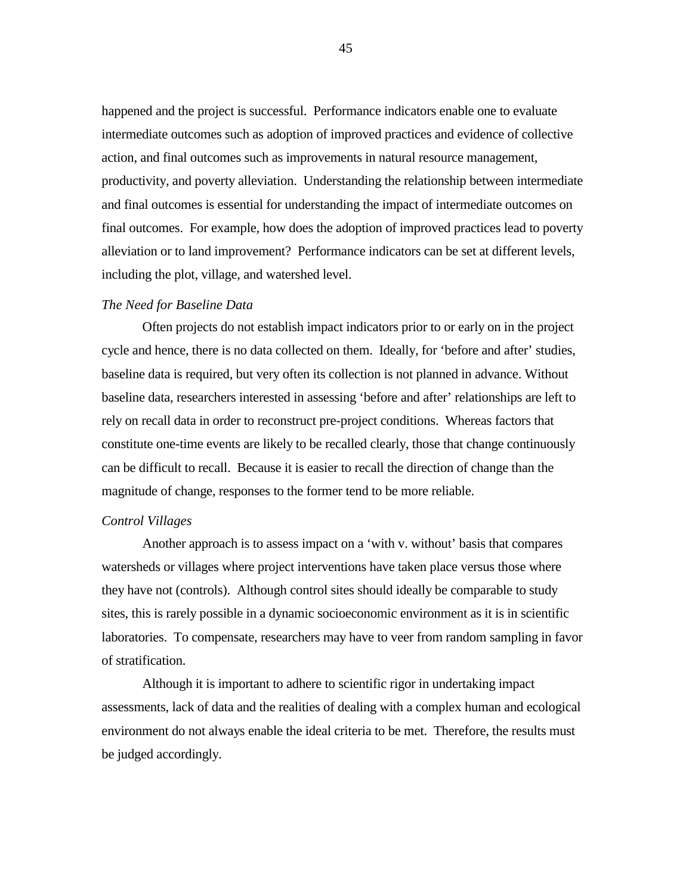happened and the project is successful. Performance indicators enable one to evaluate intermediate outcomes such as adoption of improved practices and evidence of collective action, and final outcomes such as improvements in natural resource management, productivity, and poverty alleviation. Understanding the relationship between intermediate and final outcomes is essential for understanding the impact of intermediate outcomes on final outcomes. For example, how does the adoption of improved practices lead to poverty alleviation or to land improvement? Performance indicators can be set at different levels, including the plot, village, and watershed level.

*The Need for Baseline Data*

Often projects do not establish impact indicators prior to or early on in the project cycle and hence, there is no data collected on them. Ideally, for 'before and after' studies, baseline data is required, but very often its collection is not planned in advance. Without baseline data, researchers interested in assessing 'before and after' relationships are left to rely on recall data in order to reconstruct pre-project conditions. Whereas factors that constitute one-time events are likely to be recalled clearly, those that change continuously can be difficult to recall. Because it is easier to recall the direction of change than the magnitude of change, responses to the former tend to be more reliable.

*Control Villages*

Another approach is to assess impact on a 'with v. without' basis that compares watersheds or villages where project interventions have taken place versus those where they have not (controls). Although control sites should ideally be comparable to study sites, this is rarely possible in a dynamic socioeconomic environment as it is in scientific laboratories. To compensate, researchers may have to veer from random sampling in favor of stratification.

Although it is important to adhere to scientific rigor in undertaking impact assessments, lack of data and the realities of dealing with a complex human and ecological environment do not always enable the ideal criteria to be met. Therefore, the results must be judged accordingly.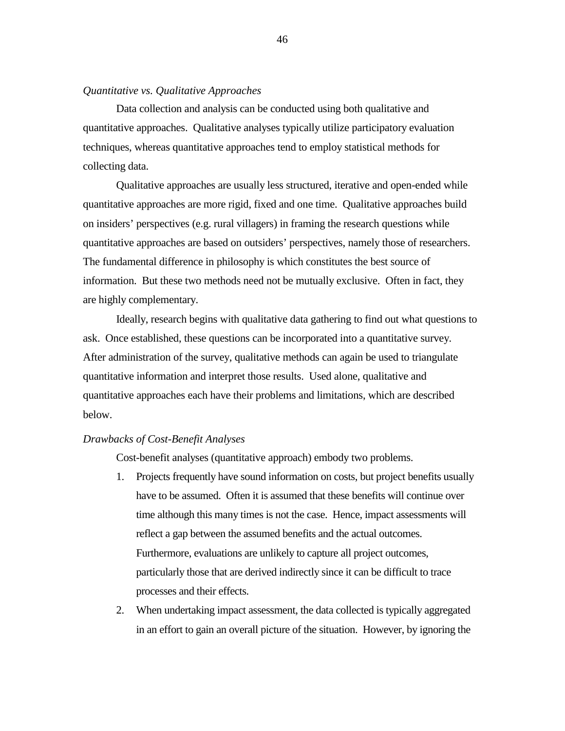*Quantitative vs. Qualitative Approaches*

Data collection and analysis can be conducted using both qualitative and quantitative approaches. Qualitative analyses typically utilize participatory evaluation techniques, whereas quantitative approaches tend to employ statistical methods for collecting data.

Qualitative approaches are usually less structured, iterative and open-ended while quantitative approaches are more rigid, fixed and one time. Qualitative approaches build on insiders' perspectives (e.g. rural villagers) in framing the research questions while quantitative approaches are based on outsiders' perspectives, namely those of researchers. The fundamental difference in philosophy is which constitutes the best source of information. But these two methods need not be mutually exclusive. Often in fact, they are highly complementary.

Ideally, research begins with qualitative data gathering to find out what questions to ask. Once established, these questions can be incorporated into a quantitative survey. After administration of the survey, qualitative methods can again be used to triangulate quantitative information and interpret those results. Used alone, qualitative and quantitative approaches each have their problems and limitations, which are described below.

*Drawbacks of Cost-Benefit Analyses*

Cost-benefit analyses (quantitative approach) embody two problems.

1. Projects frequently have sound information on costs, but project benefits usually have to be assumed. Often it is assumed that these benefits will continue over time although this many times is not the case. Hence, impact assessments will reflect a gap between the assumed benefits and the actual outcomes. Furthermore, evaluations are unlikely to capture all project outcomes, particularly those that are derived indirectly since it can be difficult to trace processes and their effects.
2. When undertaking impact assessment, the data collected is typically aggregated in an effort to gain an overall picture of the situation. However, by ignoring the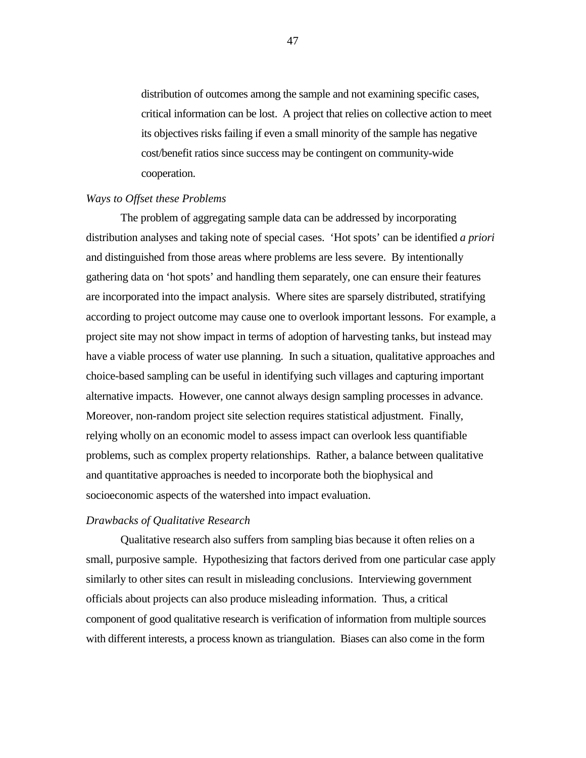> distribution of outcomes among the sample and not examining specific cases, critical information can be lost. A project that relies on collective action to meet its objectives risks failing if even a small minority of the sample has negative cost/benefit ratios since success may be contingent on community-wide cooperation.

*Ways to Offset these Problems*

The problem of aggregating sample data can be addressed by incorporating distribution analyses and taking note of special cases. 'Hot spots' can be identified *a priori* and distinguished from those areas where problems are less severe. By intentionally gathering data on 'hot spots' and handling them separately, one can ensure their features are incorporated into the impact analysis. Where sites are sparsely distributed, stratifying according to project outcome may cause one to overlook important lessons. For example, a project site may not show impact in terms of adoption of harvesting tanks, but instead may have a viable process of water use planning. In such a situation, qualitative approaches and choice-based sampling can be useful in identifying such villages and capturing important alternative impacts. However, one cannot always design sampling processes in advance. Moreover, non-random project site selection requires statistical adjustment. Finally, relying wholly on an economic model to assess impact can overlook less quantifiable problems, such as complex property relationships. Rather, a balance between qualitative and quantitative approaches is needed to incorporate both the biophysical and socioeconomic aspects of the watershed into impact evaluation.

*Drawbacks of Qualitative Research*

Qualitative research also suffers from sampling bias because it often relies on a small, purposive sample. Hypothesizing that factors derived from one particular case apply similarly to other sites can result in misleading conclusions. Interviewing government officials about projects can also produce misleading information. Thus, a critical component of good qualitative research is verification of information from multiple sources with different interests, a process known as triangulation. Biases can also come in the form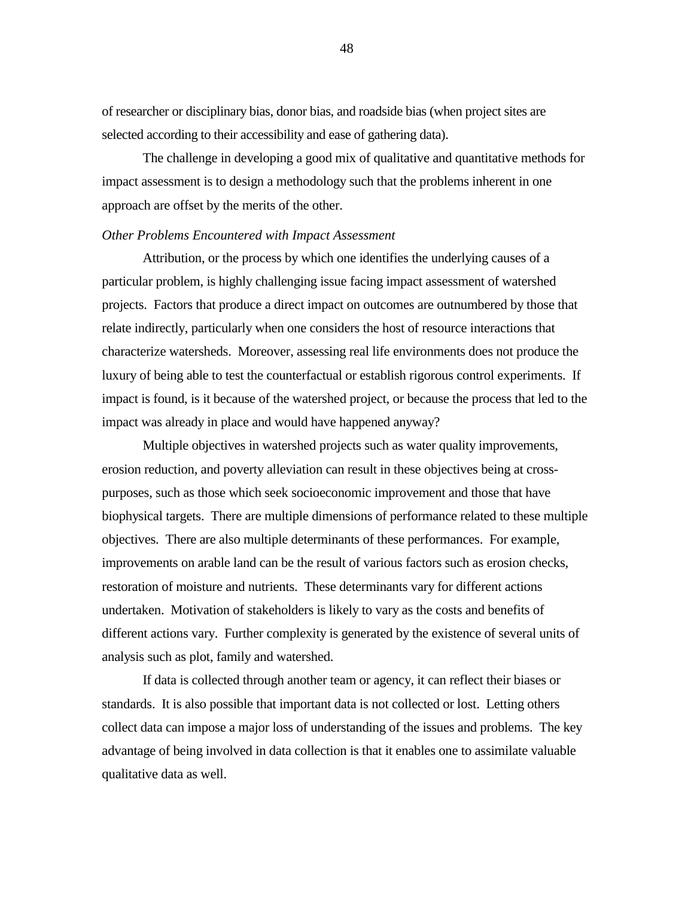of researcher or disciplinary bias, donor bias, and roadside bias (when project sites are selected according to their accessibility and ease of gathering data).

The challenge in developing a good mix of qualitative and quantitative methods for impact assessment is to design a methodology such that the problems inherent in one approach are offset by the merits of the other.

*Other Problems Encountered with Impact Assessment*

Attribution, or the process by which one identifies the underlying causes of a particular problem, is highly challenging issue facing impact assessment of watershed projects. Factors that produce a direct impact on outcomes are outnumbered by those that relate indirectly, particularly when one considers the host of resource interactions that characterize watersheds. Moreover, assessing real life environments does not produce the luxury of being able to test the counterfactual or establish rigorous control experiments. If impact is found, is it because of the watershed project, or because the process that led to the impact was already in place and would have happened anyway?

Multiple objectives in watershed projects such as water quality improvements, erosion reduction, and poverty alleviation can result in these objectives being at cross-purposes, such as those which seek socioeconomic improvement and those that have biophysical targets. There are multiple dimensions of performance related to these multiple objectives. There are also multiple determinants of these performances. For example, improvements on arable land can be the result of various factors such as erosion checks, restoration of moisture and nutrients. These determinants vary for different actions undertaken. Motivation of stakeholders is likely to vary as the costs and benefits of different actions vary. Further complexity is generated by the existence of several units of analysis such as plot, family and watershed.

If data is collected through another team or agency, it can reflect their biases or standards. It is also possible that important data is not collected or lost. Letting others collect data can impose a major loss of understanding of the issues and problems. The key advantage of being involved in data collection is that it enables one to assimilate valuable qualitative data as well.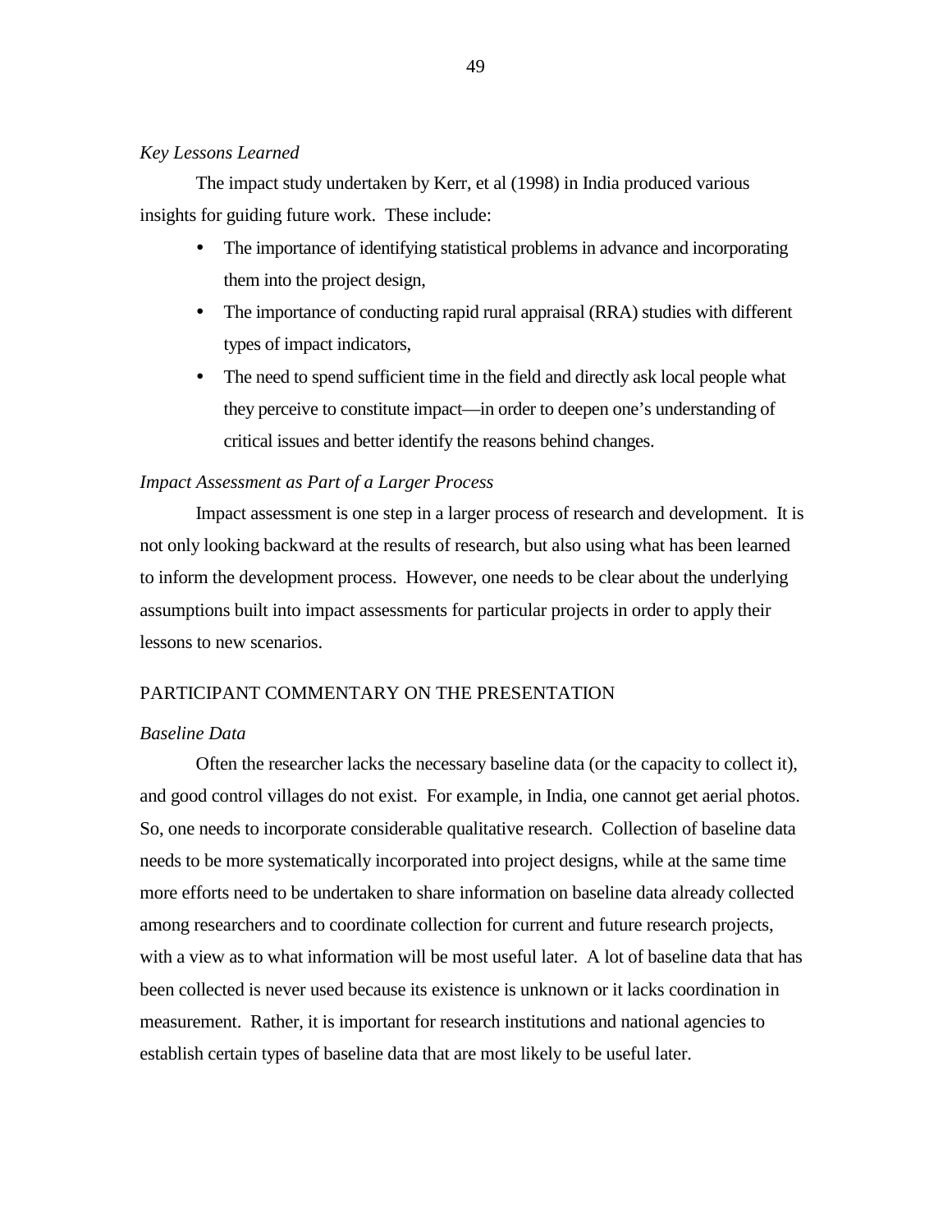*Key Lessons Learned*

The impact study undertaken by Kerr, et al (1998) in India produced various insights for guiding future work. These include:

- The importance of identifying statistical problems in advance and incorporating them into the project design,
- The importance of conducting rapid rural appraisal (RRA) studies with different types of impact indicators,
- The need to spend sufficient time in the field and directly ask local people what they perceive to constitute impact—in order to deepen one's understanding of critical issues and better identify the reasons behind changes.

*Impact Assessment as Part of a Larger Process*

Impact assessment is one step in a larger process of research and development. It is not only looking backward at the results of research, but also using what has been learned to inform the development process. However, one needs to be clear about the underlying assumptions built into impact assessments for particular projects in order to apply their lessons to new scenarios.

## PARTICIPANT COMMENTARY ON THE PRESENTATION

*Baseline Data*

Often the researcher lacks the necessary baseline data (or the capacity to collect it), and good control villages do not exist. For example, in India, one cannot get aerial photos. So, one needs to incorporate considerable qualitative research. Collection of baseline data needs to be more systematically incorporated into project designs, while at the same time more efforts need to be undertaken to share information on baseline data already collected among researchers and to coordinate collection for current and future research projects, with a view as to what information will be most useful later. A lot of baseline data that has been collected is never used because its existence is unknown or it lacks coordination in measurement. Rather, it is important for research institutions and national agencies to establish certain types of baseline data that are most likely to be useful later.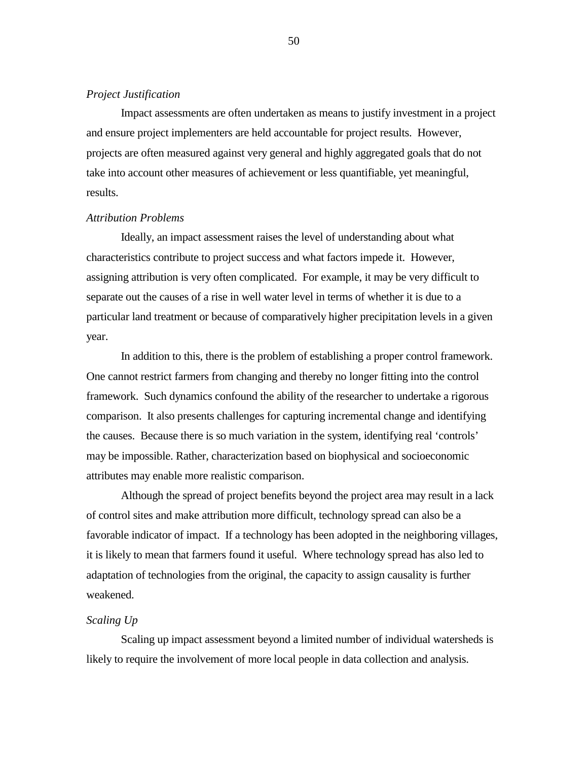*Project Justification*

Impact assessments are often undertaken as means to justify investment in a project and ensure project implementers are held accountable for project results. However, projects are often measured against very general and highly aggregated goals that do not take into account other measures of achievement or less quantifiable, yet meaningful, results.

*Attribution Problems*

Ideally, an impact assessment raises the level of understanding about what characteristics contribute to project success and what factors impede it. However, assigning attribution is very often complicated. For example, it may be very difficult to separate out the causes of a rise in well water level in terms of whether it is due to a particular land treatment or because of comparatively higher precipitation levels in a given year.

In addition to this, there is the problem of establishing a proper control framework. One cannot restrict farmers from changing and thereby no longer fitting into the control framework. Such dynamics confound the ability of the researcher to undertake a rigorous comparison. It also presents challenges for capturing incremental change and identifying the causes. Because there is so much variation in the system, identifying real 'controls' may be impossible. Rather, characterization based on biophysical and socioeconomic attributes may enable more realistic comparison.

Although the spread of project benefits beyond the project area may result in a lack of control sites and make attribution more difficult, technology spread can also be a favorable indicator of impact. If a technology has been adopted in the neighboring villages, it is likely to mean that farmers found it useful. Where technology spread has also led to adaptation of technologies from the original, the capacity to assign causality is further weakened.

*Scaling Up*

Scaling up impact assessment beyond a limited number of individual watersheds is likely to require the involvement of more local people in data collection and analysis.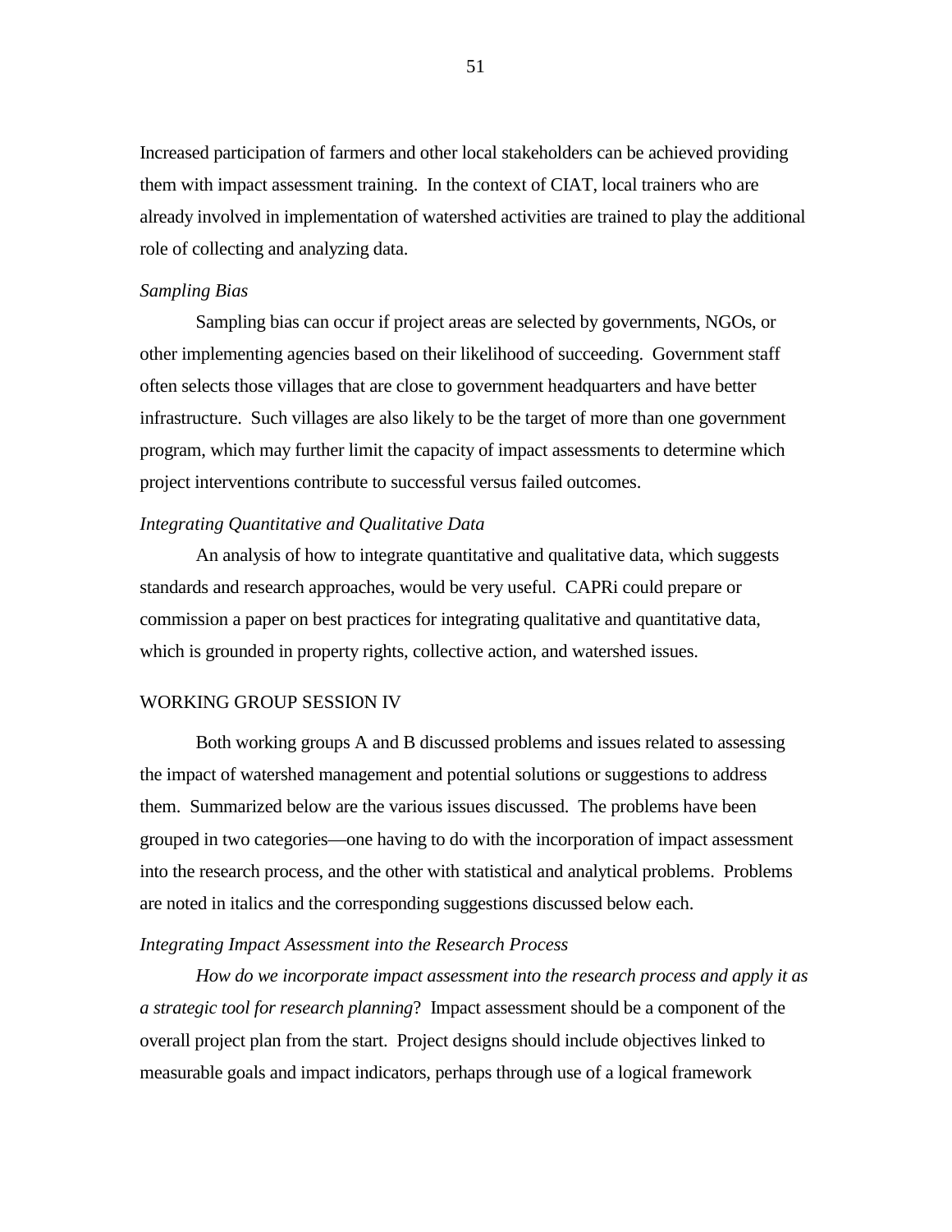Increased participation of farmers and other local stakeholders can be achieved providing them with impact assessment training. In the context of CIAT, local trainers who are already involved in implementation of watershed activities are trained to play the additional role of collecting and analyzing data.

*Sampling Bias*

Sampling bias can occur if project areas are selected by governments, NGOs, or other implementing agencies based on their likelihood of succeeding. Government staff often selects those villages that are close to government headquarters and have better infrastructure. Such villages are also likely to be the target of more than one government program, which may further limit the capacity of impact assessments to determine which project interventions contribute to successful versus failed outcomes.

*Integrating Quantitative and Qualitative Data*

An analysis of how to integrate quantitative and qualitative data, which suggests standards and research approaches, would be very useful. CAPRi could prepare or commission a paper on best practices for integrating qualitative and quantitative data, which is grounded in property rights, collective action, and watershed issues.

## WORKING GROUP SESSION IV

Both working groups A and B discussed problems and issues related to assessing the impact of watershed management and potential solutions or suggestions to address them. Summarized below are the various issues discussed. The problems have been grouped in two categories—one having to do with the incorporation of impact assessment into the research process, and the other with statistical and analytical problems. Problems are noted in italics and the corresponding suggestions discussed below each.

*Integrating Impact Assessment into the Research Process*

*How do we incorporate impact assessment into the research process and apply it as a strategic tool for research planning*? Impact assessment should be a component of the overall project plan from the start. Project designs should include objectives linked to measurable goals and impact indicators, perhaps through use of a logical framework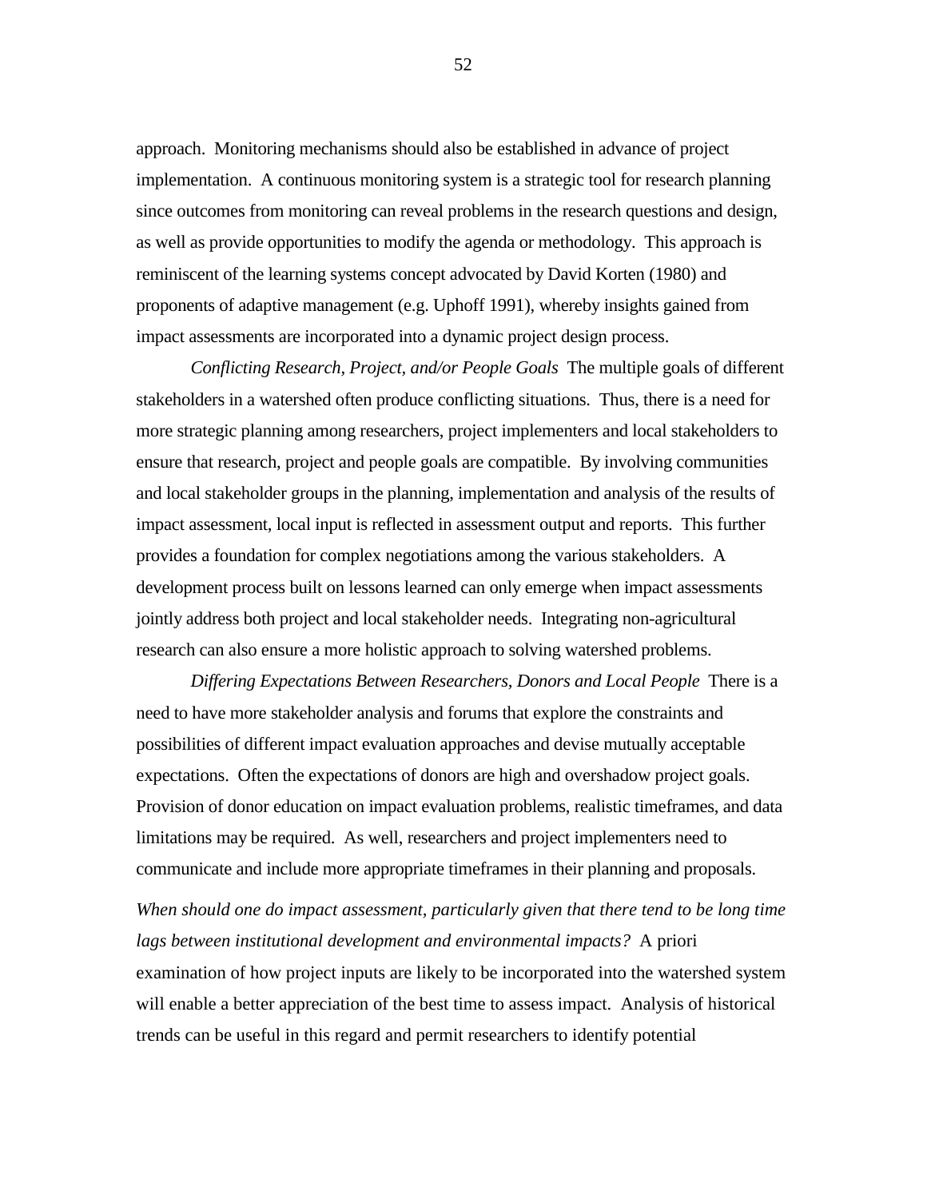approach. Monitoring mechanisms should also be established in advance of project implementation. A continuous monitoring system is a strategic tool for research planning since outcomes from monitoring can reveal problems in the research questions and design, as well as provide opportunities to modify the agenda or methodology. This approach is reminiscent of the learning systems concept advocated by David Korten (1980) and proponents of adaptive management (e.g. Uphoff 1991), whereby insights gained from impact assessments are incorporated into a dynamic project design process.

*Conflicting Research, Project, and/or People Goals* The multiple goals of different stakeholders in a watershed often produce conflicting situations. Thus, there is a need for more strategic planning among researchers, project implementers and local stakeholders to ensure that research, project and people goals are compatible. By involving communities and local stakeholder groups in the planning, implementation and analysis of the results of impact assessment, local input is reflected in assessment output and reports. This further provides a foundation for complex negotiations among the various stakeholders. A development process built on lessons learned can only emerge when impact assessments jointly address both project and local stakeholder needs. Integrating non-agricultural research can also ensure a more holistic approach to solving watershed problems.

*Differing Expectations Between Researchers, Donors and Local People* There is a need to have more stakeholder analysis and forums that explore the constraints and possibilities of different impact evaluation approaches and devise mutually acceptable expectations. Often the expectations of donors are high and overshadow project goals. Provision of donor education on impact evaluation problems, realistic timeframes, and data limitations may be required. As well, researchers and project implementers need to communicate and include more appropriate timeframes in their planning and proposals.

*When should one do impact assessment, particularly given that there tend to be long time lags between institutional development and environmental impacts?* A priori examination of how project inputs are likely to be incorporated into the watershed system will enable a better appreciation of the best time to assess impact. Analysis of historical trends can be useful in this regard and permit researchers to identify potential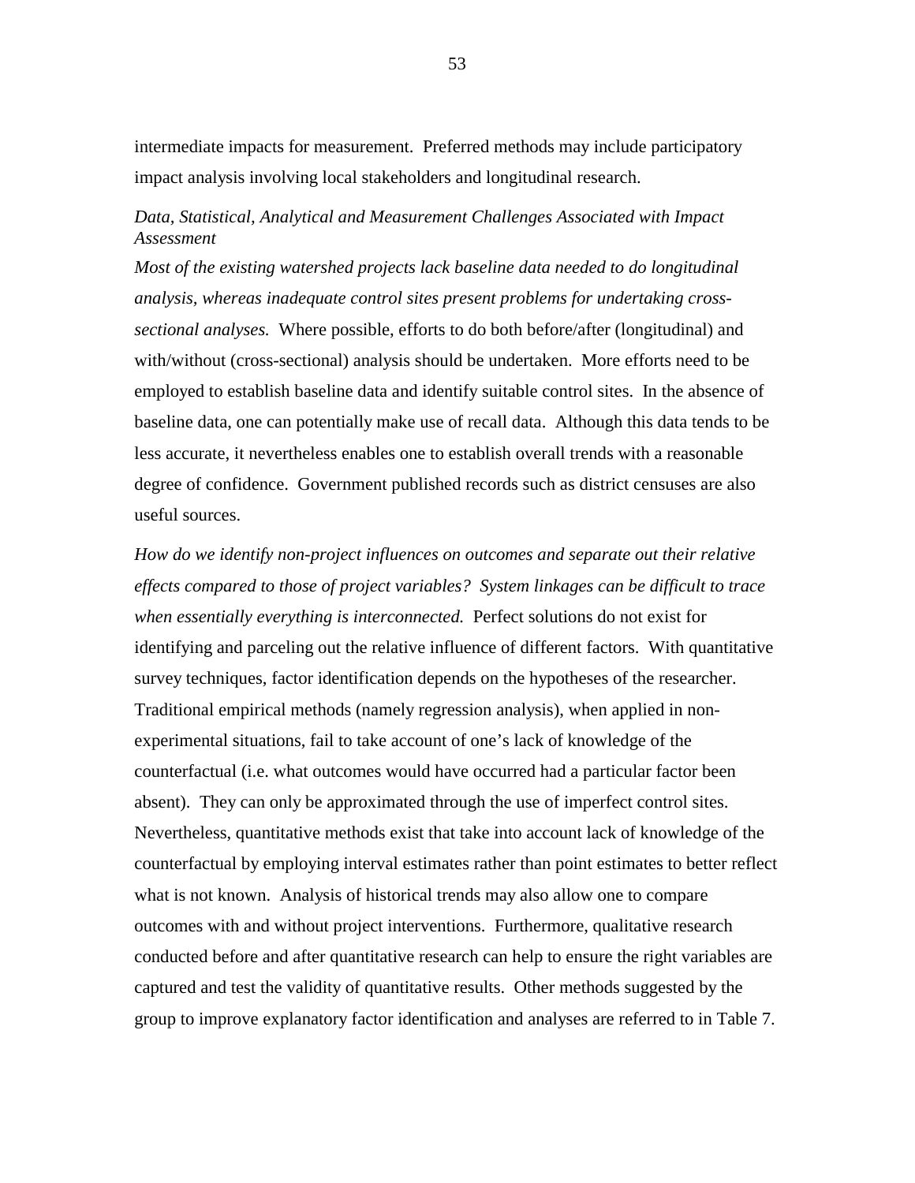intermediate impacts for measurement. Preferred methods may include participatory impact analysis involving local stakeholders and longitudinal research.

*Data, Statistical, Analytical and Measurement Challenges Associated with Impact Assessment*

*Most of the existing watershed projects lack baseline data needed to do longitudinal analysis, whereas inadequate control sites present problems for undertaking cross-sectional analyses.* Where possible, efforts to do both before/after (longitudinal) and with/without (cross-sectional) analysis should be undertaken. More efforts need to be employed to establish baseline data and identify suitable control sites. In the absence of baseline data, one can potentially make use of recall data. Although this data tends to be less accurate, it nevertheless enables one to establish overall trends with a reasonable degree of confidence. Government published records such as district censuses are also useful sources.

*How do we identify non-project influences on outcomes and separate out their relative effects compared to those of project variables? System linkages can be difficult to trace when essentially everything is interconnected.* Perfect solutions do not exist for identifying and parceling out the relative influence of different factors. With quantitative survey techniques, factor identification depends on the hypotheses of the researcher. Traditional empirical methods (namely regression analysis), when applied in non-experimental situations, fail to take account of one's lack of knowledge of the counterfactual (i.e. what outcomes would have occurred had a particular factor been absent). They can only be approximated through the use of imperfect control sites. Nevertheless, quantitative methods exist that take into account lack of knowledge of the counterfactual by employing interval estimates rather than point estimates to better reflect what is not known. Analysis of historical trends may also allow one to compare outcomes with and without project interventions. Furthermore, qualitative research conducted before and after quantitative research can help to ensure the right variables are captured and test the validity of quantitative results. Other methods suggested by the group to improve explanatory factor identification and analyses are referred to in Table 7.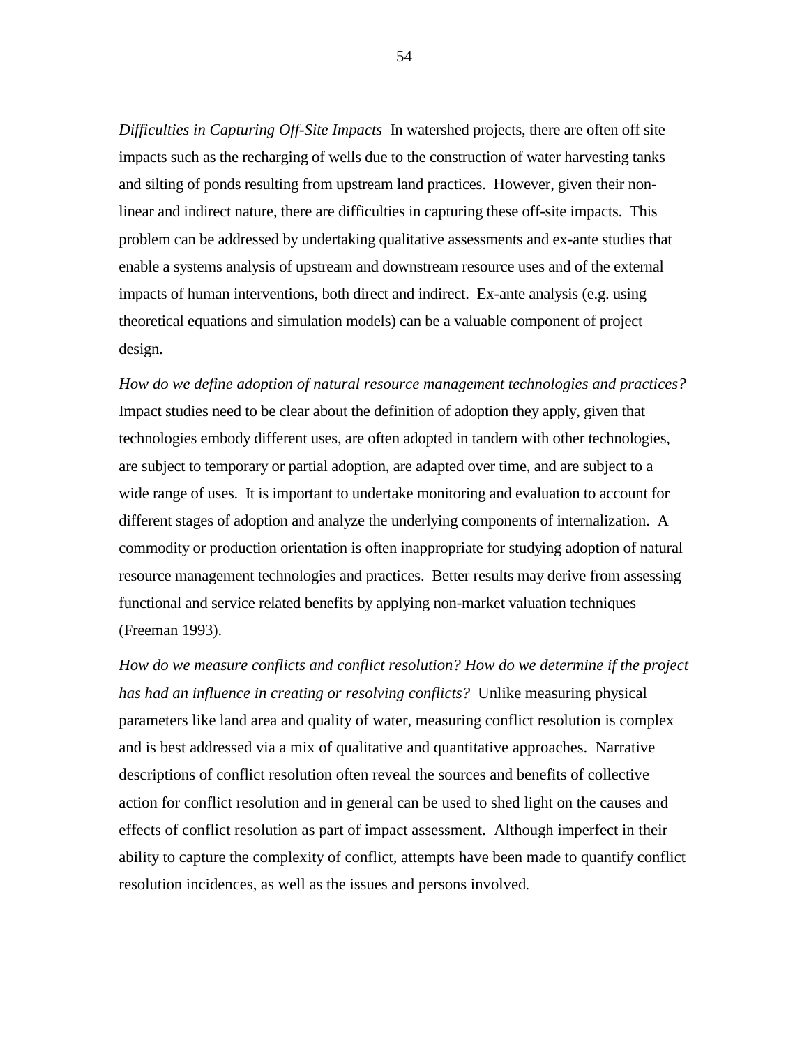*Difficulties in Capturing Off-Site Impacts* In watershed projects, there are often off site impacts such as the recharging of wells due to the construction of water harvesting tanks and silting of ponds resulting from upstream land practices. However, given their non-linear and indirect nature, there are difficulties in capturing these off-site impacts. This problem can be addressed by undertaking qualitative assessments and ex-ante studies that enable a systems analysis of upstream and downstream resource uses and of the external impacts of human interventions, both direct and indirect. Ex-ante analysis (e.g. using theoretical equations and simulation models) can be a valuable component of project design.

*How do we define adoption of natural resource management technologies and practices?* Impact studies need to be clear about the definition of adoption they apply, given that technologies embody different uses, are often adopted in tandem with other technologies, are subject to temporary or partial adoption, are adapted over time, and are subject to a wide range of uses. It is important to undertake monitoring and evaluation to account for different stages of adoption and analyze the underlying components of internalization. A commodity or production orientation is often inappropriate for studying adoption of natural resource management technologies and practices. Better results may derive from assessing functional and service related benefits by applying non-market valuation techniques (Freeman 1993).

*How do we measure conflicts and conflict resolution? How do we determine if the project has had an influence in creating or resolving conflicts?* Unlike measuring physical parameters like land area and quality of water, measuring conflict resolution is complex and is best addressed via a mix of qualitative and quantitative approaches. Narrative descriptions of conflict resolution often reveal the sources and benefits of collective action for conflict resolution and in general can be used to shed light on the causes and effects of conflict resolution as part of impact assessment. Although imperfect in their ability to capture the complexity of conflict, attempts have been made to quantify conflict resolution incidences, as well as the issues and persons involved.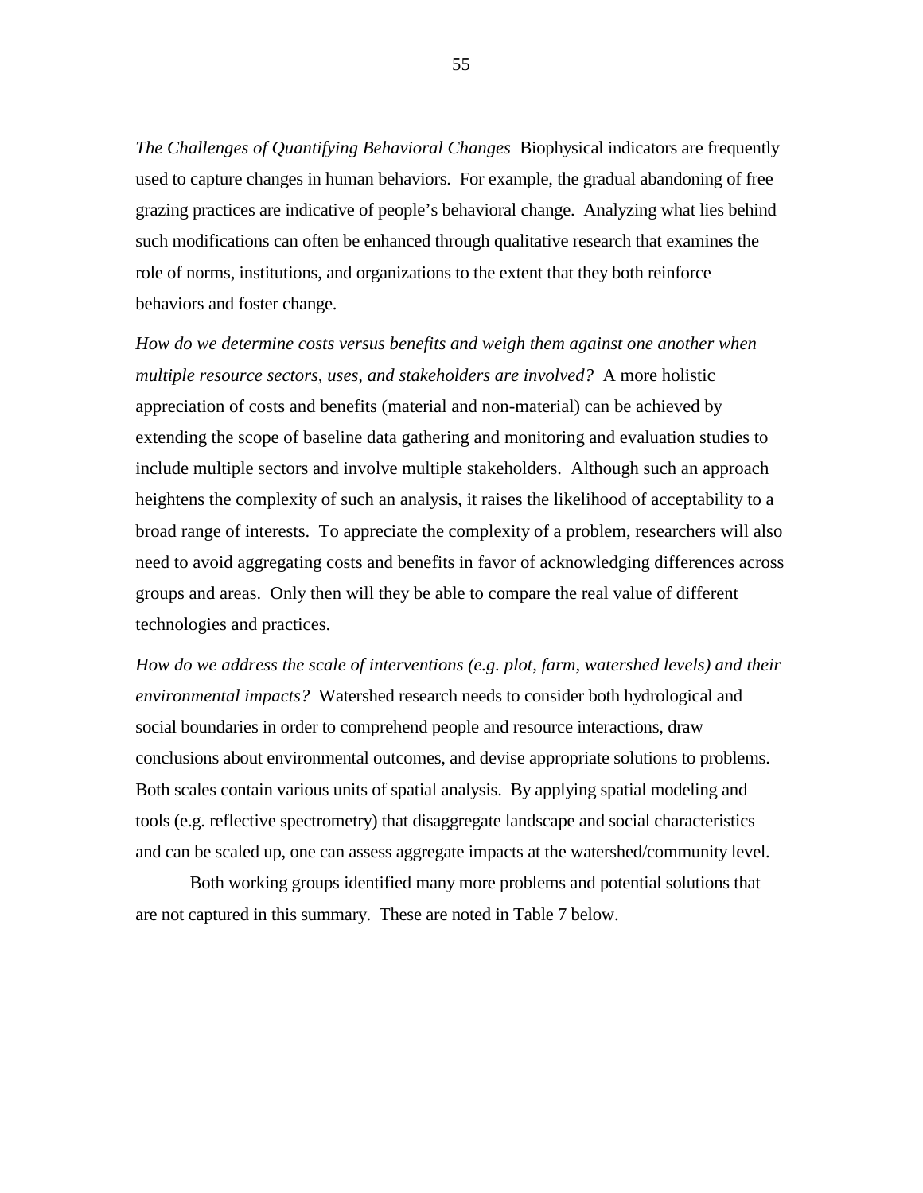*The Challenges of Quantifying Behavioral Changes* Biophysical indicators are frequently used to capture changes in human behaviors. For example, the gradual abandoning of free grazing practices are indicative of people's behavioral change. Analyzing what lies behind such modifications can often be enhanced through qualitative research that examines the role of norms, institutions, and organizations to the extent that they both reinforce behaviors and foster change.

*How do we determine costs versus benefits and weigh them against one another when multiple resource sectors, uses, and stakeholders are involved?* A more holistic appreciation of costs and benefits (material and non-material) can be achieved by extending the scope of baseline data gathering and monitoring and evaluation studies to include multiple sectors and involve multiple stakeholders. Although such an approach heightens the complexity of such an analysis, it raises the likelihood of acceptability to a broad range of interests. To appreciate the complexity of a problem, researchers will also need to avoid aggregating costs and benefits in favor of acknowledging differences across groups and areas. Only then will they be able to compare the real value of different technologies and practices.

*How do we address the scale of interventions (e.g. plot, farm, watershed levels) and their environmental impacts?* Watershed research needs to consider both hydrological and social boundaries in order to comprehend people and resource interactions, draw conclusions about environmental outcomes, and devise appropriate solutions to problems. Both scales contain various units of spatial analysis. By applying spatial modeling and tools (e.g. reflective spectrometry) that disaggregate landscape and social characteristics and can be scaled up, one can assess aggregate impacts at the watershed/community level.

Both working groups identified many more problems and potential solutions that are not captured in this summary. These are noted in Table 7 below.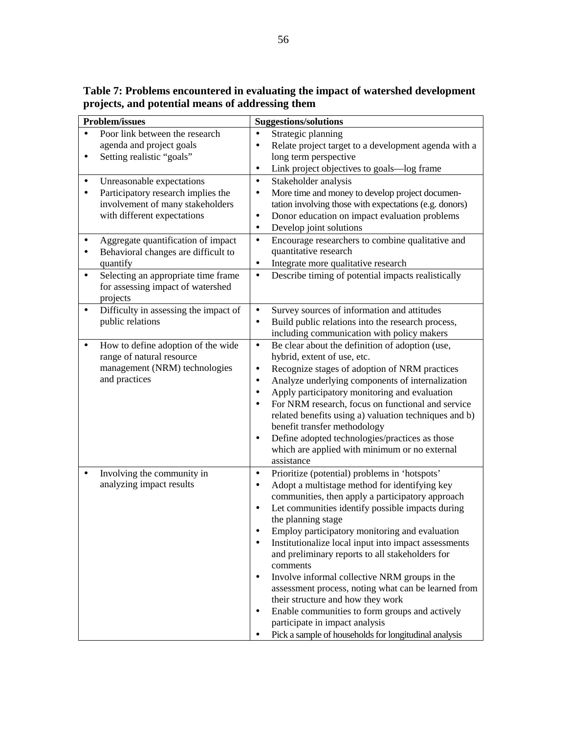**Table 7: Problems encountered in evaluating the impact of watershed development projects, and potential means of addressing them**

| Problem/issues | Suggestions/solutions |
|---|---|
| • Poor link between the research agenda and project goals<br>• Setting realistic "goals" | • Strategic planning<br>• Relate project target to a development agenda with a long term perspective<br>• Link project objectives to goals—log frame |
| • Unreasonable expectations<br>• Participatory research implies the involvement of many stakeholders with different expectations | • Stakeholder analysis<br>• More time and money to develop project documentation involving those with expectations (e.g. donors)<br>• Donor education on impact evaluation problems<br>• Develop joint solutions |
| • Aggregate quantification of impact<br>• Behavioral changes are difficult to quantify | • Encourage researchers to combine qualitative and quantitative research<br>• Integrate more qualitative research |
| • Selecting an appropriate time frame for assessing impact of watershed projects | • Describe timing of potential impacts realistically |
| • Difficulty in assessing the impact of public relations | • Survey sources of information and attitudes<br>• Build public relations into the research process, including communication with policy makers |
| • How to define adoption of the wide range of natural resource management (NRM) technologies and practices | • Be clear about the definition of adoption (use, hybrid, extent of use, etc.<br>• Recognize stages of adoption of NRM practices<br>• Analyze underlying components of internalization<br>• Apply participatory monitoring and evaluation<br>• For NRM research, focus on functional and service related benefits using a) valuation techniques and b) benefit transfer methodology<br>• Define adopted technologies/practices as those which are applied with minimum or no external assistance |
| • Involving the community in analyzing impact results | • Prioritize (potential) problems in 'hotspots'<br>• Adopt a multistage method for identifying key communities, then apply a participatory approach<br>• Let communities identify possible impacts during the planning stage<br>• Employ participatory monitoring and evaluation<br>• Institutionalize local input into impact assessments and preliminary reports to all stakeholders for comments<br>• Involve informal collective NRM groups in the assessment process, noting what can be learned from their structure and how they work<br>• Enable communities to form groups and actively participate in impact analysis<br>• Pick a sample of households for longitudinal analysis |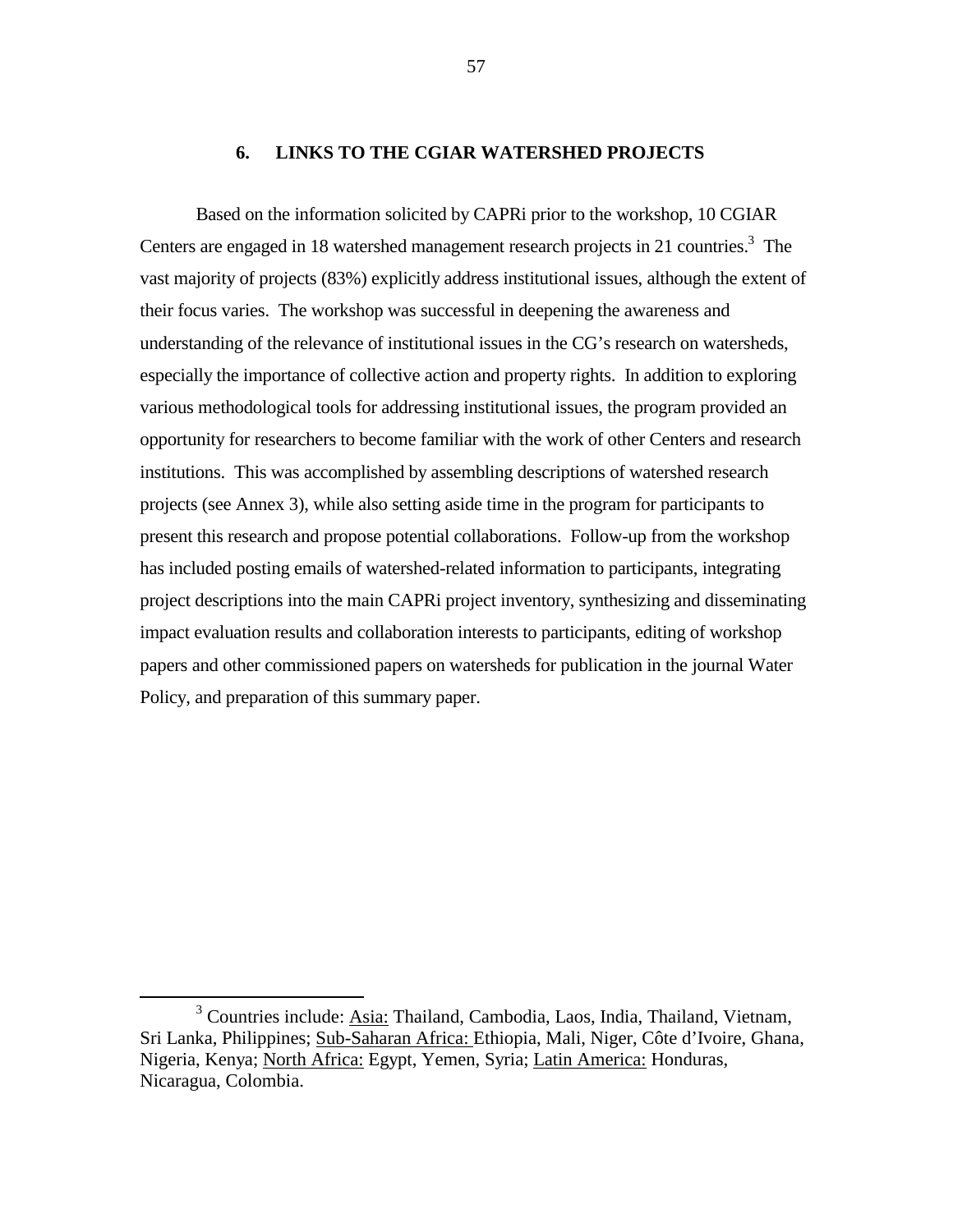## 6. LINKS TO THE CGIAR WATERSHED PROJECTS

Based on the information solicited by CAPRi prior to the workshop, 10 CGIAR Centers are engaged in 18 watershed management research projects in 21 countries.[3] The vast majority of projects (83%) explicitly address institutional issues, although the extent of their focus varies. The workshop was successful in deepening the awareness and understanding of the relevance of institutional issues in the CG's research on watersheds, especially the importance of collective action and property rights. In addition to exploring various methodological tools for addressing institutional issues, the program provided an opportunity for researchers to become familiar with the work of other Centers and research institutions. This was accomplished by assembling descriptions of watershed research projects (see Annex 3), while also setting aside time in the program for participants to present this research and propose potential collaborations. Follow-up from the workshop has included posting emails of watershed-related information to participants, integrating project descriptions into the main CAPRi project inventory, synthesizing and disseminating impact evaluation results and collaboration interests to participants, editing of workshop papers and other commissioned papers on watersheds for publication in the journal Water Policy, and preparation of this summary paper.

---

[3] Countries include: <u>Asia:</u> Thailand, Cambodia, Laos, India, Thailand, Vietnam, Sri Lanka, Philippines; <u>Sub-Saharan Africa:</u> Ethiopia, Mali, Niger, Côte d'Ivoire, Ghana, Nigeria, Kenya; <u>North Africa:</u> Egypt, Yemen, Syria; <u>Latin America:</u> Honduras, Nicaragua, Colombia.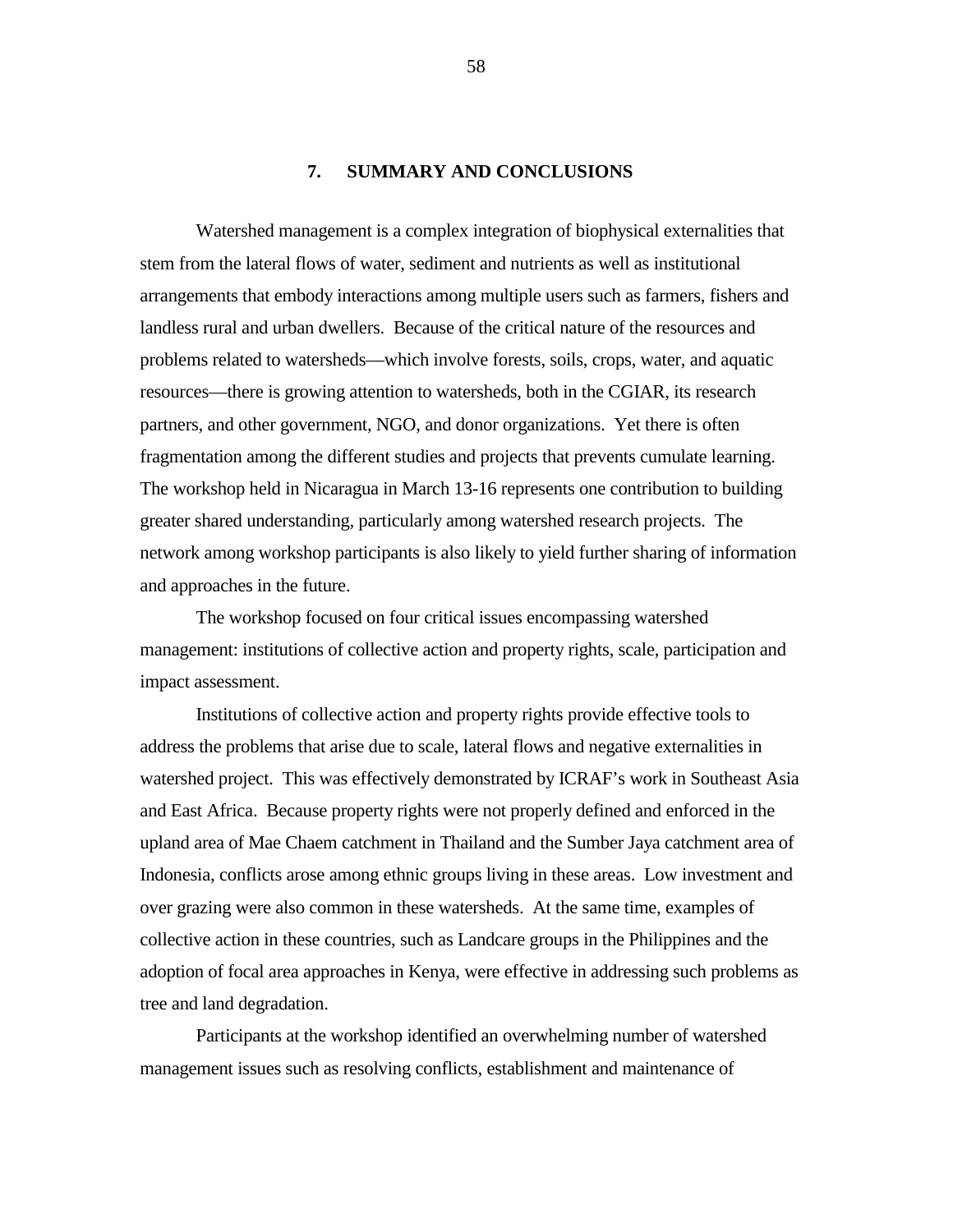## 7. SUMMARY AND CONCLUSIONS

Watershed management is a complex integration of biophysical externalities that stem from the lateral flows of water, sediment and nutrients as well as institutional arrangements that embody interactions among multiple users such as farmers, fishers and landless rural and urban dwellers. Because of the critical nature of the resources and problems related to watersheds—which involve forests, soils, crops, water, and aquatic resources—there is growing attention to watersheds, both in the CGIAR, its research partners, and other government, NGO, and donor organizations. Yet there is often fragmentation among the different studies and projects that prevents cumulate learning. The workshop held in Nicaragua in March 13-16 represents one contribution to building greater shared understanding, particularly among watershed research projects. The network among workshop participants is also likely to yield further sharing of information and approaches in the future.

The workshop focused on four critical issues encompassing watershed management: institutions of collective action and property rights, scale, participation and impact assessment.

Institutions of collective action and property rights provide effective tools to address the problems that arise due to scale, lateral flows and negative externalities in watershed project. This was effectively demonstrated by ICRAF's work in Southeast Asia and East Africa. Because property rights were not properly defined and enforced in the upland area of Mae Chaem catchment in Thailand and the Sumber Jaya catchment area of Indonesia, conflicts arose among ethnic groups living in these areas. Low investment and over grazing were also common in these watersheds. At the same time, examples of collective action in these countries, such as Landcare groups in the Philippines and the adoption of focal area approaches in Kenya, were effective in addressing such problems as tree and land degradation.

Participants at the workshop identified an overwhelming number of watershed management issues such as resolving conflicts, establishment and maintenance of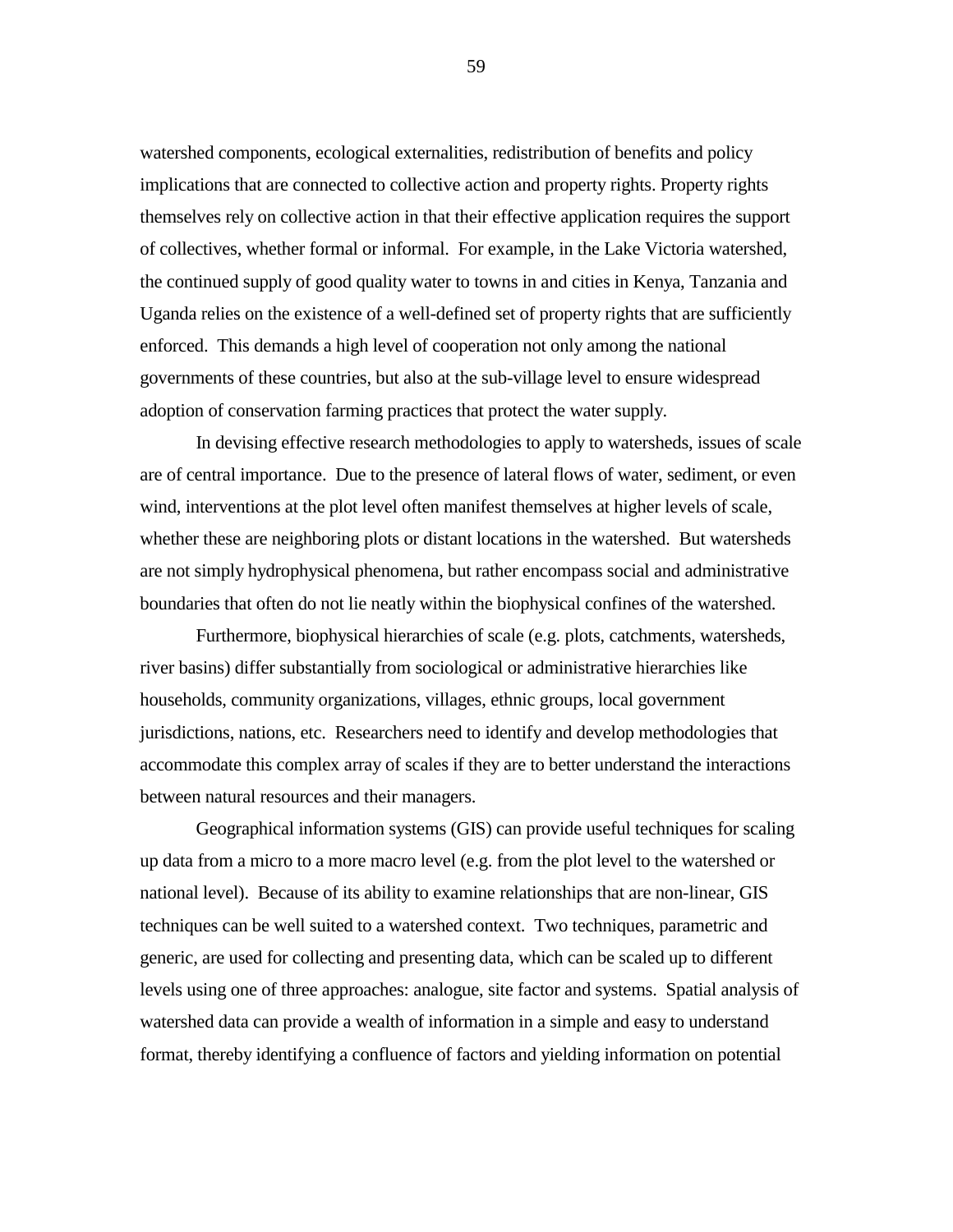watershed components, ecological externalities, redistribution of benefits and policy implications that are connected to collective action and property rights. Property rights themselves rely on collective action in that their effective application requires the support of collectives, whether formal or informal. For example, in the Lake Victoria watershed, the continued supply of good quality water to towns in and cities in Kenya, Tanzania and Uganda relies on the existence of a well-defined set of property rights that are sufficiently enforced. This demands a high level of cooperation not only among the national governments of these countries, but also at the sub-village level to ensure widespread adoption of conservation farming practices that protect the water supply.

In devising effective research methodologies to apply to watersheds, issues of scale are of central importance. Due to the presence of lateral flows of water, sediment, or even wind, interventions at the plot level often manifest themselves at higher levels of scale, whether these are neighboring plots or distant locations in the watershed. But watersheds are not simply hydrophysical phenomena, but rather encompass social and administrative boundaries that often do not lie neatly within the biophysical confines of the watershed.

Furthermore, biophysical hierarchies of scale (e.g. plots, catchments, watersheds, river basins) differ substantially from sociological or administrative hierarchies like households, community organizations, villages, ethnic groups, local government jurisdictions, nations, etc. Researchers need to identify and develop methodologies that accommodate this complex array of scales if they are to better understand the interactions between natural resources and their managers.

Geographical information systems (GIS) can provide useful techniques for scaling up data from a micro to a more macro level (e.g. from the plot level to the watershed or national level). Because of its ability to examine relationships that are non-linear, GIS techniques can be well suited to a watershed context. Two techniques, parametric and generic, are used for collecting and presenting data, which can be scaled up to different levels using one of three approaches: analogue, site factor and systems. Spatial analysis of watershed data can provide a wealth of information in a simple and easy to understand format, thereby identifying a confluence of factors and yielding information on potential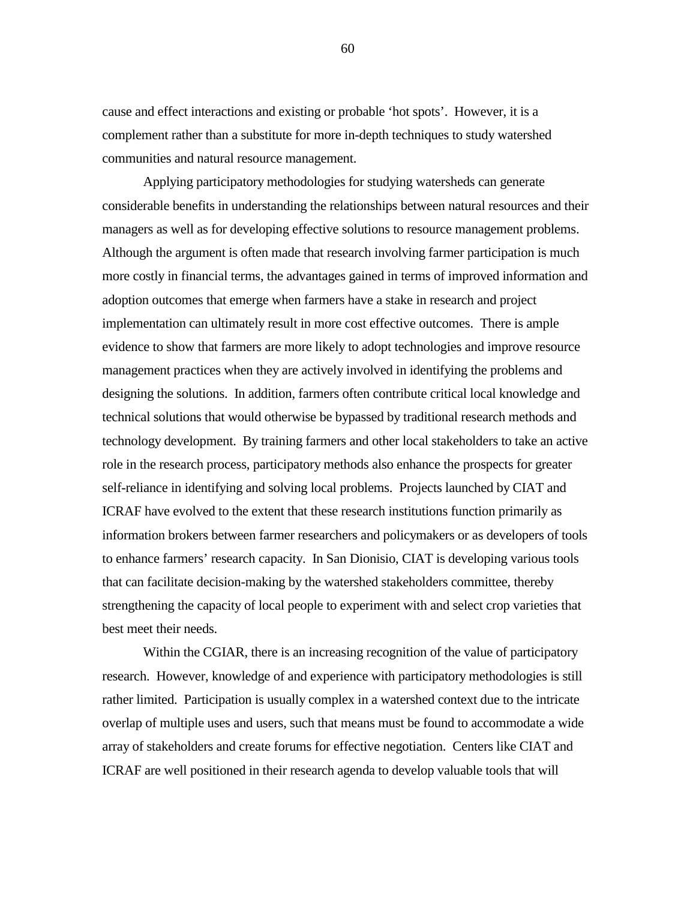cause and effect interactions and existing or probable 'hot spots'. However, it is a complement rather than a substitute for more in-depth techniques to study watershed communities and natural resource management.

Applying participatory methodologies for studying watersheds can generate considerable benefits in understanding the relationships between natural resources and their managers as well as for developing effective solutions to resource management problems. Although the argument is often made that research involving farmer participation is much more costly in financial terms, the advantages gained in terms of improved information and adoption outcomes that emerge when farmers have a stake in research and project implementation can ultimately result in more cost effective outcomes. There is ample evidence to show that farmers are more likely to adopt technologies and improve resource management practices when they are actively involved in identifying the problems and designing the solutions. In addition, farmers often contribute critical local knowledge and technical solutions that would otherwise be bypassed by traditional research methods and technology development. By training farmers and other local stakeholders to take an active role in the research process, participatory methods also enhance the prospects for greater self-reliance in identifying and solving local problems. Projects launched by CIAT and ICRAF have evolved to the extent that these research institutions function primarily as information brokers between farmer researchers and policymakers or as developers of tools to enhance farmers' research capacity. In San Dionisio, CIAT is developing various tools that can facilitate decision-making by the watershed stakeholders committee, thereby strengthening the capacity of local people to experiment with and select crop varieties that best meet their needs.

Within the CGIAR, there is an increasing recognition of the value of participatory research. However, knowledge of and experience with participatory methodologies is still rather limited. Participation is usually complex in a watershed context due to the intricate overlap of multiple uses and users, such that means must be found to accommodate a wide array of stakeholders and create forums for effective negotiation. Centers like CIAT and ICRAF are well positioned in their research agenda to develop valuable tools that will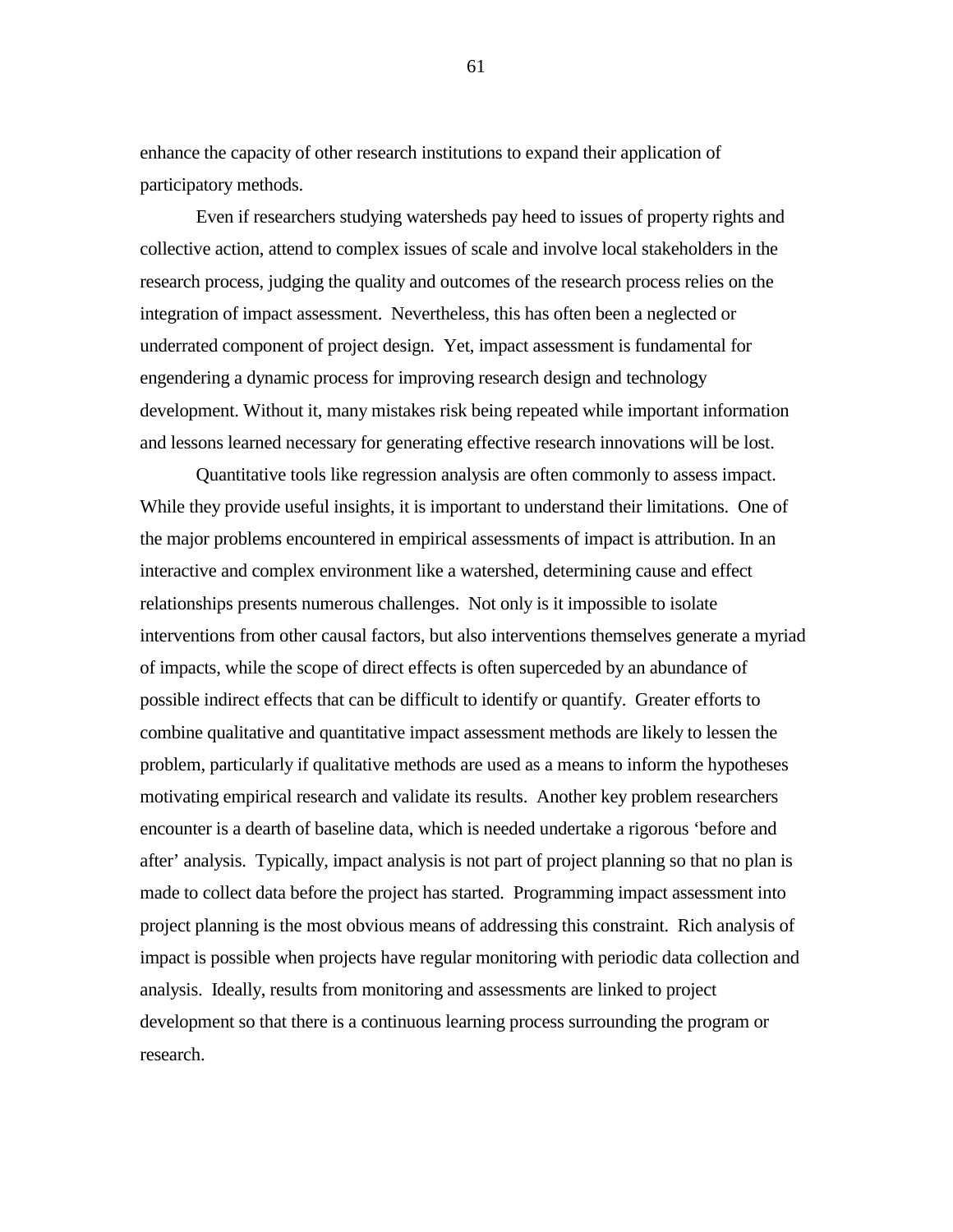enhance the capacity of other research institutions to expand their application of participatory methods.

Even if researchers studying watersheds pay heed to issues of property rights and collective action, attend to complex issues of scale and involve local stakeholders in the research process, judging the quality and outcomes of the research process relies on the integration of impact assessment. Nevertheless, this has often been a neglected or underrated component of project design. Yet, impact assessment is fundamental for engendering a dynamic process for improving research design and technology development. Without it, many mistakes risk being repeated while important information and lessons learned necessary for generating effective research innovations will be lost.

Quantitative tools like regression analysis are often commonly to assess impact. While they provide useful insights, it is important to understand their limitations. One of the major problems encountered in empirical assessments of impact is attribution. In an interactive and complex environment like a watershed, determining cause and effect relationships presents numerous challenges. Not only is it impossible to isolate interventions from other causal factors, but also interventions themselves generate a myriad of impacts, while the scope of direct effects is often superceded by an abundance of possible indirect effects that can be difficult to identify or quantify. Greater efforts to combine qualitative and quantitative impact assessment methods are likely to lessen the problem, particularly if qualitative methods are used as a means to inform the hypotheses motivating empirical research and validate its results. Another key problem researchers encounter is a dearth of baseline data, which is needed undertake a rigorous 'before and after' analysis. Typically, impact analysis is not part of project planning so that no plan is made to collect data before the project has started. Programming impact assessment into project planning is the most obvious means of addressing this constraint. Rich analysis of impact is possible when projects have regular monitoring with periodic data collection and analysis. Ideally, results from monitoring and assessments are linked to project development so that there is a continuous learning process surrounding the program or research.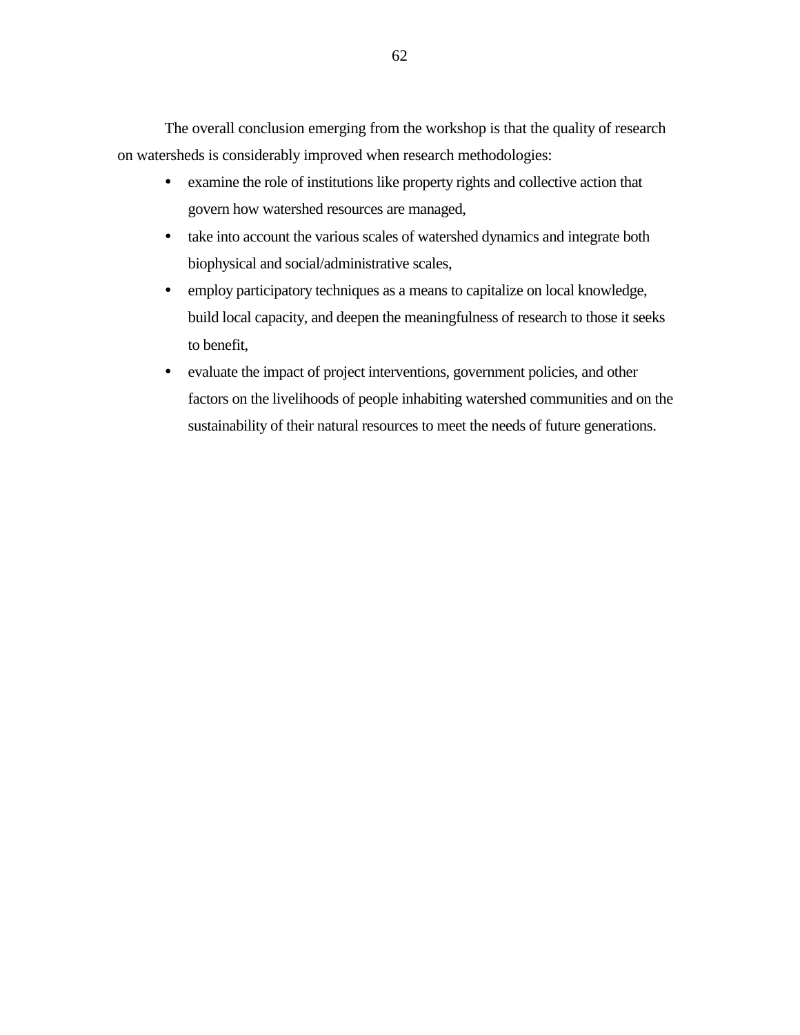The overall conclusion emerging from the workshop is that the quality of research on watersheds is considerably improved when research methodologies:

- examine the role of institutions like property rights and collective action that govern how watershed resources are managed,
- take into account the various scales of watershed dynamics and integrate both biophysical and social/administrative scales,
- employ participatory techniques as a means to capitalize on local knowledge, build local capacity, and deepen the meaningfulness of research to those it seeks to benefit,
- evaluate the impact of project interventions, government policies, and other factors on the livelihoods of people inhabiting watershed communities and on the sustainability of their natural resources to meet the needs of future generations.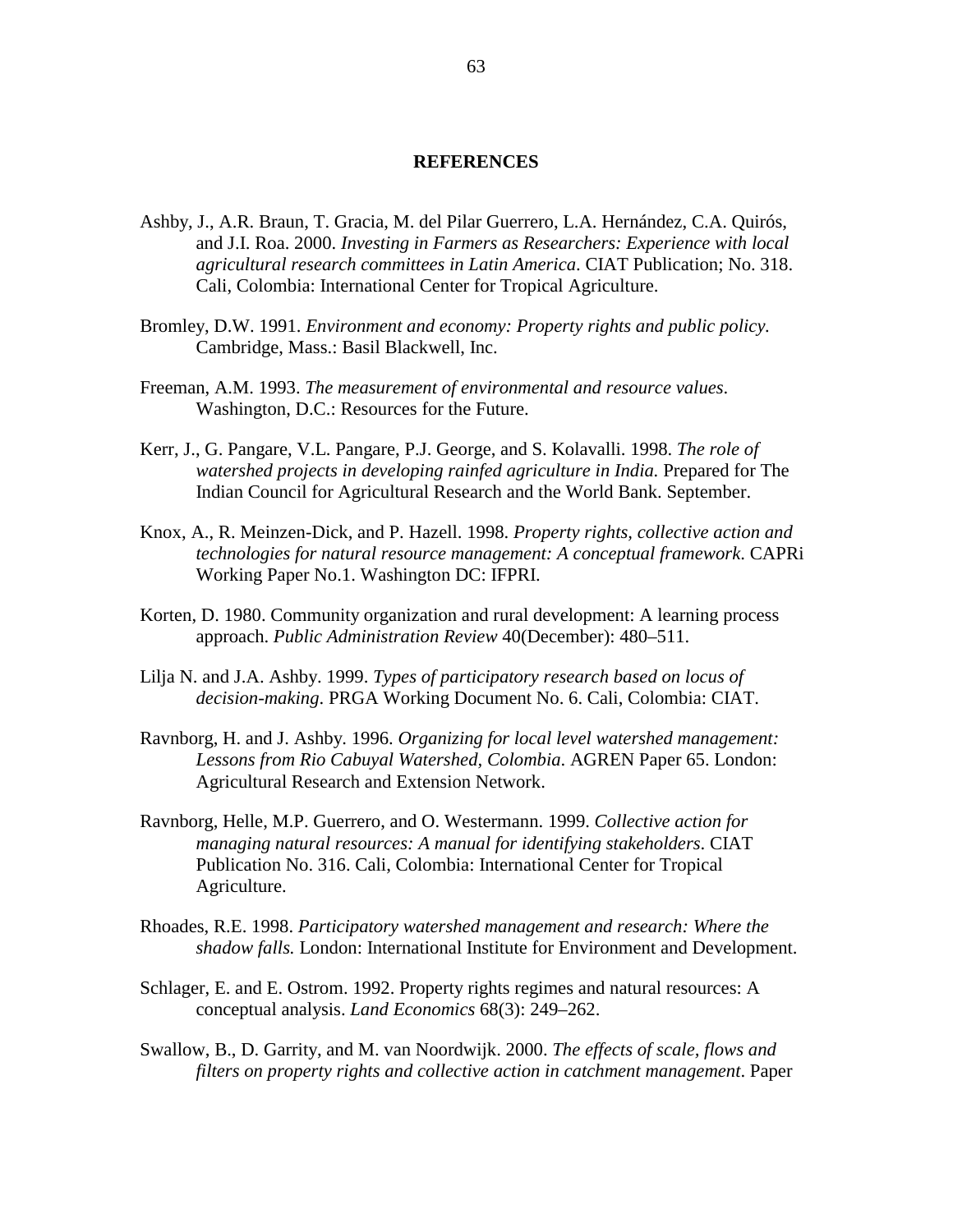## REFERENCES

Ashby, J., A.R. Braun, T. Gracia, M. del Pilar Guerrero, L.A. Hernández, C.A. Quirós, and J.I. Roa. 2000. *Investing in Farmers as Researchers: Experience with local agricultural research committees in Latin America*. CIAT Publication; No. 318. Cali, Colombia: International Center for Tropical Agriculture.

Bromley, D.W. 1991. *Environment and economy: Property rights and public policy.* Cambridge, Mass.: Basil Blackwell, Inc.

Freeman, A.M. 1993. *The measurement of environmental and resource values*. Washington, D.C.: Resources for the Future.

Kerr, J., G. Pangare, V.L. Pangare, P.J. George, and S. Kolavalli. 1998. *The role of watershed projects in developing rainfed agriculture in India.* Prepared for The Indian Council for Agricultural Research and the World Bank. September.

Knox, A., R. Meinzen-Dick, and P. Hazell. 1998. *Property rights, collective action and technologies for natural resource management: A conceptual framework*. CAPRi Working Paper No.1. Washington DC: IFPRI.

Korten, D. 1980. Community organization and rural development: A learning process approach. *Public Administration Review* 40(December): 480–511.

Lilja N. and J.A. Ashby. 1999. *Types of participatory research based on locus of decision-making*. PRGA Working Document No. 6. Cali, Colombia: CIAT.

Ravnborg, H. and J. Ashby. 1996. *Organizing for local level watershed management: Lessons from Rio Cabuyal Watershed, Colombia*. AGREN Paper 65. London: Agricultural Research and Extension Network.

Ravnborg, Helle, M.P. Guerrero, and O. Westermann. 1999. *Collective action for managing natural resources: A manual for identifying stakeholders*. CIAT Publication No. 316. Cali, Colombia: International Center for Tropical Agriculture.

Rhoades, R.E. 1998. *Participatory watershed management and research: Where the shadow falls.* London: International Institute for Environment and Development.

Schlager, E. and E. Ostrom. 1992. Property rights regimes and natural resources: A conceptual analysis. *Land Economics* 68(3): 249–262.

Swallow, B., D. Garrity, and M. van Noordwijk. 2000. *The effects of scale, flows and filters on property rights and collective action in catchment management*. Paper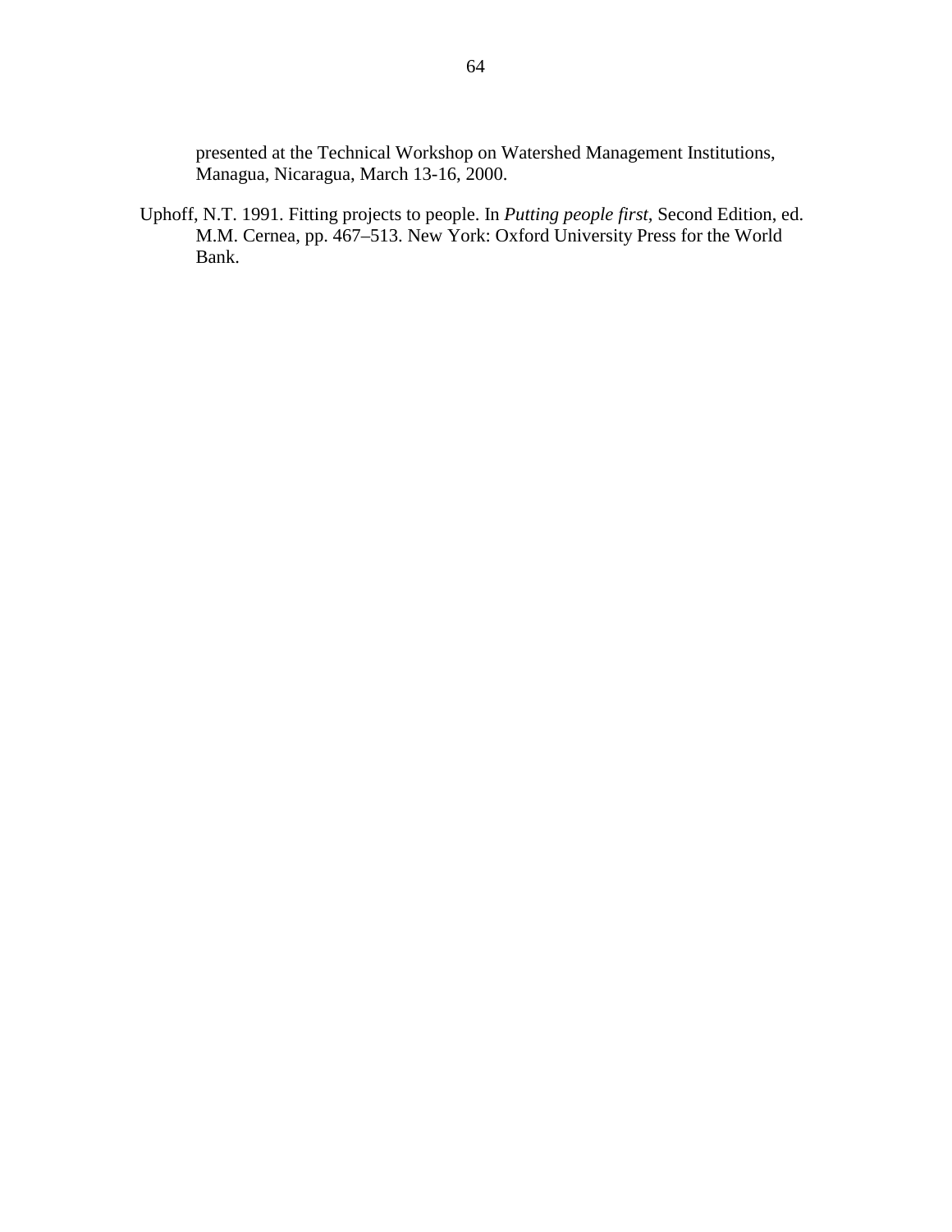presented at the Technical Workshop on Watershed Management Institutions, Managua, Nicaragua, March 13-16, 2000.

Uphoff, N.T. 1991. Fitting projects to people. In *Putting people first,* Second Edition, ed. M.M. Cernea, pp. 467–513. New York: Oxford University Press for the World Bank.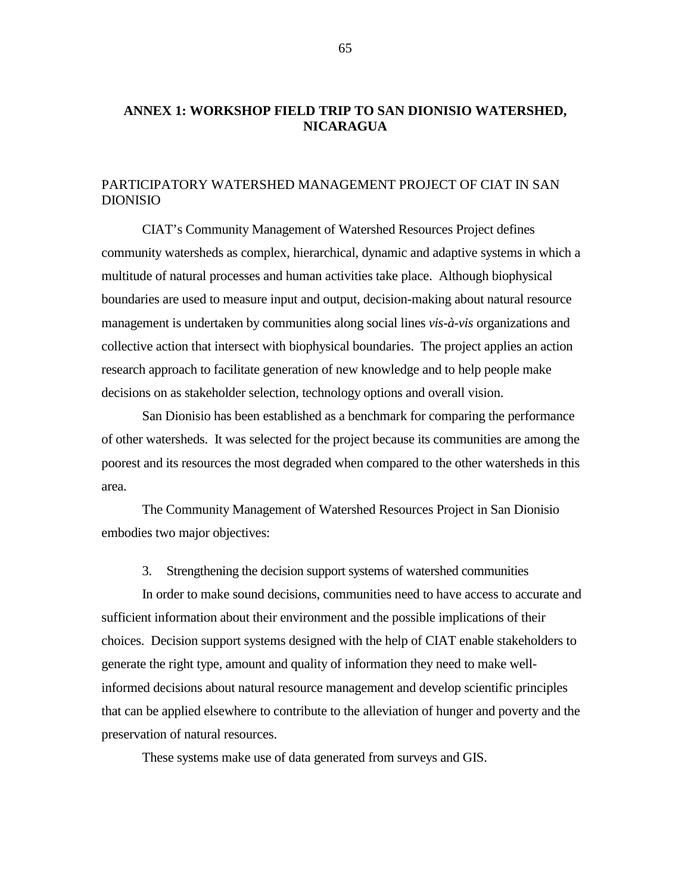# ANNEX 1: WORKSHOP FIELD TRIP TO SAN DIONISIO WATERSHED, NICARAGUA

## PARTICIPATORY WATERSHED MANAGEMENT PROJECT OF CIAT IN SAN DIONISIO

CIAT's Community Management of Watershed Resources Project defines community watersheds as complex, hierarchical, dynamic and adaptive systems in which a multitude of natural processes and human activities take place. Although biophysical boundaries are used to measure input and output, decision-making about natural resource management is undertaken by communities along social lines *vis-à-vis* organizations and collective action that intersect with biophysical boundaries. The project applies an action research approach to facilitate generation of new knowledge and to help people make decisions on as stakeholder selection, technology options and overall vision.

San Dionisio has been established as a benchmark for comparing the performance of other watersheds. It was selected for the project because its communities are among the poorest and its resources the most degraded when compared to the other watersheds in this area.

The Community Management of Watershed Resources Project in San Dionisio embodies two major objectives:

3. Strengthening the decision support systems of watershed communities

In order to make sound decisions, communities need to have access to accurate and sufficient information about their environment and the possible implications of their choices. Decision support systems designed with the help of CIAT enable stakeholders to generate the right type, amount and quality of information they need to make well-informed decisions about natural resource management and develop scientific principles that can be applied elsewhere to contribute to the alleviation of hunger and poverty and the preservation of natural resources.

These systems make use of data generated from surveys and GIS.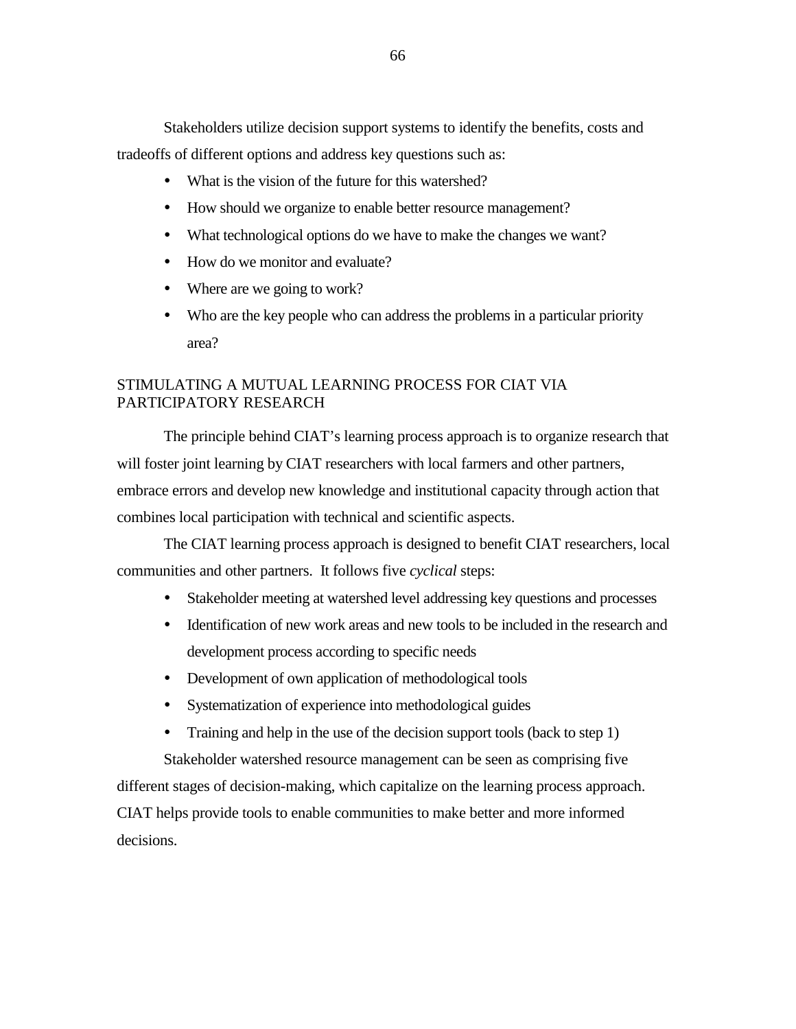Stakeholders utilize decision support systems to identify the benefits, costs and tradeoffs of different options and address key questions such as:

- What is the vision of the future for this watershed?
- How should we organize to enable better resource management?
- What technological options do we have to make the changes we want?
- How do we monitor and evaluate?
- Where are we going to work?
- Who are the key people who can address the problems in a particular priority area?

## STIMULATING A MUTUAL LEARNING PROCESS FOR CIAT VIA PARTICIPATORY RESEARCH

The principle behind CIAT's learning process approach is to organize research that will foster joint learning by CIAT researchers with local farmers and other partners, embrace errors and develop new knowledge and institutional capacity through action that combines local participation with technical and scientific aspects.

The CIAT learning process approach is designed to benefit CIAT researchers, local communities and other partners. It follows five *cyclical* steps:

- Stakeholder meeting at watershed level addressing key questions and processes
- Identification of new work areas and new tools to be included in the research and development process according to specific needs
- Development of own application of methodological tools
- Systematization of experience into methodological guides
- Training and help in the use of the decision support tools (back to step 1)

Stakeholder watershed resource management can be seen as comprising five different stages of decision-making, which capitalize on the learning process approach. CIAT helps provide tools to enable communities to make better and more informed decisions.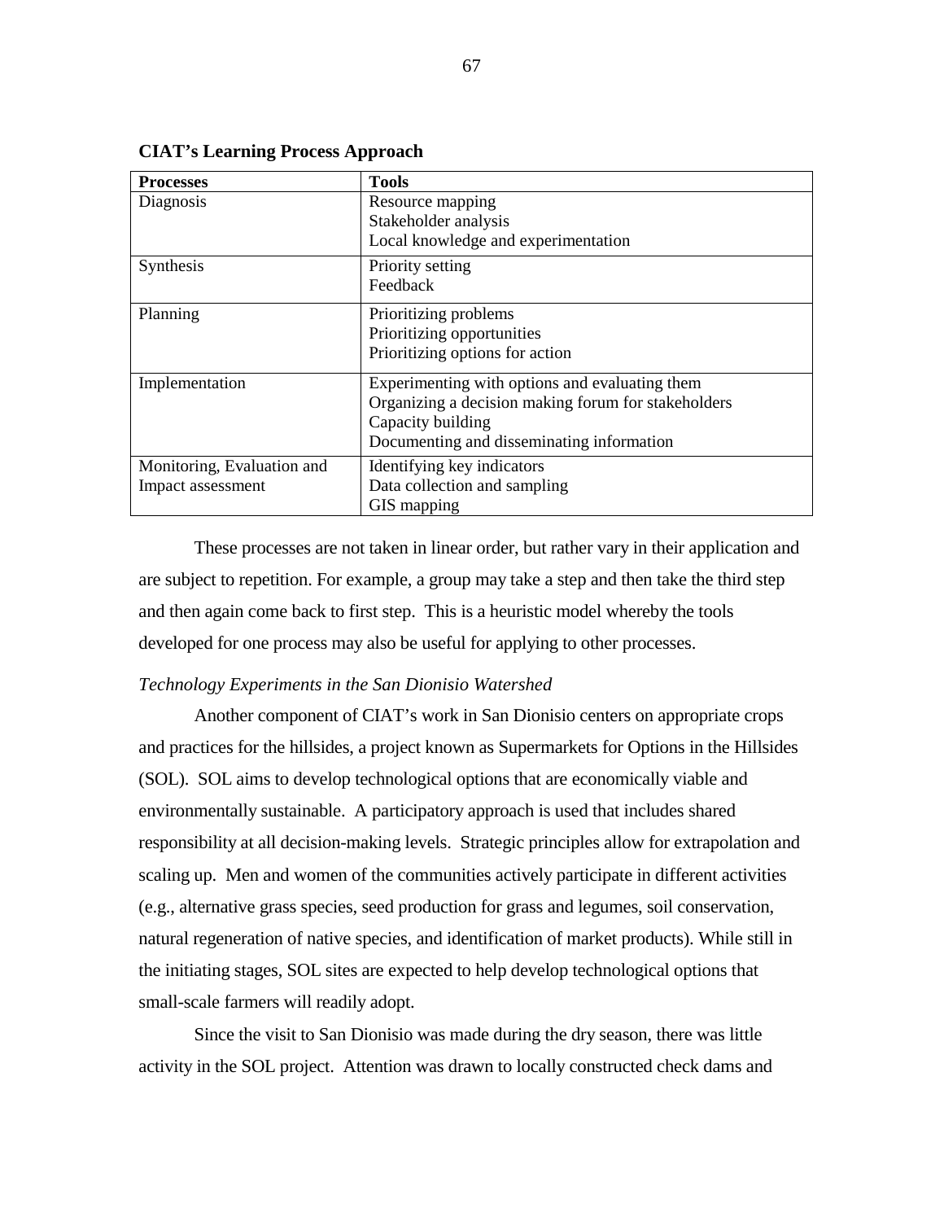**CIAT's Learning Process Approach**

| Processes | Tools |
|---|---|
| Diagnosis | Resource mapping<br>Stakeholder analysis<br>Local knowledge and experimentation |
| Synthesis | Priority setting<br>Feedback |
| Planning | Prioritizing problems<br>Prioritizing opportunities<br>Prioritizing options for action |
| Implementation | Experimenting with options and evaluating them<br>Organizing a decision making forum for stakeholders<br>Capacity building<br>Documenting and disseminating information |
| Monitoring, Evaluation and Impact assessment | Identifying key indicators<br>Data collection and sampling<br>GIS mapping |

These processes are not taken in linear order, but rather vary in their application and are subject to repetition. For example, a group may take a step and then take the third step and then again come back to first step. This is a heuristic model whereby the tools developed for one process may also be useful for applying to other processes.

*Technology Experiments in the San Dionisio Watershed*

Another component of CIAT's work in San Dionisio centers on appropriate crops and practices for the hillsides, a project known as Supermarkets for Options in the Hillsides (SOL). SOL aims to develop technological options that are economically viable and environmentally sustainable. A participatory approach is used that includes shared responsibility at all decision-making levels. Strategic principles allow for extrapolation and scaling up. Men and women of the communities actively participate in different activities (e.g., alternative grass species, seed production for grass and legumes, soil conservation, natural regeneration of native species, and identification of market products). While still in the initiating stages, SOL sites are expected to help develop technological options that small-scale farmers will readily adopt.

Since the visit to San Dionisio was made during the dry season, there was little activity in the SOL project. Attention was drawn to locally constructed check dams and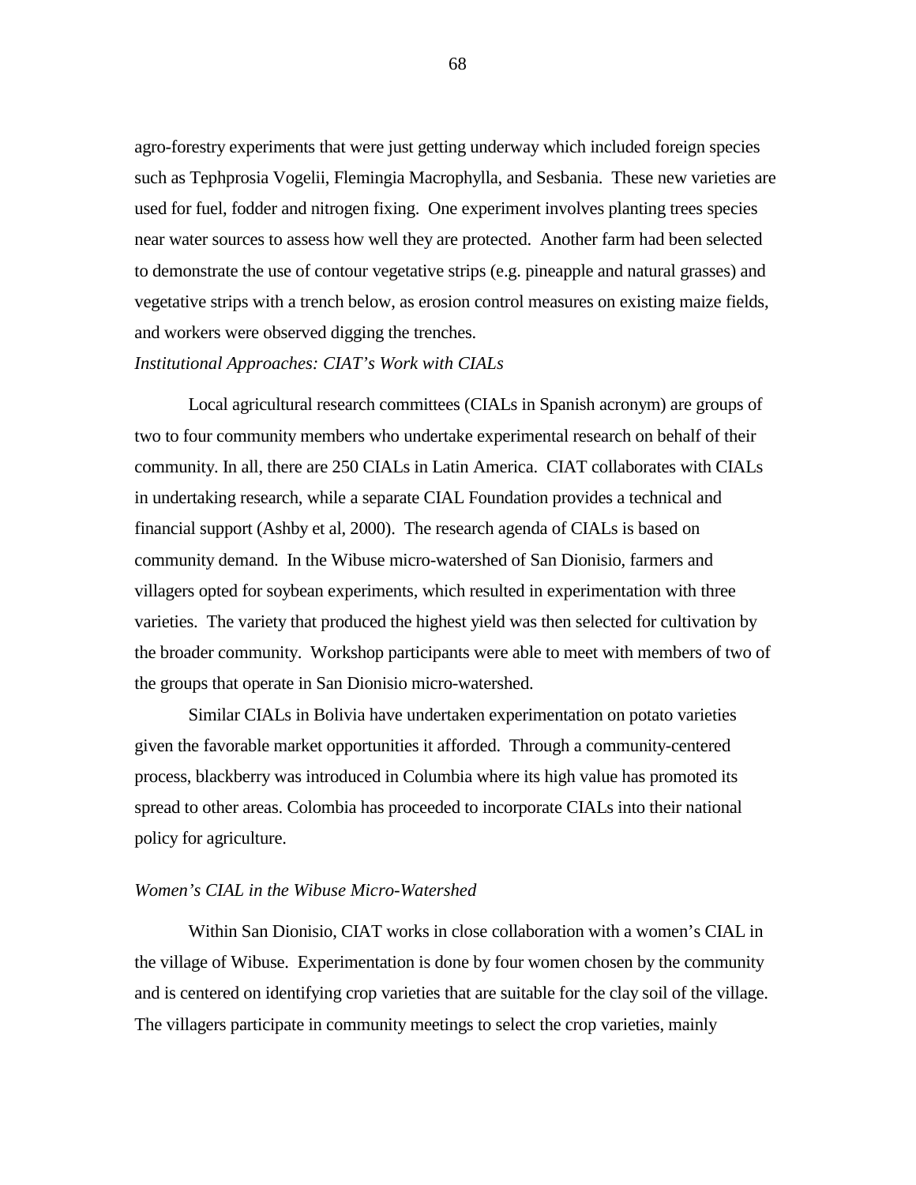agro-forestry experiments that were just getting underway which included foreign species such as Tephprosia Vogelii, Flemingia Macrophylla, and Sesbania. These new varieties are used for fuel, fodder and nitrogen fixing. One experiment involves planting trees species near water sources to assess how well they are protected. Another farm had been selected to demonstrate the use of contour vegetative strips (e.g. pineapple and natural grasses) and vegetative strips with a trench below, as erosion control measures on existing maize fields, and workers were observed digging the trenches.

*Institutional Approaches: CIAT's Work with CIALs*

Local agricultural research committees (CIALs in Spanish acronym) are groups of two to four community members who undertake experimental research on behalf of their community. In all, there are 250 CIALs in Latin America. CIAT collaborates with CIALs in undertaking research, while a separate CIAL Foundation provides a technical and financial support (Ashby et al, 2000). The research agenda of CIALs is based on community demand. In the Wibuse micro-watershed of San Dionisio, farmers and villagers opted for soybean experiments, which resulted in experimentation with three varieties. The variety that produced the highest yield was then selected for cultivation by the broader community. Workshop participants were able to meet with members of two of the groups that operate in San Dionisio micro-watershed.

Similar CIALs in Bolivia have undertaken experimentation on potato varieties given the favorable market opportunities it afforded. Through a community-centered process, blackberry was introduced in Columbia where its high value has promoted its spread to other areas. Colombia has proceeded to incorporate CIALs into their national policy for agriculture.

*Women's CIAL in the Wibuse Micro-Watershed*

Within San Dionisio, CIAT works in close collaboration with a women's CIAL in the village of Wibuse. Experimentation is done by four women chosen by the community and is centered on identifying crop varieties that are suitable for the clay soil of the village. The villagers participate in community meetings to select the crop varieties, mainly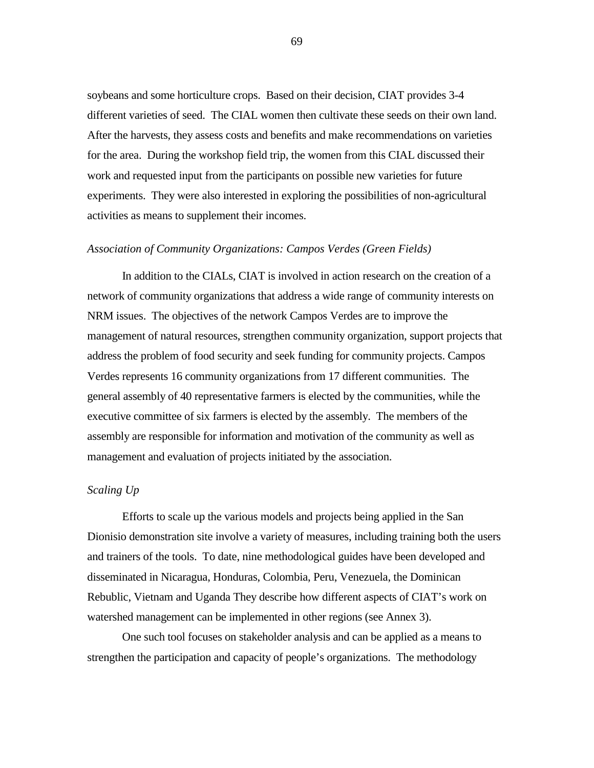soybeans and some horticulture crops. Based on their decision, CIAT provides 3-4 different varieties of seed. The CIAL women then cultivate these seeds on their own land. After the harvests, they assess costs and benefits and make recommendations on varieties for the area. During the workshop field trip, the women from this CIAL discussed their work and requested input from the participants on possible new varieties for future experiments. They were also interested in exploring the possibilities of non-agricultural activities as means to supplement their incomes.

*Association of Community Organizations: Campos Verdes (Green Fields)*

In addition to the CIALs, CIAT is involved in action research on the creation of a network of community organizations that address a wide range of community interests on NRM issues. The objectives of the network Campos Verdes are to improve the management of natural resources, strengthen community organization, support projects that address the problem of food security and seek funding for community projects. Campos Verdes represents 16 community organizations from 17 different communities. The general assembly of 40 representative farmers is elected by the communities, while the executive committee of six farmers is elected by the assembly. The members of the assembly are responsible for information and motivation of the community as well as management and evaluation of projects initiated by the association.

*Scaling Up*

Efforts to scale up the various models and projects being applied in the San Dionisio demonstration site involve a variety of measures, including training both the users and trainers of the tools. To date, nine methodological guides have been developed and disseminated in Nicaragua, Honduras, Colombia, Peru, Venezuela, the Dominican Rebublic, Vietnam and Uganda They describe how different aspects of CIAT's work on watershed management can be implemented in other regions (see Annex 3).

One such tool focuses on stakeholder analysis and can be applied as a means to strengthen the participation and capacity of people's organizations. The methodology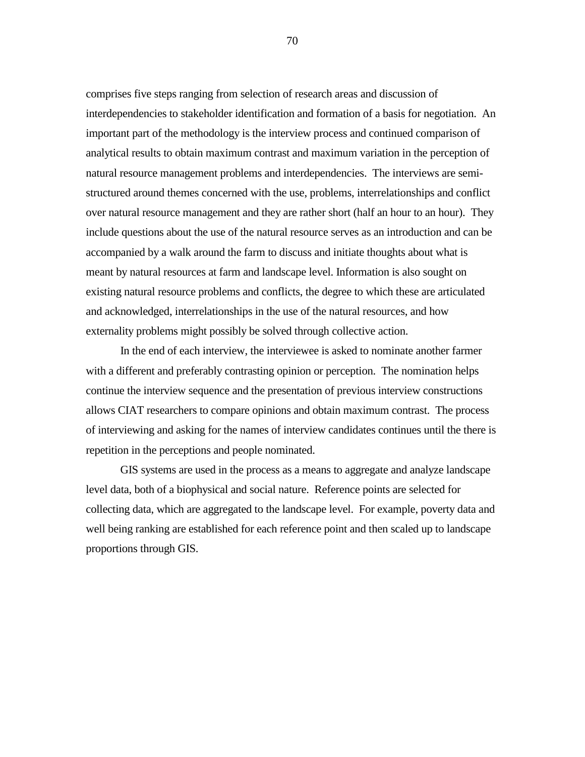comprises five steps ranging from selection of research areas and discussion of interdependencies to stakeholder identification and formation of a basis for negotiation. An important part of the methodology is the interview process and continued comparison of analytical results to obtain maximum contrast and maximum variation in the perception of natural resource management problems and interdependencies. The interviews are semi-structured around themes concerned with the use, problems, interrelationships and conflict over natural resource management and they are rather short (half an hour to an hour). They include questions about the use of the natural resource serves as an introduction and can be accompanied by a walk around the farm to discuss and initiate thoughts about what is meant by natural resources at farm and landscape level. Information is also sought on existing natural resource problems and conflicts, the degree to which these are articulated and acknowledged, interrelationships in the use of the natural resources, and how externality problems might possibly be solved through collective action.

In the end of each interview, the interviewee is asked to nominate another farmer with a different and preferably contrasting opinion or perception. The nomination helps continue the interview sequence and the presentation of previous interview constructions allows CIAT researchers to compare opinions and obtain maximum contrast. The process of interviewing and asking for the names of interview candidates continues until the there is repetition in the perceptions and people nominated.

GIS systems are used in the process as a means to aggregate and analyze landscape level data, both of a biophysical and social nature. Reference points are selected for collecting data, which are aggregated to the landscape level. For example, poverty data and well being ranking are established for each reference point and then scaled up to landscape proportions through GIS.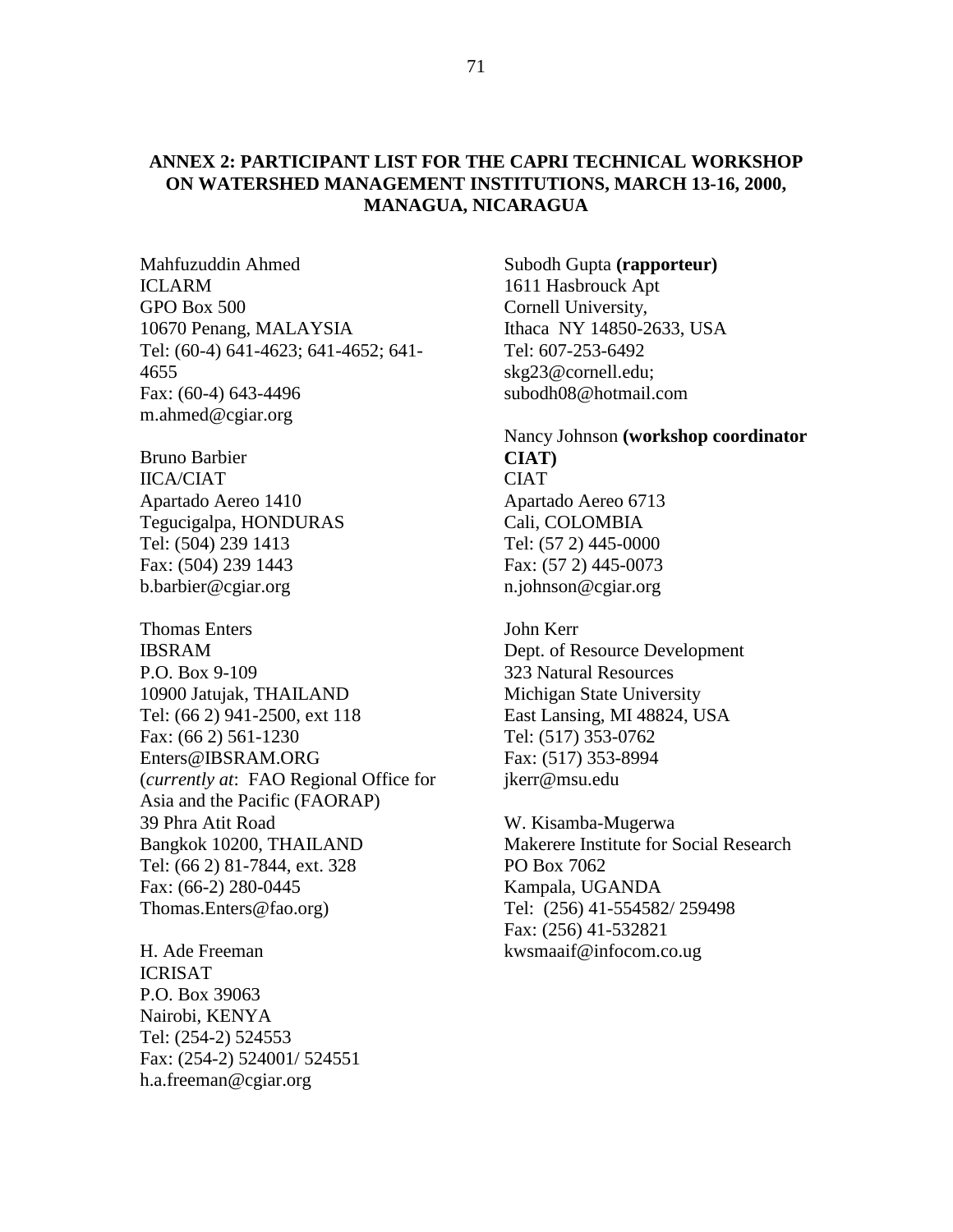## ANNEX 2: PARTICIPANT LIST FOR THE CAPRI TECHNICAL WORKSHOP ON WATERSHED MANAGEMENT INSTITUTIONS, MARCH 13-16, 2000, MANAGUA, NICARAGUA

Mahfuzuddin Ahmed
ICLARM
GPO Box 500
10670 Penang, MALAYSIA
Tel: (60-4) 641-4623; 641-4652; 641-4655
Fax: (60-4) 643-4496
m.ahmed@cgiar.org

Bruno Barbier
IICA/CIAT
Apartado Aereo 1410
Tegucigalpa, HONDURAS
Tel: (504) 239 1413
Fax: (504) 239 1443
b.barbier@cgiar.org

Thomas Enters
IBSRAM
P.O. Box 9-109
10900 Jatujak, THAILAND
Tel: (66 2) 941-2500, ext 118
Fax: (66 2) 561-1230
Enters@IBSRAM.ORG
(*currently at*: FAO Regional Office for Asia and the Pacific (FAORAP)
39 Phra Atit Road
Bangkok 10200, THAILAND
Tel: (66 2) 81-7844, ext. 328
Fax: (66-2) 280-0445
Thomas.Enters@fao.org)

H. Ade Freeman
ICRISAT
P.O. Box 39063
Nairobi, KENYA
Tel: (254-2) 524553
Fax: (254-2) 524001/ 524551
h.a.freeman@cgiar.org

Subodh Gupta **(rapporteur)**
1611 Hasbrouck Apt
Cornell University,
Ithaca NY 14850-2633, USA
Tel: 607-253-6492
skg23@cornell.edu;
subodh08@hotmail.com

Nancy Johnson **(workshop coordinator CIAT)**
CIAT
Apartado Aereo 6713
Cali, COLOMBIA
Tel: (57 2) 445-0000
Fax: (57 2) 445-0073
n.johnson@cgiar.org

John Kerr
Dept. of Resource Development
323 Natural Resources
Michigan State University
East Lansing, MI 48824, USA
Tel: (517) 353-0762
Fax: (517) 353-8994
jkerr@msu.edu

W. Kisamba-Mugerwa
Makerere Institute for Social Research
PO Box 7062
Kampala, UGANDA
Tel: (256) 41-554582/ 259498
Fax: (256) 41-532821
kwsmaaif@infocom.co.ug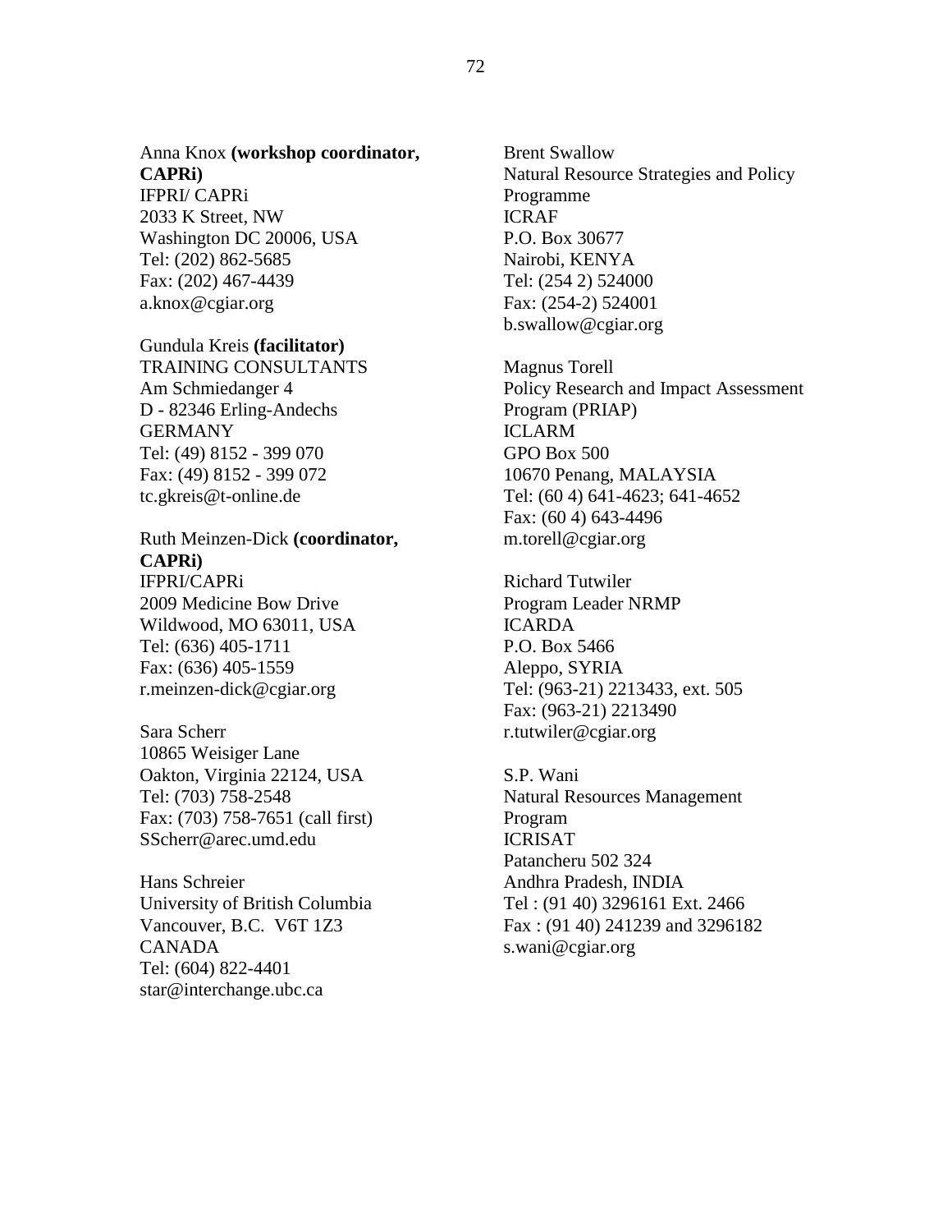Anna Knox **(workshop coordinator, CAPRi)**
IFPRI/ CAPRi
2033 K Street, NW
Washington DC 20006, USA
Tel: (202) 862-5685
Fax: (202) 467-4439
a.knox@cgiar.org

Gundula Kreis **(facilitator)**
TRAINING CONSULTANTS
Am Schmiedanger 4
D - 82346 Erling-Andechs
GERMANY
Tel: (49) 8152 - 399 070
Fax: (49) 8152 - 399 072
tc.gkreis@t-online.de

Ruth Meinzen-Dick **(coordinator, CAPRi)**
IFPRI/CAPRi
2009 Medicine Bow Drive
Wildwood, MO 63011, USA
Tel: (636) 405-1711
Fax: (636) 405-1559
r.meinzen-dick@cgiar.org

Sara Scherr
10865 Weisiger Lane
Oakton, Virginia 22124, USA
Tel: (703) 758-2548
Fax: (703) 758-7651 (call first)
SScherr@arec.umd.edu

Hans Schreier
University of British Columbia
Vancouver, B.C. V6T 1Z3
CANADA
Tel: (604) 822-4401
star@interchange.ubc.ca

Brent Swallow
Natural Resource Strategies and Policy Programme
ICRAF
P.O. Box 30677
Nairobi, KENYA
Tel: (254 2) 524000
Fax: (254-2) 524001
b.swallow@cgiar.org

Magnus Torell
Policy Research and Impact Assessment Program (PRIAP)
ICLARM
GPO Box 500
10670 Penang, MALAYSIA
Tel: (60 4) 641-4623; 641-4652
Fax: (60 4) 643-4496
m.torell@cgiar.org

Richard Tutwiler
Program Leader NRMP
ICARDA
P.O. Box 5466
Aleppo, SYRIA
Tel: (963-21) 2213433, ext. 505
Fax: (963-21) 2213490
r.tutwiler@cgiar.org

S.P. Wani
Natural Resources Management Program
ICRISAT
Patancheru 502 324
Andhra Pradesh, INDIA
Tel : (91 40) 3296161 Ext. 2466
Fax : (91 40) 241239 and 3296182
s.wani@cgiar.org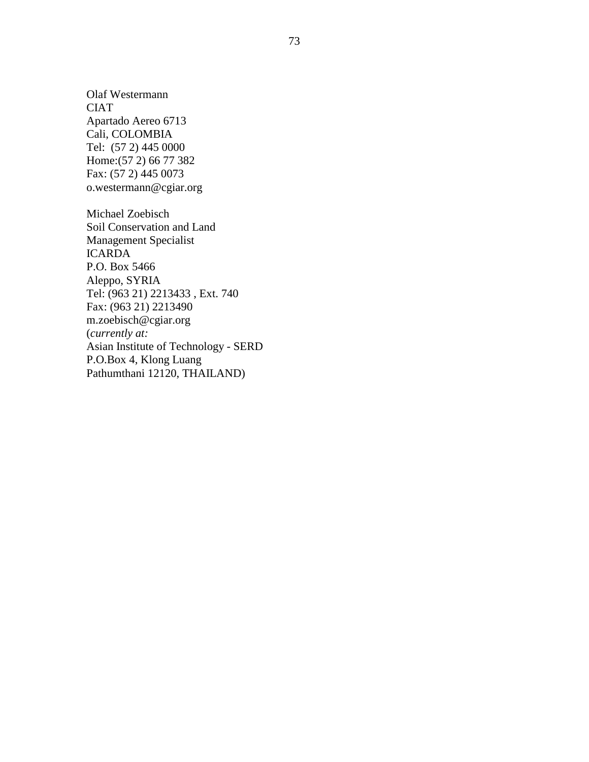Olaf Westermann
CIAT
Apartado Aereo 6713
Cali, COLOMBIA
Tel: (57 2) 445 0000
Home:(57 2) 66 77 382
Fax: (57 2) 445 0073
o.westermann@cgiar.org

Michael Zoebisch
Soil Conservation and Land
Management Specialist
ICARDA
P.O. Box 5466
Aleppo, SYRIA
Tel: (963 21) 2213433 , Ext. 740
Fax: (963 21) 2213490
m.zoebisch@cgiar.org
(*currently at:*
Asian Institute of Technology - SERD
P.O.Box 4, Klong Luang
Pathumthani 12120, THAILAND)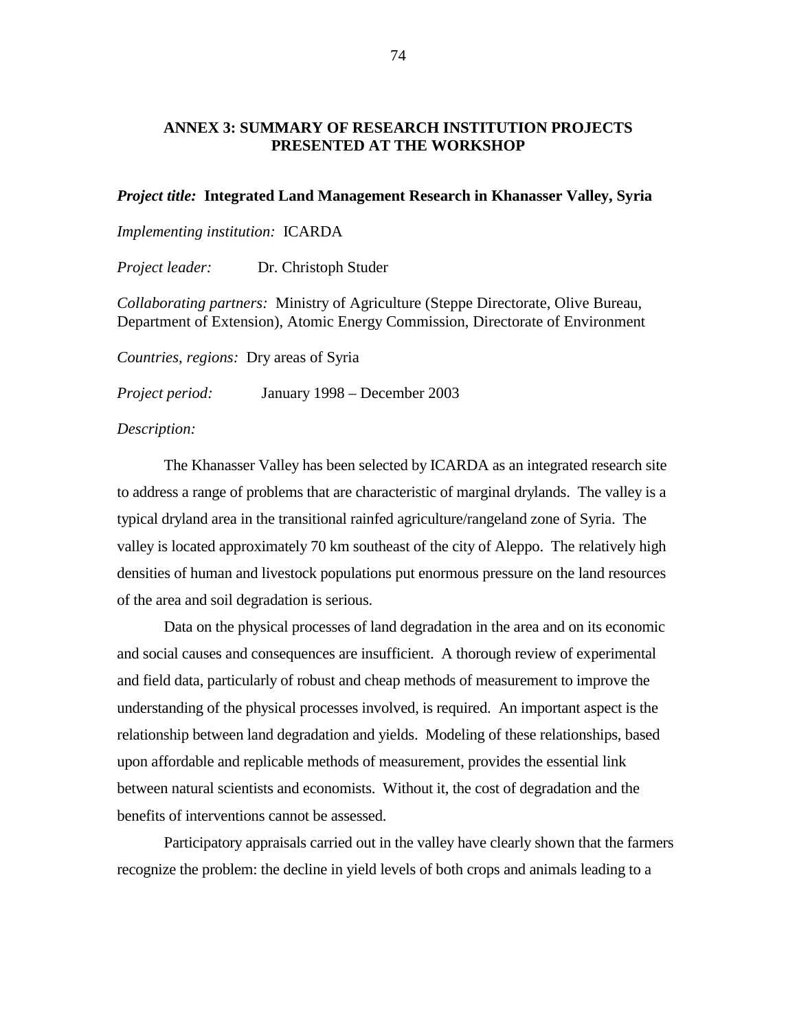## ANNEX 3: SUMMARY OF RESEARCH INSTITUTION PROJECTS PRESENTED AT THE WORKSHOP

***Project title:*** **Integrated Land Management Research in Khanasser Valley, Syria**

*Implementing institution:* ICARDA

*Project leader:* Dr. Christoph Studer

*Collaborating partners:* Ministry of Agriculture (Steppe Directorate, Olive Bureau, Department of Extension), Atomic Energy Commission, Directorate of Environment

*Countries, regions:* Dry areas of Syria

*Project period:* January 1998 – December 2003

*Description:*

The Khanasser Valley has been selected by ICARDA as an integrated research site to address a range of problems that are characteristic of marginal drylands. The valley is a typical dryland area in the transitional rainfed agriculture/rangeland zone of Syria. The valley is located approximately 70 km southeast of the city of Aleppo. The relatively high densities of human and livestock populations put enormous pressure on the land resources of the area and soil degradation is serious.

Data on the physical processes of land degradation in the area and on its economic and social causes and consequences are insufficient. A thorough review of experimental and field data, particularly of robust and cheap methods of measurement to improve the understanding of the physical processes involved, is required. An important aspect is the relationship between land degradation and yields. Modeling of these relationships, based upon affordable and replicable methods of measurement, provides the essential link between natural scientists and economists. Without it, the cost of degradation and the benefits of interventions cannot be assessed.

Participatory appraisals carried out in the valley have clearly shown that the farmers recognize the problem: the decline in yield levels of both crops and animals leading to a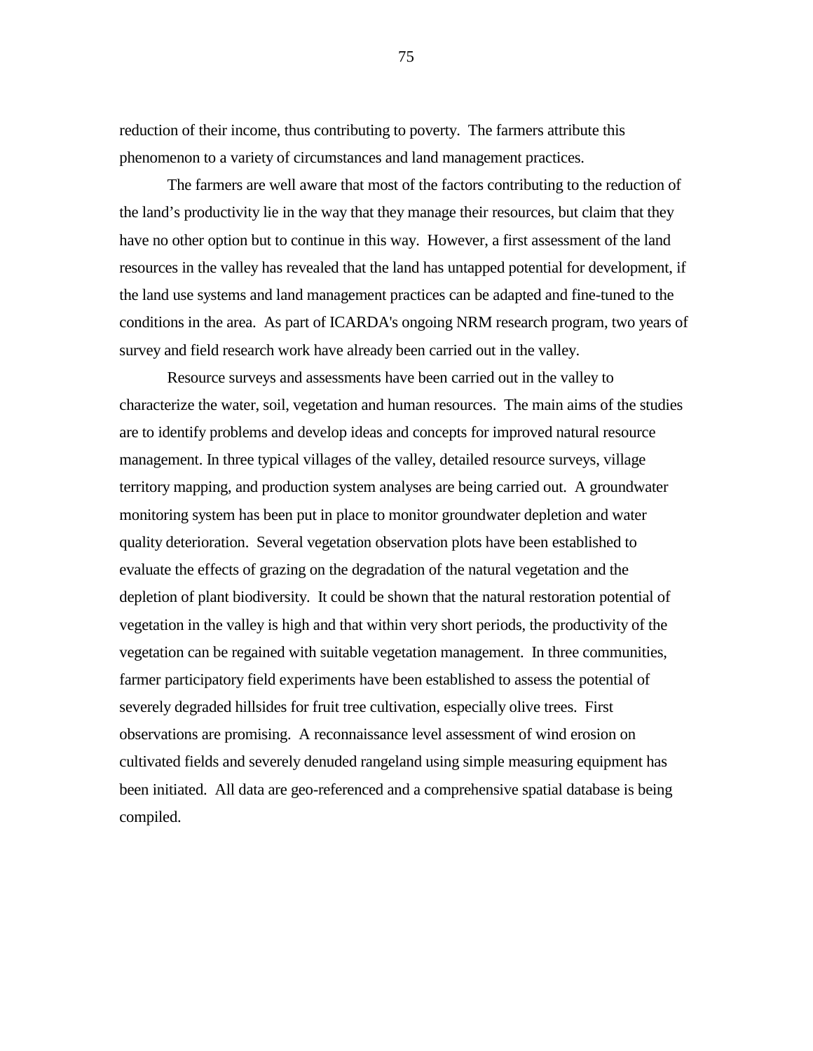reduction of their income, thus contributing to poverty. The farmers attribute this phenomenon to a variety of circumstances and land management practices.

The farmers are well aware that most of the factors contributing to the reduction of the land's productivity lie in the way that they manage their resources, but claim that they have no other option but to continue in this way. However, a first assessment of the land resources in the valley has revealed that the land has untapped potential for development, if the land use systems and land management practices can be adapted and fine-tuned to the conditions in the area. As part of ICARDA's ongoing NRM research program, two years of survey and field research work have already been carried out in the valley.

Resource surveys and assessments have been carried out in the valley to characterize the water, soil, vegetation and human resources. The main aims of the studies are to identify problems and develop ideas and concepts for improved natural resource management. In three typical villages of the valley, detailed resource surveys, village territory mapping, and production system analyses are being carried out. A groundwater monitoring system has been put in place to monitor groundwater depletion and water quality deterioration. Several vegetation observation plots have been established to evaluate the effects of grazing on the degradation of the natural vegetation and the depletion of plant biodiversity. It could be shown that the natural restoration potential of vegetation in the valley is high and that within very short periods, the productivity of the vegetation can be regained with suitable vegetation management. In three communities, farmer participatory field experiments have been established to assess the potential of severely degraded hillsides for fruit tree cultivation, especially olive trees. First observations are promising. A reconnaissance level assessment of wind erosion on cultivated fields and severely denuded rangeland using simple measuring equipment has been initiated. All data are geo-referenced and a comprehensive spatial database is being compiled.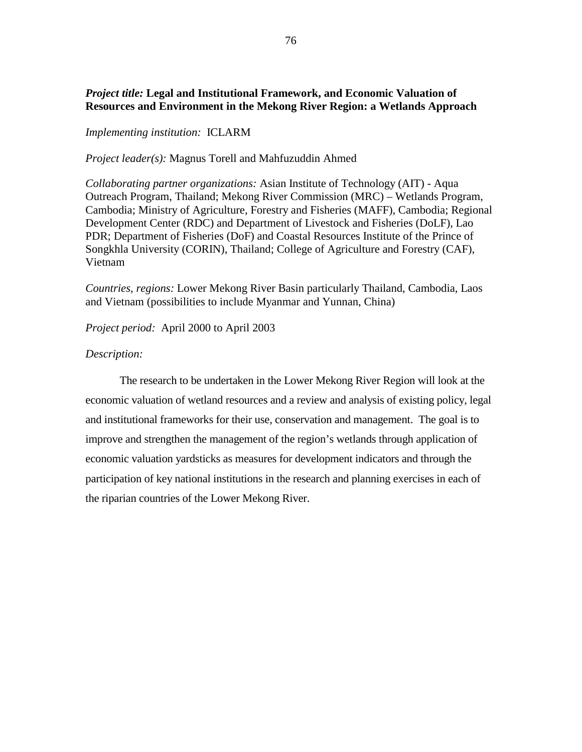*Project title:* **Legal and Institutional Framework, and Economic Valuation of Resources and Environment in the Mekong River Region: a Wetlands Approach**

*Implementing institution:* ICLARM

*Project leader(s):* Magnus Torell and Mahfuzuddin Ahmed

*Collaborating partner organizations:* Asian Institute of Technology (AIT) - Aqua Outreach Program, Thailand; Mekong River Commission (MRC) – Wetlands Program, Cambodia; Ministry of Agriculture, Forestry and Fisheries (MAFF), Cambodia; Regional Development Center (RDC) and Department of Livestock and Fisheries (DoLF), Lao PDR; Department of Fisheries (DoF) and Coastal Resources Institute of the Prince of Songkhla University (CORIN), Thailand; College of Agriculture and Forestry (CAF), Vietnam

*Countries, regions:* Lower Mekong River Basin particularly Thailand, Cambodia, Laos and Vietnam (possibilities to include Myanmar and Yunnan, China)

*Project period:* April 2000 to April 2003

*Description:*

The research to be undertaken in the Lower Mekong River Region will look at the economic valuation of wetland resources and a review and analysis of existing policy, legal and institutional frameworks for their use, conservation and management. The goal is to improve and strengthen the management of the region's wetlands through application of economic valuation yardsticks as measures for development indicators and through the participation of key national institutions in the research and planning exercises in each of the riparian countries of the Lower Mekong River.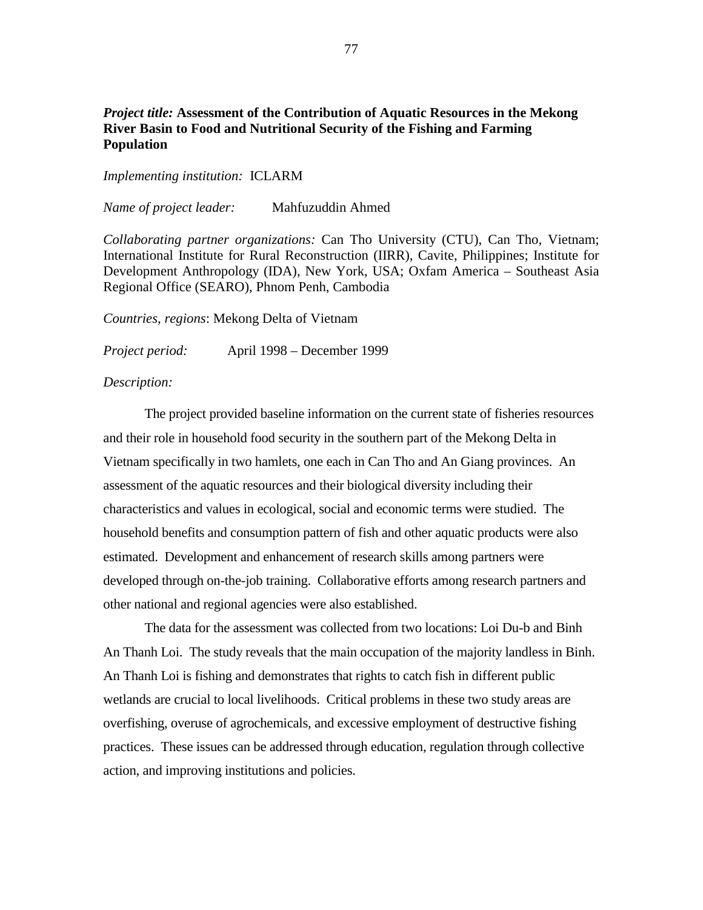*Project title:* **Assessment of the Contribution of Aquatic Resources in the Mekong River Basin to Food and Nutritional Security of the Fishing and Farming Population**

*Implementing institution:* ICLARM

*Name of project leader:* Mahfuzuddin Ahmed

*Collaborating partner organizations:* Can Tho University (CTU), Can Tho, Vietnam; International Institute for Rural Reconstruction (IIRR), Cavite, Philippines; Institute for Development Anthropology (IDA), New York, USA; Oxfam America – Southeast Asia Regional Office (SEARO), Phnom Penh, Cambodia

*Countries, regions*: Mekong Delta of Vietnam

*Project period:* April 1998 – December 1999

*Description:*

The project provided baseline information on the current state of fisheries resources and their role in household food security in the southern part of the Mekong Delta in Vietnam specifically in two hamlets, one each in Can Tho and An Giang provinces. An assessment of the aquatic resources and their biological diversity including their characteristics and values in ecological, social and economic terms were studied. The household benefits and consumption pattern of fish and other aquatic products were also estimated. Development and enhancement of research skills among partners were developed through on-the-job training. Collaborative efforts among research partners and other national and regional agencies were also established.

The data for the assessment was collected from two locations: Loi Du-b and Binh An Thanh Loi. The study reveals that the main occupation of the majority landless in Binh. An Thanh Loi is fishing and demonstrates that rights to catch fish in different public wetlands are crucial to local livelihoods. Critical problems in these two study areas are overfishing, overuse of agrochemicals, and excessive employment of destructive fishing practices. These issues can be addressed through education, regulation through collective action, and improving institutions and policies.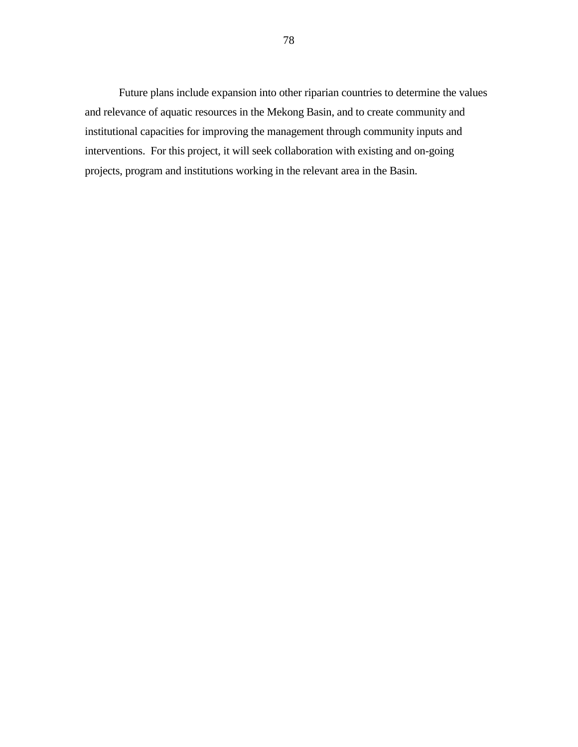Future plans include expansion into other riparian countries to determine the values and relevance of aquatic resources in the Mekong Basin, and to create community and institutional capacities for improving the management through community inputs and interventions. For this project, it will seek collaboration with existing and on-going projects, program and institutions working in the relevant area in the Basin.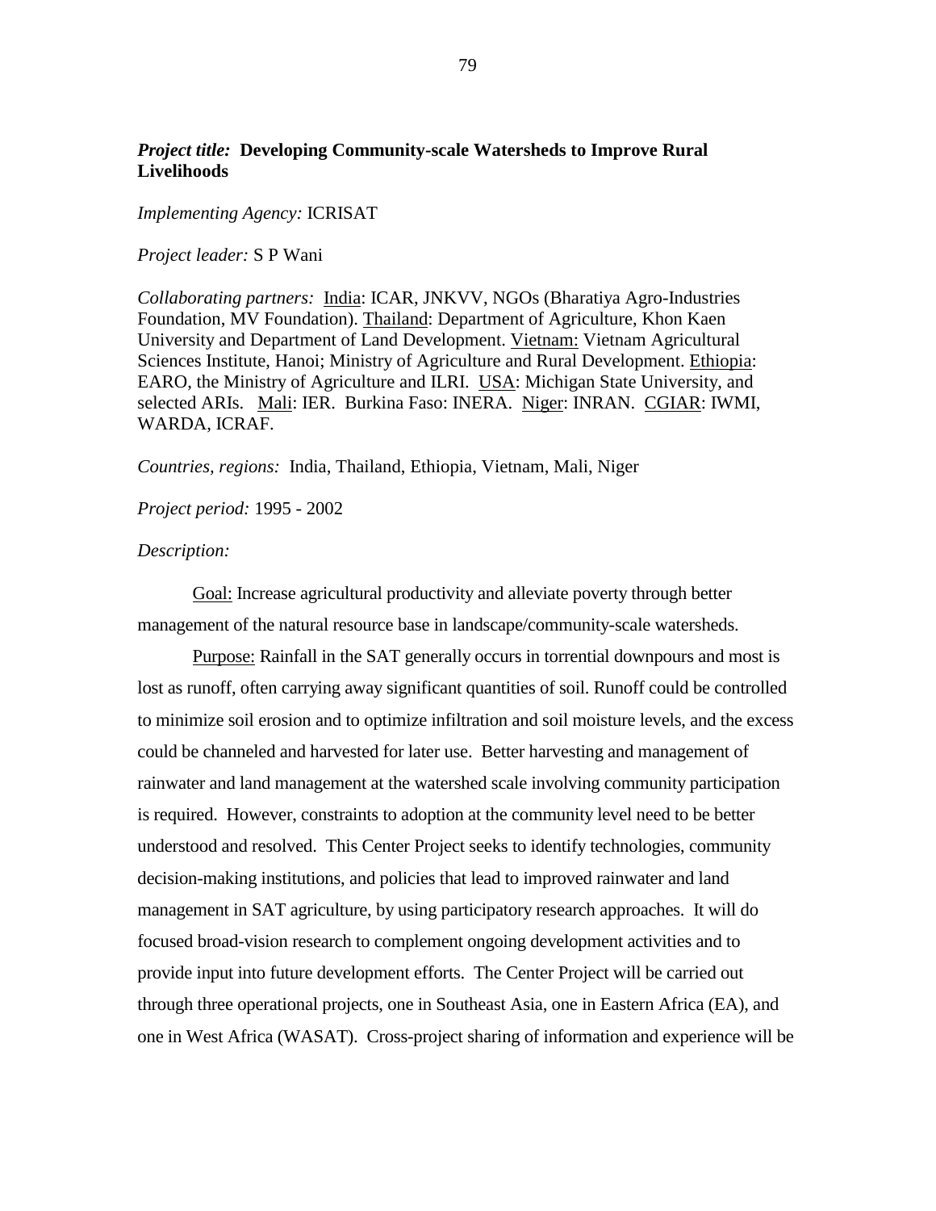***Project title:* Developing Community-scale Watersheds to Improve Rural Livelihoods**

*Implementing Agency:* ICRISAT

*Project leader:* S P Wani

*Collaborating partners:* India: ICAR, JNKVV, NGOs (Bharatiya Agro-Industries Foundation, MV Foundation). Thailand: Department of Agriculture, Khon Kaen University and Department of Land Development. Vietnam: Vietnam Agricultural Sciences Institute, Hanoi; Ministry of Agriculture and Rural Development. Ethiopia: EARO, the Ministry of Agriculture and ILRI. USA: Michigan State University, and selected ARIs. Mali: IER. Burkina Faso: INERA. Niger: INRAN. CGIAR: IWMI, WARDA, ICRAF.

*Countries, regions:* India, Thailand, Ethiopia, Vietnam, Mali, Niger

*Project period:* 1995 - 2002

*Description:*

Goal: Increase agricultural productivity and alleviate poverty through better management of the natural resource base in landscape/community-scale watersheds.

Purpose: Rainfall in the SAT generally occurs in torrential downpours and most is lost as runoff, often carrying away significant quantities of soil. Runoff could be controlled to minimize soil erosion and to optimize infiltration and soil moisture levels, and the excess could be channeled and harvested for later use. Better harvesting and management of rainwater and land management at the watershed scale involving community participation is required. However, constraints to adoption at the community level need to be better understood and resolved. This Center Project seeks to identify technologies, community decision-making institutions, and policies that lead to improved rainwater and land management in SAT agriculture, by using participatory research approaches. It will do focused broad-vision research to complement ongoing development activities and to provide input into future development efforts. The Center Project will be carried out through three operational projects, one in Southeast Asia, one in Eastern Africa (EA), and one in West Africa (WASAT). Cross-project sharing of information and experience will be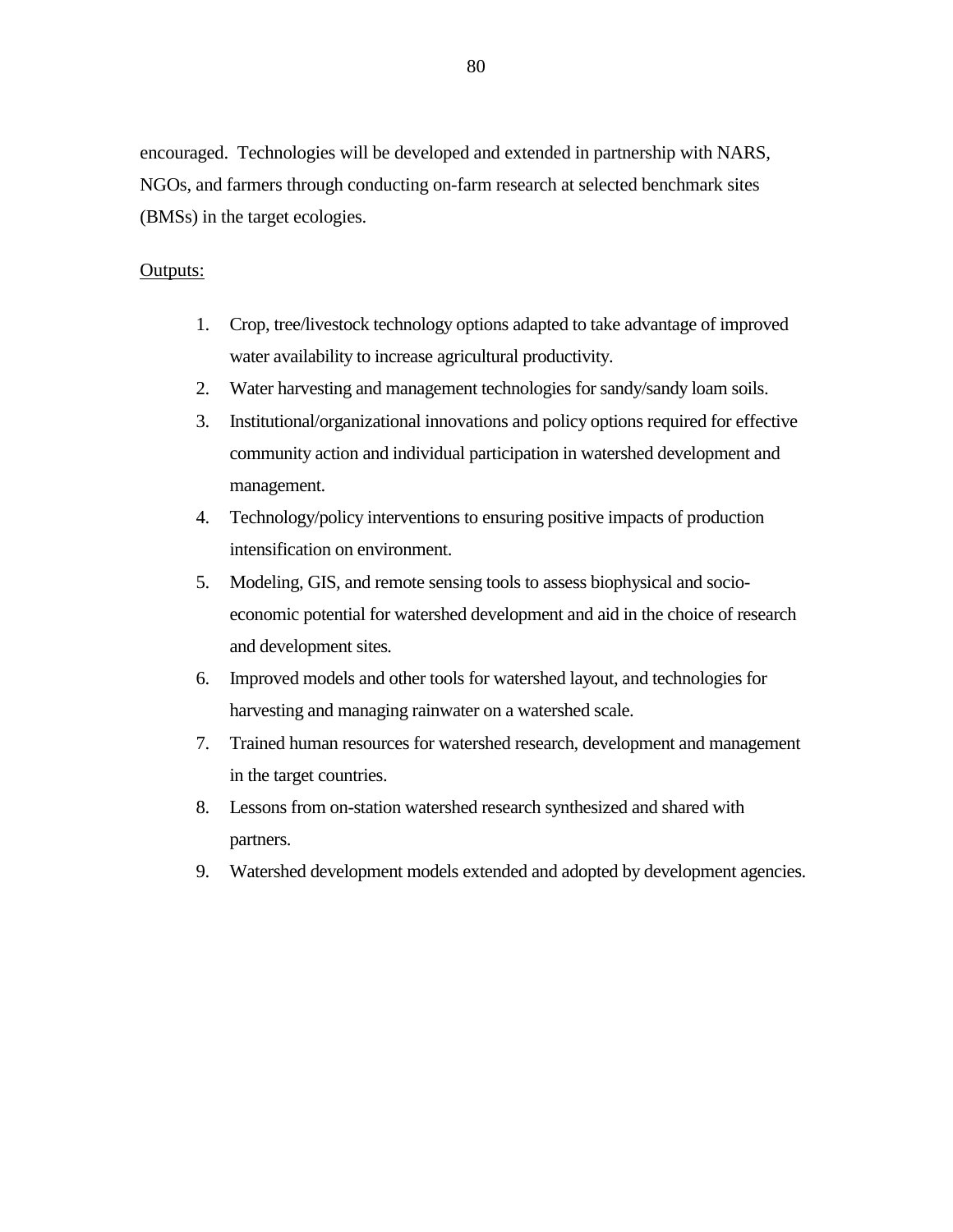encouraged. Technologies will be developed and extended in partnership with NARS, NGOs, and farmers through conducting on-farm research at selected benchmark sites (BMSs) in the target ecologies.

Outputs:

1. Crop, tree/livestock technology options adapted to take advantage of improved water availability to increase agricultural productivity.
2. Water harvesting and management technologies for sandy/sandy loam soils.
3. Institutional/organizational innovations and policy options required for effective community action and individual participation in watershed development and management.
4. Technology/policy interventions to ensuring positive impacts of production intensification on environment.
5. Modeling, GIS, and remote sensing tools to assess biophysical and socio-economic potential for watershed development and aid in the choice of research and development sites.
6. Improved models and other tools for watershed layout, and technologies for harvesting and managing rainwater on a watershed scale.
7. Trained human resources for watershed research, development and management in the target countries.
8. Lessons from on-station watershed research synthesized and shared with partners.
9. Watershed development models extended and adopted by development agencies.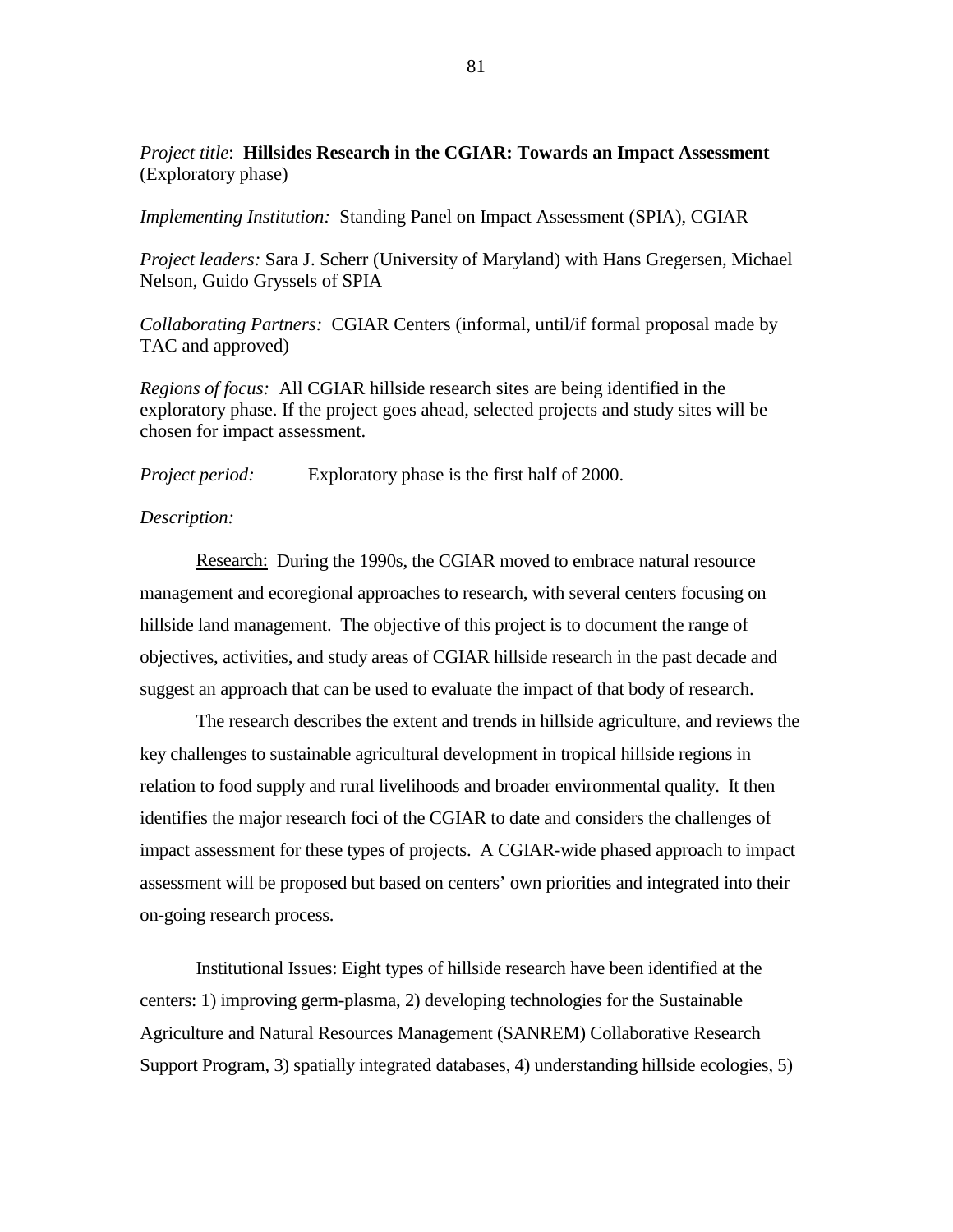*Project title*: **Hillsides Research in the CGIAR: Towards an Impact Assessment** (Exploratory phase)

*Implementing Institution:* Standing Panel on Impact Assessment (SPIA), CGIAR

*Project leaders:* Sara J. Scherr (University of Maryland) with Hans Gregersen, Michael Nelson, Guido Gryssels of SPIA

*Collaborating Partners:* CGIAR Centers (informal, until/if formal proposal made by TAC and approved)

*Regions of focus:* All CGIAR hillside research sites are being identified in the exploratory phase. If the project goes ahead, selected projects and study sites will be chosen for impact assessment.

*Project period:* Exploratory phase is the first half of 2000.

*Description:*

<u>Research:</u> During the 1990s, the CGIAR moved to embrace natural resource management and ecoregional approaches to research, with several centers focusing on hillside land management. The objective of this project is to document the range of objectives, activities, and study areas of CGIAR hillside research in the past decade and suggest an approach that can be used to evaluate the impact of that body of research.

The research describes the extent and trends in hillside agriculture, and reviews the key challenges to sustainable agricultural development in tropical hillside regions in relation to food supply and rural livelihoods and broader environmental quality. It then identifies the major research foci of the CGIAR to date and considers the challenges of impact assessment for these types of projects. A CGIAR-wide phased approach to impact assessment will be proposed but based on centers' own priorities and integrated into their on-going research process.

<u>Institutional Issues:</u> Eight types of hillside research have been identified at the centers: 1) improving germ-plasma, 2) developing technologies for the Sustainable Agriculture and Natural Resources Management (SANREM) Collaborative Research Support Program, 3) spatially integrated databases, 4) understanding hillside ecologies, 5)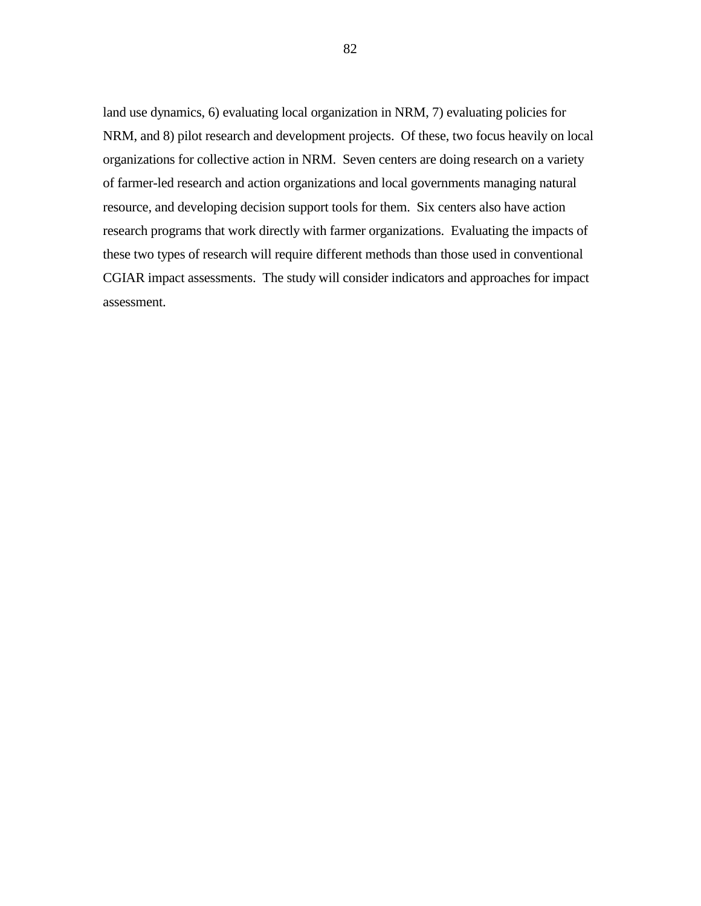land use dynamics, 6) evaluating local organization in NRM, 7) evaluating policies for NRM, and 8) pilot research and development projects.  Of these, two focus heavily on local organizations for collective action in NRM.  Seven centers are doing research on a variety of farmer-led research and action organizations and local governments managing natural resource, and developing decision support tools for them.  Six centers also have action research programs that work directly with farmer organizations.  Evaluating the impacts of these two types of research will require different methods than those used in conventional CGIAR impact assessments.  The study will consider indicators and approaches for impact assessment.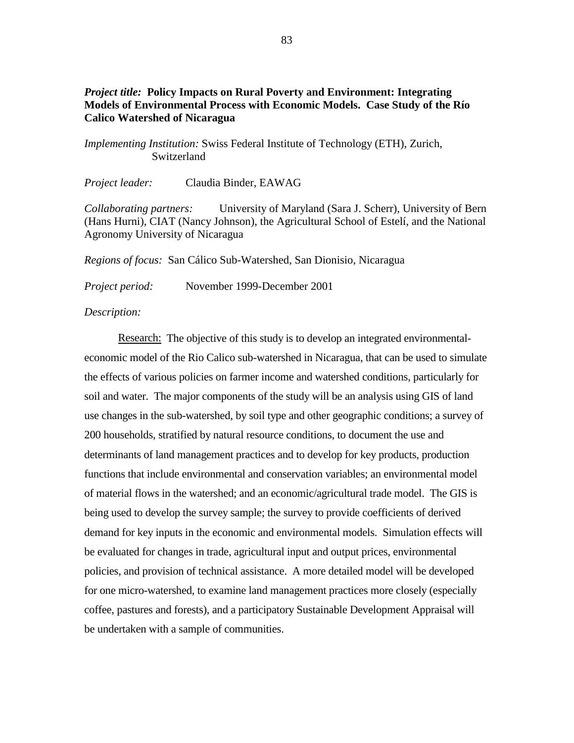*Project title:* **Policy Impacts on Rural Poverty and Environment: Integrating Models of Environmental Process with Economic Models. Case Study of the Río Calico Watershed of Nicaragua**

*Implementing Institution:* Swiss Federal Institute of Technology (ETH), Zurich, Switzerland

*Project leader:* Claudia Binder, EAWAG

*Collaborating partners:* University of Maryland (Sara J. Scherr), University of Bern (Hans Hurni), CIAT (Nancy Johnson), the Agricultural School of Estelí, and the National Agronomy University of Nicaragua

*Regions of focus:* San Cálico Sub-Watershed, San Dionisio, Nicaragua

*Project period:* November 1999-December 2001

*Description:*

Research: The objective of this study is to develop an integrated environmental-economic model of the Rio Calico sub-watershed in Nicaragua, that can be used to simulate the effects of various policies on farmer income and watershed conditions, particularly for soil and water. The major components of the study will be an analysis using GIS of land use changes in the sub-watershed, by soil type and other geographic conditions; a survey of 200 households, stratified by natural resource conditions, to document the use and determinants of land management practices and to develop for key products, production functions that include environmental and conservation variables; an environmental model of material flows in the watershed; and an economic/agricultural trade model. The GIS is being used to develop the survey sample; the survey to provide coefficients of derived demand for key inputs in the economic and environmental models. Simulation effects will be evaluated for changes in trade, agricultural input and output prices, environmental policies, and provision of technical assistance. A more detailed model will be developed for one micro-watershed, to examine land management practices more closely (especially coffee, pastures and forests), and a participatory Sustainable Development Appraisal will be undertaken with a sample of communities.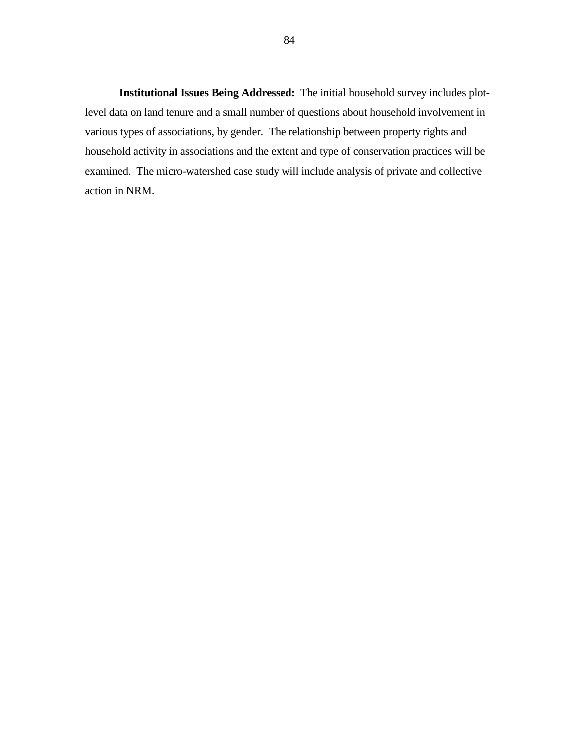**Institutional Issues Being Addressed:** The initial household survey includes plot-level data on land tenure and a small number of questions about household involvement in various types of associations, by gender. The relationship between property rights and household activity in associations and the extent and type of conservation practices will be examined. The micro-watershed case study will include analysis of private and collective action in NRM.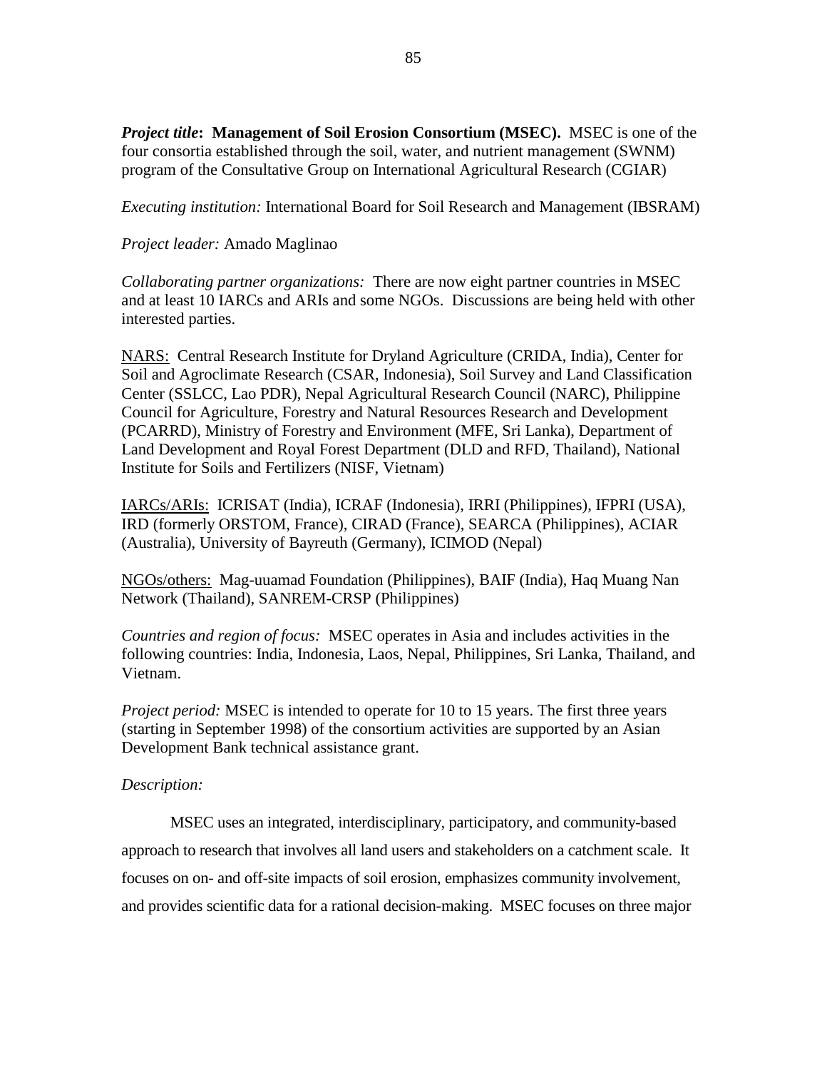***Project title*: Management of Soil Erosion Consortium (MSEC).** MSEC is one of the four consortia established through the soil, water, and nutrient management (SWNM) program of the Consultative Group on International Agricultural Research (CGIAR)

*Executing institution:* International Board for Soil Research and Management (IBSRAM)

*Project leader:* Amado Maglinao

*Collaborating partner organizations:* There are now eight partner countries in MSEC and at least 10 IARCs and ARIs and some NGOs. Discussions are being held with other interested parties.

<u>NARS:</u> Central Research Institute for Dryland Agriculture (CRIDA, India), Center for Soil and Agroclimate Research (CSAR, Indonesia), Soil Survey and Land Classification Center (SSLCC, Lao PDR), Nepal Agricultural Research Council (NARC), Philippine Council for Agriculture, Forestry and Natural Resources Research and Development (PCARRD), Ministry of Forestry and Environment (MFE, Sri Lanka), Department of Land Development and Royal Forest Department (DLD and RFD, Thailand), National Institute for Soils and Fertilizers (NISF, Vietnam)

<u>IARCs/ARIs:</u> ICRISAT (India), ICRAF (Indonesia), IRRI (Philippines), IFPRI (USA), IRD (formerly ORSTOM, France), CIRAD (France), SEARCA (Philippines), ACIAR (Australia), University of Bayreuth (Germany), ICIMOD (Nepal)

<u>NGOs/others:</u> Mag-uuamad Foundation (Philippines), BAIF (India), Haq Muang Nan Network (Thailand), SANREM-CRSP (Philippines)

*Countries and region of focus:* MSEC operates in Asia and includes activities in the following countries: India, Indonesia, Laos, Nepal, Philippines, Sri Lanka, Thailand, and Vietnam.

*Project period:* MSEC is intended to operate for 10 to 15 years. The first three years (starting in September 1998) of the consortium activities are supported by an Asian Development Bank technical assistance grant.

*Description:*

MSEC uses an integrated, interdisciplinary, participatory, and community-based approach to research that involves all land users and stakeholders on a catchment scale. It focuses on on- and off-site impacts of soil erosion, emphasizes community involvement, and provides scientific data for a rational decision-making. MSEC focuses on three major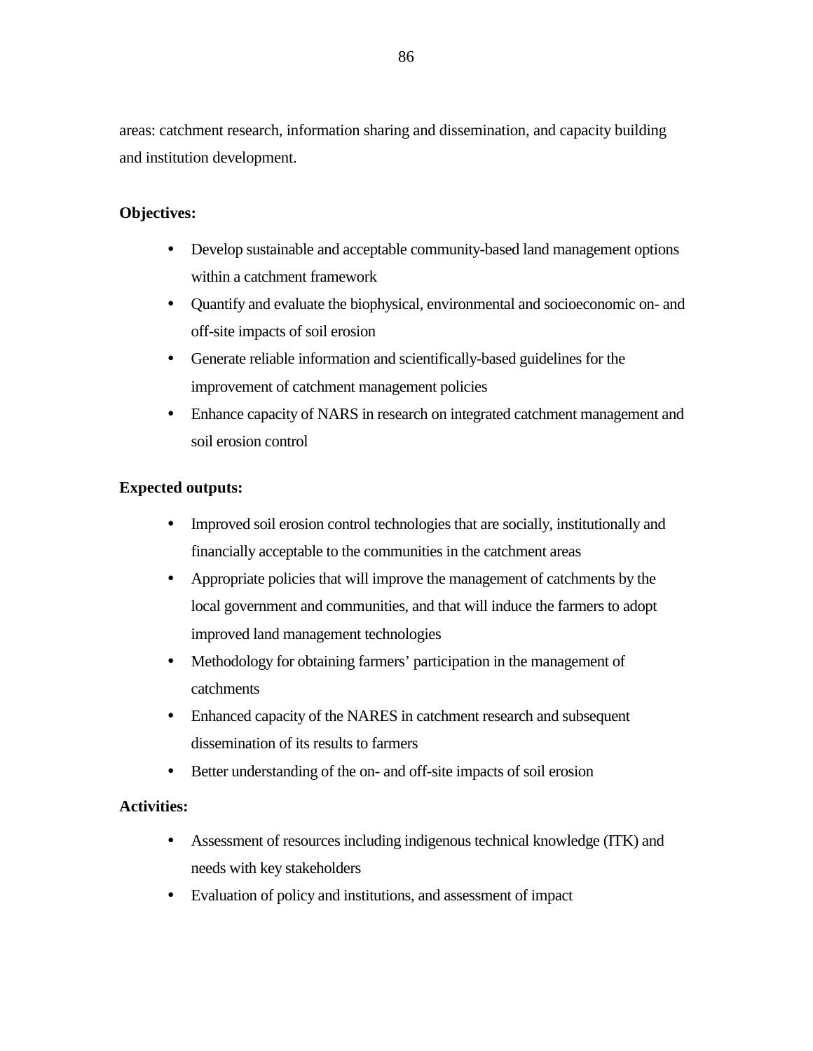areas: catchment research, information sharing and dissemination, and capacity building and institution development.

**Objectives:**

- Develop sustainable and acceptable community-based land management options within a catchment framework
- Quantify and evaluate the biophysical, environmental and socioeconomic on- and off-site impacts of soil erosion
- Generate reliable information and scientifically-based guidelines for the improvement of catchment management policies
- Enhance capacity of NARS in research on integrated catchment management and soil erosion control

**Expected outputs:**

- Improved soil erosion control technologies that are socially, institutionally and financially acceptable to the communities in the catchment areas
- Appropriate policies that will improve the management of catchments by the local government and communities, and that will induce the farmers to adopt improved land management technologies
- Methodology for obtaining farmers' participation in the management of catchments
- Enhanced capacity of the NARES in catchment research and subsequent dissemination of its results to farmers
- Better understanding of the on- and off-site impacts of soil erosion

**Activities:**

- Assessment of resources including indigenous technical knowledge (ITK) and needs with key stakeholders
- Evaluation of policy and institutions, and assessment of impact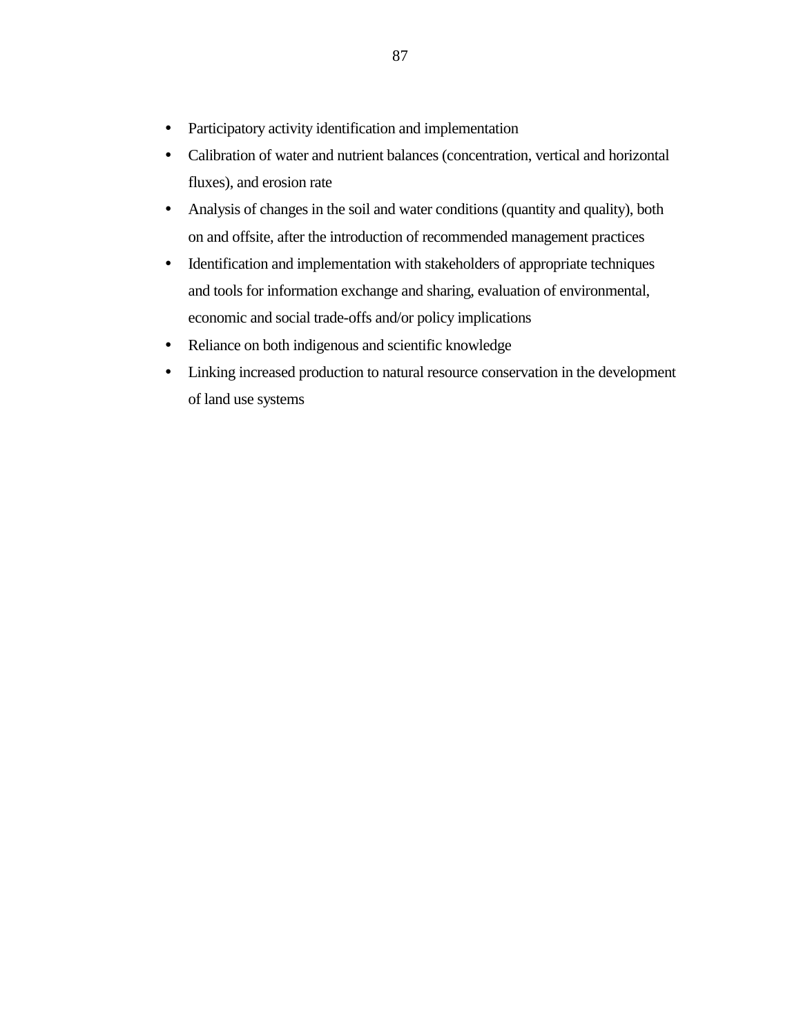- Participatory activity identification and implementation
- Calibration of water and nutrient balances (concentration, vertical and horizontal fluxes), and erosion rate
- Analysis of changes in the soil and water conditions (quantity and quality), both on and offsite, after the introduction of recommended management practices
- Identification and implementation with stakeholders of appropriate techniques and tools for information exchange and sharing, evaluation of environmental, economic and social trade-offs and/or policy implications
- Reliance on both indigenous and scientific knowledge
- Linking increased production to natural resource conservation in the development of land use systems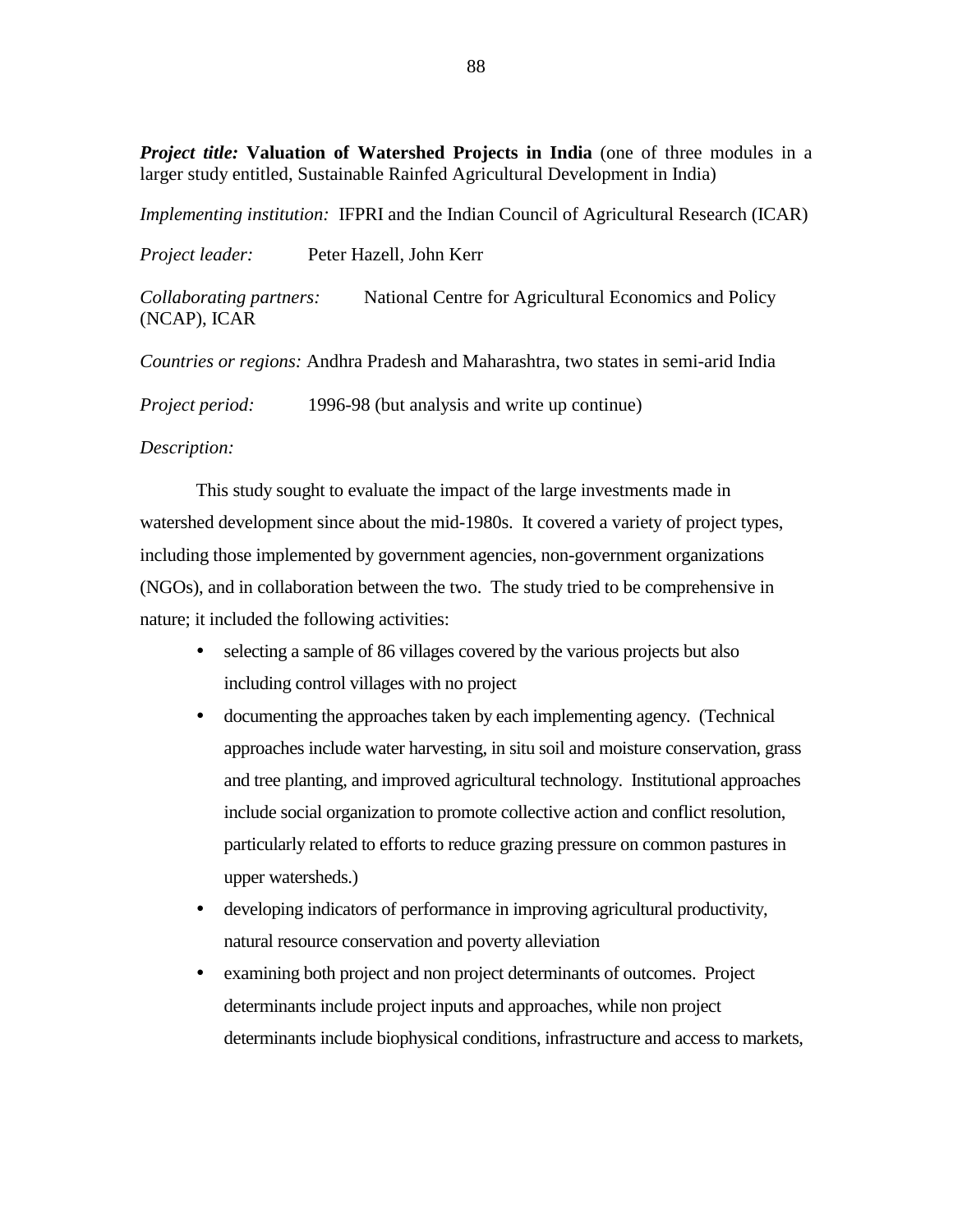***Project title:*** **Valuation of Watershed Projects in India** (one of three modules in a larger study entitled, Sustainable Rainfed Agricultural Development in India)

*Implementing institution:* IFPRI and the Indian Council of Agricultural Research (ICAR)

*Project leader:* Peter Hazell, John Kerr

*Collaborating partners:* National Centre for Agricultural Economics and Policy (NCAP), ICAR

*Countries or regions:* Andhra Pradesh and Maharashtra, two states in semi-arid India

*Project period:* 1996-98 (but analysis and write up continue)

*Description:*

This study sought to evaluate the impact of the large investments made in watershed development since about the mid-1980s. It covered a variety of project types, including those implemented by government agencies, non-government organizations (NGOs), and in collaboration between the two. The study tried to be comprehensive in nature; it included the following activities:

- selecting a sample of 86 villages covered by the various projects but also including control villages with no project
- documenting the approaches taken by each implementing agency. (Technical approaches include water harvesting, in situ soil and moisture conservation, grass and tree planting, and improved agricultural technology. Institutional approaches include social organization to promote collective action and conflict resolution, particularly related to efforts to reduce grazing pressure on common pastures in upper watersheds.)
- developing indicators of performance in improving agricultural productivity, natural resource conservation and poverty alleviation
- examining both project and non project determinants of outcomes. Project determinants include project inputs and approaches, while non project determinants include biophysical conditions, infrastructure and access to markets,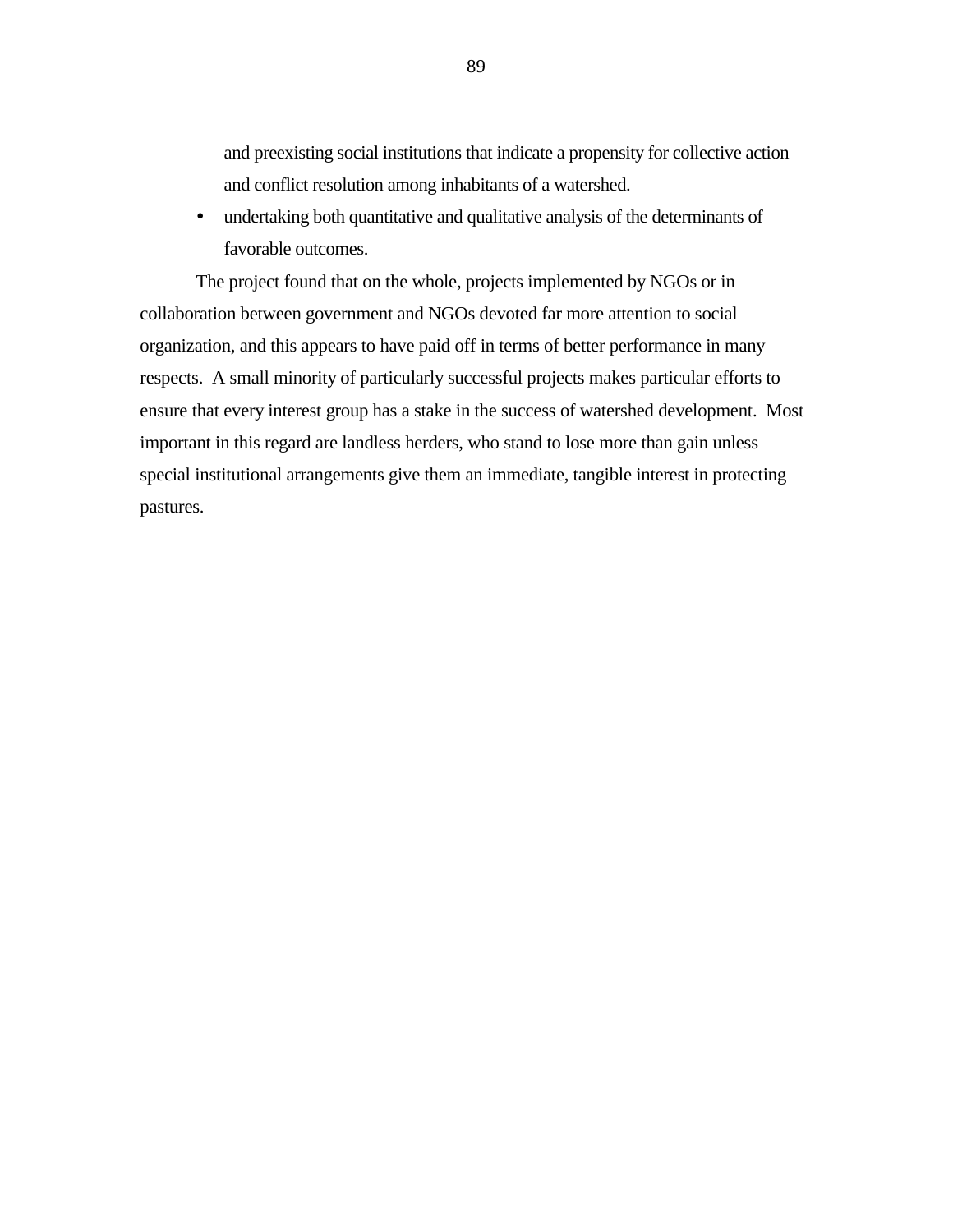and preexisting social institutions that indicate a propensity for collective action and conflict resolution among inhabitants of a watershed.

- undertaking both quantitative and qualitative analysis of the determinants of favorable outcomes.

The project found that on the whole, projects implemented by NGOs or in collaboration between government and NGOs devoted far more attention to social organization, and this appears to have paid off in terms of better performance in many respects. A small minority of particularly successful projects makes particular efforts to ensure that every interest group has a stake in the success of watershed development. Most important in this regard are landless herders, who stand to lose more than gain unless special institutional arrangements give them an immediate, tangible interest in protecting pastures.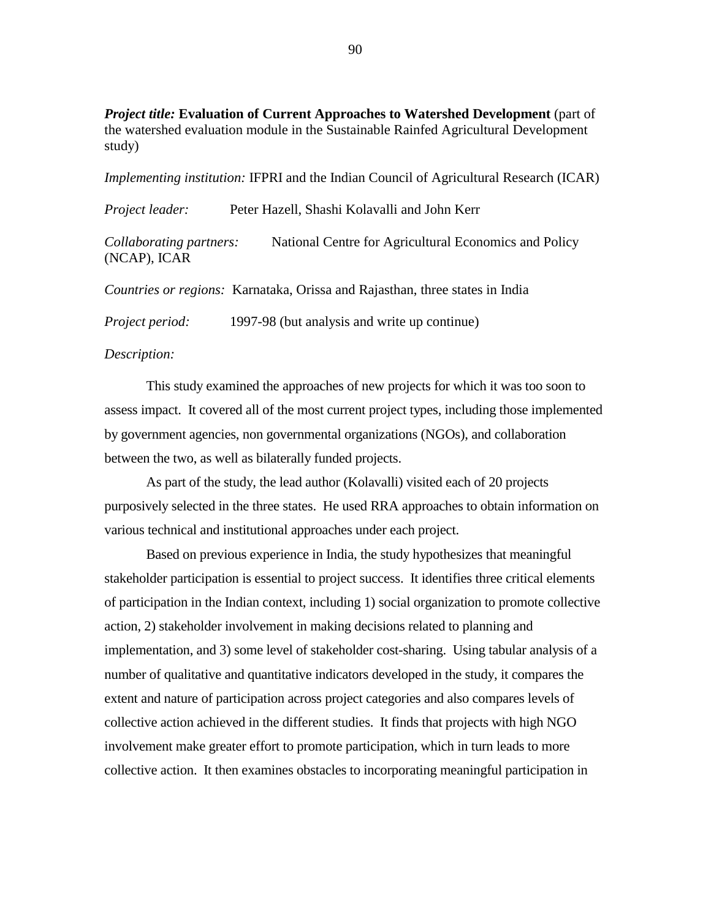***Project title:*** **Evaluation of Current Approaches to Watershed Development** (part of the watershed evaluation module in the Sustainable Rainfed Agricultural Development study)

*Implementing institution:* IFPRI and the Indian Council of Agricultural Research (ICAR)

*Project leader:* Peter Hazell, Shashi Kolavalli and John Kerr

*Collaborating partners:* National Centre for Agricultural Economics and Policy (NCAP), ICAR

*Countries or regions:* Karnataka, Orissa and Rajasthan, three states in India

*Project period:* 1997-98 (but analysis and write up continue)

*Description:*

This study examined the approaches of new projects for which it was too soon to assess impact. It covered all of the most current project types, including those implemented by government agencies, non governmental organizations (NGOs), and collaboration between the two, as well as bilaterally funded projects.

As part of the study, the lead author (Kolavalli) visited each of 20 projects purposively selected in the three states. He used RRA approaches to obtain information on various technical and institutional approaches under each project.

Based on previous experience in India, the study hypothesizes that meaningful stakeholder participation is essential to project success. It identifies three critical elements of participation in the Indian context, including 1) social organization to promote collective action, 2) stakeholder involvement in making decisions related to planning and implementation, and 3) some level of stakeholder cost-sharing. Using tabular analysis of a number of qualitative and quantitative indicators developed in the study, it compares the extent and nature of participation across project categories and also compares levels of collective action achieved in the different studies. It finds that projects with high NGO involvement make greater effort to promote participation, which in turn leads to more collective action. It then examines obstacles to incorporating meaningful participation in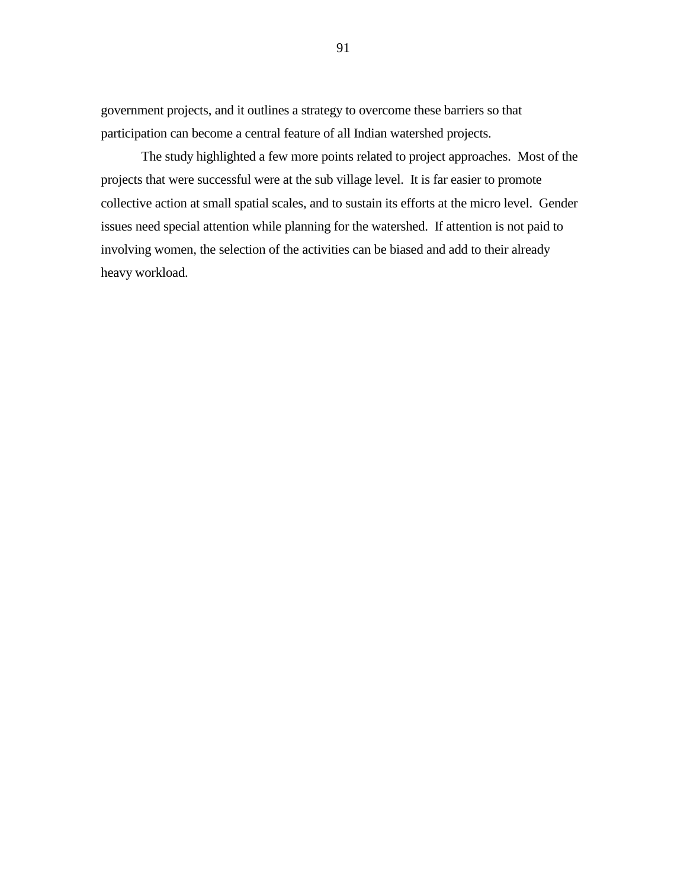government projects, and it outlines a strategy to overcome these barriers so that participation can become a central feature of all Indian watershed projects.

The study highlighted a few more points related to project approaches. Most of the projects that were successful were at the sub village level. It is far easier to promote collective action at small spatial scales, and to sustain its efforts at the micro level. Gender issues need special attention while planning for the watershed. If attention is not paid to involving women, the selection of the activities can be biased and add to their already heavy workload.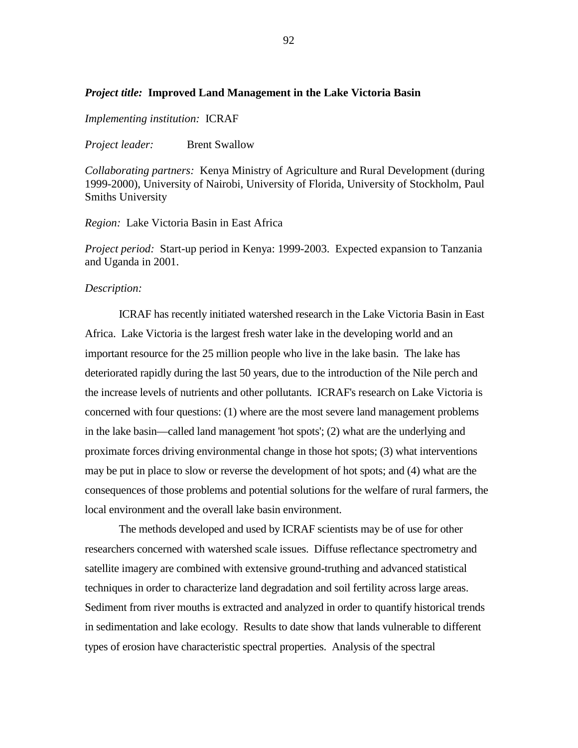***Project title:*** **Improved Land Management in the Lake Victoria Basin**

*Implementing institution:* ICRAF

*Project leader:* Brent Swallow

*Collaborating partners:* Kenya Ministry of Agriculture and Rural Development (during 1999-2000), University of Nairobi, University of Florida, University of Stockholm, Paul Smiths University

*Region:* Lake Victoria Basin in East Africa

*Project period:* Start-up period in Kenya: 1999-2003. Expected expansion to Tanzania and Uganda in 2001.

*Description:*

ICRAF has recently initiated watershed research in the Lake Victoria Basin in East Africa. Lake Victoria is the largest fresh water lake in the developing world and an important resource for the 25 million people who live in the lake basin. The lake has deteriorated rapidly during the last 50 years, due to the introduction of the Nile perch and the increase levels of nutrients and other pollutants. ICRAF's research on Lake Victoria is concerned with four questions: (1) where are the most severe land management problems in the lake basin—called land management 'hot spots'; (2) what are the underlying and proximate forces driving environmental change in those hot spots; (3) what interventions may be put in place to slow or reverse the development of hot spots; and (4) what are the consequences of those problems and potential solutions for the welfare of rural farmers, the local environment and the overall lake basin environment.

The methods developed and used by ICRAF scientists may be of use for other researchers concerned with watershed scale issues. Diffuse reflectance spectrometry and satellite imagery are combined with extensive ground-truthing and advanced statistical techniques in order to characterize land degradation and soil fertility across large areas. Sediment from river mouths is extracted and analyzed in order to quantify historical trends in sedimentation and lake ecology. Results to date show that lands vulnerable to different types of erosion have characteristic spectral properties. Analysis of the spectral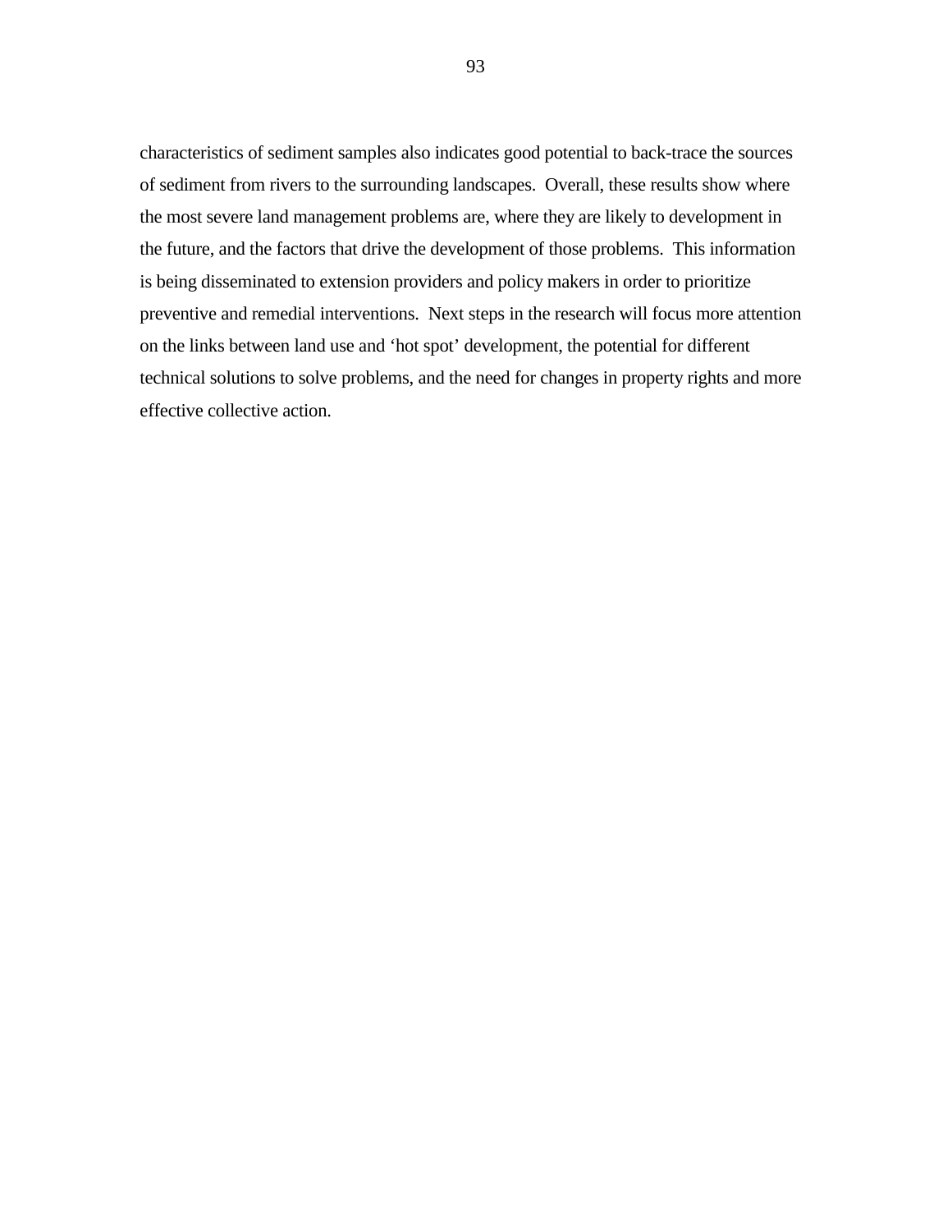characteristics of sediment samples also indicates good potential to back-trace the sources of sediment from rivers to the surrounding landscapes. Overall, these results show where the most severe land management problems are, where they are likely to development in the future, and the factors that drive the development of those problems. This information is being disseminated to extension providers and policy makers in order to prioritize preventive and remedial interventions. Next steps in the research will focus more attention on the links between land use and 'hot spot' development, the potential for different technical solutions to solve problems, and the need for changes in property rights and more effective collective action.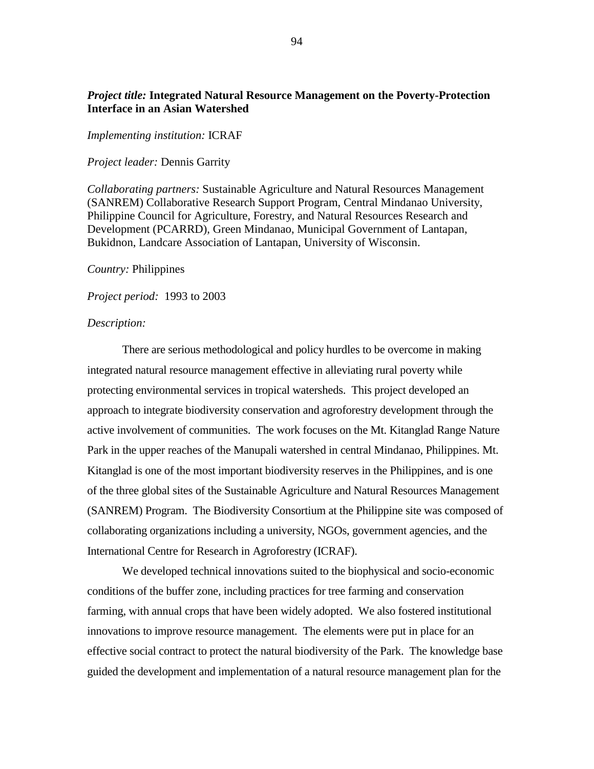*Project title:* **Integrated Natural Resource Management on the Poverty-Protection Interface in an Asian Watershed**

*Implementing institution:* ICRAF

*Project leader:* Dennis Garrity

*Collaborating partners:* Sustainable Agriculture and Natural Resources Management (SANREM) Collaborative Research Support Program, Central Mindanao University, Philippine Council for Agriculture, Forestry, and Natural Resources Research and Development (PCARRD), Green Mindanao, Municipal Government of Lantapan, Bukidnon, Landcare Association of Lantapan, University of Wisconsin.

*Country:* Philippines

*Project period:* 1993 to 2003

*Description:*

There are serious methodological and policy hurdles to be overcome in making integrated natural resource management effective in alleviating rural poverty while protecting environmental services in tropical watersheds. This project developed an approach to integrate biodiversity conservation and agroforestry development through the active involvement of communities. The work focuses on the Mt. Kitanglad Range Nature Park in the upper reaches of the Manupali watershed in central Mindanao, Philippines. Mt. Kitanglad is one of the most important biodiversity reserves in the Philippines, and is one of the three global sites of the Sustainable Agriculture and Natural Resources Management (SANREM) Program. The Biodiversity Consortium at the Philippine site was composed of collaborating organizations including a university, NGOs, government agencies, and the International Centre for Research in Agroforestry (ICRAF).

We developed technical innovations suited to the biophysical and socio-economic conditions of the buffer zone, including practices for tree farming and conservation farming, with annual crops that have been widely adopted. We also fostered institutional innovations to improve resource management. The elements were put in place for an effective social contract to protect the natural biodiversity of the Park. The knowledge base guided the development and implementation of a natural resource management plan for the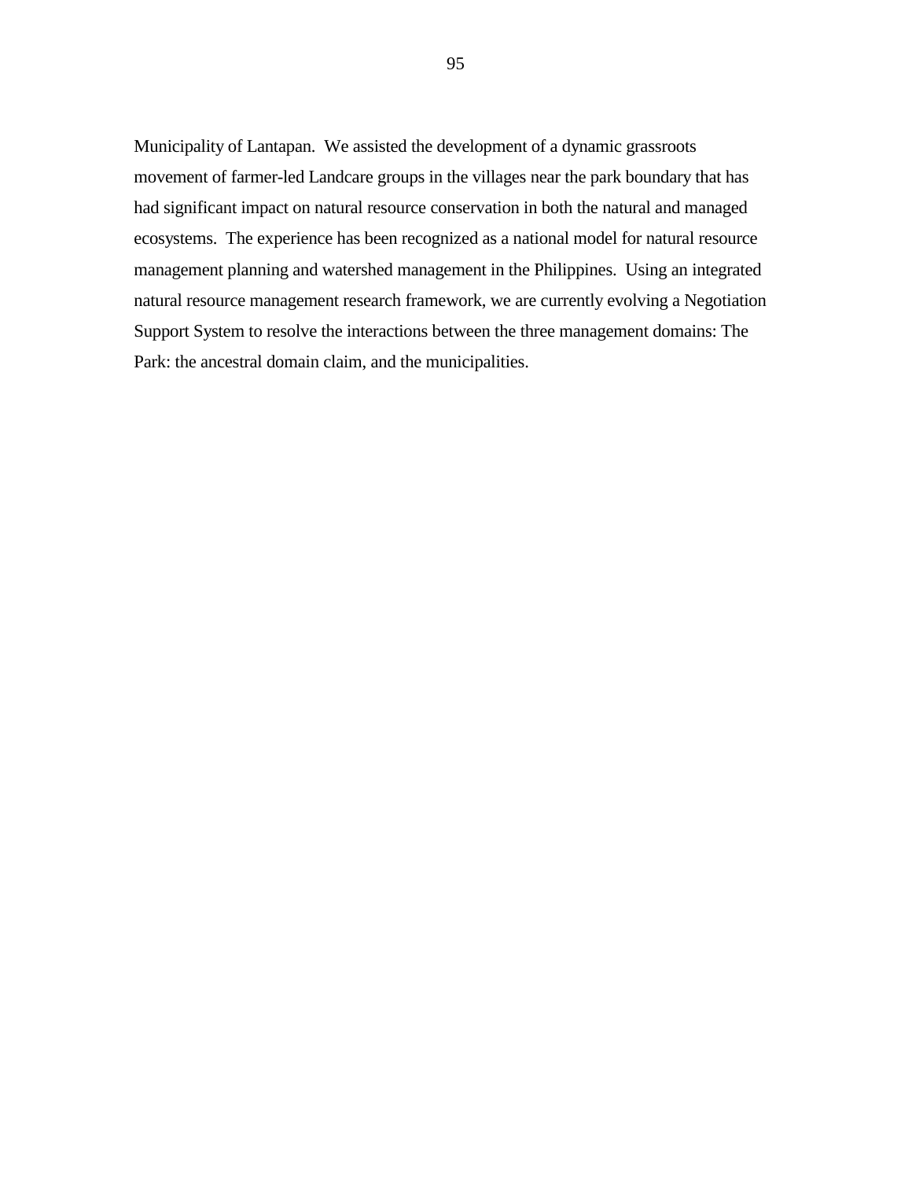Municipality of Lantapan. We assisted the development of a dynamic grassroots movement of farmer-led Landcare groups in the villages near the park boundary that has had significant impact on natural resource conservation in both the natural and managed ecosystems. The experience has been recognized as a national model for natural resource management planning and watershed management in the Philippines. Using an integrated natural resource management research framework, we are currently evolving a Negotiation Support System to resolve the interactions between the three management domains: The Park: the ancestral domain claim, and the municipalities.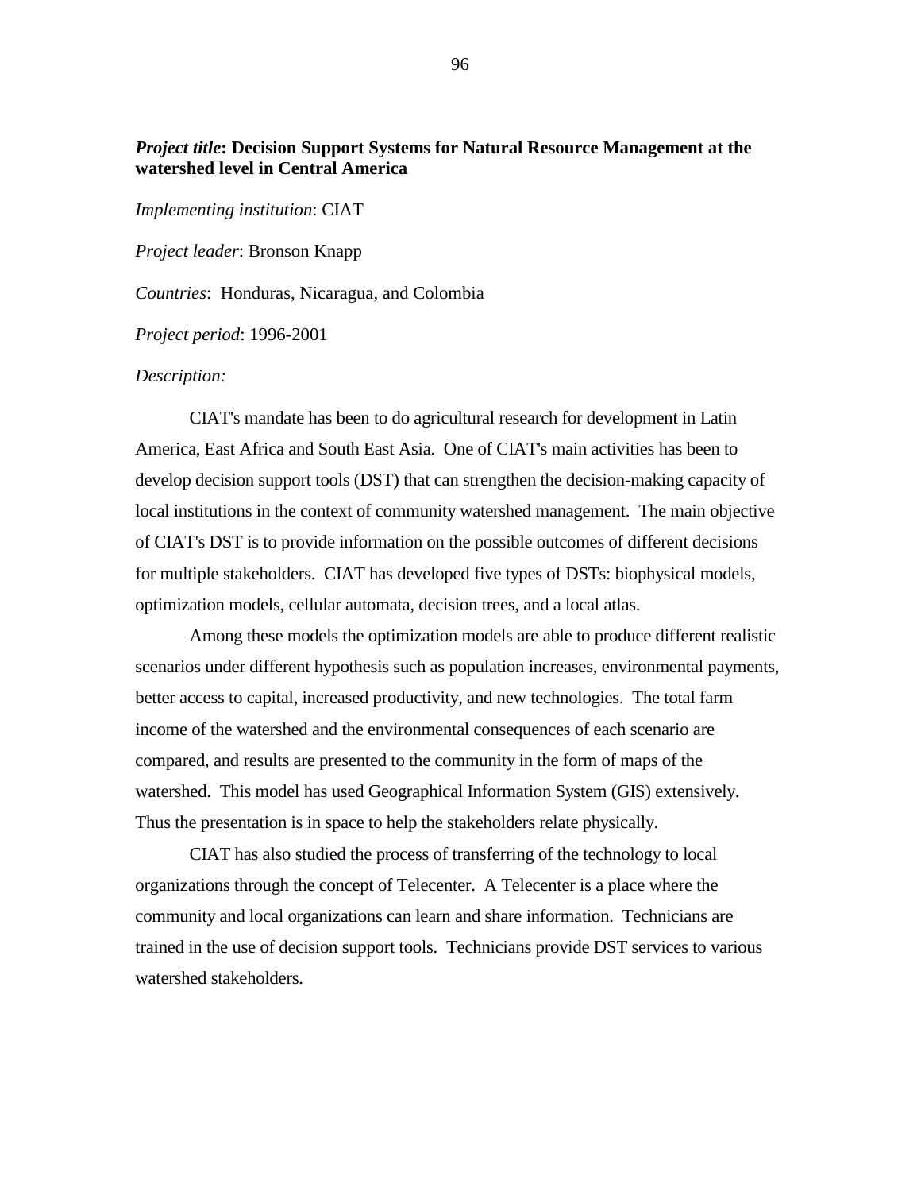***Project title*: Decision Support Systems for Natural Resource Management at the watershed level in Central America**

*Implementing institution*: CIAT

*Project leader*: Bronson Knapp

*Countries*: Honduras, Nicaragua, and Colombia

*Project period*: 1996-2001

*Description:*

CIAT's mandate has been to do agricultural research for development in Latin America, East Africa and South East Asia. One of CIAT's main activities has been to develop decision support tools (DST) that can strengthen the decision-making capacity of local institutions in the context of community watershed management. The main objective of CIAT's DST is to provide information on the possible outcomes of different decisions for multiple stakeholders. CIAT has developed five types of DSTs: biophysical models, optimization models, cellular automata, decision trees, and a local atlas.

Among these models the optimization models are able to produce different realistic scenarios under different hypothesis such as population increases, environmental payments, better access to capital, increased productivity, and new technologies. The total farm income of the watershed and the environmental consequences of each scenario are compared, and results are presented to the community in the form of maps of the watershed. This model has used Geographical Information System (GIS) extensively. Thus the presentation is in space to help the stakeholders relate physically.

CIAT has also studied the process of transferring of the technology to local organizations through the concept of Telecenter. A Telecenter is a place where the community and local organizations can learn and share information. Technicians are trained in the use of decision support tools. Technicians provide DST services to various watershed stakeholders.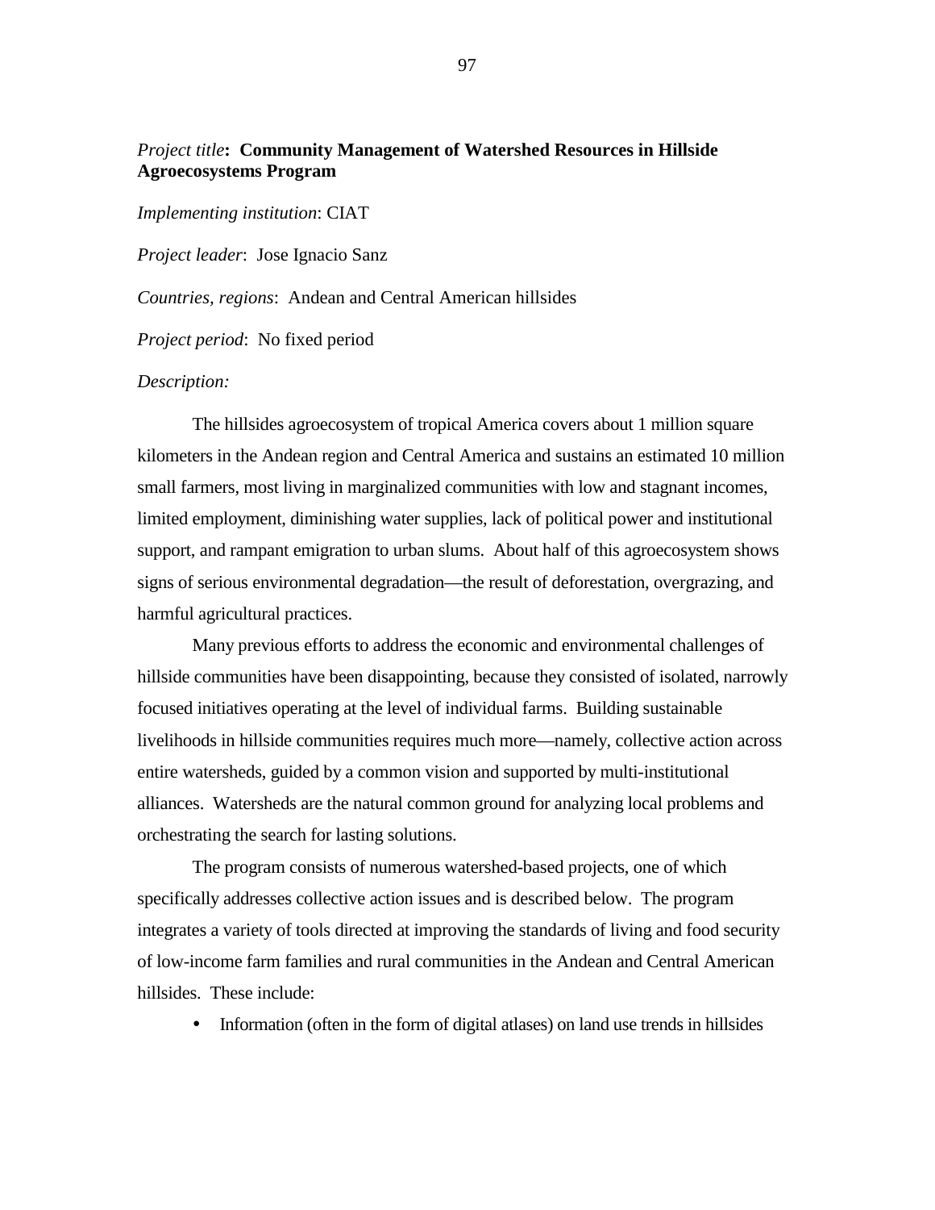*Project title*: **Community Management of Watershed Resources in Hillside Agroecosystems Program**

*Implementing institution*: CIAT

*Project leader*: Jose Ignacio Sanz

*Countries, regions*: Andean and Central American hillsides

*Project period*: No fixed period

*Description:*

The hillsides agroecosystem of tropical America covers about 1 million square kilometers in the Andean region and Central America and sustains an estimated 10 million small farmers, most living in marginalized communities with low and stagnant incomes, limited employment, diminishing water supplies, lack of political power and institutional support, and rampant emigration to urban slums. About half of this agroecosystem shows signs of serious environmental degradation—the result of deforestation, overgrazing, and harmful agricultural practices.

Many previous efforts to address the economic and environmental challenges of hillside communities have been disappointing, because they consisted of isolated, narrowly focused initiatives operating at the level of individual farms. Building sustainable livelihoods in hillside communities requires much more—namely, collective action across entire watersheds, guided by a common vision and supported by multi-institutional alliances. Watersheds are the natural common ground for analyzing local problems and orchestrating the search for lasting solutions.

The program consists of numerous watershed-based projects, one of which specifically addresses collective action issues and is described below. The program integrates a variety of tools directed at improving the standards of living and food security of low-income farm families and rural communities in the Andean and Central American hillsides. These include:

- Information (often in the form of digital atlases) on land use trends in hillsides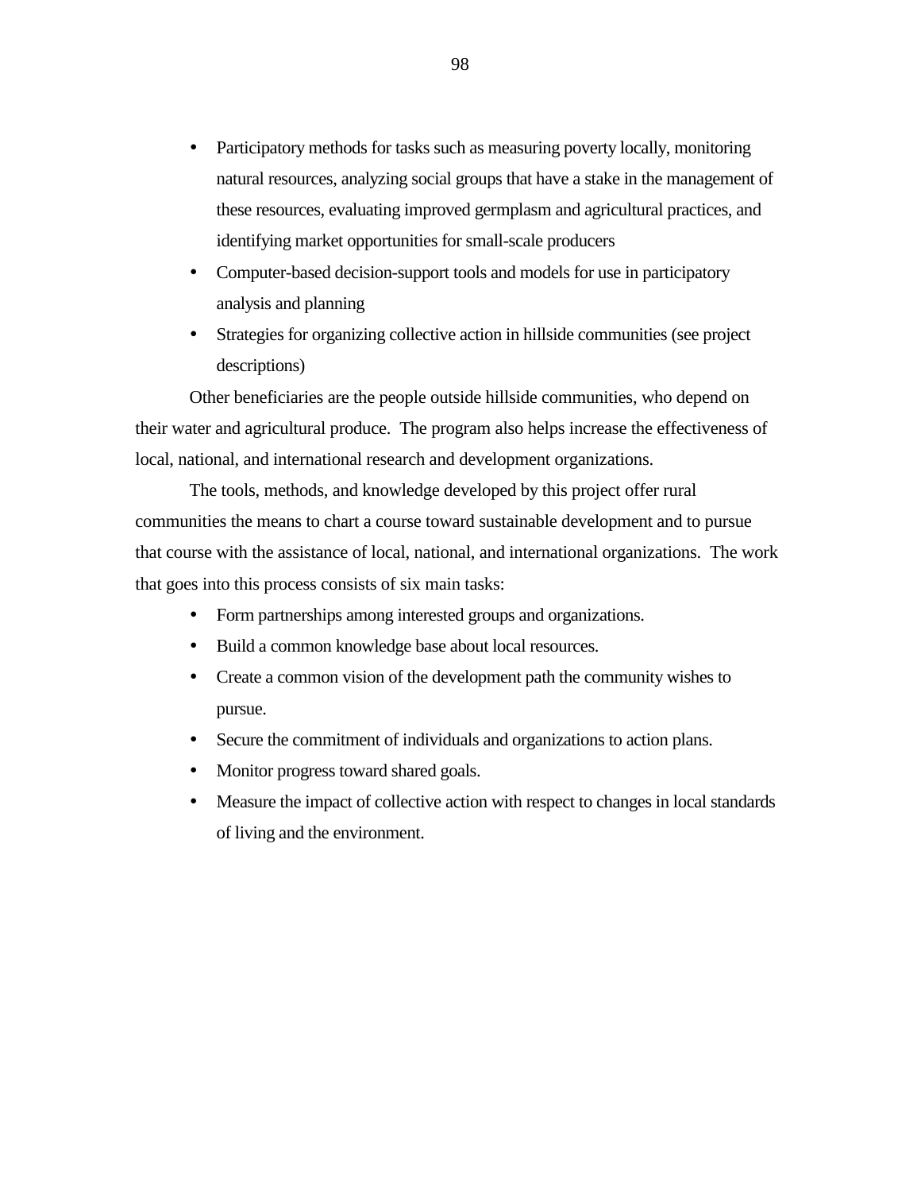- Participatory methods for tasks such as measuring poverty locally, monitoring natural resources, analyzing social groups that have a stake in the management of these resources, evaluating improved germplasm and agricultural practices, and identifying market opportunities for small-scale producers
- Computer-based decision-support tools and models for use in participatory analysis and planning
- Strategies for organizing collective action in hillside communities (see project descriptions)

Other beneficiaries are the people outside hillside communities, who depend on their water and agricultural produce. The program also helps increase the effectiveness of local, national, and international research and development organizations.

The tools, methods, and knowledge developed by this project offer rural communities the means to chart a course toward sustainable development and to pursue that course with the assistance of local, national, and international organizations. The work that goes into this process consists of six main tasks:

- Form partnerships among interested groups and organizations.
- Build a common knowledge base about local resources.
- Create a common vision of the development path the community wishes to pursue.
- Secure the commitment of individuals and organizations to action plans.
- Monitor progress toward shared goals.
- Measure the impact of collective action with respect to changes in local standards of living and the environment.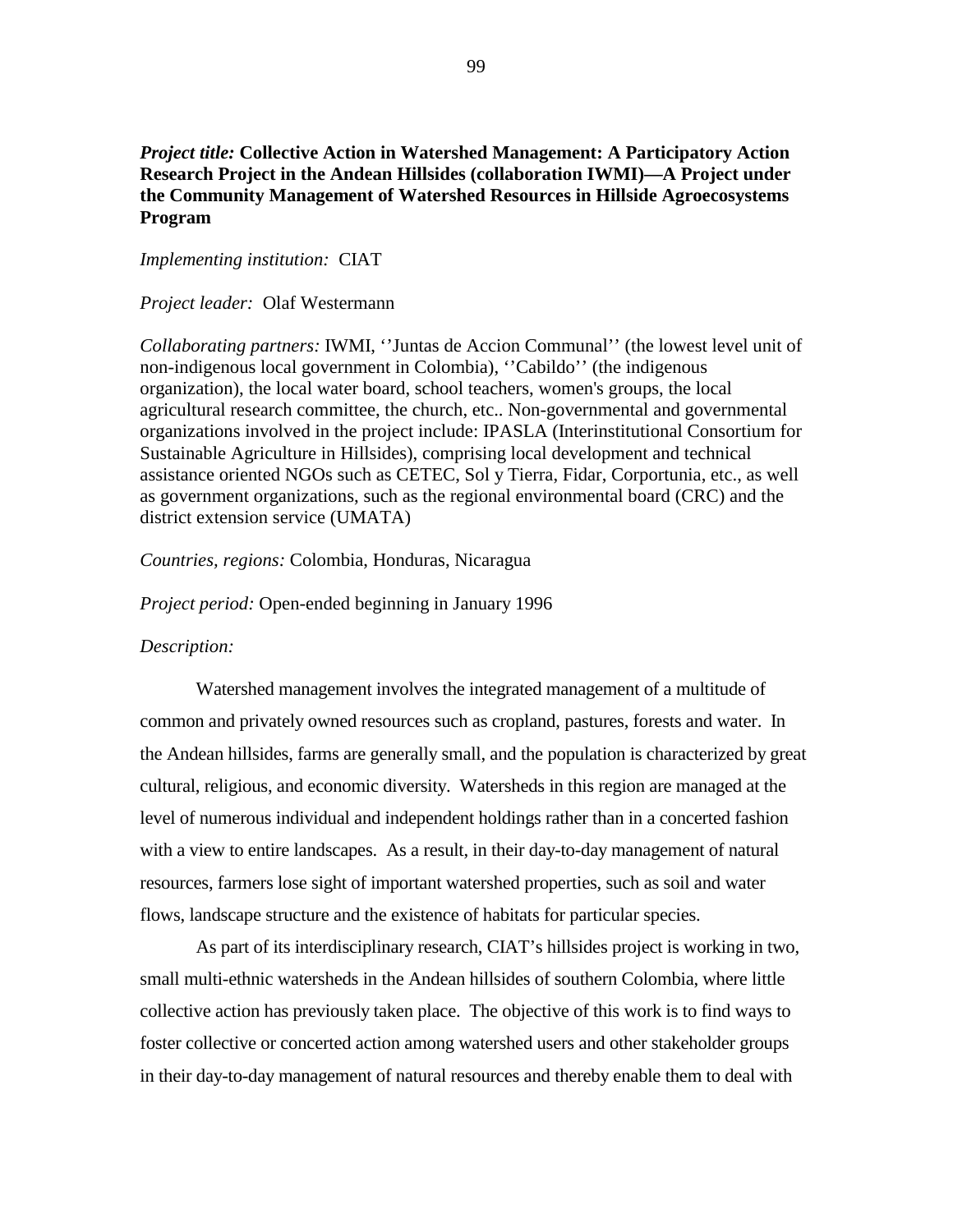*Project title:* **Collective Action in Watershed Management: A Participatory Action Research Project in the Andean Hillsides (collaboration IWMI)—A Project under the Community Management of Watershed Resources in Hillside Agroecosystems Program**

*Implementing institution:* CIAT

*Project leader:* Olaf Westermann

*Collaborating partners:* IWMI, ''Juntas de Accion Communal'' (the lowest level unit of non-indigenous local government in Colombia), ''Cabildo'' (the indigenous organization), the local water board, school teachers, women's groups, the local agricultural research committee, the church, etc.. Non-governmental and governmental organizations involved in the project include: IPASLA (Interinstitutional Consortium for Sustainable Agriculture in Hillsides), comprising local development and technical assistance oriented NGOs such as CETEC, Sol y Tierra, Fidar, Corportunia, etc., as well as government organizations, such as the regional environmental board (CRC) and the district extension service (UMATA)

*Countries, regions:* Colombia, Honduras, Nicaragua

*Project period:* Open-ended beginning in January 1996

*Description:*

Watershed management involves the integrated management of a multitude of common and privately owned resources such as cropland, pastures, forests and water. In the Andean hillsides, farms are generally small, and the population is characterized by great cultural, religious, and economic diversity. Watersheds in this region are managed at the level of numerous individual and independent holdings rather than in a concerted fashion with a view to entire landscapes. As a result, in their day-to-day management of natural resources, farmers lose sight of important watershed properties, such as soil and water flows, landscape structure and the existence of habitats for particular species.

As part of its interdisciplinary research, CIAT's hillsides project is working in two, small multi-ethnic watersheds in the Andean hillsides of southern Colombia, where little collective action has previously taken place. The objective of this work is to find ways to foster collective or concerted action among watershed users and other stakeholder groups in their day-to-day management of natural resources and thereby enable them to deal with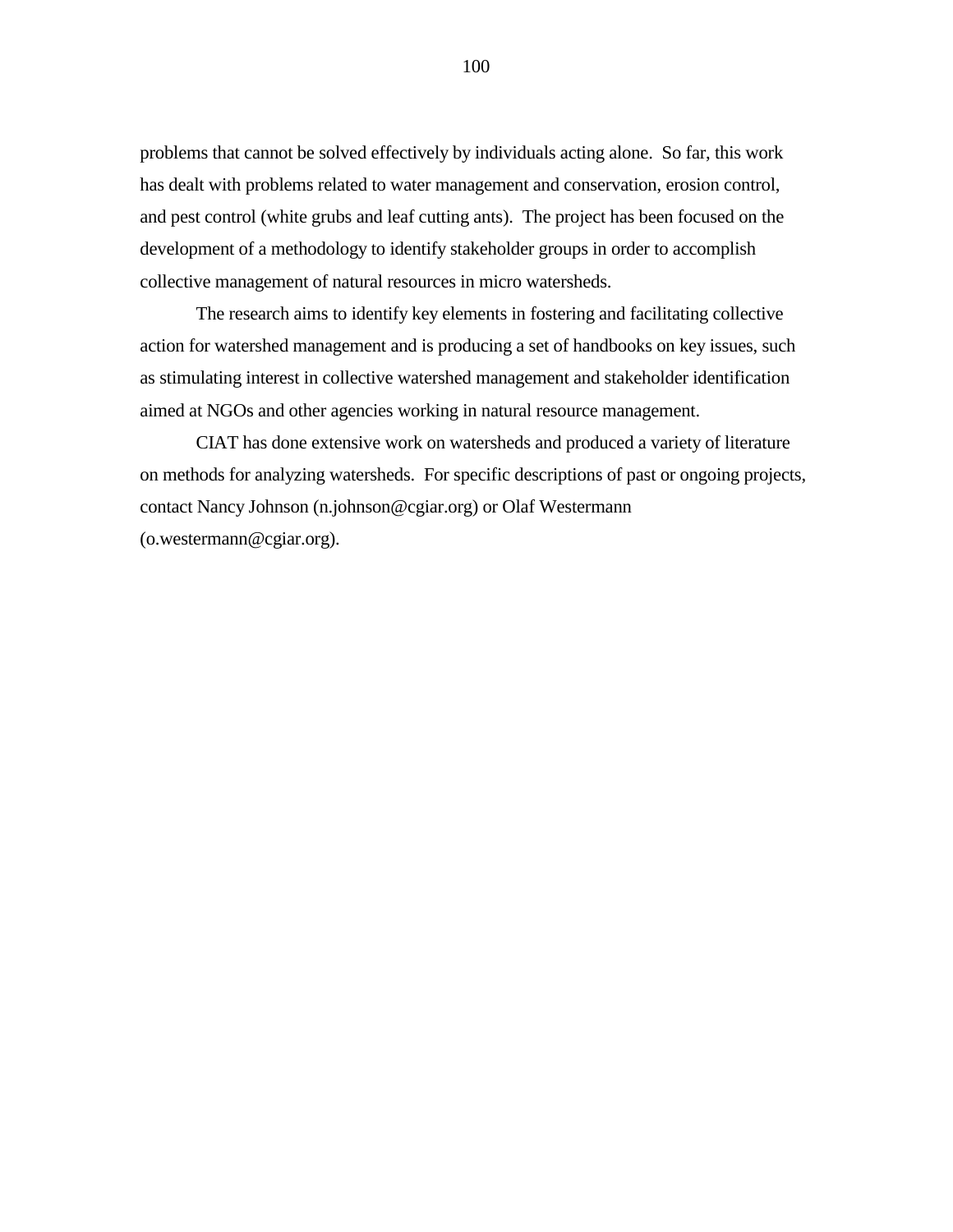problems that cannot be solved effectively by individuals acting alone. So far, this work has dealt with problems related to water management and conservation, erosion control, and pest control (white grubs and leaf cutting ants). The project has been focused on the development of a methodology to identify stakeholder groups in order to accomplish collective management of natural resources in micro watersheds.

The research aims to identify key elements in fostering and facilitating collective action for watershed management and is producing a set of handbooks on key issues, such as stimulating interest in collective watershed management and stakeholder identification aimed at NGOs and other agencies working in natural resource management.

CIAT has done extensive work on watersheds and produced a variety of literature on methods for analyzing watersheds. For specific descriptions of past or ongoing projects, contact Nancy Johnson (n.johnson@cgiar.org) or Olaf Westermann (o.westermann@cgiar.org).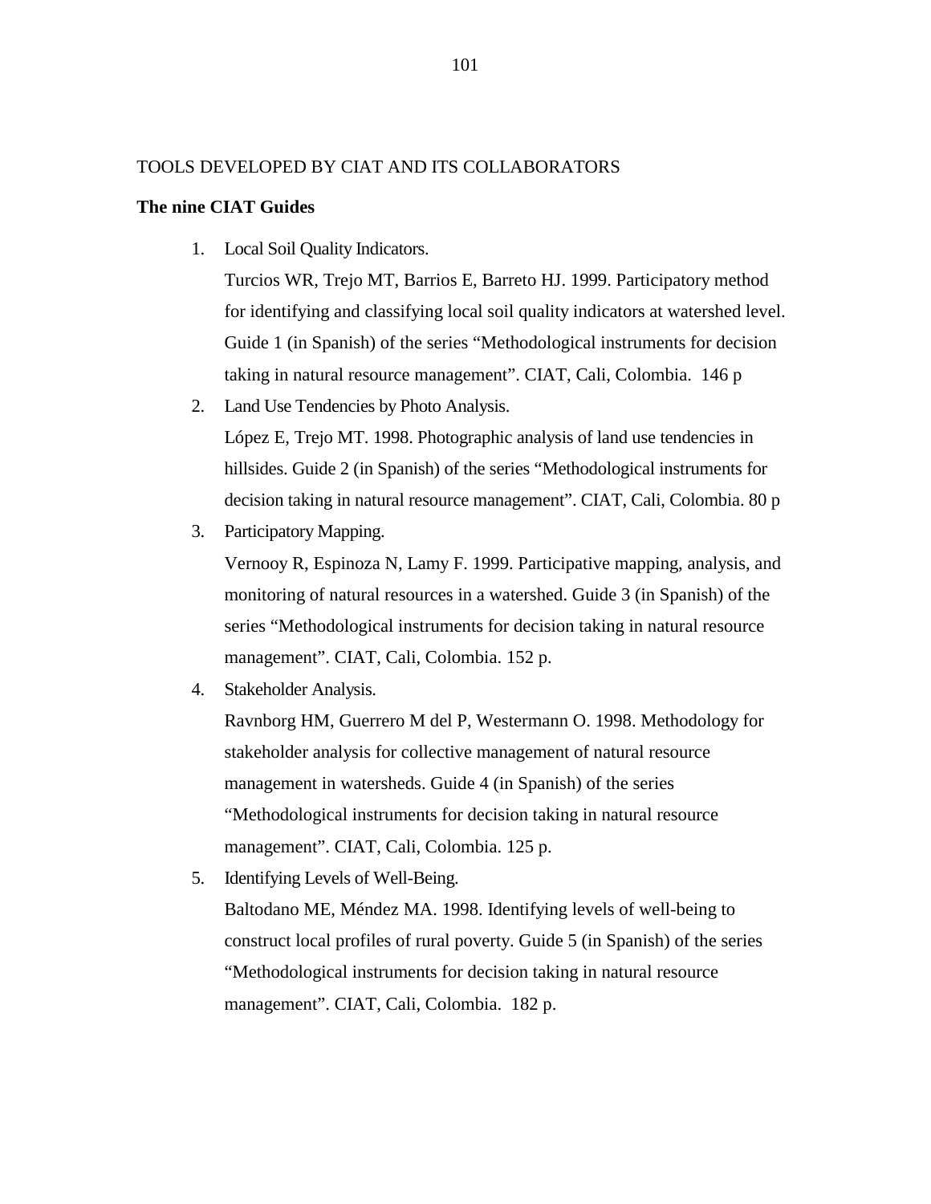TOOLS DEVELOPED BY CIAT AND ITS COLLABORATORS

**The nine CIAT Guides**

1. Local Soil Quality Indicators.
   Turcios WR, Trejo MT, Barrios E, Barreto HJ. 1999. Participatory method for identifying and classifying local soil quality indicators at watershed level. Guide 1 (in Spanish) of the series "Methodological instruments for decision taking in natural resource management". CIAT, Cali, Colombia. 146 p
2. Land Use Tendencies by Photo Analysis.
   López E, Trejo MT. 1998. Photographic analysis of land use tendencies in hillsides. Guide 2 (in Spanish) of the series "Methodological instruments for decision taking in natural resource management". CIAT, Cali, Colombia. 80 p
3. Participatory Mapping.
   Vernooy R, Espinoza N, Lamy F. 1999. Participative mapping, analysis, and monitoring of natural resources in a watershed. Guide 3 (in Spanish) of the series "Methodological instruments for decision taking in natural resource management". CIAT, Cali, Colombia. 152 p.
4. Stakeholder Analysis.
   Ravnborg HM, Guerrero M del P, Westermann O. 1998. Methodology for stakeholder analysis for collective management of natural resource management in watersheds. Guide 4 (in Spanish) of the series "Methodological instruments for decision taking in natural resource management". CIAT, Cali, Colombia. 125 p.
5. Identifying Levels of Well-Being.
   Baltodano ME, Méndez MA. 1998. Identifying levels of well-being to construct local profiles of rural poverty. Guide 5 (in Spanish) of the series "Methodological instruments for decision taking in natural resource management". CIAT, Cali, Colombia. 182 p.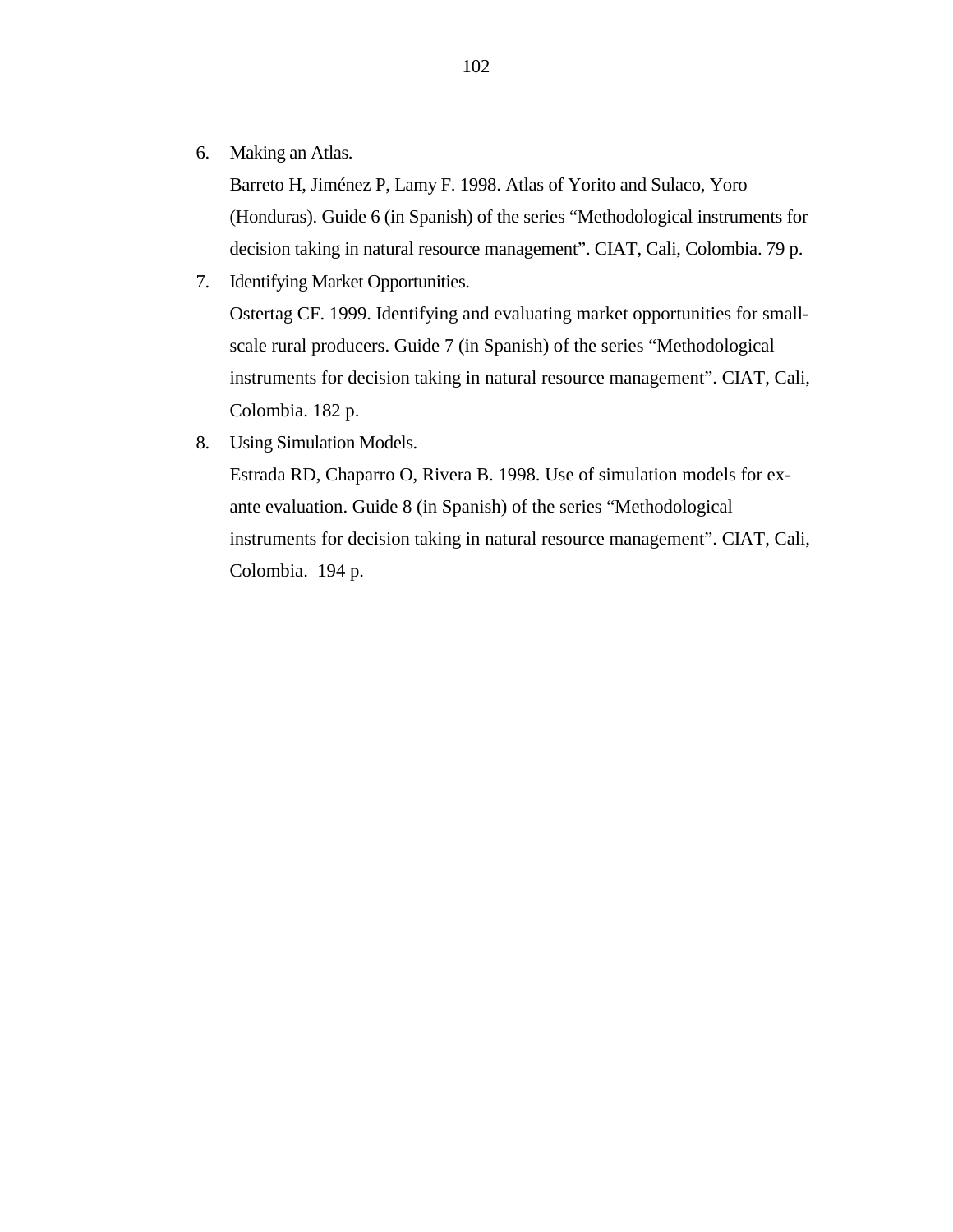6. Making an Atlas.

   Barreto H, Jiménez P, Lamy F. 1998. Atlas of Yorito and Sulaco, Yoro (Honduras). Guide 6 (in Spanish) of the series "Methodological instruments for decision taking in natural resource management". CIAT, Cali, Colombia. 79 p.

7. Identifying Market Opportunities.

   Ostertag CF. 1999. Identifying and evaluating market opportunities for small-scale rural producers. Guide 7 (in Spanish) of the series "Methodological instruments for decision taking in natural resource management". CIAT, Cali, Colombia. 182 p.

8. Using Simulation Models.

   Estrada RD, Chaparro O, Rivera B. 1998. Use of simulation models for ex-ante evaluation. Guide 8 (in Spanish) of the series "Methodological instruments for decision taking in natural resource management". CIAT, Cali, Colombia. 194 p.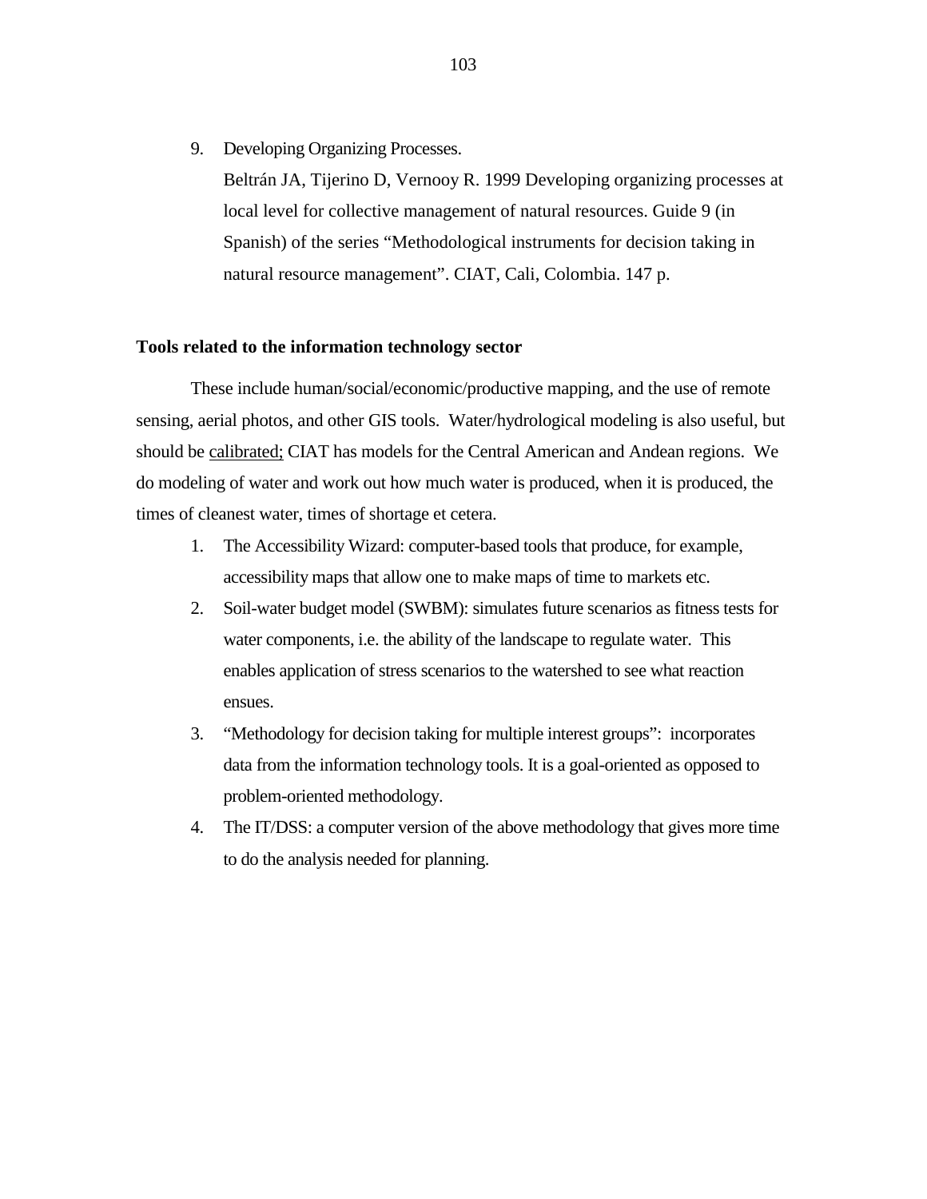9. Developing Organizing Processes.
   Beltrán JA, Tijerino D, Vernooy R. 1999 Developing organizing processes at local level for collective management of natural resources. Guide 9 (in Spanish) of the series "Methodological instruments for decision taking in natural resource management". CIAT, Cali, Colombia. 147 p.

**Tools related to the information technology sector**

These include human/social/economic/productive mapping, and the use of remote sensing, aerial photos, and other GIS tools. Water/hydrological modeling is also useful, but should be calibrated; CIAT has models for the Central American and Andean regions. We do modeling of water and work out how much water is produced, when it is produced, the times of cleanest water, times of shortage et cetera.

1. The Accessibility Wizard: computer-based tools that produce, for example, accessibility maps that allow one to make maps of time to markets etc.
2. Soil-water budget model (SWBM): simulates future scenarios as fitness tests for water components, i.e. the ability of the landscape to regulate water. This enables application of stress scenarios to the watershed to see what reaction ensues.
3. "Methodology for decision taking for multiple interest groups": incorporates data from the information technology tools. It is a goal-oriented as opposed to problem-oriented methodology.
4. The IT/DSS: a computer version of the above methodology that gives more time to do the analysis needed for planning.